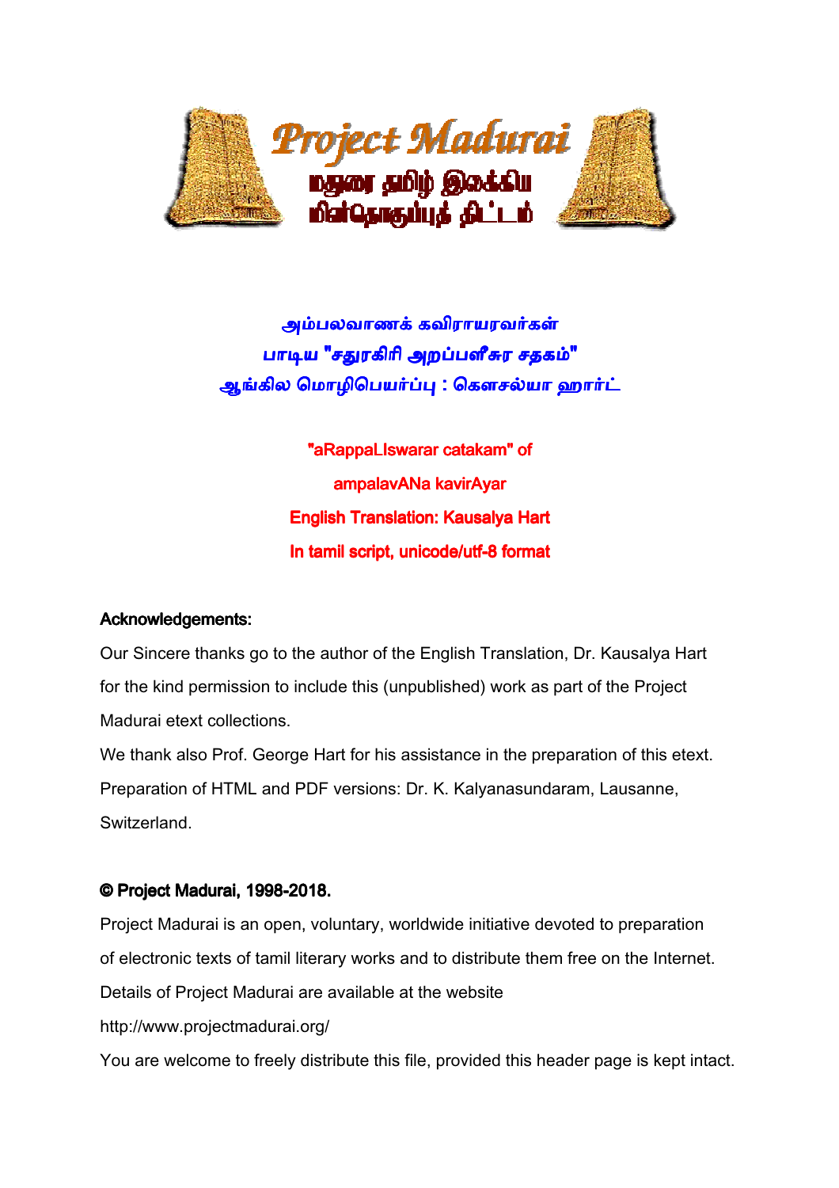அம்பலவாணக் கவிராயரவர்கள்
பாடிய "சதுரகிரி அறப்பளீசுர சதகம்"
ஆங்கில மொழிபெயர்ப்பு : கௌசல்யா ஹார்ட்

"aRappaLIswarar catakam" of
ampalavANa kavirAyar
English Translation: Kausalya Hart
In tamil script, unicode/utf-8 format

**Acknowledgements:**

Our Sincere thanks go to the author of the English Translation, Dr. Kausalya Hart for the kind permission to include this (unpublished) work as part of the Project Madurai etext collections.
We thank also Prof. George Hart for his assistance in the preparation of this etext.
Preparation of HTML and PDF versions: Dr. K. Kalyanasundaram, Lausanne, Switzerland.

**© Project Madurai, 1998-2018.**

Project Madurai is an open, voluntary, worldwide initiative devoted to preparation of electronic texts of tamil literary works and to distribute them free on the Internet.
Details of Project Madurai are available at the website
http://www.projectmadurai.org/
You are welcome to freely distribute this file, provided this header page is kept intact.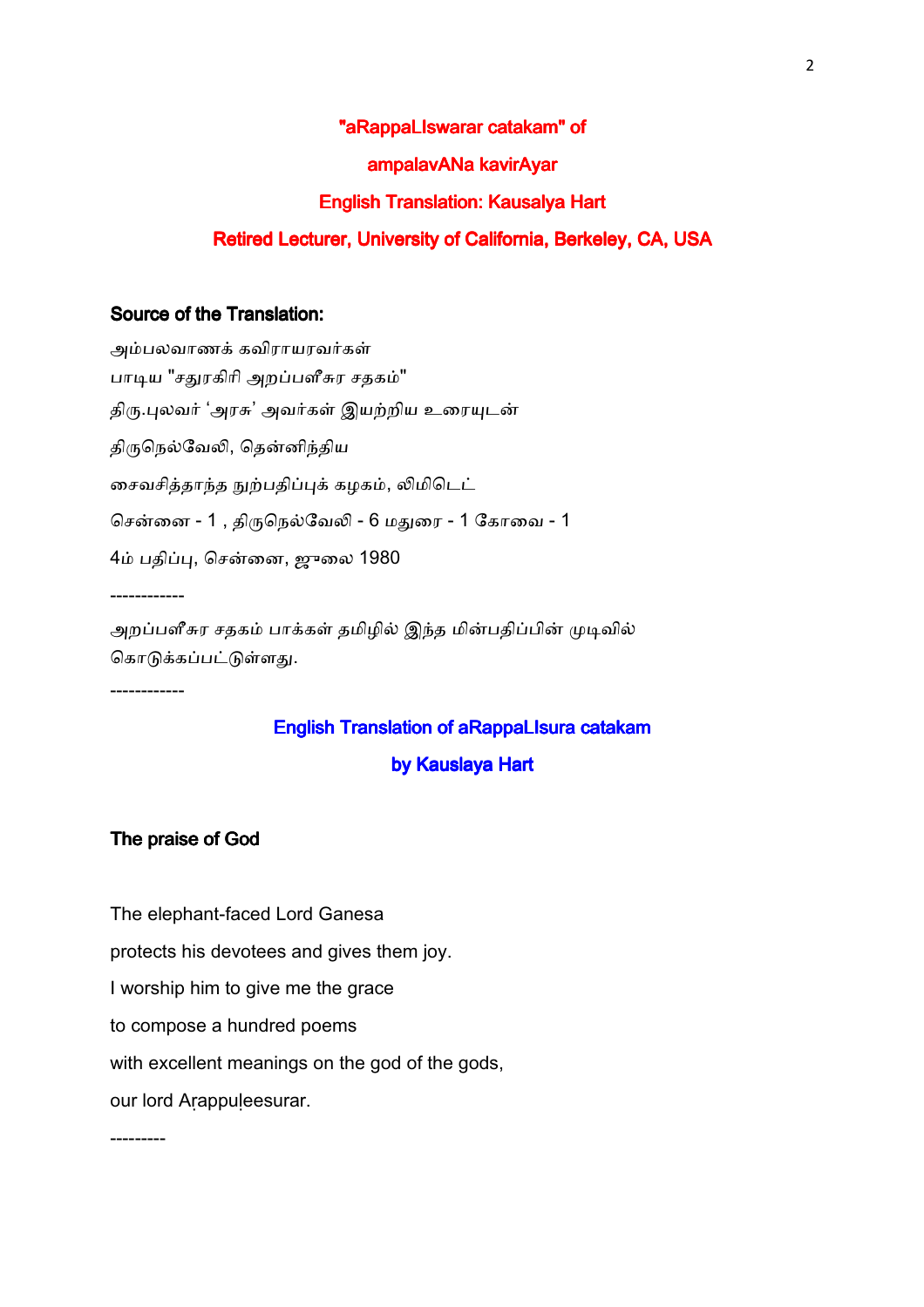**"aRappaLIswarar catakam" of**

**ampalavANa kavirAyar**

**English Translation: Kausalya Hart**

**Retired Lecturer, University of California, Berkeley, CA, USA**

### Source of the Translation:

அம்பலவாணக் கவிராயரவர்கள்
பாடிய "சதுரகிரி அறப்பளீசுர சதகம்"
திரு.புலவர் 'அரசு' அவர்கள் இயற்றிய உரையுடன்
திருநெல்வேலி, தென்னிந்திய
சைவசித்தாந்த நுற்பதிப்புக் கழகம், லிமிடெட்
சென்னை - 1 , திருநெல்வேலி - 6 மதுரை - 1 கோவை - 1
4ம் பதிப்பு, சென்னை, ஜுலை 1980

------------

அறப்பளீசுர சதகம் பாக்கள் தமிழில் இந்த மின்பதிப்பின் முடிவில் கொடுக்கப்பட்டுள்ளது.

------------

**English Translation of aRappaLIsura catakam**

**by Kauslaya Hart**

### The praise of God

The elephant-faced Lord Ganesa
protects his devotees and gives them joy.
I worship him to give me the grace
to compose a hundred poems
with excellent meanings on the god of the gods,
our lord Aṛappuḷeesurar.

---------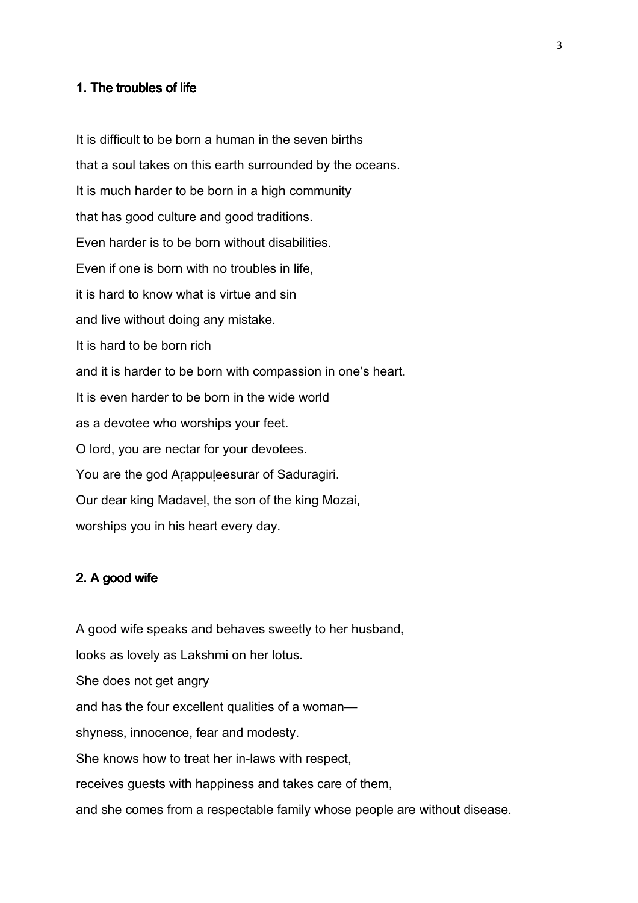### 1. The troubles of life

It is difficult to be born a human in the seven births
that a soul takes on this earth surrounded by the oceans.
It is much harder to be born in a high community
that has good culture and good traditions.
Even harder is to be born without disabilities.
Even if one is born with no troubles in life,
it is hard to know what is virtue and sin
and live without doing any mistake.
It is hard to be born rich
and it is harder to be born with compassion in one's heart.
It is even harder to be born in the wide world
as a devotee who worships your feet.
O lord, you are nectar for your devotees.
You are the god Aṛappuḷeesurar of Saduragiri.
Our dear king Madaveḷ, the son of the king Mozai,
worships you in his heart every day.

### 2. A good wife

A good wife speaks and behaves sweetly to her husband,
looks as lovely as Lakshmi on her lotus.
She does not get angry
and has the four excellent qualities of a woman—
shyness, innocence, fear and modesty.
She knows how to treat her in-laws with respect,
receives guests with happiness and takes care of them,
and she comes from a respectable family whose people are without disease.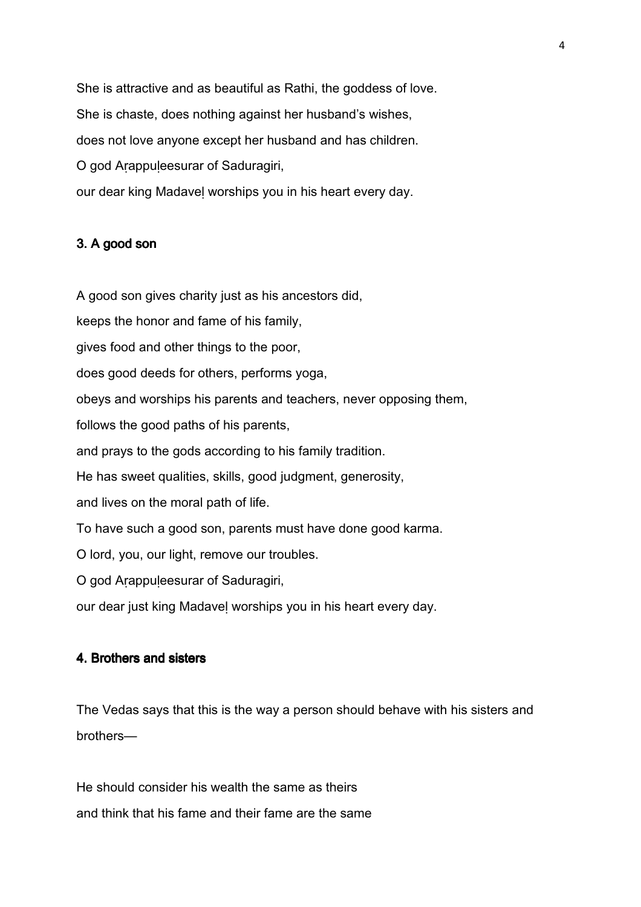She is attractive and as beautiful as Rathi, the goddess of love.
She is chaste, does nothing against her husband's wishes,
does not love anyone except her husband and has children.
O god Aṛappuḷeesurar of Saduragiri,
our dear king Madaveḷ worships you in his heart every day.

### 3. A good son

A good son gives charity just as his ancestors did,
keeps the honor and fame of his family,
gives food and other things to the poor,
does good deeds for others, performs yoga,
obeys and worships his parents and teachers, never opposing them,
follows the good paths of his parents,
and prays to the gods according to his family tradition.
He has sweet qualities, skills, good judgment, generosity,
and lives on the moral path of life.
To have such a good son, parents must have done good karma.
O lord, you, our light, remove our troubles.
O god Aṛappuḷeesurar of Saduragiri,
our dear just king Madaveḷ worships you in his heart every day.

### 4. Brothers and sisters

The Vedas says that this is the way a person should behave with his sisters and brothers—

He should consider his wealth the same as theirs
and think that his fame and their fame are the same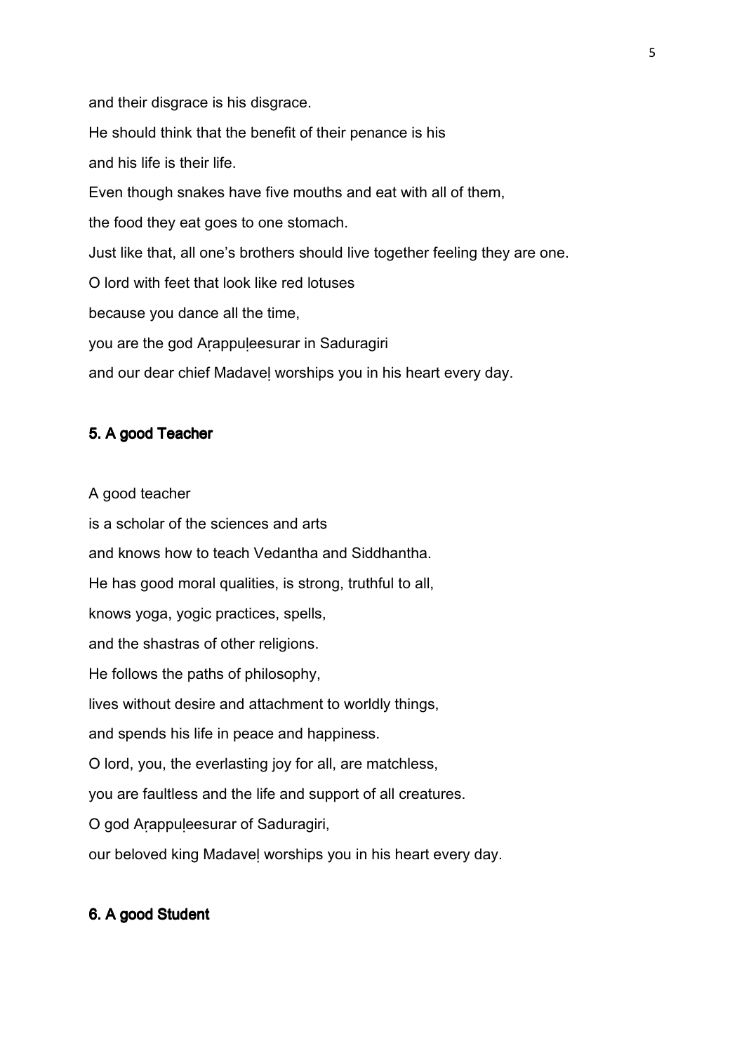and their disgrace is his disgrace.

He should think that the benefit of their penance is his

and his life is their life.

Even though snakes have five mouths and eat with all of them,

the food they eat goes to one stomach.

Just like that, all one's brothers should live together feeling they are one.

O lord with feet that look like red lotuses

because you dance all the time,

you are the god Aṛappuḷeesurar in Saduragiri

and our dear chief Madaveḷ worships you in his heart every day.

## 5. A good Teacher

A good teacher

is a scholar of the sciences and arts

and knows how to teach Vedantha and Siddhantha.

He has good moral qualities, is strong, truthful to all,

knows yoga, yogic practices, spells,

and the shastras of other religions.

He follows the paths of philosophy,

lives without desire and attachment to worldly things,

and spends his life in peace and happiness.

O lord, you, the everlasting joy for all, are matchless,

you are faultless and the life and support of all creatures.

O god Aṛappuḷeesurar of Saduragiri,

our beloved king Madaveḷ worships you in his heart every day.

## 6. A good Student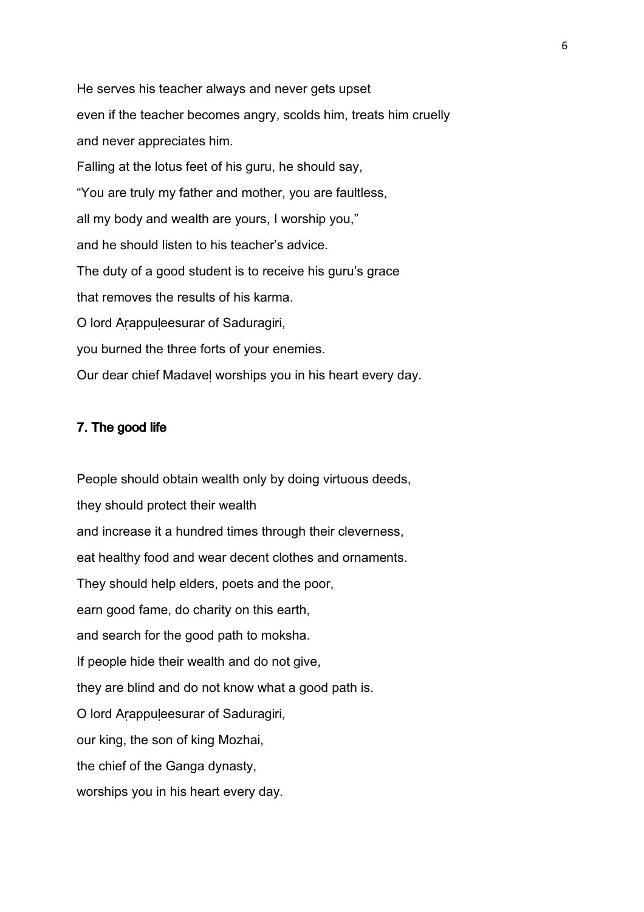He serves his teacher always and never gets upset

even if the teacher becomes angry, scolds him, treats him cruelly

and never appreciates him.

Falling at the lotus feet of his guru, he should say,

“You are truly my father and mother, you are faultless,

all my body and wealth are yours, I worship you,”

and he should listen to his teacher’s advice.

The duty of a good student is to receive his guru’s grace

that removes the results of his karma.

O lord Aṛappuḷeesurar of Saduragiri,

you burned the three forts of your enemies.

Our dear chief Madaveḷ worships you in his heart every day.

### 7. The good life

People should obtain wealth only by doing virtuous deeds,

they should protect their wealth

and increase it a hundred times through their cleverness,

eat healthy food and wear decent clothes and ornaments.

They should help elders, poets and the poor,

earn good fame, do charity on this earth,

and search for the good path to moksha.

If people hide their wealth and do not give,

they are blind and do not know what a good path is.

O lord Aṛappuḷeesurar of Saduragiri,

our king, the son of king Mozhai,

the chief of the Ganga dynasty,

worships you in his heart every day.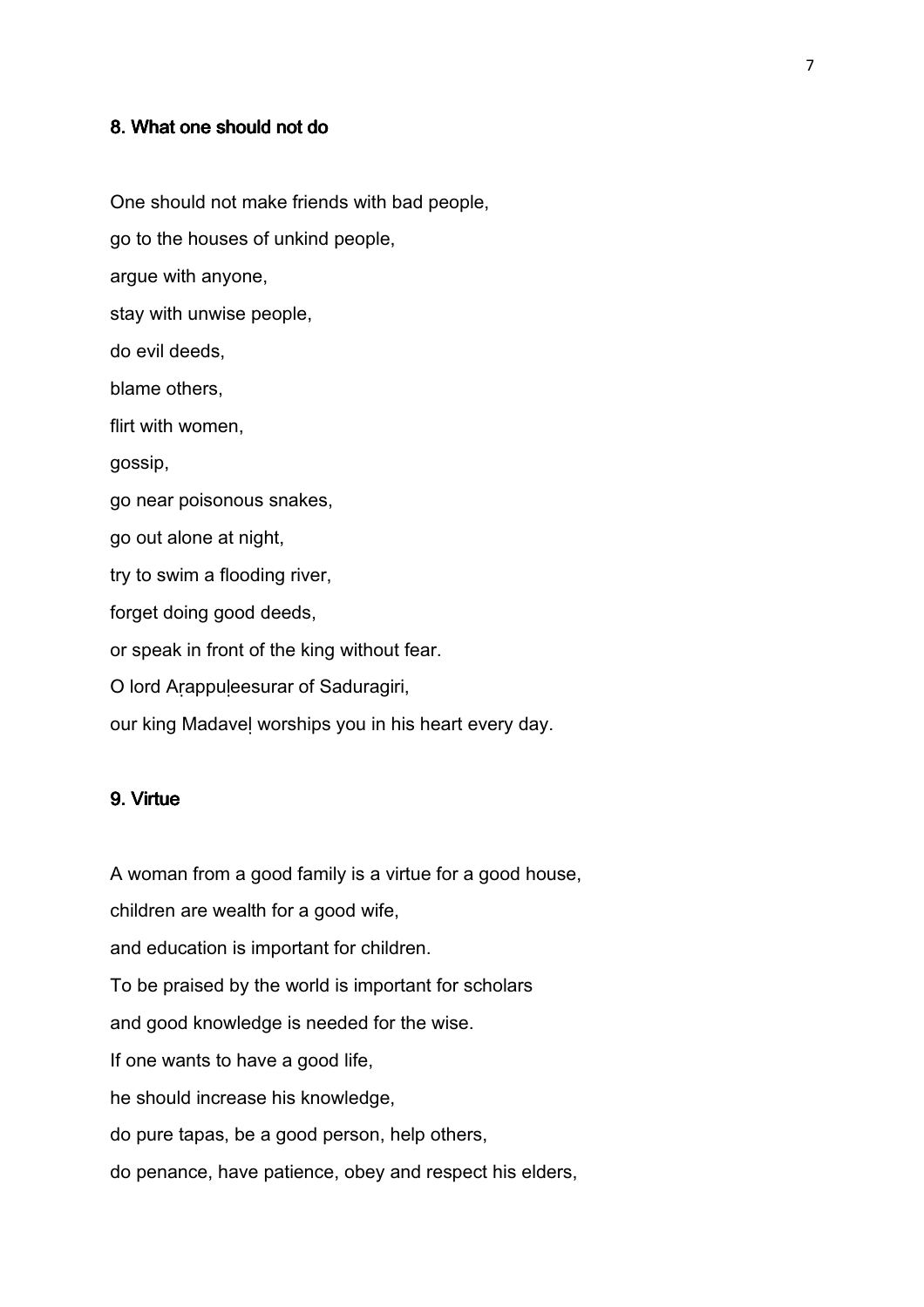## 8. What one should not do

One should not make friends with bad people,

go to the houses of unkind people,

argue with anyone,

stay with unwise people,

do evil deeds,

blame others,

flirt with women,

gossip,

go near poisonous snakes,

go out alone at night,

try to swim a flooding river,

forget doing good deeds,

or speak in front of the king without fear.

O lord Aṛappuḷeesurar of Saduragiri,

our king Madaveḷ worships you in his heart every day.

## 9. Virtue

A woman from a good family is a virtue for a good house,

children are wealth for a good wife,

and education is important for children.

To be praised by the world is important for scholars

and good knowledge is needed for the wise.

If one wants to have a good life,

he should increase his knowledge,

do pure tapas, be a good person, help others,

do penance, have patience, obey and respect his elders,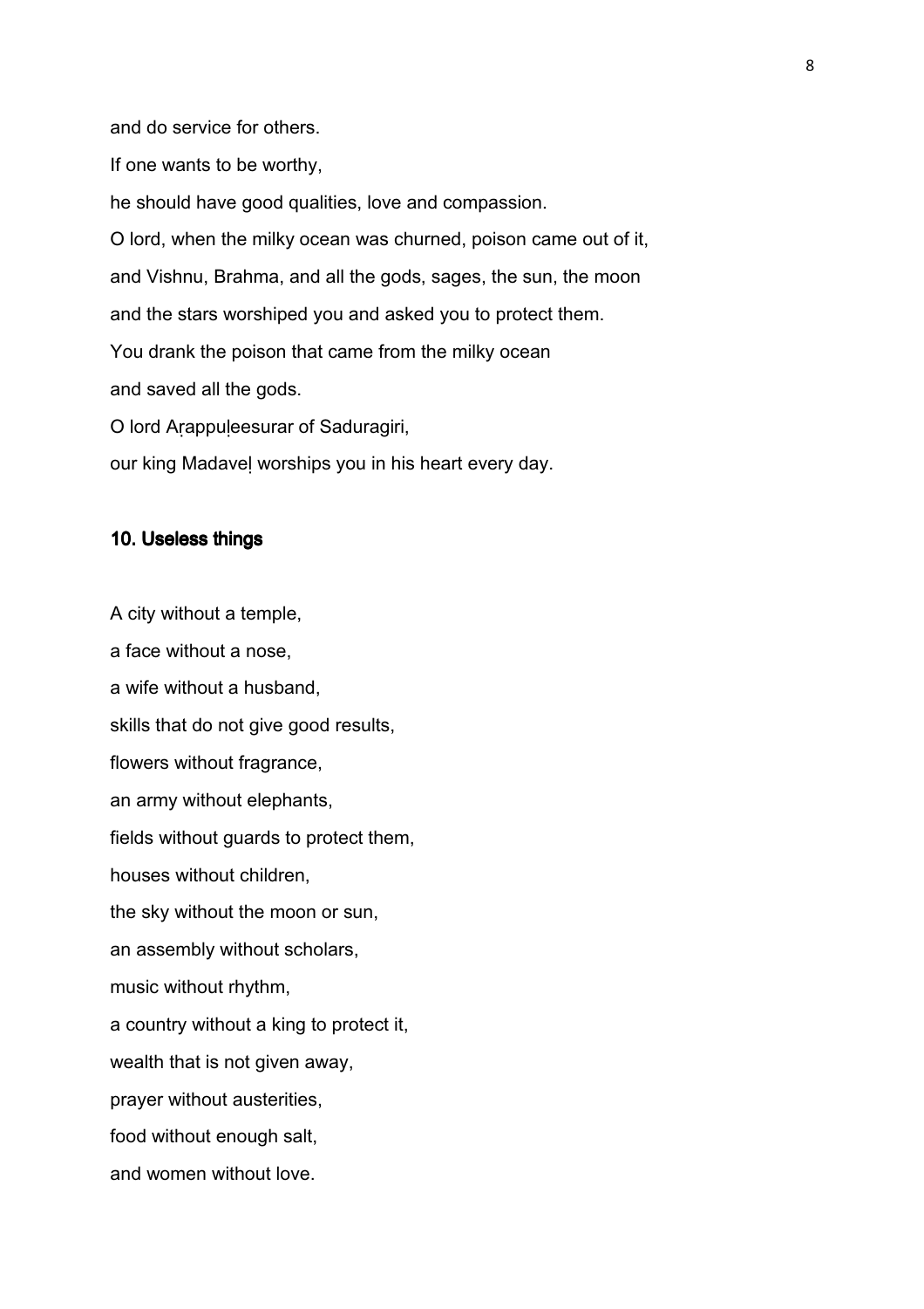and do service for others.

If one wants to be worthy,

he should have good qualities, love and compassion.

O lord, when the milky ocean was churned, poison came out of it,

and Vishnu, Brahma, and all the gods, sages, the sun, the moon

and the stars worshiped you and asked you to protect them.

You drank the poison that came from the milky ocean

and saved all the gods.

O lord Aṛappuḷeesurar of Saduragiri,

our king Madaveḷ worships you in his heart every day.

### 10. Useless things

A city without a temple,

a face without a nose,

a wife without a husband,

skills that do not give good results,

flowers without fragrance,

an army without elephants,

fields without guards to protect them,

houses without children,

the sky without the moon or sun,

an assembly without scholars,

music without rhythm,

a country without a king to protect it,

wealth that is not given away,

prayer without austerities,

food without enough salt,

and women without love.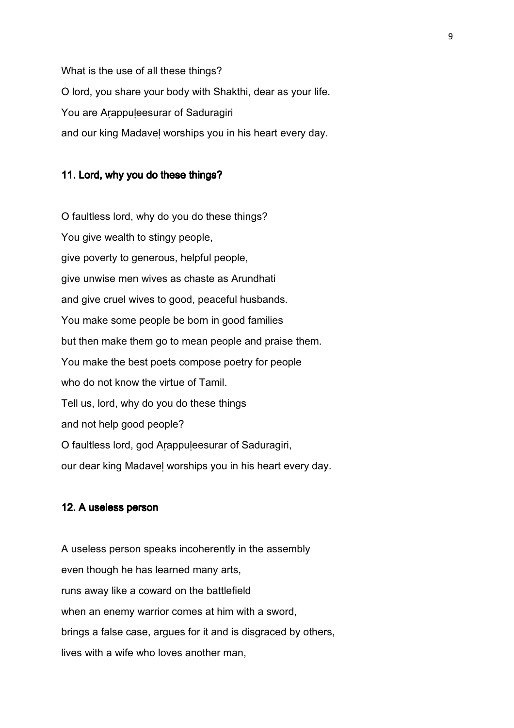What is the use of all these things?  
O lord, you share your body with Shakthi, dear as your life.  
You are Aṛappuḷeesurar of Saduragiri  
and our king Madaveḷ worships you in his heart every day.

## 11. Lord, why you do these things?

O faultless lord, why do you do these things?  
You give wealth to stingy people,  
give poverty to generous, helpful people,  
give unwise men wives as chaste as Arundhati  
and give cruel wives to good, peaceful husbands.  
You make some people be born in good families  
but then make them go to mean people and praise them.  
You make the best poets compose poetry for people  
who do not know the virtue of Tamil.  
Tell us, lord, why do you do these things  
and not help good people?  
O faultless lord, god Aṛappuḷeesurar of Saduragiri,  
our dear king Madaveḷ worships you in his heart every day.

## 12. A useless person

A useless person speaks incoherently in the assembly  
even though he has learned many arts,  
runs away like a coward on the battlefield  
when an enemy warrior comes at him with a sword,  
brings a false case, argues for it and is disgraced by others,  
lives with a wife who loves another man,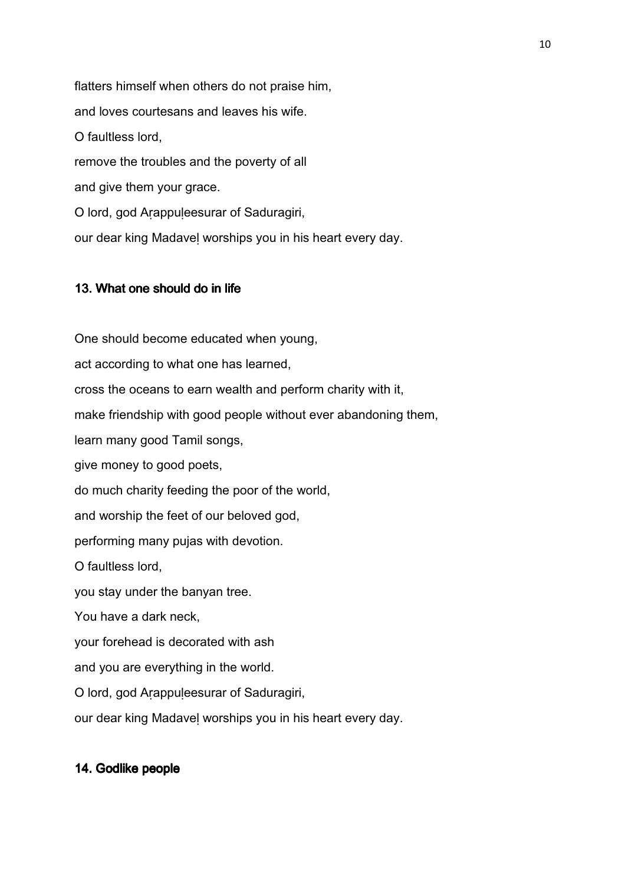flatters himself when others do not praise him,

and loves courtesans and leaves his wife.

O faultless lord,

remove the troubles and the poverty of all

and give them your grace.

O lord, god Aṛappuḷeesurar of Saduragiri,

our dear king Madaveḷ worships you in his heart every day.

#### 13. What one should do in life

One should become educated when young,

act according to what one has learned,

cross the oceans to earn wealth and perform charity with it,

make friendship with good people without ever abandoning them,

learn many good Tamil songs,

give money to good poets,

do much charity feeding the poor of the world,

and worship the feet of our beloved god,

performing many pujas with devotion.

O faultless lord,

you stay under the banyan tree.

You have a dark neck,

your forehead is decorated with ash

and you are everything in the world.

O lord, god Aṛappuḷeesurar of Saduragiri,

our dear king Madaveḷ worships you in his heart every day.

#### 14. Godlike people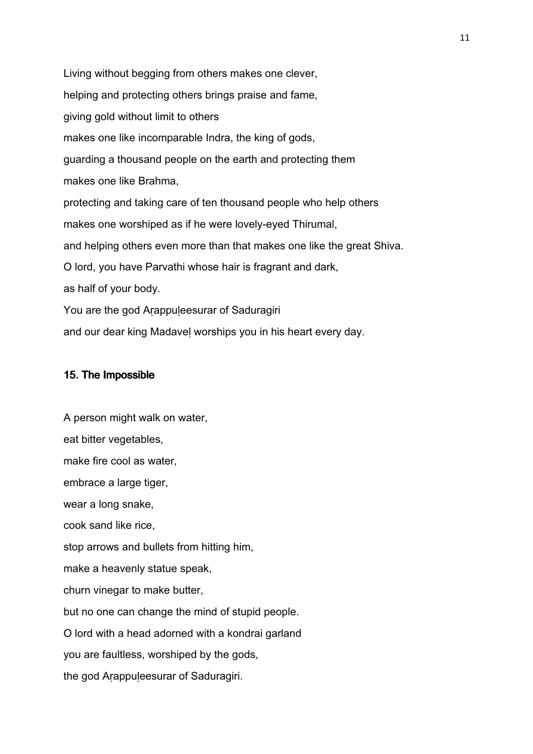Living without begging from others makes one clever,

helping and protecting others brings praise and fame,

giving gold without limit to others

makes one like incomparable Indra, the king of gods,

guarding a thousand people on the earth and protecting them

makes one like Brahma,

protecting and taking care of ten thousand people who help others

makes one worshiped as if he were lovely-eyed Thirumal,

and helping others even more than that makes one like the great Shiva.

O lord, you have Parvathi whose hair is fragrant and dark,

as half of your body.

You are the god Aṛappuḷeesurar of Saduragiri

and our dear king Madaveḷ worships you in his heart every day.

### 15. The Impossible

A person might walk on water,

eat bitter vegetables,

make fire cool as water,

embrace a large tiger,

wear a long snake,

cook sand like rice,

stop arrows and bullets from hitting him,

make a heavenly statue speak,

churn vinegar to make butter,

but no one can change the mind of stupid people.

O lord with a head adorned with a kondrai garland

you are faultless, worshiped by the gods,

the god Aṛappuḷeesurar of Saduragiri.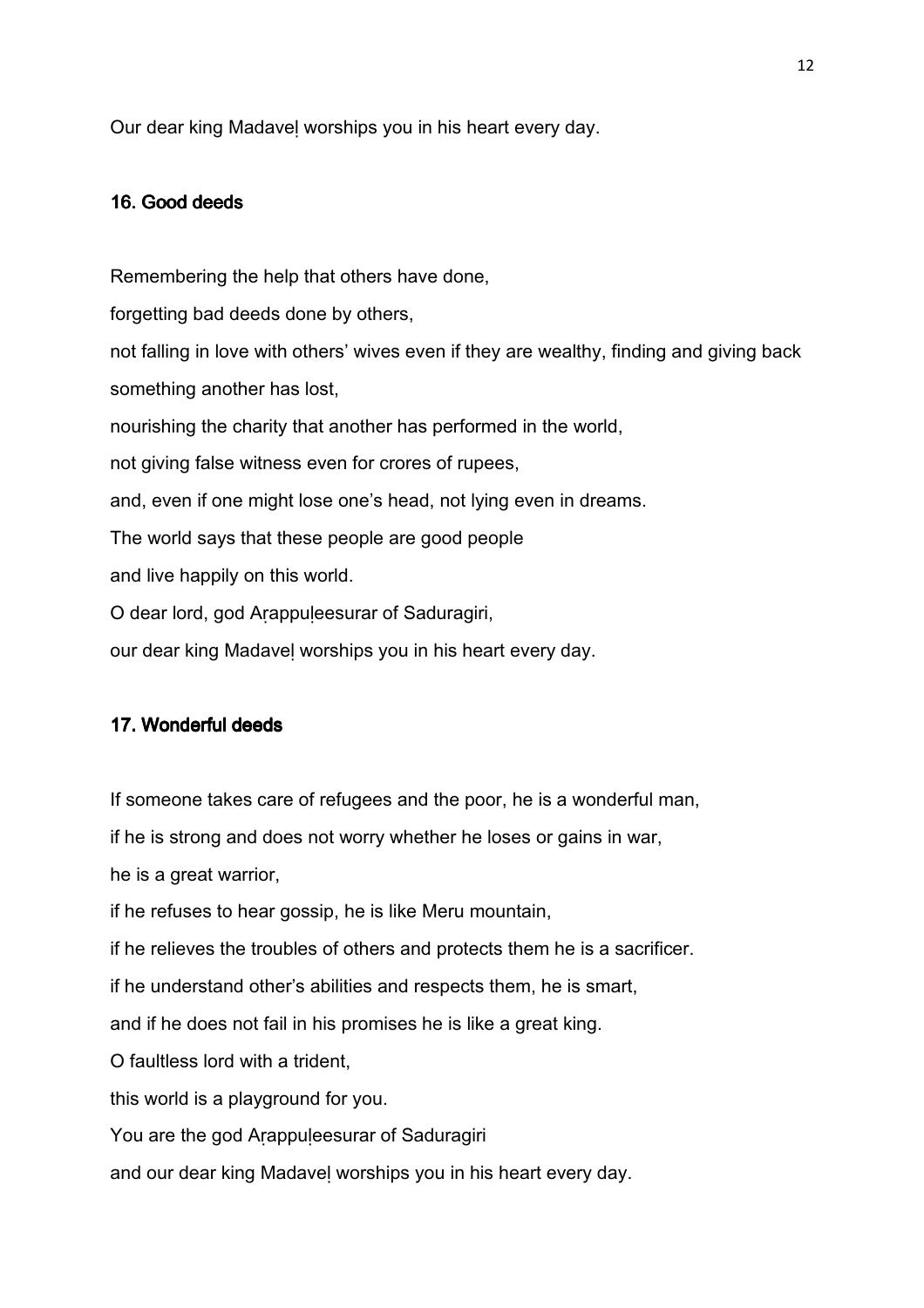Our dear king Madaveḷ worships you in his heart every day.

### 16. Good deeds

Remembering the help that others have done,

forgetting bad deeds done by others,

not falling in love with others' wives even if they are wealthy, finding and giving back something another has lost,

nourishing the charity that another has performed in the world,

not giving false witness even for crores of rupees,

and, even if one might lose one's head, not lying even in dreams.

The world says that these people are good people

and live happily on this world.

O dear lord, god Aṛappuḷeesurar of Saduragiri,

our dear king Madaveḷ worships you in his heart every day.

### 17. Wonderful deeds

If someone takes care of refugees and the poor, he is a wonderful man,

if he is strong and does not worry whether he loses or gains in war,

he is a great warrior,

if he refuses to hear gossip, he is like Meru mountain,

if he relieves the troubles of others and protects them he is a sacrificer.

if he understand other's abilities and respects them, he is smart,

and if he does not fail in his promises he is like a great king.

O faultless lord with a trident,

this world is a playground for you.

You are the god Aṛappuḷeesurar of Saduragiri

and our dear king Madaveḷ worships you in his heart every day.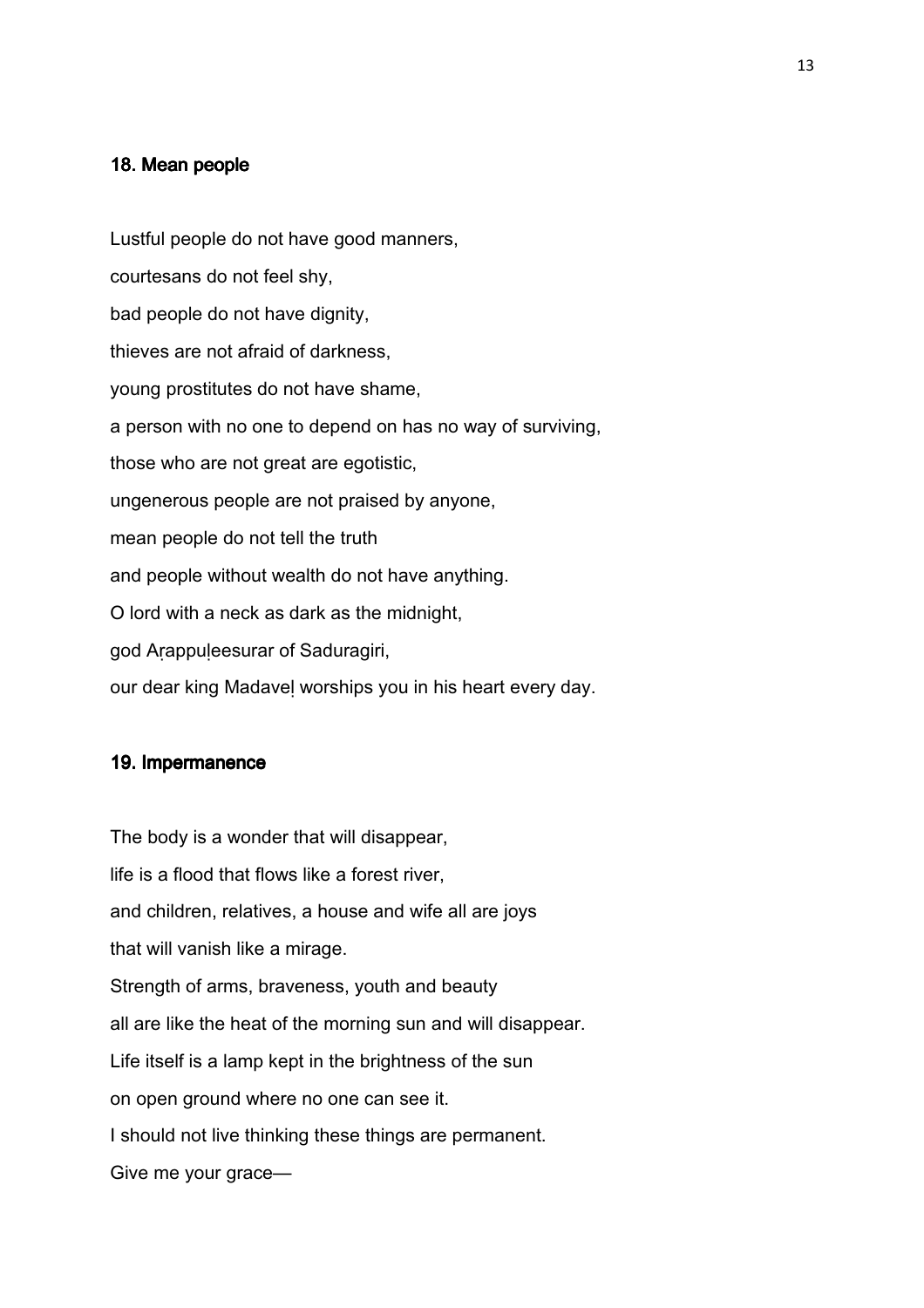### 18. Mean people

Lustful people do not have good manners,

courtesans do not feel shy,

bad people do not have dignity,

thieves are not afraid of darkness,

young prostitutes do not have shame,

a person with no one to depend on has no way of surviving,

those who are not great are egotistic,

ungenerous people are not praised by anyone,

mean people do not tell the truth

and people without wealth do not have anything.

O lord with a neck as dark as the midnight,

god Aṛappuḷeesurar of Saduragiri,

our dear king Madaveḷ worships you in his heart every day.

### 19. Impermanence

The body is a wonder that will disappear,

life is a flood that flows like a forest river,

and children, relatives, a house and wife all are joys

that will vanish like a mirage.

Strength of arms, braveness, youth and beauty

all are like the heat of the morning sun and will disappear.

Life itself is a lamp kept in the brightness of the sun

on open ground where no one can see it.

I should not live thinking these things are permanent.

Give me your grace—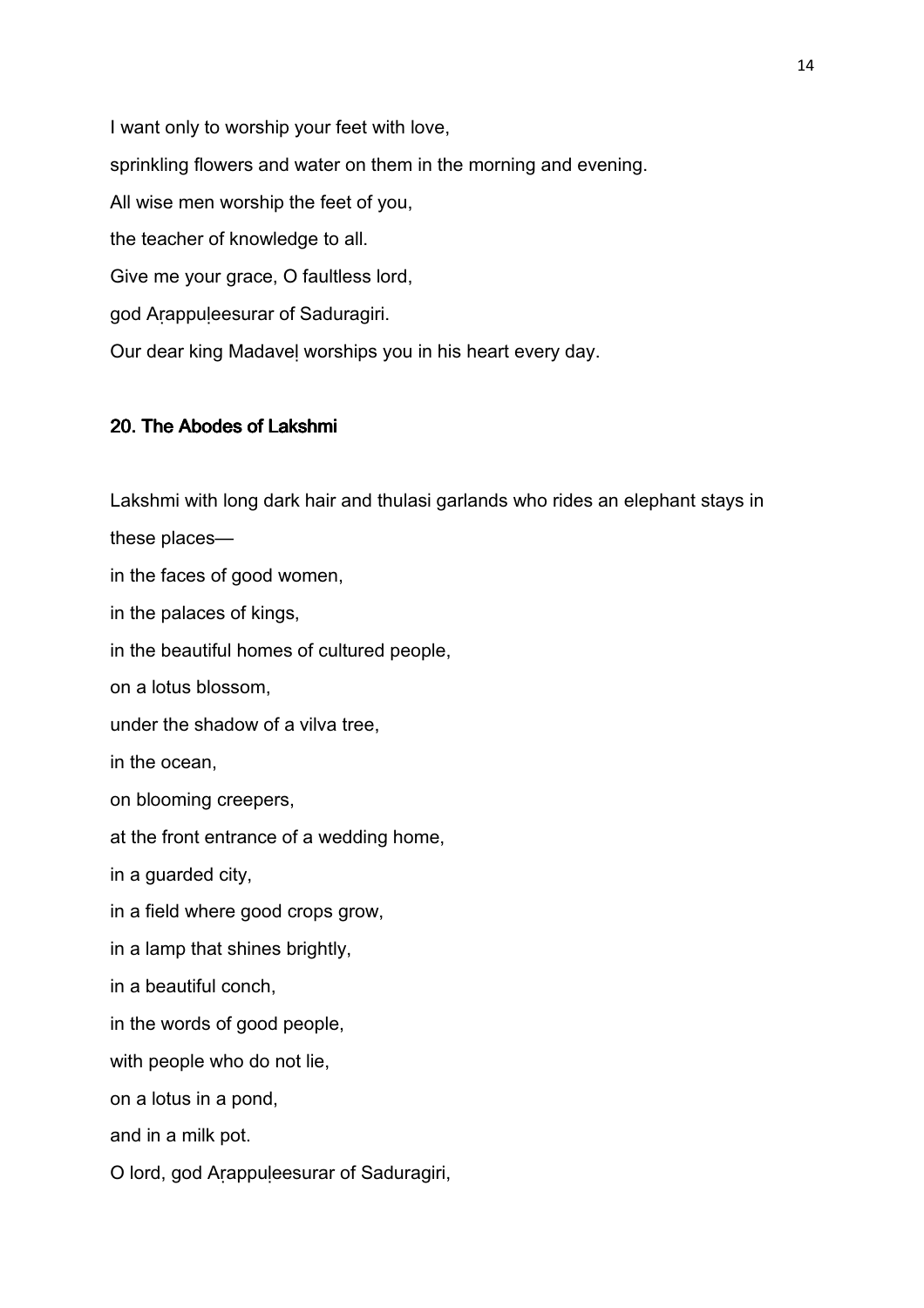I want only to worship your feet with love,

sprinkling flowers and water on them in the morning and evening.

All wise men worship the feet of you,

the teacher of knowledge to all.

Give me your grace, O faultless lord,

god Aṛappuḷeesurar of Saduragiri.

Our dear king Madaveḷ worships you in his heart every day.

## 20. The Abodes of Lakshmi

Lakshmi with long dark hair and thulasi garlands who rides an elephant stays in these places—

in the faces of good women,

in the palaces of kings,

in the beautiful homes of cultured people,

on a lotus blossom,

under the shadow of a vilva tree,

in the ocean,

on blooming creepers,

at the front entrance of a wedding home,

in a guarded city,

in a field where good crops grow,

in a lamp that shines brightly,

in a beautiful conch,

in the words of good people,

with people who do not lie,

on a lotus in a pond,

and in a milk pot.

O lord, god Aṛappuḷeesurar of Saduragiri,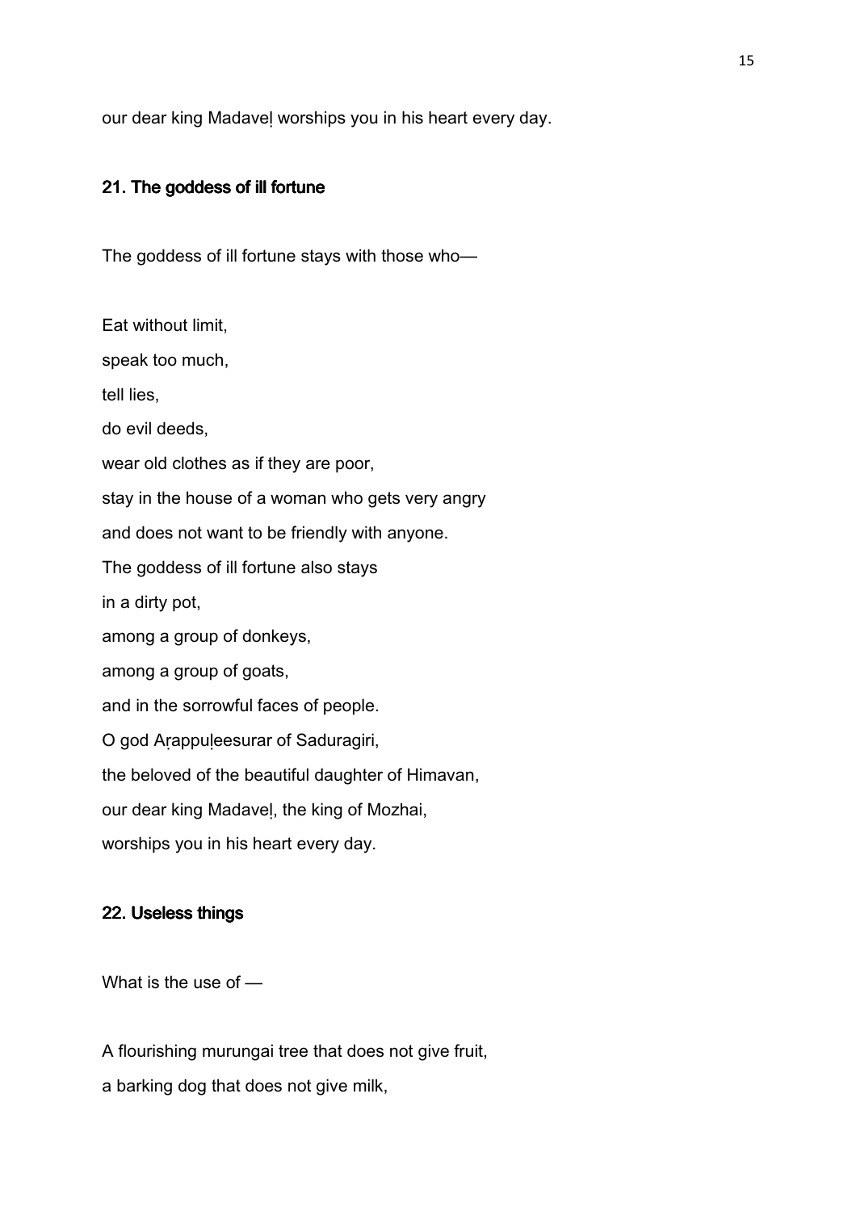our dear king Madaveḷ worships you in his heart every day.

### 21. The goddess of ill fortune

The goddess of ill fortune stays with those who—

Eat without limit,
speak too much,
tell lies,
do evil deeds,
wear old clothes as if they are poor,
stay in the house of a woman who gets very angry
and does not want to be friendly with anyone.
The goddess of ill fortune also stays
in a dirty pot,
among a group of donkeys,
among a group of goats,
and in the sorrowful faces of people.
O god Aṛappuḷeesurar of Saduragiri,
the beloved of the beautiful daughter of Himavan,
our dear king Madaveḷ, the king of Mozhai,
worships you in his heart every day.

### 22. Useless things

What is the use of —

A flourishing murungai tree that does not give fruit,
a barking dog that does not give milk,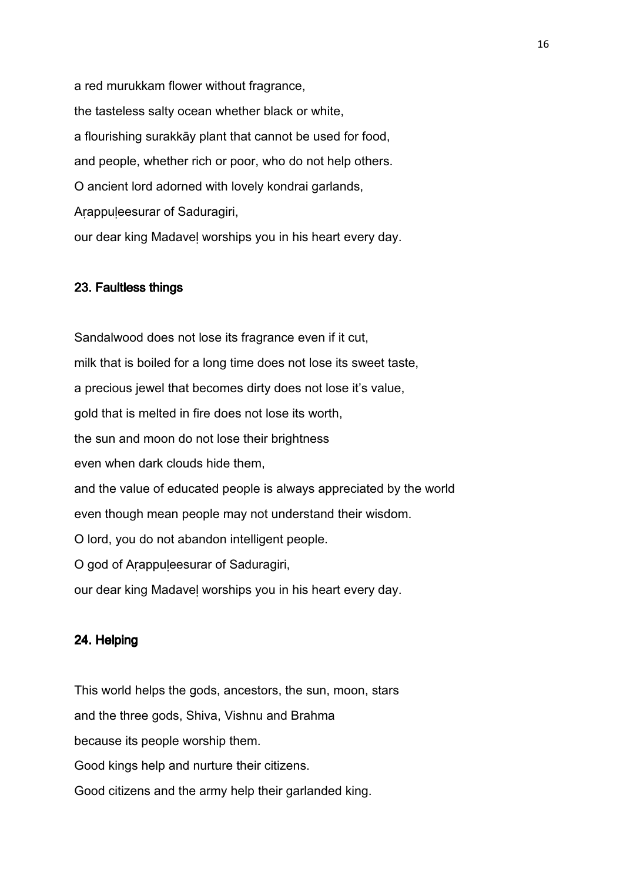a red murukkam flower without fragrance,
the tasteless salty ocean whether black or white,
a flourishing surakkāy plant that cannot be used for food,
and people, whether rich or poor, who do not help others.
O ancient lord adorned with lovely kondrai garlands,
Aṛappuḷeesurar of Saduragiri,
our dear king Madaveḷ worships you in his heart every day.

### 23. Faultless things

Sandalwood does not lose its fragrance even if it cut,
milk that is boiled for a long time does not lose its sweet taste,
a precious jewel that becomes dirty does not lose it's value,
gold that is melted in fire does not lose its worth,
the sun and moon do not lose their brightness
even when dark clouds hide them,
and the value of educated people is always appreciated by the world
even though mean people may not understand their wisdom.
O lord, you do not abandon intelligent people.
O god of Aṛappuḷeesurar of Saduragiri,
our dear king Madaveḷ worships you in his heart every day.

### 24. Helping

This world helps the gods, ancestors, the sun, moon, stars
and the three gods, Shiva, Vishnu and Brahma
because its people worship them.
Good kings help and nurture their citizens.
Good citizens and the army help their garlanded king.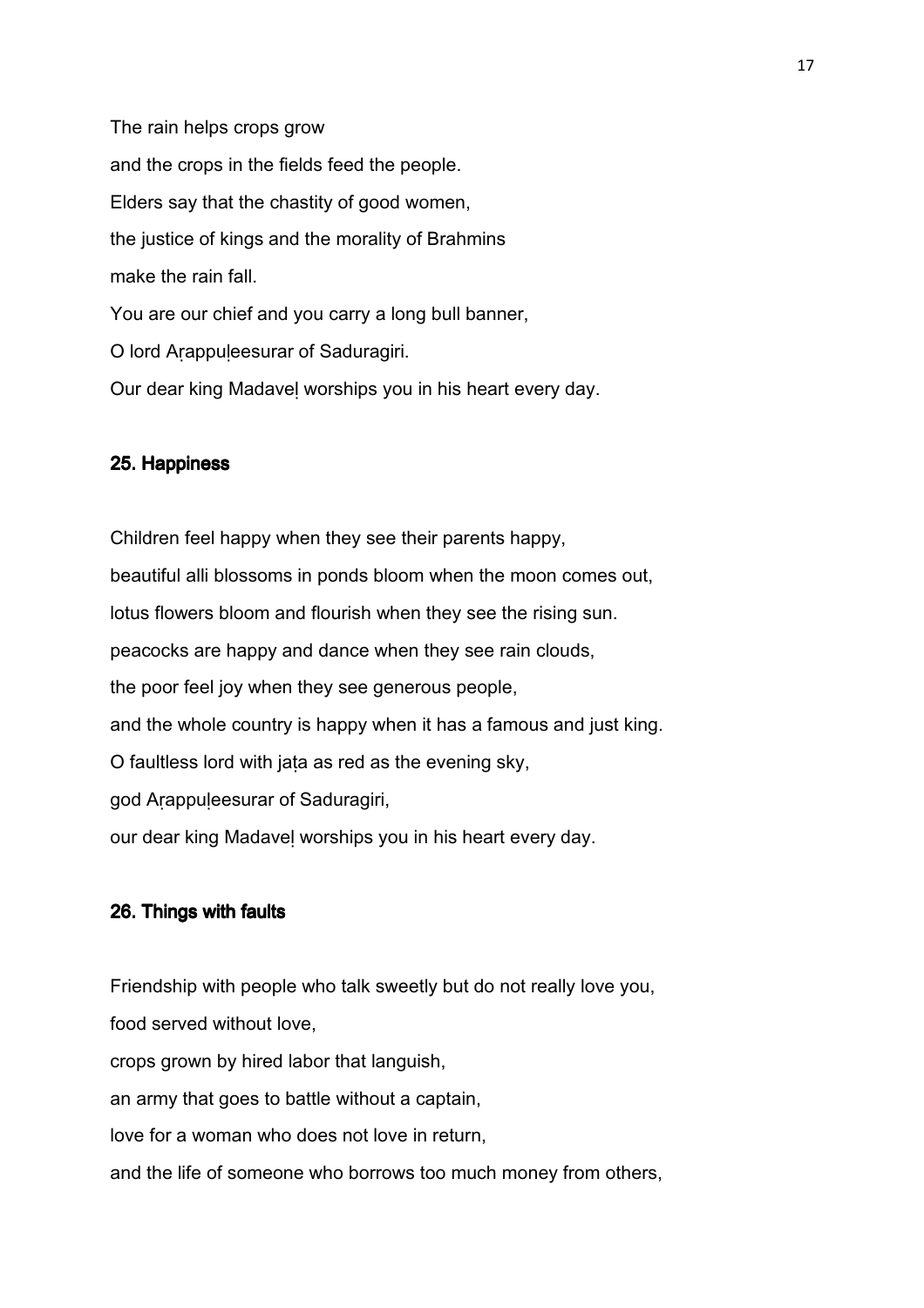The rain helps crops grow

and the crops in the fields feed the people.

Elders say that the chastity of good women,

the justice of kings and the morality of Brahmins

make the rain fall.

You are our chief and you carry a long bull banner,

O lord Aṛappuḷeesurar of Saduragiri.

Our dear king Madaveḷ worships you in his heart every day.

## 25. Happiness

Children feel happy when they see their parents happy,

beautiful alli blossoms in ponds bloom when the moon comes out,

lotus flowers bloom and flourish when they see the rising sun.

peacocks are happy and dance when they see rain clouds,

the poor feel joy when they see generous people,

and the whole country is happy when it has a famous and just king.

O faultless lord with jaṭa as red as the evening sky,

god Aṛappuḷeesurar of Saduragiri,

our dear king Madaveḷ worships you in his heart every day.

## 26. Things with faults

Friendship with people who talk sweetly but do not really love you,

food served without love,

crops grown by hired labor that languish,

an army that goes to battle without a captain,

love for a woman who does not love in return,

and the life of someone who borrows too much money from others,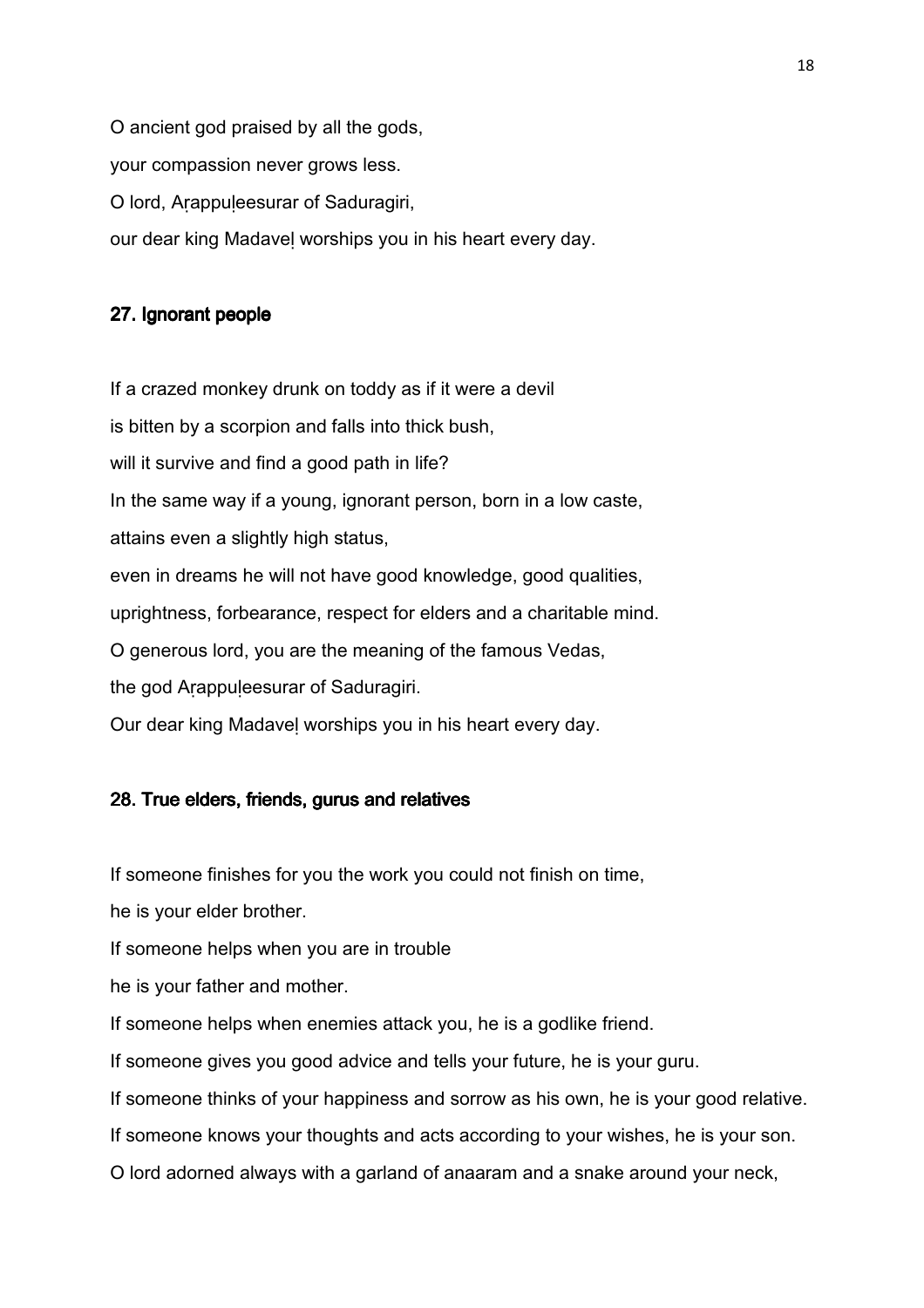O ancient god praised by all the gods,

your compassion never grows less.

O lord, Aṛappuḷeesurar of Saduragiri,

our dear king Madaveḷ worships you in his heart every day.

### 27. Ignorant people

If a crazed monkey drunk on toddy as if it were a devil

is bitten by a scorpion and falls into thick bush,

will it survive and find a good path in life?

In the same way if a young, ignorant person, born in a low caste,

attains even a slightly high status,

even in dreams he will not have good knowledge, good qualities,

uprightness, forbearance, respect for elders and a charitable mind.

O generous lord, you are the meaning of the famous Vedas,

the god Aṛappuḷeesurar of Saduragiri.

Our dear king Madaveḷ worships you in his heart every day.

### 28. True elders, friends, gurus and relatives

If someone finishes for you the work you could not finish on time,

he is your elder brother.

If someone helps when you are in trouble

he is your father and mother.

If someone helps when enemies attack you, he is a godlike friend.

If someone gives you good advice and tells your future, he is your guru.

If someone thinks of your happiness and sorrow as his own, he is your good relative.

If someone knows your thoughts and acts according to your wishes, he is your son.

O lord adorned always with a garland of anaaram and a snake around your neck,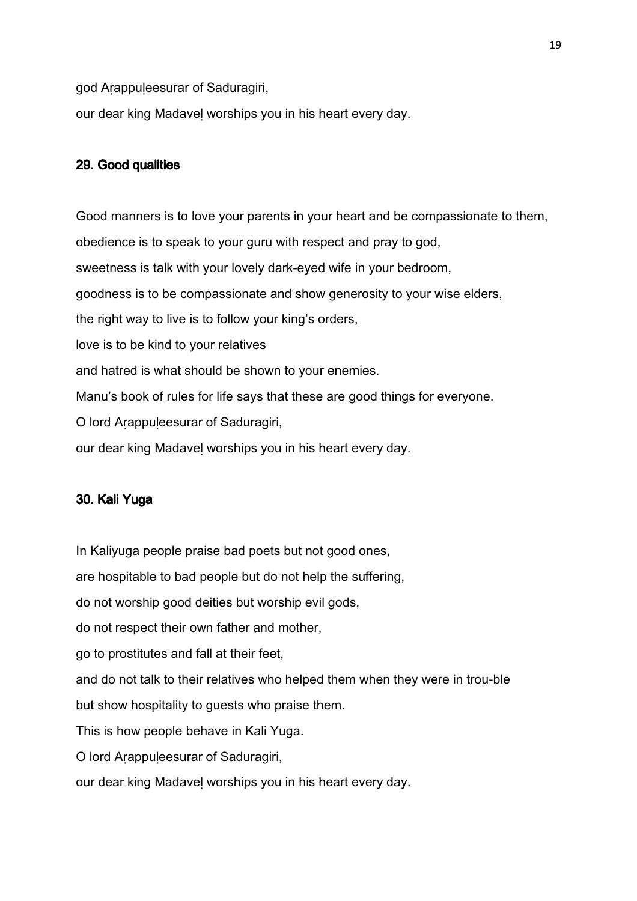god Aṛappuḷeesurar of Saduragiri,

our dear king Madaveḷ worships you in his heart every day.

## 29. Good qualities

Good manners is to love your parents in your heart and be compassionate to them,

obedience is to speak to your guru with respect and pray to god,

sweetness is talk with your lovely dark-eyed wife in your bedroom,

goodness is to be compassionate and show generosity to your wise elders,

the right way to live is to follow your king's orders,

love is to be kind to your relatives

and hatred is what should be shown to your enemies.

Manu's book of rules for life says that these are good things for everyone.

O lord Aṛappuḷeesurar of Saduragiri,

our dear king Madaveḷ worships you in his heart every day.

## 30. Kali Yuga

In Kaliyuga people praise bad poets but not good ones,

are hospitable to bad people but do not help the suffering,

do not worship good deities but worship evil gods,

do not respect their own father and mother,

go to prostitutes and fall at their feet,

and do not talk to their relatives who helped them when they were in trou-ble

but show hospitality to guests who praise them.

This is how people behave in Kali Yuga.

O lord Aṛappuḷeesurar of Saduragiri,

our dear king Madaveḷ worships you in his heart every day.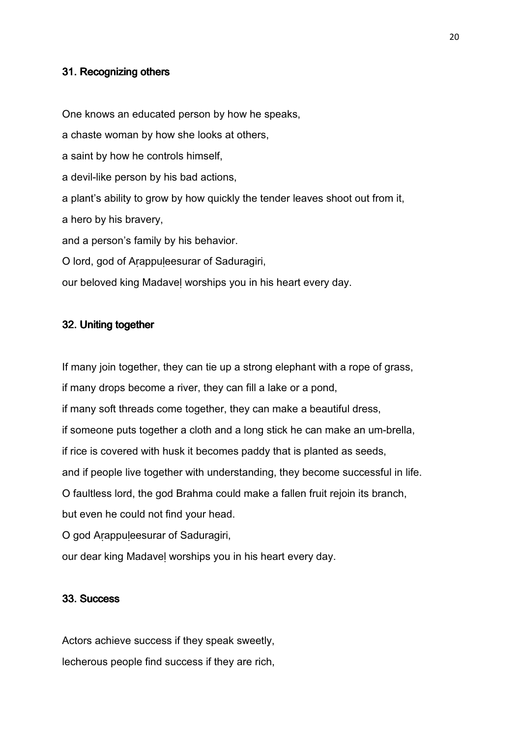### 31. Recognizing others

One knows an educated person by how he speaks,

a chaste woman by how she looks at others,

a saint by how he controls himself,

a devil-like person by his bad actions,

a plant's ability to grow by how quickly the tender leaves shoot out from it,

a hero by his bravery,

and a person's family by his behavior.

O lord, god of Aṛappuḷeesurar of Saduragiri,

our beloved king Madaveḷ worships you in his heart every day.

### 32. Uniting together

If many join together, they can tie up a strong elephant with a rope of grass,

if many drops become a river, they can fill a lake or a pond,

if many soft threads come together, they can make a beautiful dress,

if someone puts together a cloth and a long stick he can make an um-brella,

if rice is covered with husk it becomes paddy that is planted as seeds,

and if people live together with understanding, they become successful in life.

O faultless lord, the god Brahma could make a fallen fruit rejoin its branch,

but even he could not find your head.

O god Aṛappuḷeesurar of Saduragiri,

our dear king Madaveḷ worships you in his heart every day.

### 33. Success

Actors achieve success if they speak sweetly,

lecherous people find success if they are rich,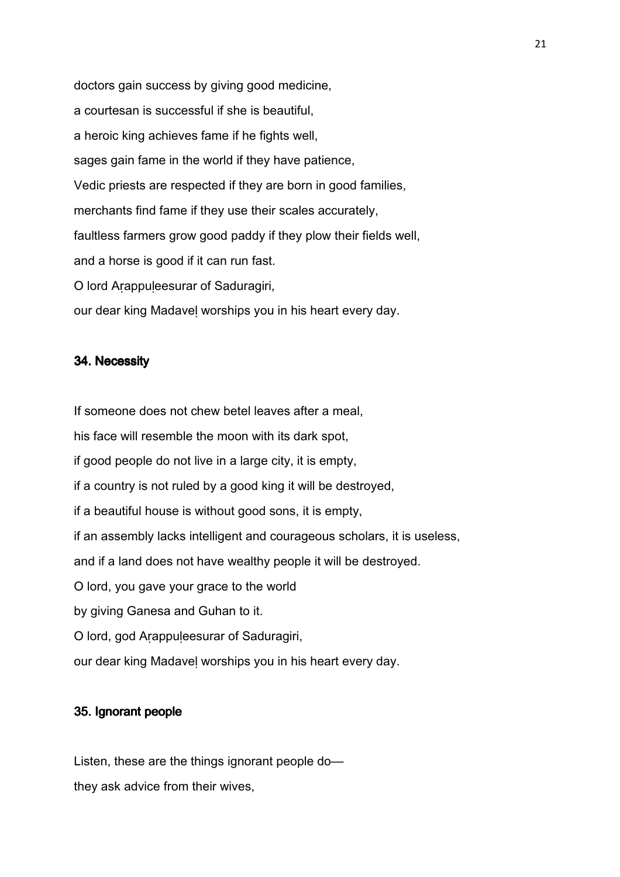doctors gain success by giving good medicine,

a courtesan is successful if she is beautiful,

a heroic king achieves fame if he fights well,

sages gain fame in the world if they have patience,

Vedic priests are respected if they are born in good families,

merchants find fame if they use their scales accurately,

faultless farmers grow good paddy if they plow their fields well,

and a horse is good if it can run fast.

O lord Aṛappuḷeesurar of Saduragiri,

our dear king Madaveḷ worships you in his heart every day.

## 34. Necessity

If someone does not chew betel leaves after a meal,

his face will resemble the moon with its dark spot,

if good people do not live in a large city, it is empty,

if a country is not ruled by a good king it will be destroyed,

if a beautiful house is without good sons, it is empty,

if an assembly lacks intelligent and courageous scholars, it is useless,

and if a land does not have wealthy people it will be destroyed.

O lord, you gave your grace to the world

by giving Ganesa and Guhan to it.

O lord, god Aṛappuḷeesurar of Saduragiri,

our dear king Madaveḷ worships you in his heart every day.

## 35. Ignorant people

Listen, these are the things ignorant people do—

they ask advice from their wives,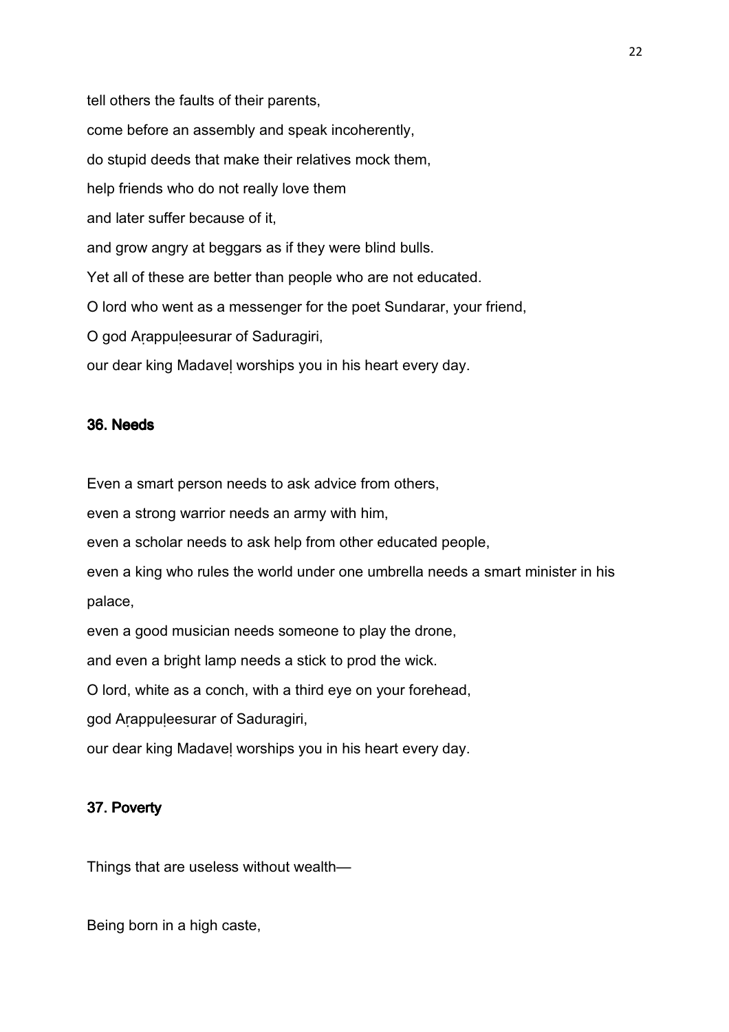tell others the faults of their parents,

come before an assembly and speak incoherently,

do stupid deeds that make their relatives mock them,

help friends who do not really love them

and later suffer because of it,

and grow angry at beggars as if they were blind bulls.

Yet all of these are better than people who are not educated.

O lord who went as a messenger for the poet Sundarar, your friend,

O god Aṛappuḷeesurar of Saduragiri,

our dear king Madaveḷ worships you in his heart every day.

### 36. Needs

Even a smart person needs to ask advice from others,

even a strong warrior needs an army with him,

even a scholar needs to ask help from other educated people,

even a king who rules the world under one umbrella needs a smart minister in his palace,

even a good musician needs someone to play the drone,

and even a bright lamp needs a stick to prod the wick.

O lord, white as a conch, with a third eye on your forehead,

god Aṛappuḷeesurar of Saduragiri,

our dear king Madaveḷ worships you in his heart every day.

### 37. Poverty

Things that are useless without wealth—

Being born in a high caste,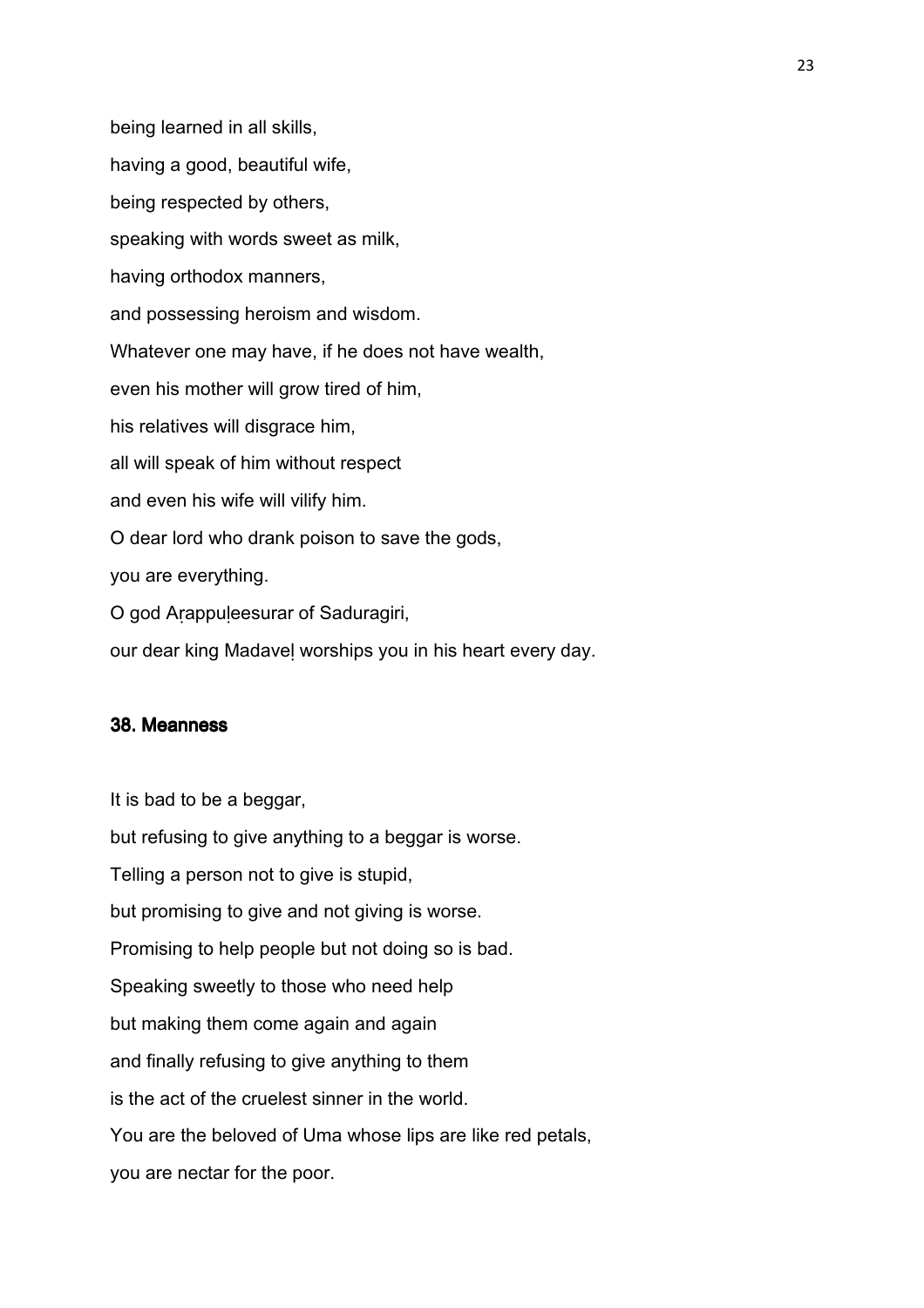being learned in all skills,

having a good, beautiful wife,

being respected by others,

speaking with words sweet as milk,

having orthodox manners,

and possessing heroism and wisdom.

Whatever one may have, if he does not have wealth,

even his mother will grow tired of him,

his relatives will disgrace him,

all will speak of him without respect

and even his wife will vilify him.

O dear lord who drank poison to save the gods,

you are everything.

O god Aṛappuḷeesurar of Saduragiri,

our dear king Madaveḷ worships you in his heart every day.

### 38. Meanness

It is bad to be a beggar,

but refusing to give anything to a beggar is worse.

Telling a person not to give is stupid,

but promising to give and not giving is worse.

Promising to help people but not doing so is bad.

Speaking sweetly to those who need help

but making them come again and again

and finally refusing to give anything to them

is the act of the cruelest sinner in the world.

You are the beloved of Uma whose lips are like red petals,

you are nectar for the poor.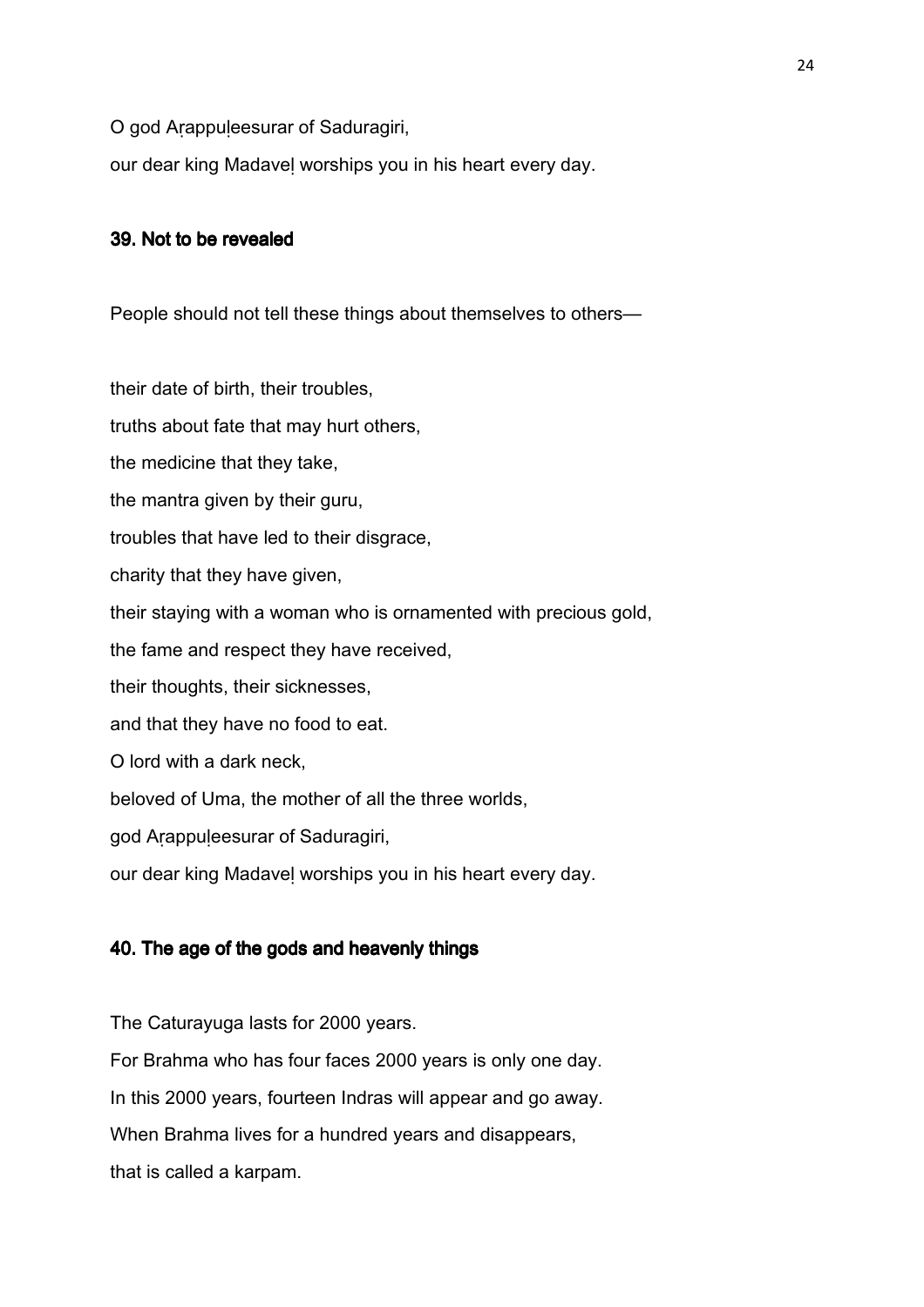O god Aṛappuḷeesurar of Saduragiri,

our dear king Madaveḷ worships you in his heart every day.

### 39. Not to be revealed

People should not tell these things about themselves to others—

their date of birth, their troubles,
truths about fate that may hurt others,
the medicine that they take,
the mantra given by their guru,
troubles that have led to their disgrace,
charity that they have given,
their staying with a woman who is ornamented with precious gold,
the fame and respect they have received,
their thoughts, their sicknesses,
and that they have no food to eat.
O lord with a dark neck,
beloved of Uma, the mother of all the three worlds,
god Aṛappuḷeesurar of Saduragiri,
our dear king Madaveḷ worships you in his heart every day.

### 40. The age of the gods and heavenly things

The Caturayuga lasts for 2000 years.
For Brahma who has four faces 2000 years is only one day.
In this 2000 years, fourteen Indras will appear and go away.
When Brahma lives for a hundred years and disappears,
that is called a karpam.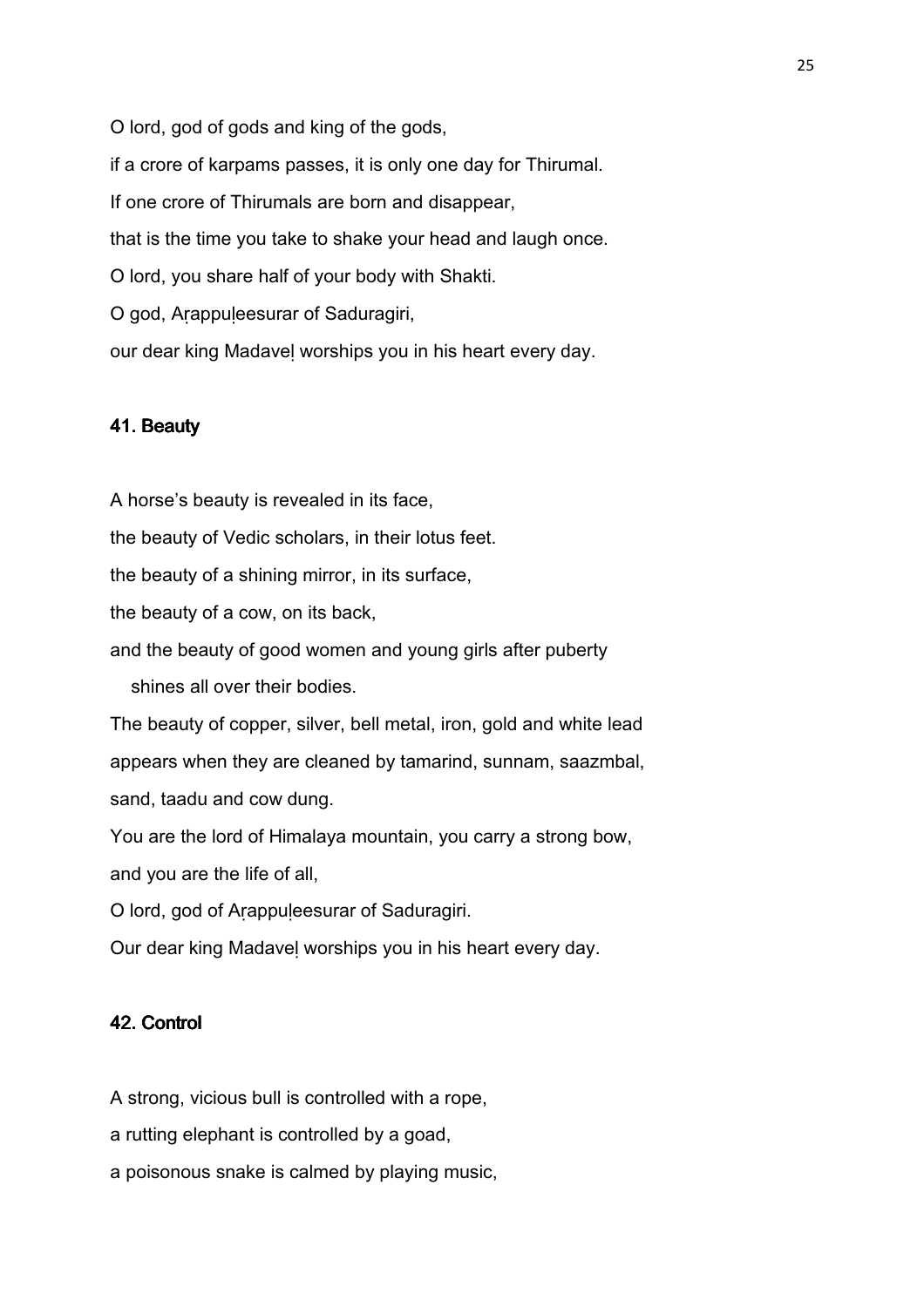O lord, god of gods and king of the gods,

if a crore of karpams passes, it is only one day for Thirumal.

If one crore of Thirumals are born and disappear,

that is the time you take to shake your head and laugh once.

O lord, you share half of your body with Shakti.

O god, Aṛappuḷeesurar of Saduragiri,

our dear king Madaveḷ worships you in his heart every day.

## 41. Beauty

A horse's beauty is revealed in its face,

the beauty of Vedic scholars, in their lotus feet.

the beauty of a shining mirror, in its surface,

the beauty of a cow, on its back,

and the beauty of good women and young girls after puberty
   shines all over their bodies.

The beauty of copper, silver, bell metal, iron, gold and white lead

appears when they are cleaned by tamarind, sunnam, saazmbal,

sand, taadu and cow dung.

You are the lord of Himalaya mountain, you carry a strong bow,

and you are the life of all,

O lord, god of Aṛappuḷeesurar of Saduragiri.

Our dear king Madaveḷ worships you in his heart every day.

## 42. Control

A strong, vicious bull is controlled with a rope,

a rutting elephant is controlled by a goad,

a poisonous snake is calmed by playing music,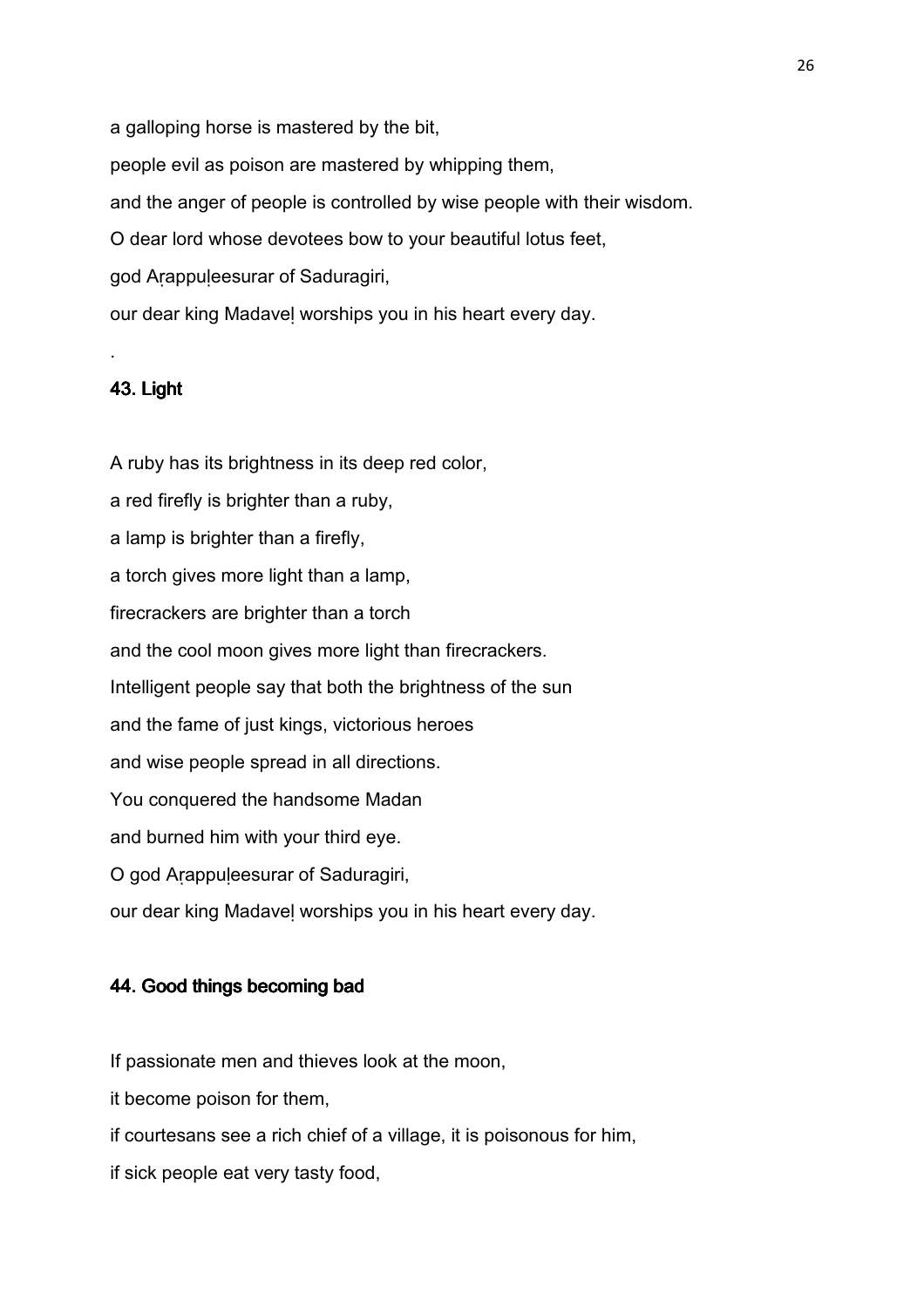a galloping horse is mastered by the bit,

people evil as poison are mastered by whipping them,

and the anger of people is controlled by wise people with their wisdom.

O dear lord whose devotees bow to your beautiful lotus feet,

god Aṛappuḷeesurar of Saduragiri,

our dear king Madaveḷ worships you in his heart every day.

.

### 43. Light

A ruby has its brightness in its deep red color,

a red firefly is brighter than a ruby,

a lamp is brighter than a firefly,

a torch gives more light than a lamp,

firecrackers are brighter than a torch

and the cool moon gives more light than firecrackers.

Intelligent people say that both the brightness of the sun

and the fame of just kings, victorious heroes

and wise people spread in all directions.

You conquered the handsome Madan

and burned him with your third eye.

O god Aṛappuḷeesurar of Saduragiri,

our dear king Madaveḷ worships you in his heart every day.

### 44. Good things becoming bad

If passionate men and thieves look at the moon,

it become poison for them,

if courtesans see a rich chief of a village, it is poisonous for him,

if sick people eat very tasty food,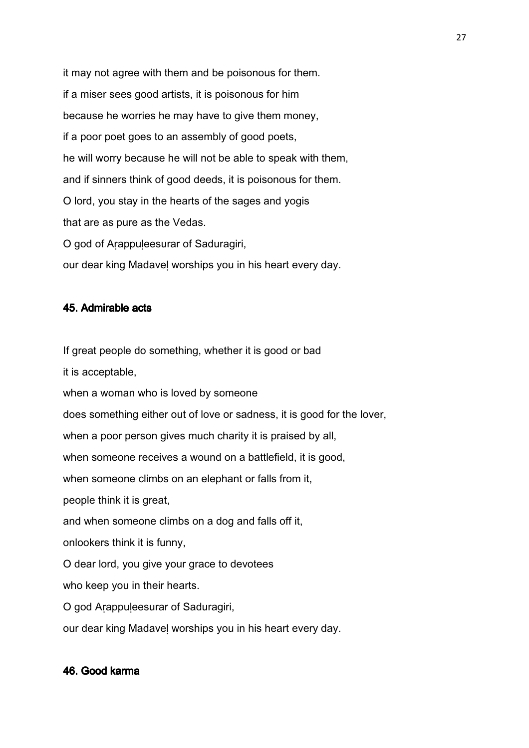it may not agree with them and be poisonous for them.
if a miser sees good artists, it is poisonous for him
because he worries he may have to give them money,
if a poor poet goes to an assembly of good poets,
he will worry because he will not be able to speak with them,
and if sinners think of good deeds, it is poisonous for them.
O lord, you stay in the hearts of the sages and yogis
that are as pure as the Vedas.
O god of Aṛappuḷeesurar of Saduragiri,
our dear king Madaveḷ worships you in his heart every day.

## 45. Admirable acts

If great people do something, whether it is good or bad
it is acceptable,
when a woman who is loved by someone
does something either out of love or sadness, it is good for the lover,
when a poor person gives much charity it is praised by all,
when someone receives a wound on a battlefield, it is good,
when someone climbs on an elephant or falls from it,
people think it is great,
and when someone climbs on a dog and falls off it,
onlookers think it is funny,
O dear lord, you give your grace to devotees
who keep you in their hearts.
O god Aṛappuḷeesurar of Saduragiri,
our dear king Madaveḷ worships you in his heart every day.

## 46. Good karma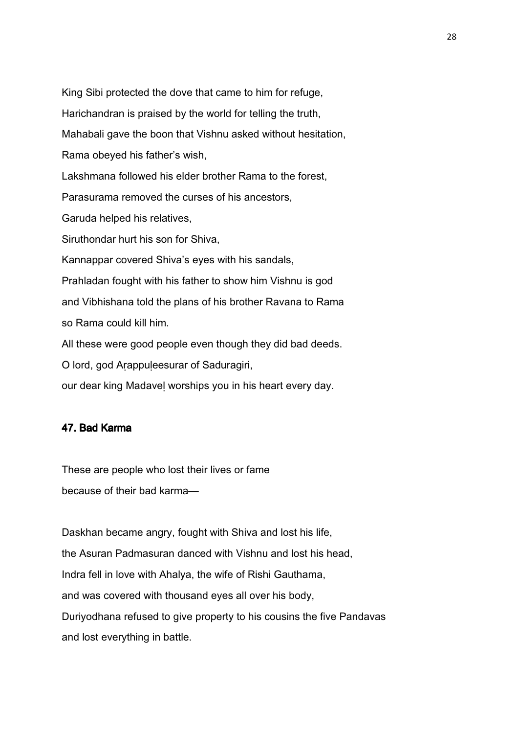King Sibi protected the dove that came to him for refuge,
Harichandran is praised by the world for telling the truth,
Mahabali gave the boon that Vishnu asked without hesitation,
Rama obeyed his father's wish,
Lakshmana followed his elder brother Rama to the forest,
Parasurama removed the curses of his ancestors,
Garuda helped his relatives,
Siruthondar hurt his son for Shiva,
Kannappar covered Shiva's eyes with his sandals,
Prahladan fought with his father to show him Vishnu is god
and Vibhishana told the plans of his brother Ravana to Rama
so Rama could kill him.
All these were good people even though they did bad deeds.
O lord, god Aṛappuḷeesurar of Saduragiri,
our dear king Madaveḷ worships you in his heart every day.

### 47. Bad Karma

These are people who lost their lives or fame
because of their bad karma—

Daskhan became angry, fought with Shiva and lost his life,
the Asuran Padmasuran danced with Vishnu and lost his head,
Indra fell in love with Ahalya, the wife of Rishi Gauthama,
and was covered with thousand eyes all over his body,
Duriyodhana refused to give property to his cousins the five Pandavas
and lost everything in battle.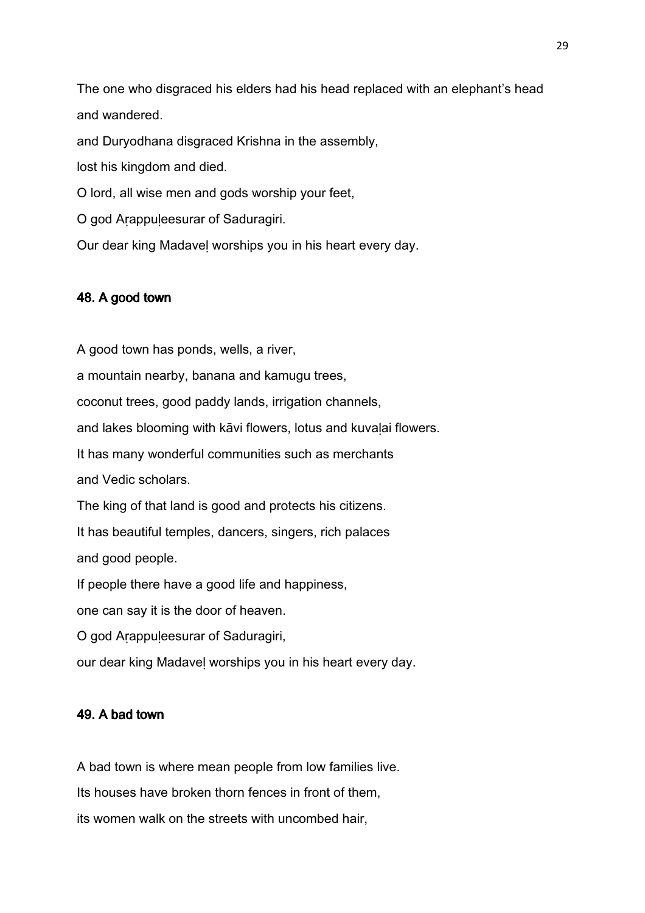The one who disgraced his elders had his head replaced with an elephant's head and wandered.

and Duryodhana disgraced Krishna in the assembly,

lost his kingdom and died.

O lord, all wise men and gods worship your feet,

O god Aṛappuḷeesurar of Saduragiri.

Our dear king Madaveḷ worships you in his heart every day.

### 48. A good town

A good town has ponds, wells, a river,

a mountain nearby, banana and kamugu trees,

coconut trees, good paddy lands, irrigation channels,

and lakes blooming with kāvi flowers, lotus and kuvaḷai flowers.

It has many wonderful communities such as merchants

and Vedic scholars.

The king of that land is good and protects his citizens.

It has beautiful temples, dancers, singers, rich palaces

and good people.

If people there have a good life and happiness,

one can say it is the door of heaven.

O god Aṛappuḷeesurar of Saduragiri,

our dear king Madaveḷ worships you in his heart every day.

### 49. A bad town

A bad town is where mean people from low families live.

Its houses have broken thorn fences in front of them,

its women walk on the streets with uncombed hair,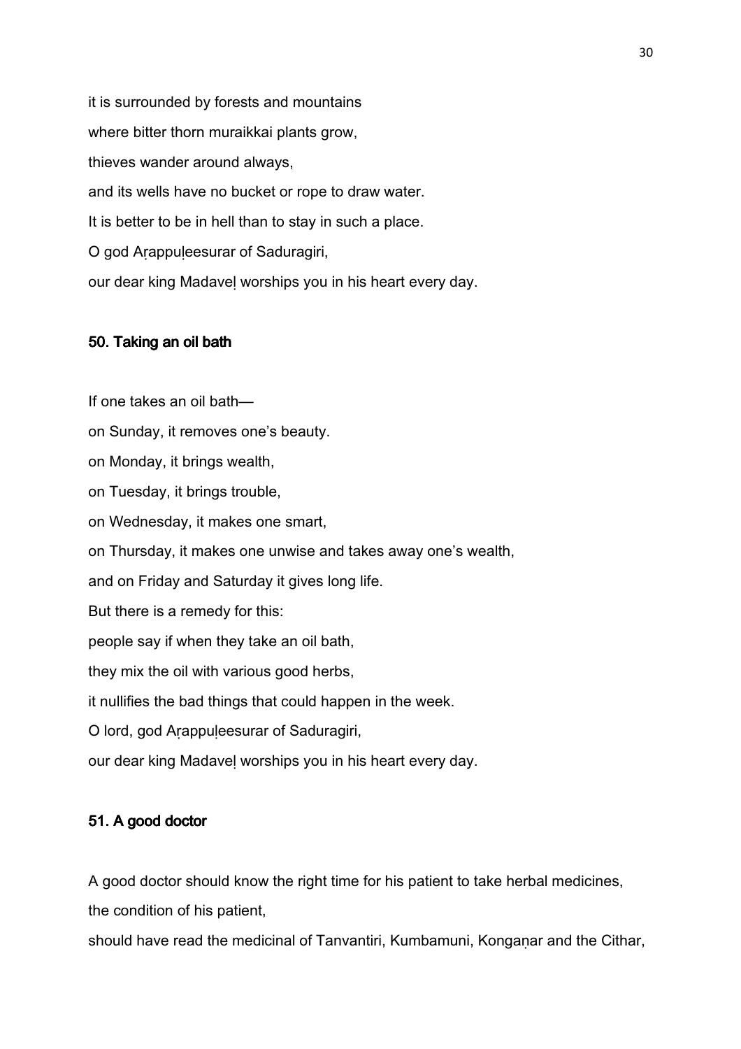it is surrounded by forests and mountains

where bitter thorn muraikkai plants grow,

thieves wander around always,

and its wells have no bucket or rope to draw water.

It is better to be in hell than to stay in such a place.

O god Aṛappuḷeesurar of Saduragiri,

our dear king Madaveḷ worships you in his heart every day.

### 50. Taking an oil bath

If one takes an oil bath—

on Sunday, it removes one's beauty.

on Monday, it brings wealth,

on Tuesday, it brings trouble,

on Wednesday, it makes one smart,

on Thursday, it makes one unwise and takes away one's wealth,

and on Friday and Saturday it gives long life.

But there is a remedy for this:

people say if when they take an oil bath,

they mix the oil with various good herbs,

it nullifies the bad things that could happen in the week.

O lord, god Aṛappuḷeesurar of Saduragiri,

our dear king Madaveḷ worships you in his heart every day.

### 51. A good doctor

A good doctor should know the right time for his patient to take herbal medicines,

the condition of his patient,

should have read the medicinal of Tanvantiri, Kumbamuni, Konganar and the Cithar,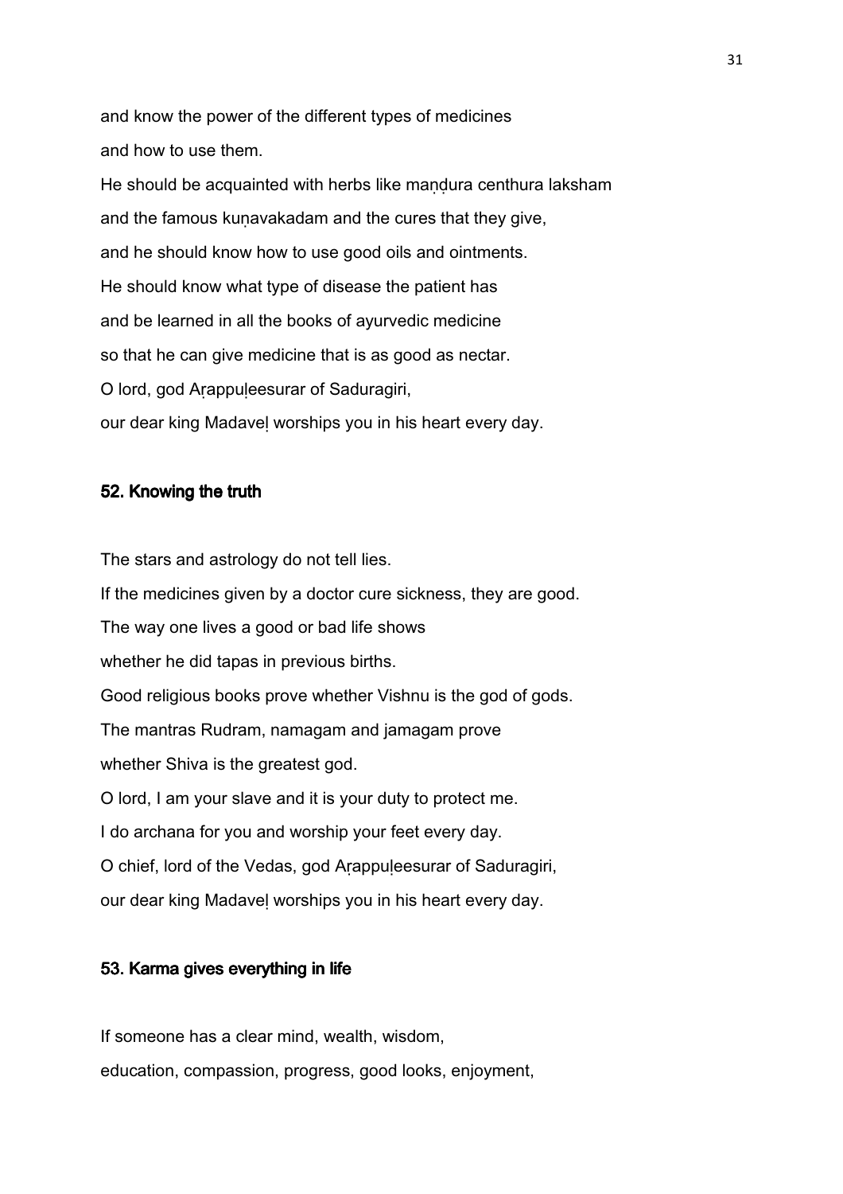and know the power of the different types of medicines
and how to use them.
He should be acquainted with herbs like maṇḍura centhura laksham
and the famous kuṇavakadam and the cures that they give,
and he should know how to use good oils and ointments.
He should know what type of disease the patient has
and be learned in all the books of ayurvedic medicine
so that he can give medicine that is as good as nectar.
O lord, god Aṛappuḷeesurar of Saduragiri,
our dear king Madaveḷ worships you in his heart every day.

## 52. Knowing the truth

The stars and astrology do not tell lies.
If the medicines given by a doctor cure sickness, they are good.
The way one lives a good or bad life shows
whether he did tapas in previous births.
Good religious books prove whether Vishnu is the god of gods.
The mantras Rudram, namagam and jamagam prove
whether Shiva is the greatest god.
O lord, I am your slave and it is your duty to protect me.
I do archana for you and worship your feet every day.
O chief, lord of the Vedas, god Aṛappuḷeesurar of Saduragiri,
our dear king Madaveḷ worships you in his heart every day.

## 53. Karma gives everything in life

If someone has a clear mind, wealth, wisdom,
education, compassion, progress, good looks, enjoyment,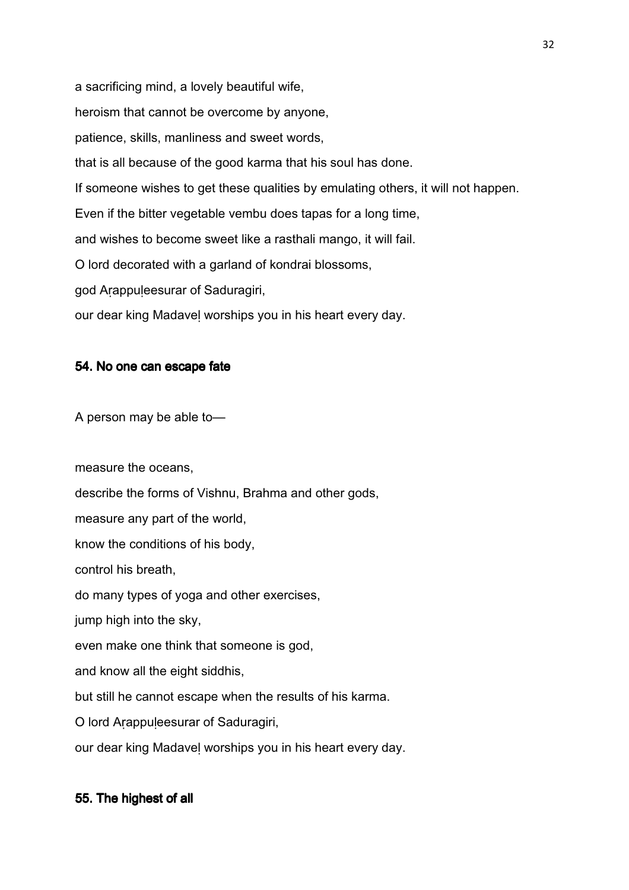a sacrificing mind, a lovely beautiful wife,

heroism that cannot be overcome by anyone,

patience, skills, manliness and sweet words,

that is all because of the good karma that his soul has done.

If someone wishes to get these qualities by emulating others, it will not happen.

Even if the bitter vegetable vembu does tapas for a long time,

and wishes to become sweet like a rasthali mango, it will fail.

O lord decorated with a garland of kondrai blossoms,

god Aṛappuḷeesurar of Saduragiri,

our dear king Madaveḷ worships you in his heart every day.

## 54. No one can escape fate

A person may be able to—

measure the oceans,

describe the forms of Vishnu, Brahma and other gods,

measure any part of the world,

know the conditions of his body,

control his breath,

do many types of yoga and other exercises,

jump high into the sky,

even make one think that someone is god,

and know all the eight siddhis,

but still he cannot escape when the results of his karma.

O lord Aṛappuḷeesurar of Saduragiri,

our dear king Madaveḷ worships you in his heart every day.

## 55. The highest of all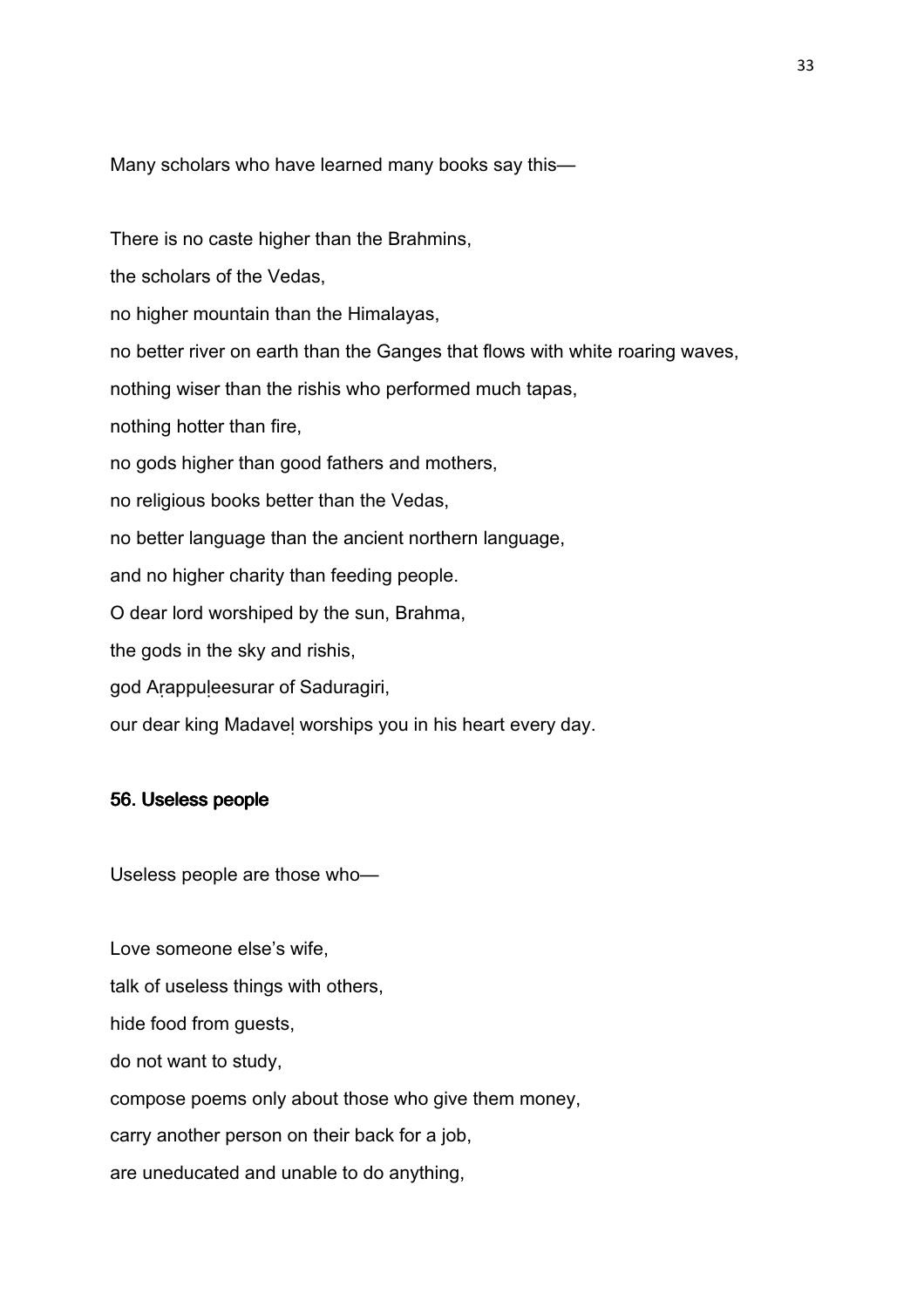Many scholars who have learned many books say this—

There is no caste higher than the Brahmins,
the scholars of the Vedas,
no higher mountain than the Himalayas,
no better river on earth than the Ganges that flows with white roaring waves,
nothing wiser than the rishis who performed much tapas,
nothing hotter than fire,
no gods higher than good fathers and mothers,
no religious books better than the Vedas,
no better language than the ancient northern language,
and no higher charity than feeding people.
O dear lord worshiped by the sun, Brahma,
the gods in the sky and rishis,
god Aṛappuḷeesurar of Saduragiri,
our dear king Madaveḷ worships you in his heart every day.

### 56. Useless people

Useless people are those who—

Love someone else's wife,
talk of useless things with others,
hide food from guests,
do not want to study,
compose poems only about those who give them money,
carry another person on their back for a job,
are uneducated and unable to do anything,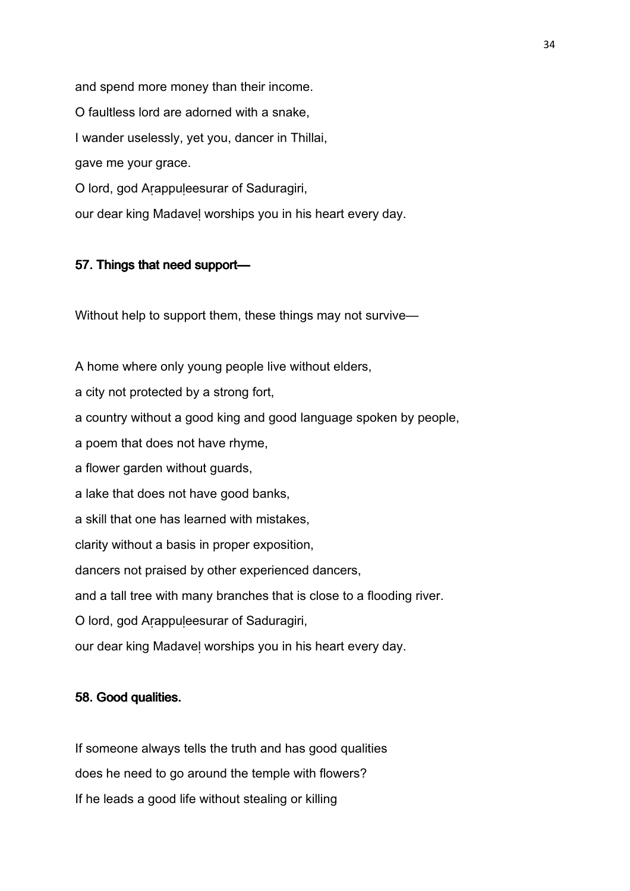and spend more money than their income.

O faultless lord are adorned with a snake,

I wander uselessly, yet you, dancer in Thillai,

gave me your grace.

O lord, god Aṛappuḷeesurar of Saduragiri,

our dear king Madaveḷ worships you in his heart every day.

### 57. Things that need support—

Without help to support them, these things may not survive—

A home where only young people live without elders,

a city not protected by a strong fort,

a country without a good king and good language spoken by people,

a poem that does not have rhyme,

a flower garden without guards,

a lake that does not have good banks,

a skill that one has learned with mistakes,

clarity without a basis in proper exposition,

dancers not praised by other experienced dancers,

and a tall tree with many branches that is close to a flooding river.

O lord, god Aṛappuḷeesurar of Saduragiri,

our dear king Madaveḷ worships you in his heart every day.

### 58. Good qualities.

If someone always tells the truth and has good qualities

does he need to go around the temple with flowers?

If he leads a good life without stealing or killing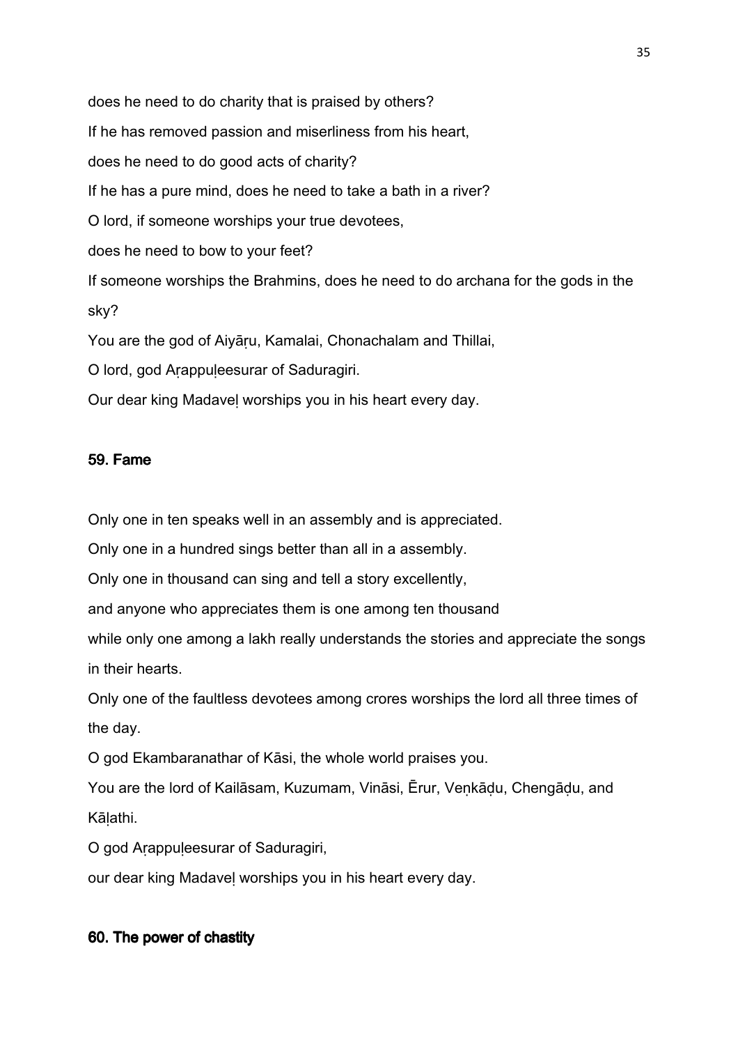does he need to do charity that is praised by others?

If he has removed passion and miserliness from his heart,

does he need to do good acts of charity?

If he has a pure mind, does he need to take a bath in a river?

O lord, if someone worships your true devotees,

does he need to bow to your feet?

If someone worships the Brahmins, does he need to do archana for the gods in the sky?

You are the god of Aiyāṛu, Kamalai, Chonachalam and Thillai,

O lord, god Aṛappuḷeesurar of Saduragiri.

Our dear king Madaveḷ worships you in his heart every day.

## 59. Fame

Only one in ten speaks well in an assembly and is appreciated.

Only one in a hundred sings better than all in a assembly.

Only one in thousand can sing and tell a story excellently,

and anyone who appreciates them is one among ten thousand

while only one among a lakh really understands the stories and appreciate the songs in their hearts.

Only one of the faultless devotees among crores worships the lord all three times of the day.

O god Ekambaranathar of Kāsi, the whole world praises you.

You are the lord of Kailāsam, Kuzumam, Vināsi, Ērur, Veṇkāḍu, Chengāḍu, and Kāḷathi.

O god Aṛappuḷeesurar of Saduragiri,

our dear king Madaveḷ worships you in his heart every day.

## 60. The power of chastity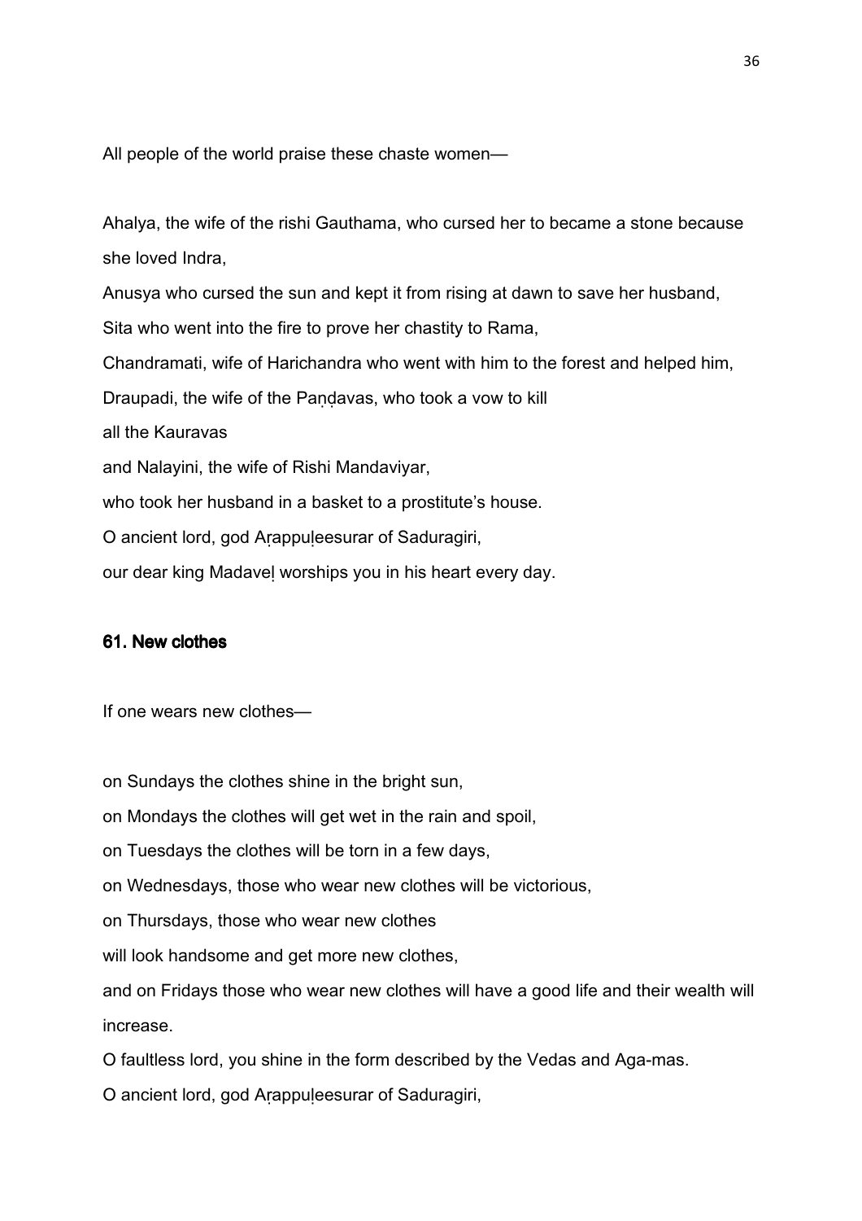All people of the world praise these chaste women—

Ahalya, the wife of the rishi Gauthama, who cursed her to became a stone because she loved Indra,

Anusya who cursed the sun and kept it from rising at dawn to save her husband,

Sita who went into the fire to prove her chastity to Rama,

Chandramati, wife of Harichandra who went with him to the forest and helped him,

Draupadi, the wife of the Paṇḍavas, who took a vow to kill

all the Kauravas

and Nalayini, the wife of Rishi Mandaviyar,

who took her husband in a basket to a prostitute's house.

O ancient lord, god Aṛappuḷeesurar of Saduragiri,

our dear king Madaveḷ worships you in his heart every day.

### 61. New clothes

If one wears new clothes—

on Sundays the clothes shine in the bright sun,

on Mondays the clothes will get wet in the rain and spoil,

on Tuesdays the clothes will be torn in a few days,

on Wednesdays, those who wear new clothes will be victorious,

on Thursdays, those who wear new clothes

will look handsome and get more new clothes,

and on Fridays those who wear new clothes will have a good life and their wealth will increase.

O faultless lord, you shine in the form described by the Vedas and Aga-mas.

O ancient lord, god Aṛappuḷeesurar of Saduragiri,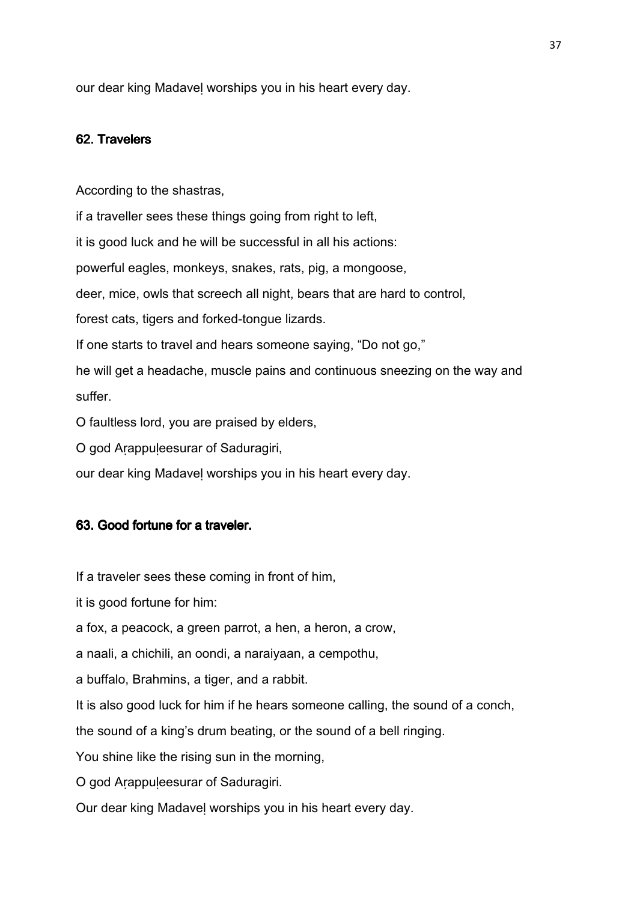our dear king Madaveḷ worships you in his heart every day.

### 62. Travelers

According to the shastras,

if a traveller sees these things going from right to left,

it is good luck and he will be successful in all his actions:

powerful eagles, monkeys, snakes, rats, pig, a mongoose,

deer, mice, owls that screech all night, bears that are hard to control,

forest cats, tigers and forked-tongue lizards.

If one starts to travel and hears someone saying, “Do not go,”

he will get a headache, muscle pains and continuous sneezing on the way and suffer.

O faultless lord, you are praised by elders,

O god Aṛappuḷeesurar of Saduragiri,

our dear king Madaveḷ worships you in his heart every day.

### 63. Good fortune for a traveler.

If a traveler sees these coming in front of him,

it is good fortune for him:

a fox, a peacock, a green parrot, a hen, a heron, a crow,

a naali, a chichili, an oondi, a naraiyaan, a cempothu,

a buffalo, Brahmins, a tiger, and a rabbit.

It is also good luck for him if he hears someone calling, the sound of a conch,

the sound of a king’s drum beating, or the sound of a bell ringing.

You shine like the rising sun in the morning,

O god Aṛappuḷeesurar of Saduragiri.

Our dear king Madaveḷ worships you in his heart every day.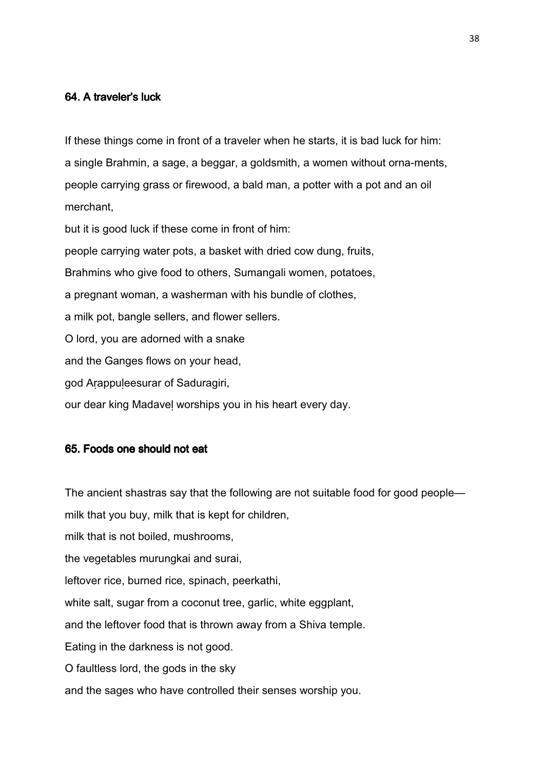### 64. A traveler's luck

If these things come in front of a traveler when he starts, it is bad luck for him:
a single Brahmin, a sage, a beggar, a goldsmith, a women without orna-ments,
people carrying grass or firewood, a bald man, a potter with a pot and an oil merchant,
but it is good luck if these come in front of him:
people carrying water pots, a basket with dried cow dung, fruits,
Brahmins who give food to others, Sumangali women, potatoes,
a pregnant woman, a washerman with his bundle of clothes,
a milk pot, bangle sellers, and flower sellers.
O lord, you are adorned with a snake
and the Ganges flows on your head,
god Aṛappuḷeesurar of Saduragiri,
our dear king Madaveḷ worships you in his heart every day.

### 65. Foods one should not eat

The ancient shastras say that the following are not suitable food for good people—
milk that you buy, milk that is kept for children,
milk that is not boiled, mushrooms,
the vegetables murungkai and surai,
leftover rice, burned rice, spinach, peerkathi,
white salt, sugar from a coconut tree, garlic, white eggplant,
and the leftover food that is thrown away from a Shiva temple.
Eating in the darkness is not good.
O faultless lord, the gods in the sky
and the sages who have controlled their senses worship you.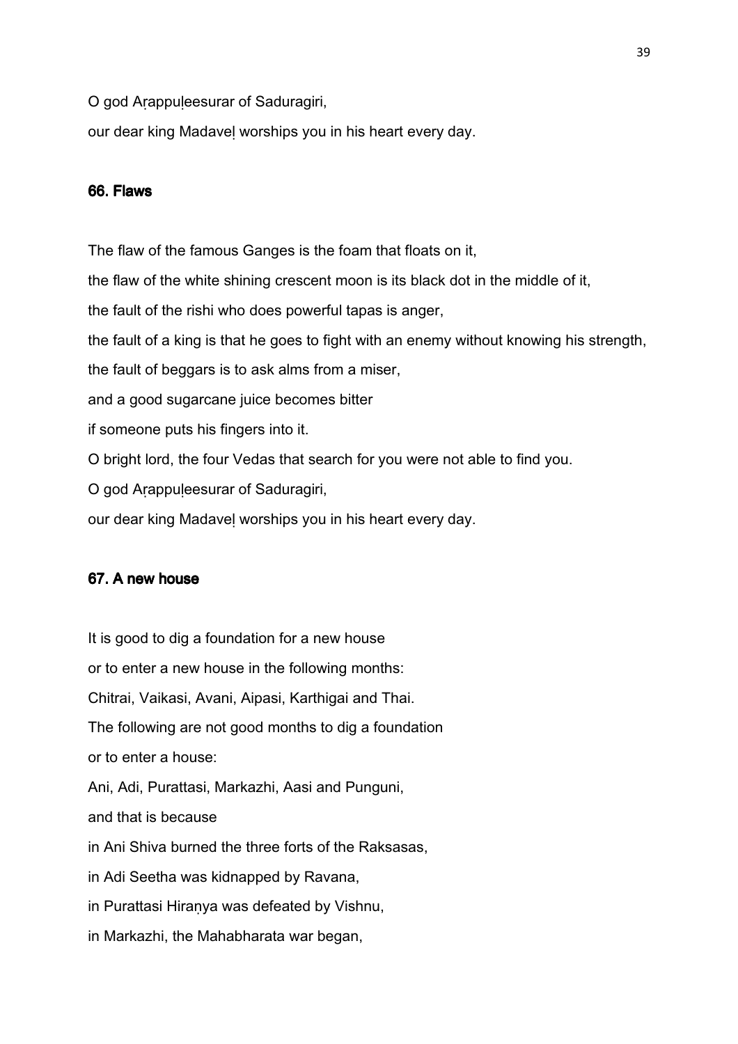O god Aṛappuḷeesurar of Saduragiri,

our dear king Madaveḷ worships you in his heart every day.

### 66. Flaws

The flaw of the famous Ganges is the foam that floats on it,

the flaw of the white shining crescent moon is its black dot in the middle of it,

the fault of the rishi who does powerful tapas is anger,

the fault of a king is that he goes to fight with an enemy without knowing his strength,

the fault of beggars is to ask alms from a miser,

and a good sugarcane juice becomes bitter

if someone puts his fingers into it.

O bright lord, the four Vedas that search for you were not able to find you.

O god Aṛappuḷeesurar of Saduragiri,

our dear king Madaveḷ worships you in his heart every day.

### 67. A new house

It is good to dig a foundation for a new house

or to enter a new house in the following months:

Chitrai, Vaikasi, Avani, Aipasi, Karthigai and Thai.

The following are not good months to dig a foundation

or to enter a house:

Ani, Adi, Purattasi, Markazhi, Aasi and Punguni,

and that is because

in Ani Shiva burned the three forts of the Raksasas,

in Adi Seetha was kidnapped by Ravana,

in Purattasi Hiraṇya was defeated by Vishnu,

in Markazhi, the Mahabharata war began,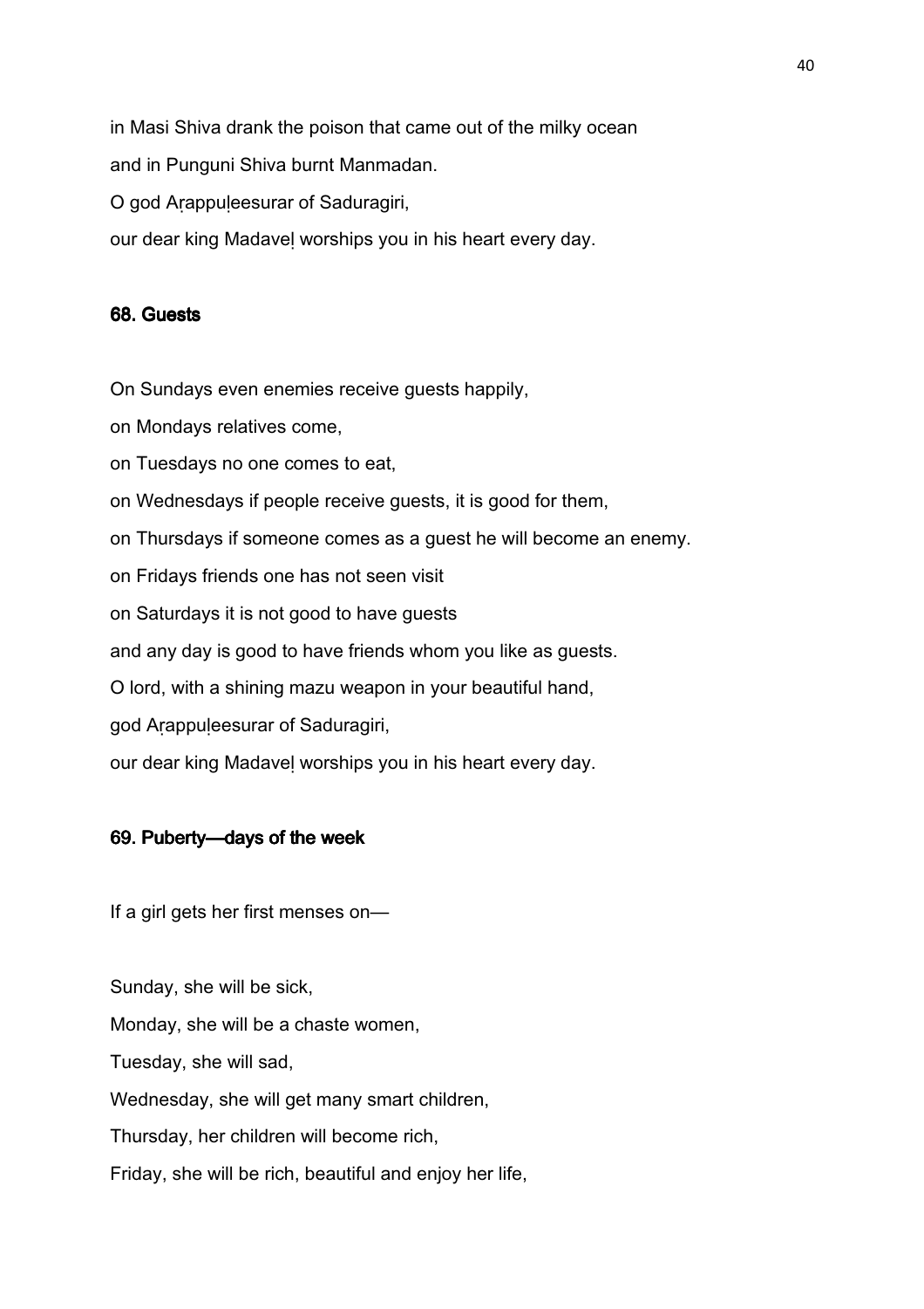in Masi Shiva drank the poison that came out of the milky ocean
and in Punguni Shiva burnt Manmadan.
O god Aṛappuḷeesurar of Saduragiri,
our dear king Madaveḷ worships you in his heart every day.

## 68. Guests

On Sundays even enemies receive guests happily,
on Mondays relatives come,
on Tuesdays no one comes to eat,
on Wednesdays if people receive guests, it is good for them,
on Thursdays if someone comes as a guest he will become an enemy.
on Fridays friends one has not seen visit
on Saturdays it is not good to have guests
and any day is good to have friends whom you like as guests.
O lord, with a shining mazu weapon in your beautiful hand,
god Aṛappuḷeesurar of Saduragiri,
our dear king Madaveḷ worships you in his heart every day.

## 69. Puberty—days of the week

If a girl gets her first menses on—

Sunday, she will be sick,
Monday, she will be a chaste women,
Tuesday, she will sad,
Wednesday, she will get many smart children,
Thursday, her children will become rich,
Friday, she will be rich, beautiful and enjoy her life,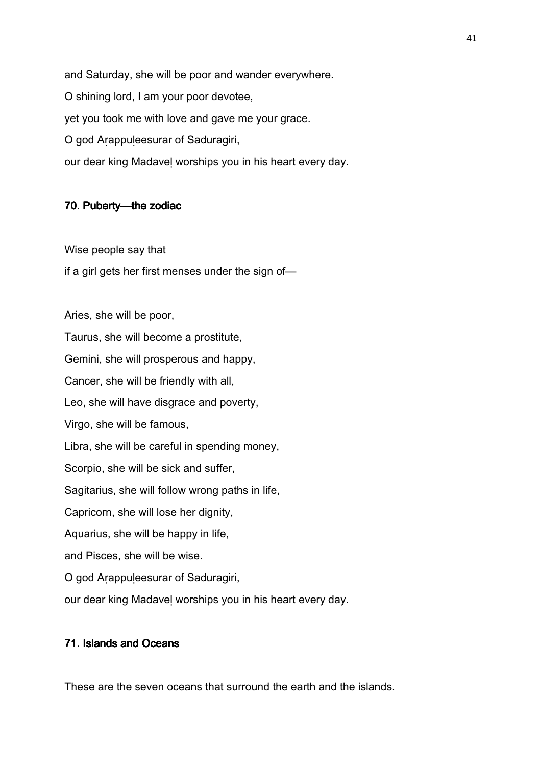and Saturday, she will be poor and wander everywhere.

O shining lord, I am your poor devotee,

yet you took me with love and gave me your grace.

O god Aṛappuḷeesurar of Saduragiri,

our dear king Madaveḷ worships you in his heart every day.

### 70. Puberty—the zodiac

Wise people say that

if a girl gets her first menses under the sign of—

Aries, she will be poor,

Taurus, she will become a prostitute,

Gemini, she will prosperous and happy,

Cancer, she will be friendly with all,

Leo, she will have disgrace and poverty,

Virgo, she will be famous,

Libra, she will be careful in spending money,

Scorpio, she will be sick and suffer,

Sagitarius, she will follow wrong paths in life,

Capricorn, she will lose her dignity,

Aquarius, she will be happy in life,

and Pisces, she will be wise.

O god Aṛappuḷeesurar of Saduragiri,

our dear king Madaveḷ worships you in his heart every day.

### 71. Islands and Oceans

These are the seven oceans that surround the earth and the islands.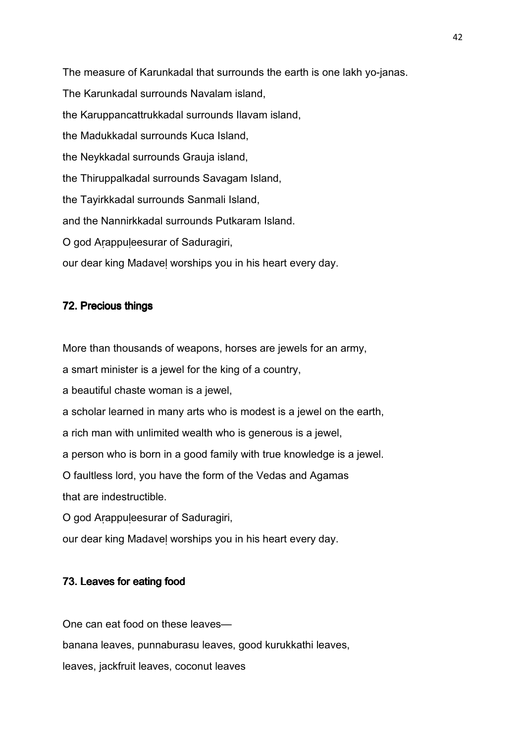The measure of Karunkadal that surrounds the earth is one lakh yo-janas.

The Karunkadal surrounds Navalam island,

the Karuppancattrukkadal surrounds Ilavam island,

the Madukkadal surrounds Kuca Island,

the Neykkadal surrounds Grauja island,

the Thiruppalkadal surrounds Savagam Island,

the Tayirkkadal surrounds Sanmali Island,

and the Nannirkkadal surrounds Putkaram Island.

O god Aṛappuḷeesurar of Saduragiri,

our dear king Madaveḷ worships you in his heart every day.

### 72. Precious things

More than thousands of weapons, horses are jewels for an army,

a smart minister is a jewel for the king of a country,

a beautiful chaste woman is a jewel,

a scholar learned in many arts who is modest is a jewel on the earth,

a rich man with unlimited wealth who is generous is a jewel,

a person who is born in a good family with true knowledge is a jewel.

O faultless lord, you have the form of the Vedas and Agamas

that are indestructible.

O god Aṛappuḷeesurar of Saduragiri,

our dear king Madaveḷ worships you in his heart every day.

### 73. Leaves for eating food

One can eat food on these leaves—

banana leaves, punnaburasu leaves, good kurukkathi leaves,

leaves, jackfruit leaves, coconut leaves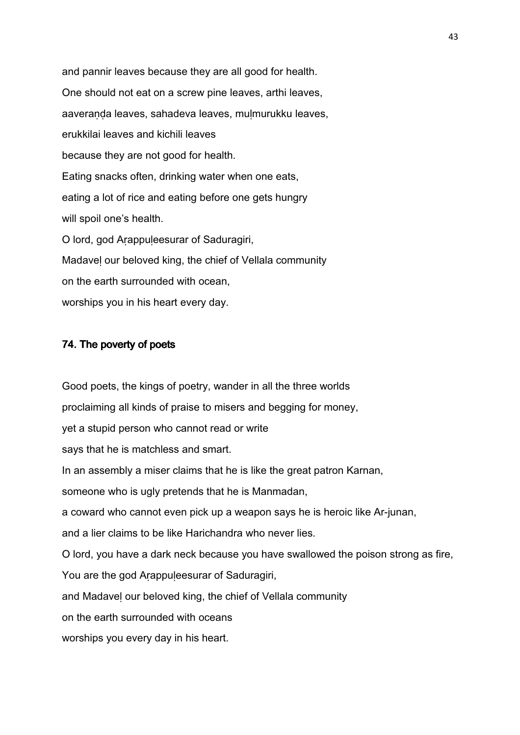and pannir leaves because they are all good for health.

One should not eat on a screw pine leaves, arthi leaves,

aaveraṇḍa leaves, sahadeva leaves, muḷmurukku leaves,

erukkilai leaves and kichili leaves

because they are not good for health.

Eating snacks often, drinking water when one eats,

eating a lot of rice and eating before one gets hungry

will spoil one's health.

O lord, god Aṛappuḷeesurar of Saduragiri,

Madaveḷ our beloved king, the chief of Vellala community

on the earth surrounded with ocean,

worships you in his heart every day.

### 74. The poverty of poets

Good poets, the kings of poetry, wander in all the three worlds

proclaiming all kinds of praise to misers and begging for money,

yet a stupid person who cannot read or write

says that he is matchless and smart.

In an assembly a miser claims that he is like the great patron Karnan,

someone who is ugly pretends that he is Manmadan,

a coward who cannot even pick up a weapon says he is heroic like Ar-junan,

and a lier claims to be like Harichandra who never lies.

O lord, you have a dark neck because you have swallowed the poison strong as fire,

You are the god Aṛappuḷeesurar of Saduragiri,

and Madaveḷ our beloved king, the chief of Vellala community

on the earth surrounded with oceans

worships you every day in his heart.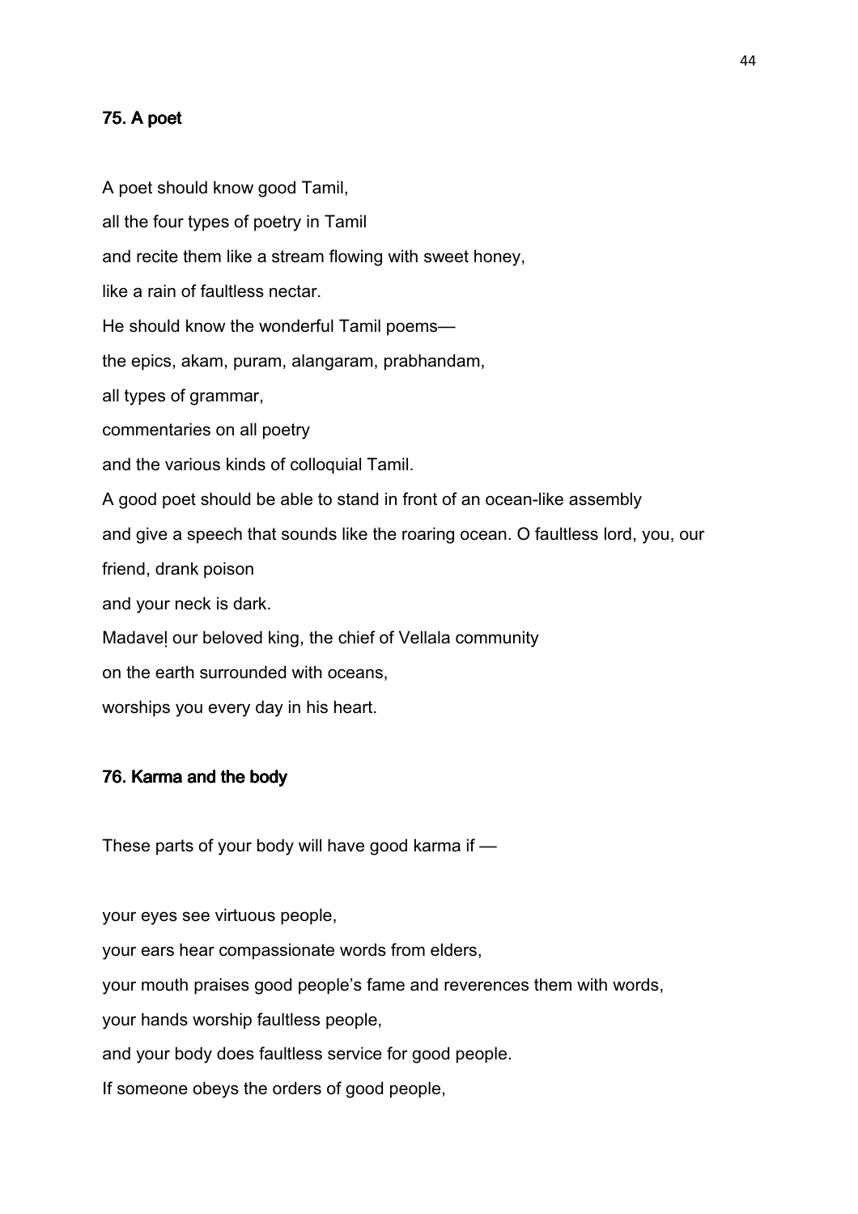### 75. A poet

A poet should know good Tamil,

all the four types of poetry in Tamil

and recite them like a stream flowing with sweet honey,

like a rain of faultless nectar.

He should know the wonderful Tamil poems—

the epics, akam, puram, alangaram, prabhandam,

all types of grammar,

commentaries on all poetry

and the various kinds of colloquial Tamil.

A good poet should be able to stand in front of an ocean-like assembly

and give a speech that sounds like the roaring ocean. O faultless lord, you, our friend, drank poison

and your neck is dark.

Madaveḷ our beloved king, the chief of Vellala community

on the earth surrounded with oceans,

worships you every day in his heart.

### 76. Karma and the body

These parts of your body will have good karma if —

your eyes see virtuous people,

your ears hear compassionate words from elders,

your mouth praises good people's fame and reverences them with words,

your hands worship faultless people,

and your body does faultless service for good people.

If someone obeys the orders of good people,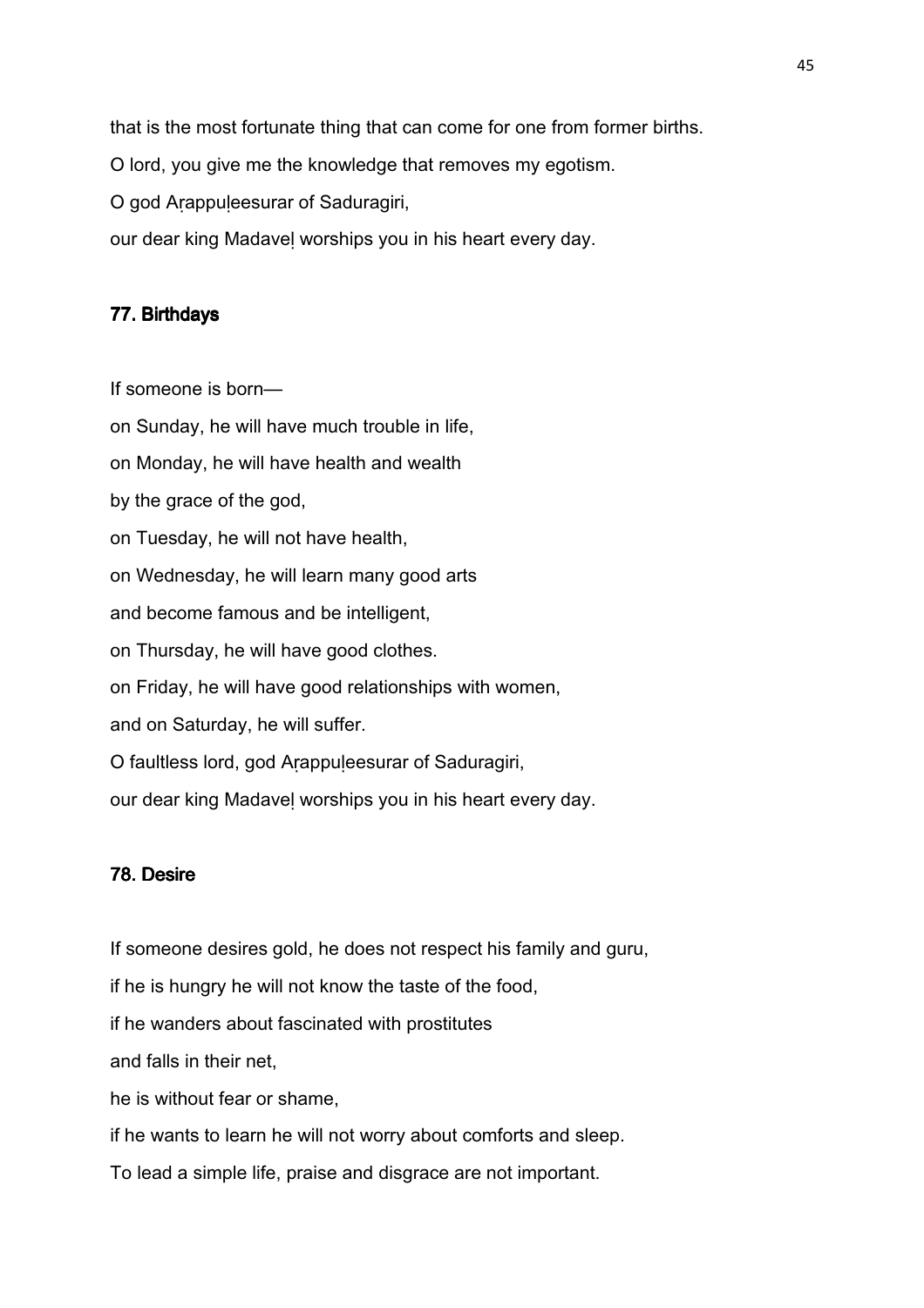that is the most fortunate thing that can come for one from former births.

O lord, you give me the knowledge that removes my egotism.

O god Aṛappuḷeesurar of Saduragiri,

our dear king Madaveḷ worships you in his heart every day.

### 77. Birthdays

If someone is born—

on Sunday, he will have much trouble in life,

on Monday, he will have health and wealth

by the grace of the god,

on Tuesday, he will not have health,

on Wednesday, he will learn many good arts

and become famous and be intelligent,

on Thursday, he will have good clothes.

on Friday, he will have good relationships with women,

and on Saturday, he will suffer.

O faultless lord, god Aṛappuḷeesurar of Saduragiri,

our dear king Madaveḷ worships you in his heart every day.

### 78. Desire

If someone desires gold, he does not respect his family and guru,

if he is hungry he will not know the taste of the food,

if he wanders about fascinated with prostitutes

and falls in their net,

he is without fear or shame,

if he wants to learn he will not worry about comforts and sleep.

To lead a simple life, praise and disgrace are not important.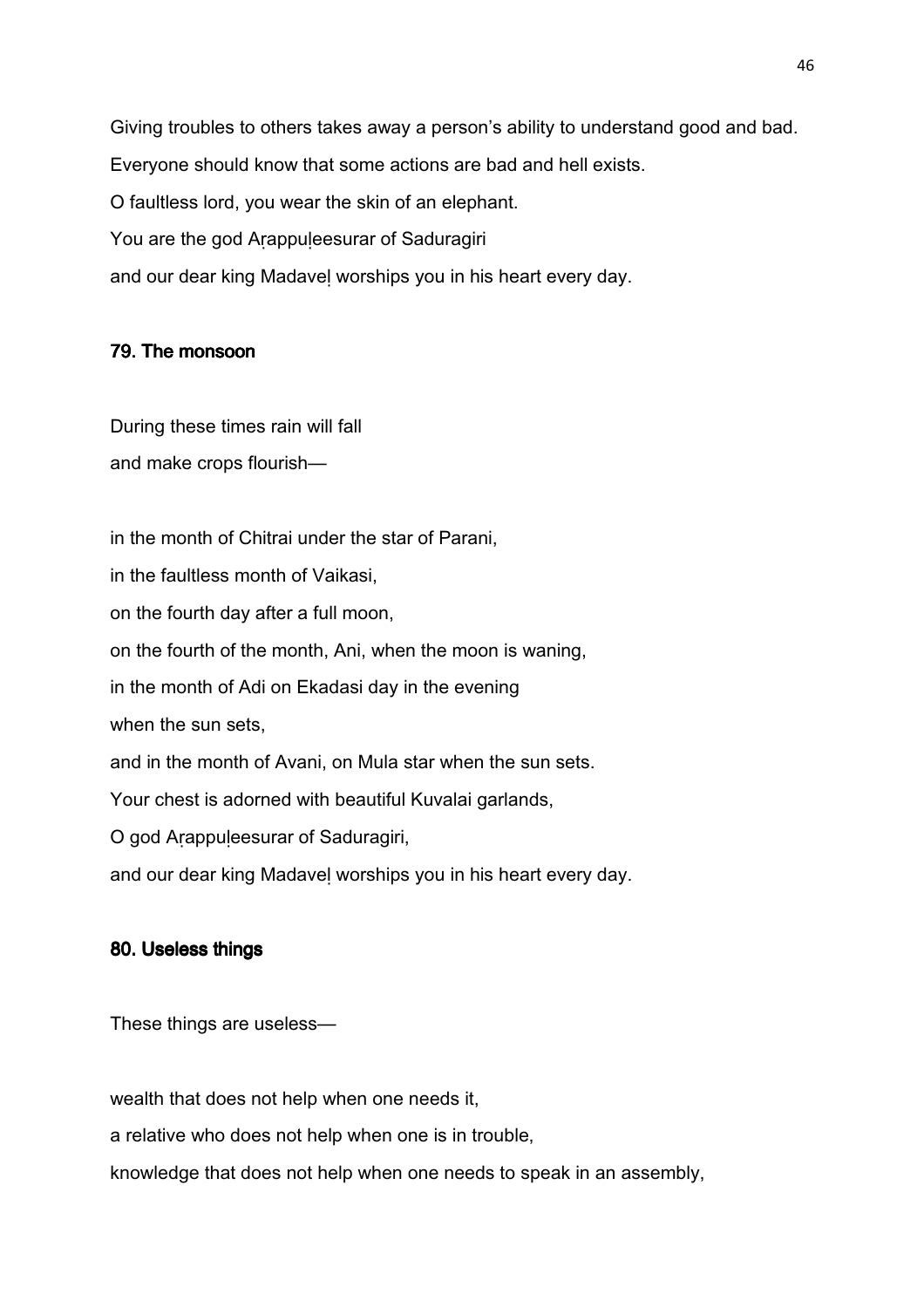Giving troubles to others takes away a person's ability to understand good and bad.

Everyone should know that some actions are bad and hell exists.

O faultless lord, you wear the skin of an elephant.

You are the god Aṛappuḷeesurar of Saduragiri

and our dear king Madaveḷ worships you in his heart every day.

### 79. The monsoon

During these times rain will fall

and make crops flourish—

in the month of Chitrai under the star of Parani,

in the faultless month of Vaikasi,

on the fourth day after a full moon,

on the fourth of the month, Ani, when the moon is waning,

in the month of Adi on Ekadasi day in the evening

when the sun sets,

and in the month of Avani, on Mula star when the sun sets.

Your chest is adorned with beautiful Kuvalai garlands,

O god Aṛappuḷeesurar of Saduragiri,

and our dear king Madaveḷ worships you in his heart every day.

### 80. Useless things

These things are useless—

wealth that does not help when one needs it,

a relative who does not help when one is in trouble,

knowledge that does not help when one needs to speak in an assembly,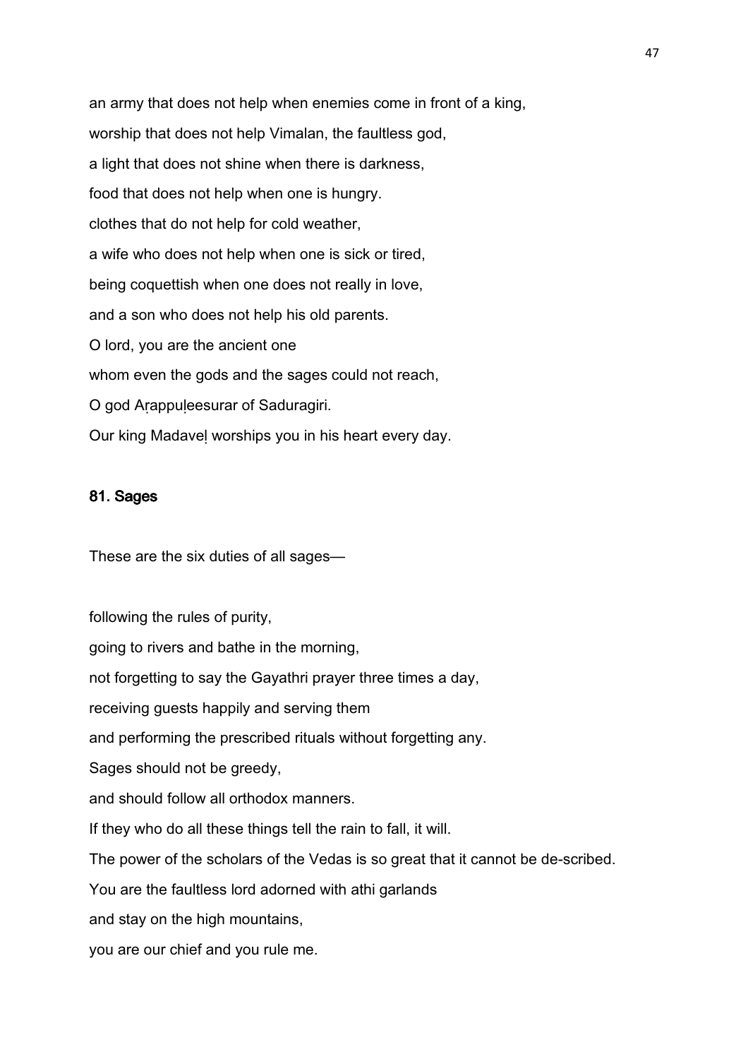an army that does not help when enemies come in front of a king,

worship that does not help Vimalan, the faultless god,

a light that does not shine when there is darkness,

food that does not help when one is hungry.

clothes that do not help for cold weather,

a wife who does not help when one is sick or tired,

being coquettish when one does not really in love,

and a son who does not help his old parents.

O lord, you are the ancient one

whom even the gods and the sages could not reach,

O god Aṛappuḷeesurar of Saduragiri.

Our king Madaveḷ worships you in his heart every day.

## 81. Sages

These are the six duties of all sages—

following the rules of purity,

going to rivers and bathe in the morning,

not forgetting to say the Gayathri prayer three times a day,

receiving guests happily and serving them

and performing the prescribed rituals without forgetting any.

Sages should not be greedy,

and should follow all orthodox manners.

If they who do all these things tell the rain to fall, it will.

The power of the scholars of the Vedas is so great that it cannot be de-scribed.

You are the faultless lord adorned with athi garlands

and stay on the high mountains,

you are our chief and you rule me.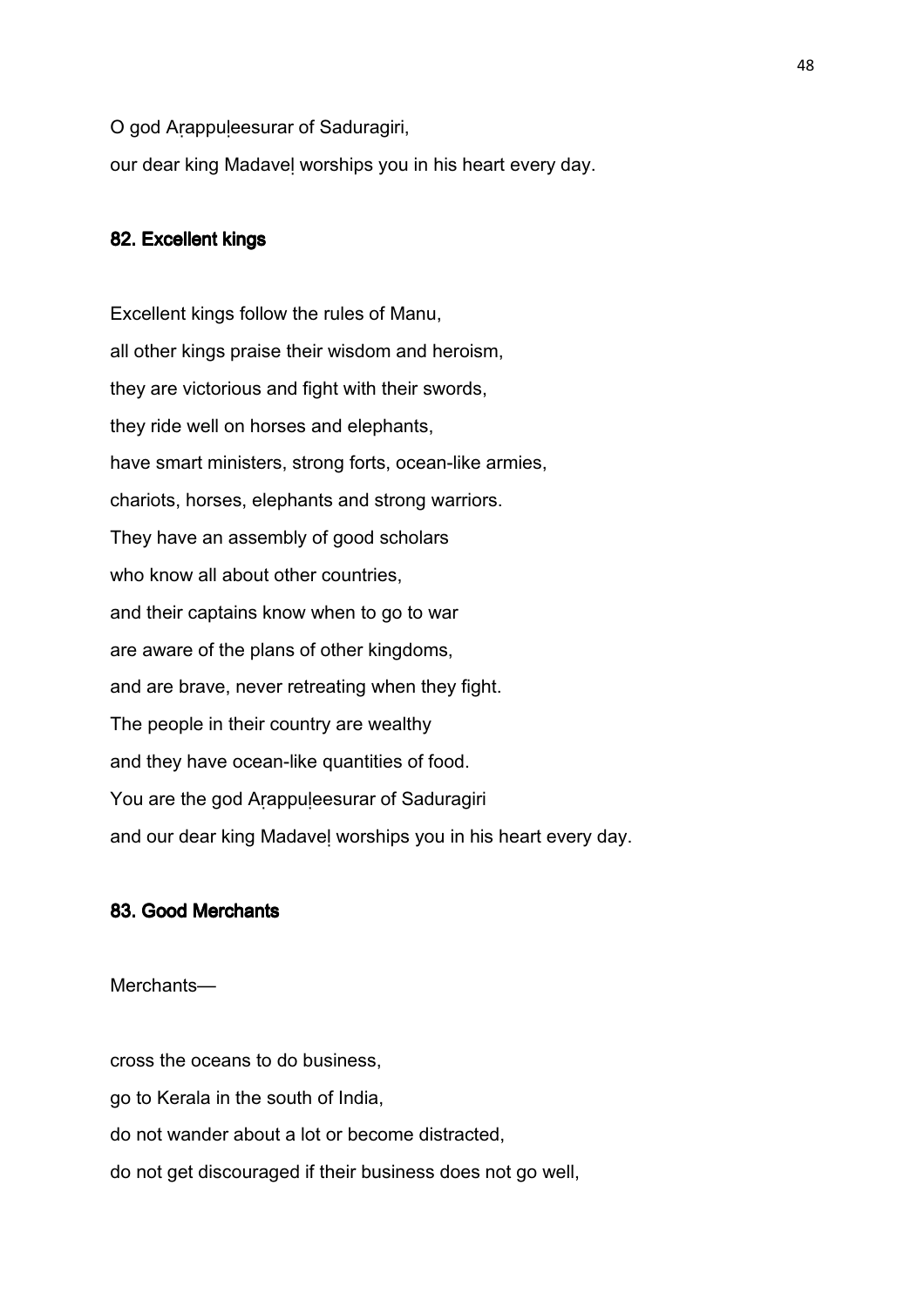O god Aṛappuḷeesurar of Saduragiri,

our dear king Madaveḷ worships you in his heart every day.

### 82. Excellent kings

Excellent kings follow the rules of Manu,
all other kings praise their wisdom and heroism,
they are victorious and fight with their swords,
they ride well on horses and elephants,
have smart ministers, strong forts, ocean-like armies,
chariots, horses, elephants and strong warriors.
They have an assembly of good scholars
who know all about other countries,
and their captains know when to go to war
are aware of the plans of other kingdoms,
and are brave, never retreating when they fight.
The people in their country are wealthy
and they have ocean-like quantities of food.
You are the god Aṛappuḷeesurar of Saduragiri
and our dear king Madaveḷ worships you in his heart every day.

### 83. Good Merchants

Merchants—

cross the oceans to do business,
go to Kerala in the south of India,
do not wander about a lot or become distracted,
do not get discouraged if their business does not go well,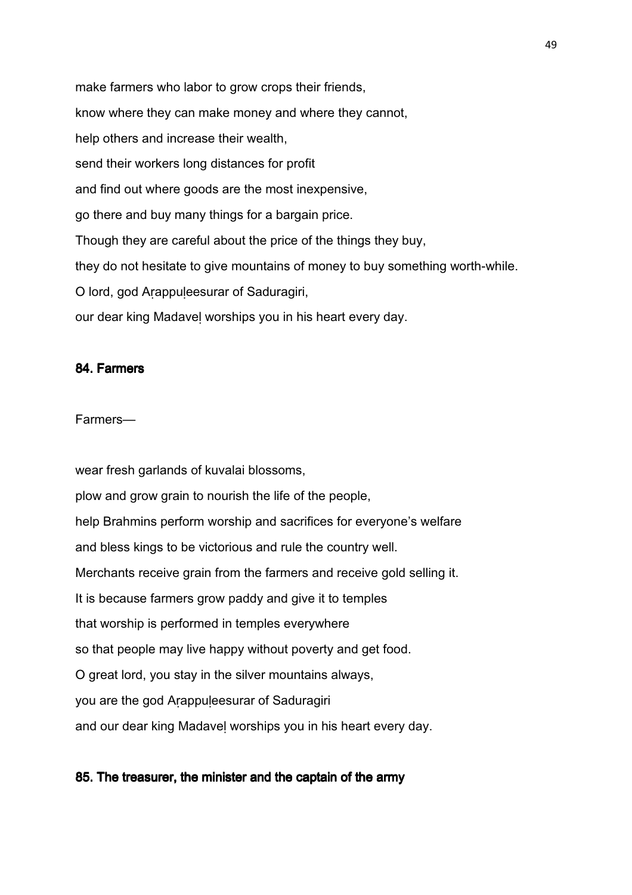make farmers who labor to grow crops their friends,

know where they can make money and where they cannot,

help others and increase their wealth,

send their workers long distances for profit

and find out where goods are the most inexpensive,

go there and buy many things for a bargain price.

Though they are careful about the price of the things they buy,

they do not hesitate to give mountains of money to buy something worth-while.

O lord, god Aṛappuḷeesurar of Saduragiri,

our dear king Madaveḷ worships you in his heart every day.

## 84. Farmers

Farmers—

wear fresh garlands of kuvalai blossoms,

plow and grow grain to nourish the life of the people,

help Brahmins perform worship and sacrifices for everyone's welfare

and bless kings to be victorious and rule the country well.

Merchants receive grain from the farmers and receive gold selling it.

It is because farmers grow paddy and give it to temples

that worship is performed in temples everywhere

so that people may live happy without poverty and get food.

O great lord, you stay in the silver mountains always,

you are the god Aṛappuḷeesurar of Saduragiri

and our dear king Madaveḷ worships you in his heart every day.

## 85. The treasurer, the minister and the captain of the army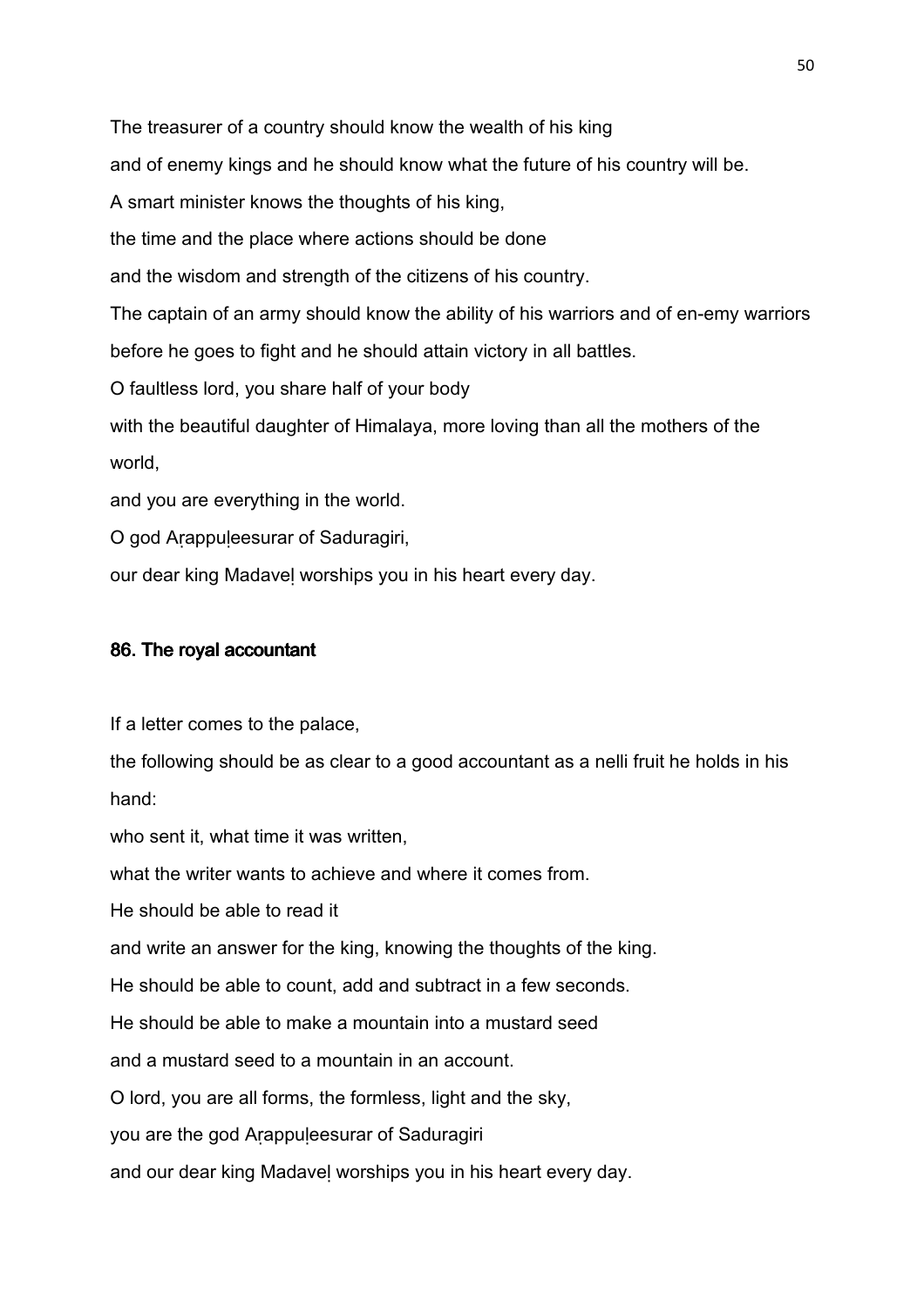The treasurer of a country should know the wealth of his king
and of enemy kings and he should know what the future of his country will be.
A smart minister knows the thoughts of his king,
the time and the place where actions should be done
and the wisdom and strength of the citizens of his country.
The captain of an army should know the ability of his warriors and of en-emy warriors
before he goes to fight and he should attain victory in all battles.
O faultless lord, you share half of your body
with the beautiful daughter of Himalaya, more loving than all the mothers of the world,
and you are everything in the world.
O god Aṛappuḷeesurar of Saduragiri,
our dear king Madaveḷ worships you in his heart every day.

## 86. The royal accountant

If a letter comes to the palace,
the following should be as clear to a good accountant as a nelli fruit he holds in his hand:
who sent it, what time it was written,
what the writer wants to achieve and where it comes from.
He should be able to read it
and write an answer for the king, knowing the thoughts of the king.
He should be able to count, add and subtract in a few seconds.
He should be able to make a mountain into a mustard seed
and a mustard seed to a mountain in an account.
O lord, you are all forms, the formless, light and the sky,
you are the god Aṛappuḷeesurar of Saduragiri
and our dear king Madaveḷ worships you in his heart every day.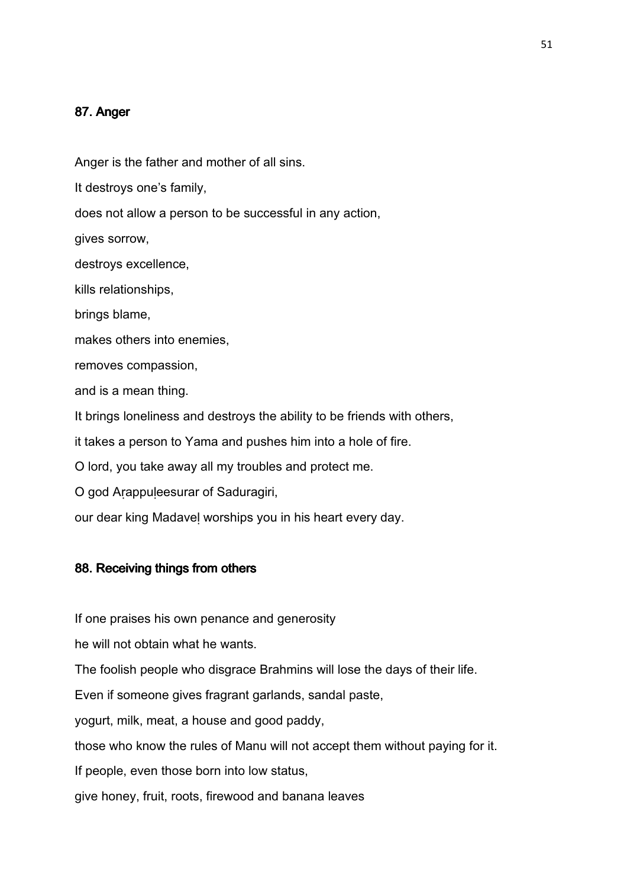## 87. Anger

Anger is the father and mother of all sins.

It destroys one's family,

does not allow a person to be successful in any action,

gives sorrow,

destroys excellence,

kills relationships,

brings blame,

makes others into enemies,

removes compassion,

and is a mean thing.

It brings loneliness and destroys the ability to be friends with others,

it takes a person to Yama and pushes him into a hole of fire.

O lord, you take away all my troubles and protect me.

O god Aṛappuḷeesurar of Saduragiri,

our dear king Madaveḷ worships you in his heart every day.

## 88. Receiving things from others

If one praises his own penance and generosity

he will not obtain what he wants.

The foolish people who disgrace Brahmins will lose the days of their life.

Even if someone gives fragrant garlands, sandal paste,

yogurt, milk, meat, a house and good paddy,

those who know the rules of Manu will not accept them without paying for it.

If people, even those born into low status,

give honey, fruit, roots, firewood and banana leaves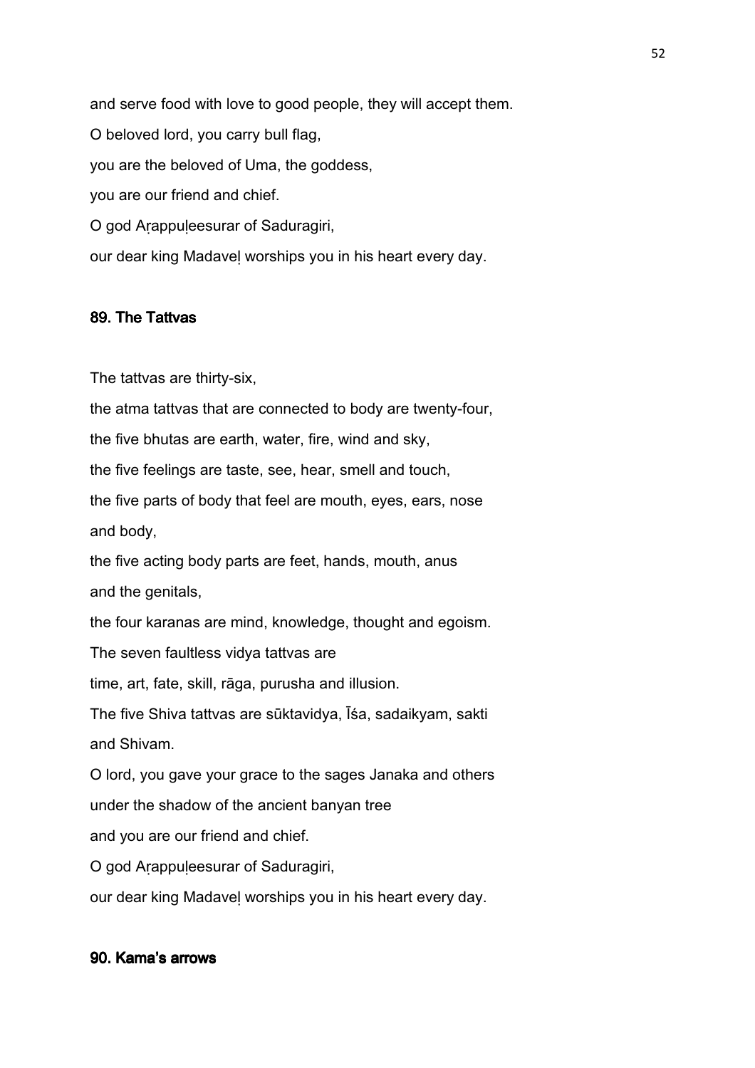and serve food with love to good people, they will accept them.

O beloved lord, you carry bull flag,

you are the beloved of Uma, the goddess,

you are our friend and chief.

O god Aṛappuḷeesurar of Saduragiri,

our dear king Madaveḷ worships you in his heart every day.

### 89. The Tattvas

The tattvas are thirty-six,

the atma tattvas that are connected to body are twenty-four,

the five bhutas are earth, water, fire, wind and sky,

the five feelings are taste, see, hear, smell and touch,

the five parts of body that feel are mouth, eyes, ears, nose and body,

the five acting body parts are feet, hands, mouth, anus and the genitals,

the four karanas are mind, knowledge, thought and egoism.

The seven faultless vidya tattvas are

time, art, fate, skill, rāga, purusha and illusion.

The five Shiva tattvas are sūktavidya, Īśa, sadaikyam, sakti and Shivam.

O lord, you gave your grace to the sages Janaka and others

under the shadow of the ancient banyan tree

and you are our friend and chief.

O god Aṛappuḷeesurar of Saduragiri,

our dear king Madaveḷ worships you in his heart every day.

### 90. Kama's arrows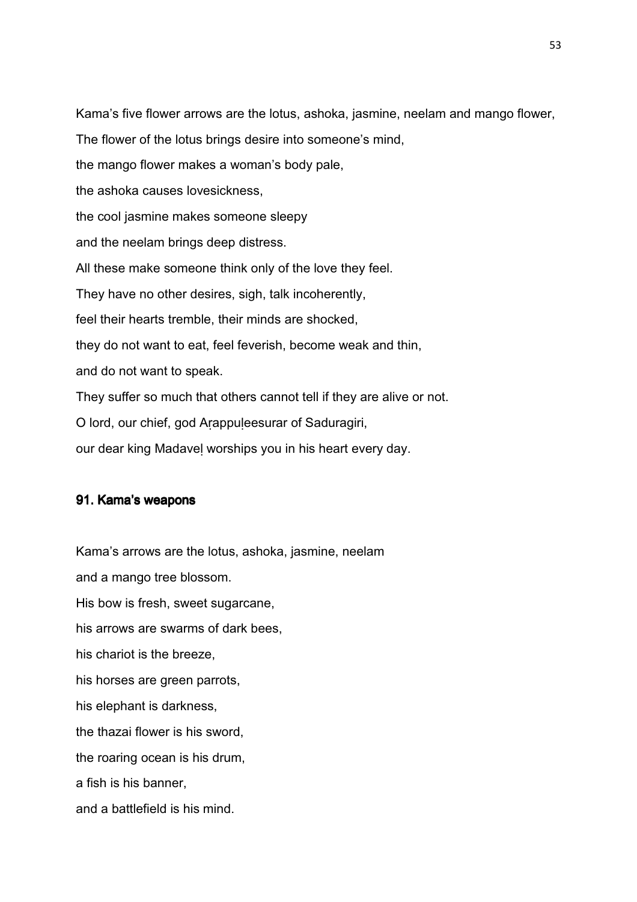Kama's five flower arrows are the lotus, ashoka, jasmine, neelam and mango flower,

The flower of the lotus brings desire into someone's mind,

the mango flower makes a woman's body pale,

the ashoka causes lovesickness,

the cool jasmine makes someone sleepy

and the neelam brings deep distress.

All these make someone think only of the love they feel.

They have no other desires, sigh, talk incoherently,

feel their hearts tremble, their minds are shocked,

they do not want to eat, feel feverish, become weak and thin,

and do not want to speak.

They suffer so much that others cannot tell if they are alive or not.

O lord, our chief, god Aṛappuḷeesurar of Saduragiri,

our dear king Madaveḷ worships you in his heart every day.

## 91. Kama's weapons

Kama's arrows are the lotus, ashoka, jasmine, neelam

and a mango tree blossom.

His bow is fresh, sweet sugarcane,

his arrows are swarms of dark bees,

his chariot is the breeze,

his horses are green parrots,

his elephant is darkness,

the thazai flower is his sword,

the roaring ocean is his drum,

a fish is his banner,

and a battlefield is his mind.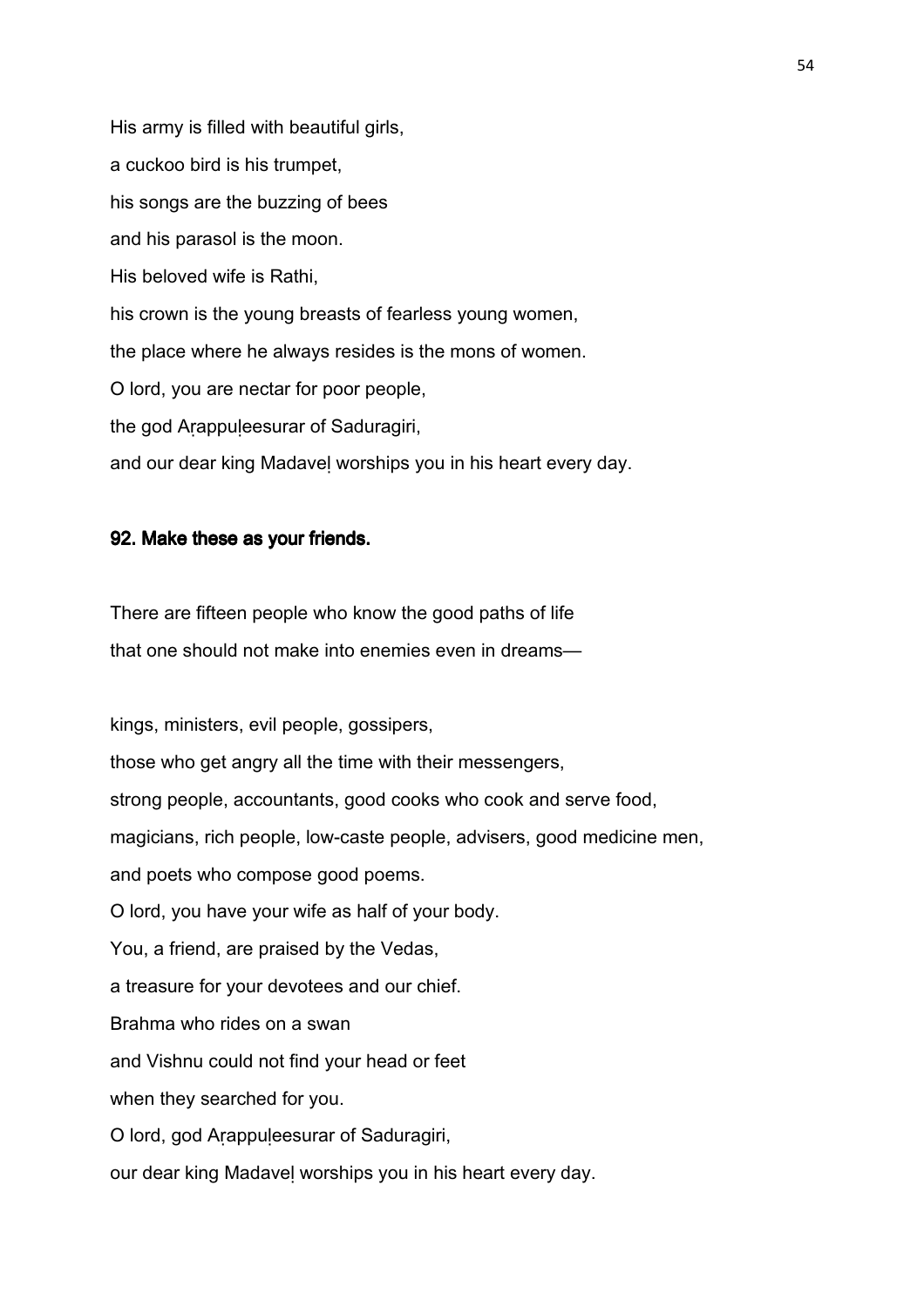His army is filled with beautiful girls,

a cuckoo bird is his trumpet,

his songs are the buzzing of bees

and his parasol is the moon.

His beloved wife is Rathi,

his crown is the young breasts of fearless young women,

the place where he always resides is the mons of women.

O lord, you are nectar for poor people,

the god Aṛappuḷeesurar of Saduragiri,

and our dear king Madaveḷ worships you in his heart every day.

### 92. Make these as your friends.

There are fifteen people who know the good paths of life

that one should not make into enemies even in dreams—

kings, ministers, evil people, gossipers,

those who get angry all the time with their messengers,

strong people, accountants, good cooks who cook and serve food,

magicians, rich people, low-caste people, advisers, good medicine men,

and poets who compose good poems.

O lord, you have your wife as half of your body.

You, a friend, are praised by the Vedas,

a treasure for your devotees and our chief.

Brahma who rides on a swan

and Vishnu could not find your head or feet

when they searched for you.

O lord, god Aṛappuḷeesurar of Saduragiri,

our dear king Madaveḷ worships you in his heart every day.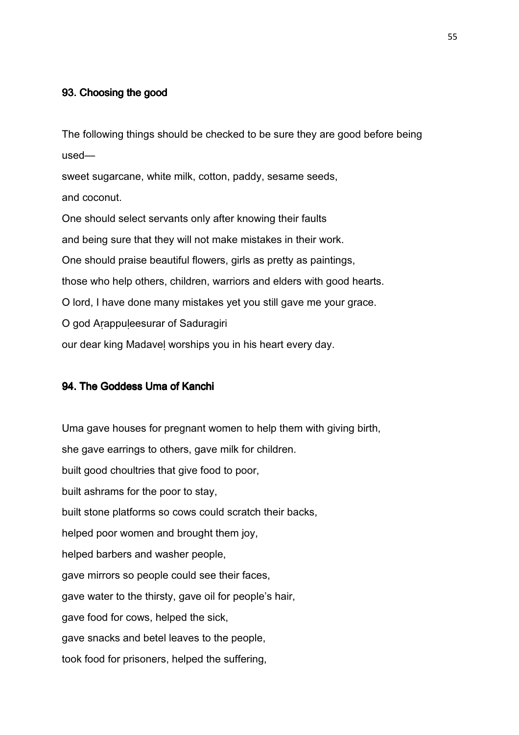### 93. Choosing the good

The following things should be checked to be sure they are good before being used—

sweet sugarcane, white milk, cotton, paddy, sesame seeds,

and coconut.

One should select servants only after knowing their faults

and being sure that they will not make mistakes in their work.

One should praise beautiful flowers, girls as pretty as paintings,

those who help others, children, warriors and elders with good hearts.

O lord, I have done many mistakes yet you still gave me your grace.

O god Aṛappuḷeesurar of Saduragiri

our dear king Madaveḷ worships you in his heart every day.

### 94. The Goddess Uma of Kanchi

Uma gave houses for pregnant women to help them with giving birth,

she gave earrings to others, gave milk for children.

built good choultries that give food to poor,

built ashrams for the poor to stay,

built stone platforms so cows could scratch their backs,

helped poor women and brought them joy,

helped barbers and washer people,

gave mirrors so people could see their faces,

gave water to the thirsty, gave oil for people's hair,

gave food for cows, helped the sick,

gave snacks and betel leaves to the people,

took food for prisoners, helped the suffering,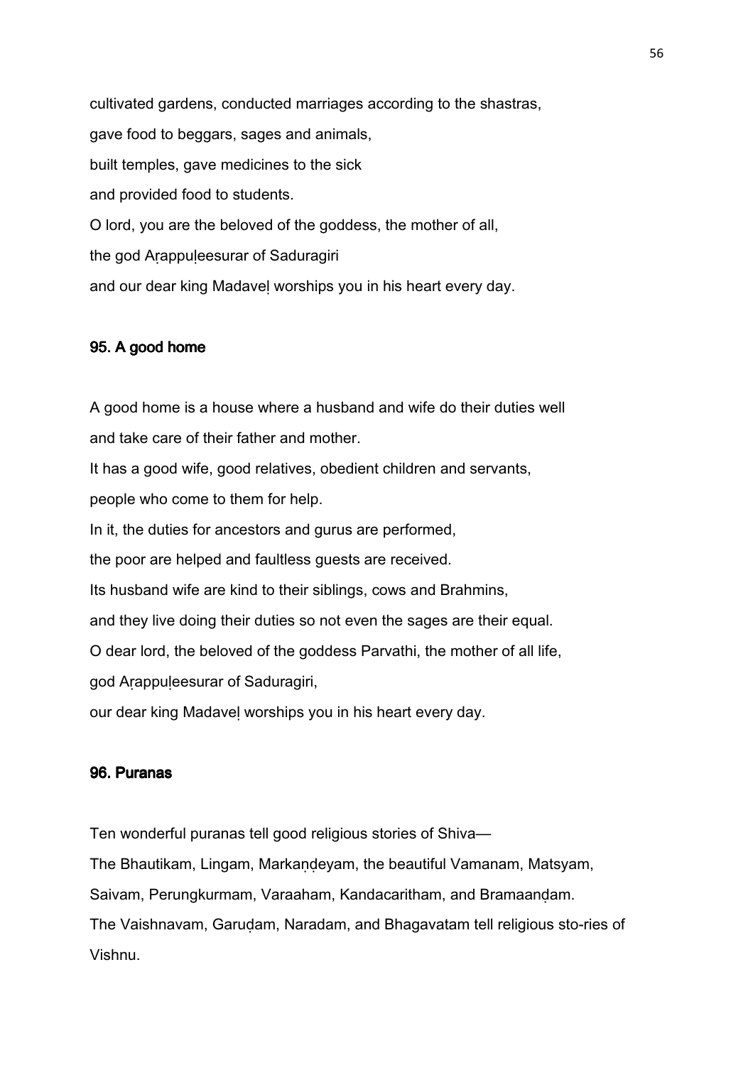cultivated gardens, conducted marriages according to the shastras,
gave food to beggars, sages and animals,
built temples, gave medicines to the sick
and provided food to students.
O lord, you are the beloved of the goddess, the mother of all,
the god Aṛappuḷeesurar of Saduragiri
and our dear king Madaveḷ worships you in his heart every day.

## 95. A good home

A good home is a house where a husband and wife do their duties well
and take care of their father and mother.
It has a good wife, good relatives, obedient children and servants,
people who come to them for help.
In it, the duties for ancestors and gurus are performed,
the poor are helped and faultless guests are received.
Its husband wife are kind to their siblings, cows and Brahmins,
and they live doing their duties so not even the sages are their equal.
O dear lord, the beloved of the goddess Parvathi, the mother of all life,
god Aṛappuḷeesurar of Saduragiri,
our dear king Madaveḷ worships you in his heart every day.

## 96. Puranas

Ten wonderful puranas tell good religious stories of Shiva—
The Bhautikam, Lingam, Markaṇḍeyam, the beautiful Vamanam, Matsyam,
Saivam, Perungkurmam, Varaaham, Kandacaritham, and Bramaanḍam.
The Vaishnavam, Garuḍam, Naradam, and Bhagavatam tell religious sto-ries of
Vishnu.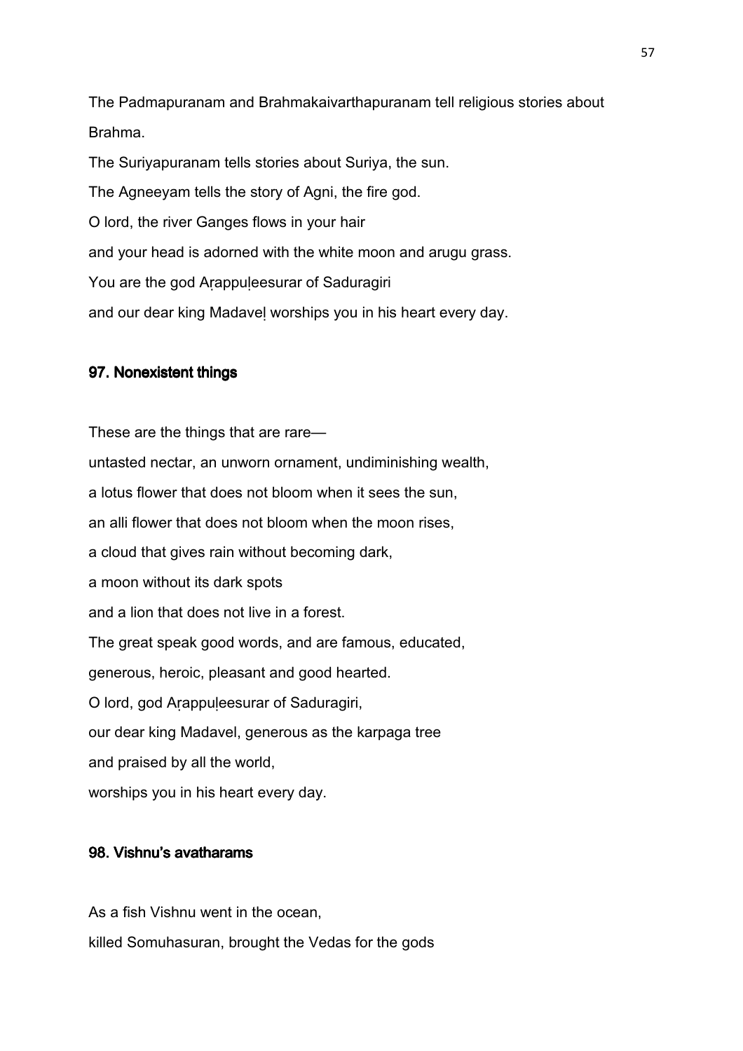The Padmapuranam and Brahmakaivarthapuranam tell religious stories about Brahma.

The Suriyapuranam tells stories about Suriya, the sun.

The Agneeyam tells the story of Agni, the fire god.

O lord, the river Ganges flows in your hair

and your head is adorned with the white moon and arugu grass.

You are the god Aṛappuḷeesurar of Saduragiri

and our dear king Madaveḷ worships you in his heart every day.

### 97. Nonexistent things

These are the things that are rare—

untasted nectar, an unworn ornament, undiminishing wealth,

a lotus flower that does not bloom when it sees the sun,

an alli flower that does not bloom when the moon rises,

a cloud that gives rain without becoming dark,

a moon without its dark spots

and a lion that does not live in a forest.

The great speak good words, and are famous, educated,

generous, heroic, pleasant and good hearted.

O lord, god Aṛappuḷeesurar of Saduragiri,

our dear king Madavel, generous as the karpaga tree

and praised by all the world,

worships you in his heart every day.

### 98. Vishnu's avatharams

As a fish Vishnu went in the ocean,

killed Somuhasuran, brought the Vedas for the gods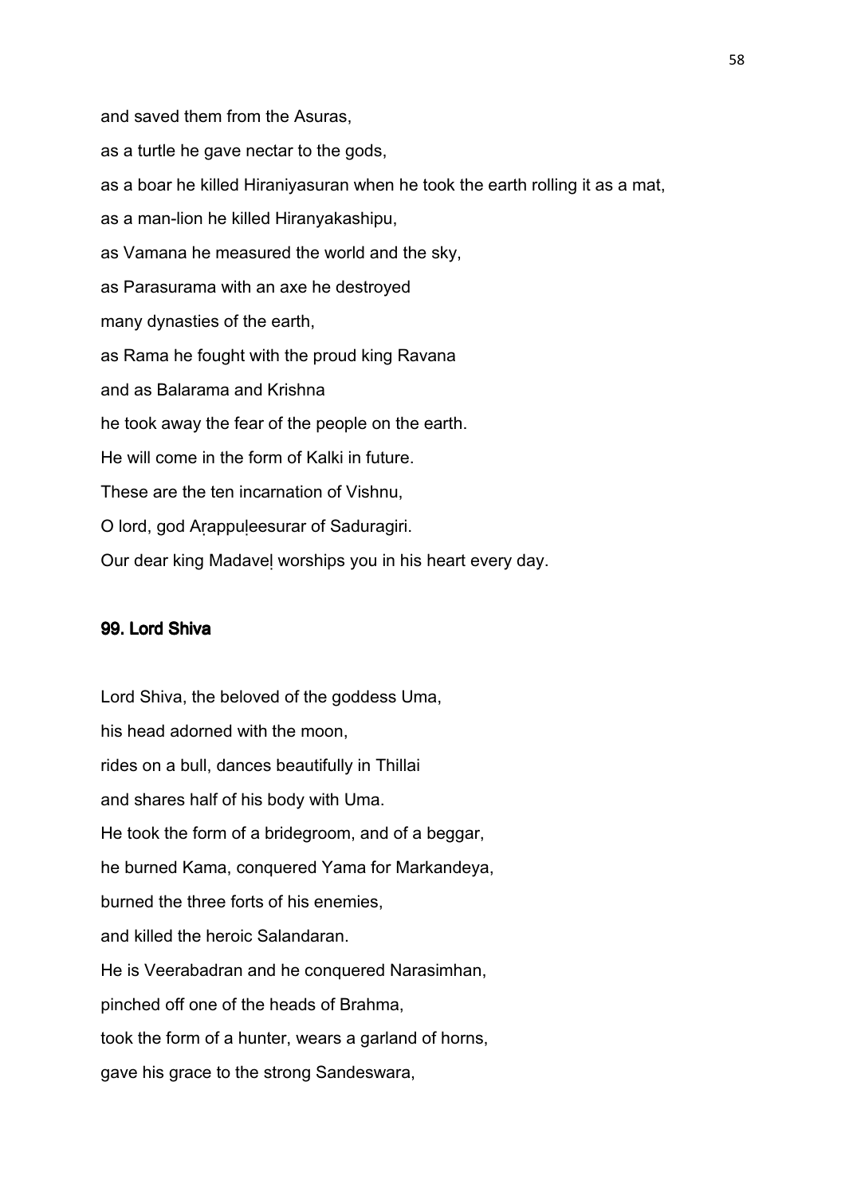and saved them from the Asuras,

as a turtle he gave nectar to the gods,

as a boar he killed Hiraniyasuran when he took the earth rolling it as a mat,

as a man-lion he killed Hiranyakashipu,

as Vamana he measured the world and the sky,

as Parasurama with an axe he destroyed

many dynasties of the earth,

as Rama he fought with the proud king Ravana

and as Balarama and Krishna

he took away the fear of the people on the earth.

He will come in the form of Kalki in future.

These are the ten incarnation of Vishnu,

O lord, god Aṛappuḷeesurar of Saduragiri.

Our dear king Madaveḷ worships you in his heart every day.

## 99. Lord Shiva

Lord Shiva, the beloved of the goddess Uma,

his head adorned with the moon,

rides on a bull, dances beautifully in Thillai

and shares half of his body with Uma.

He took the form of a bridegroom, and of a beggar,

he burned Kama, conquered Yama for Markandeya,

burned the three forts of his enemies,

and killed the heroic Salandaran.

He is Veerabadran and he conquered Narasimhan,

pinched off one of the heads of Brahma,

took the form of a hunter, wears a garland of horns,

gave his grace to the strong Sandeswara,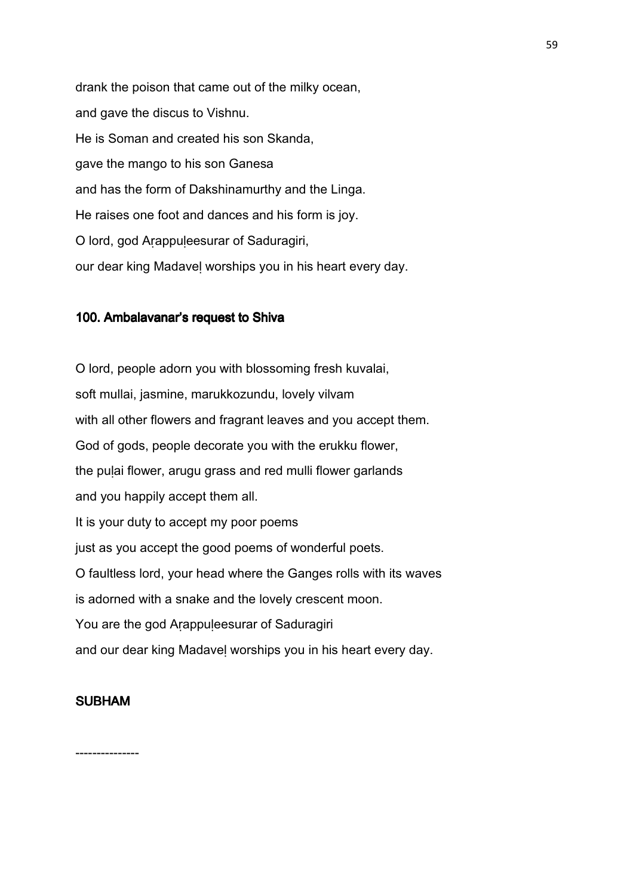drank the poison that came out of the milky ocean,

and gave the discus to Vishnu.

He is Soman and created his son Skanda,

gave the mango to his son Ganesa

and has the form of Dakshinamurthy and the Linga.

He raises one foot and dances and his form is joy.

O lord, god Aṛappuḷeesurar of Saduragiri,

our dear king Madaveḷ worships you in his heart every day.

### 100. Ambalavanar's request to Shiva

O lord, people adorn you with blossoming fresh kuvalai,

soft mullai, jasmine, marukkozundu, lovely vilvam

with all other flowers and fragrant leaves and you accept them.

God of gods, people decorate you with the erukku flower,

the puḷai flower, arugu grass and red mulli flower garlands

and you happily accept them all.

It is your duty to accept my poor poems

just as you accept the good poems of wonderful poets.

O faultless lord, your head where the Ganges rolls with its waves

is adorned with a snake and the lovely crescent moon.

You are the god Aṛappuḷeesurar of Saduragiri

and our dear king Madaveḷ worships you in his heart every day.

**SUBHAM**

---------------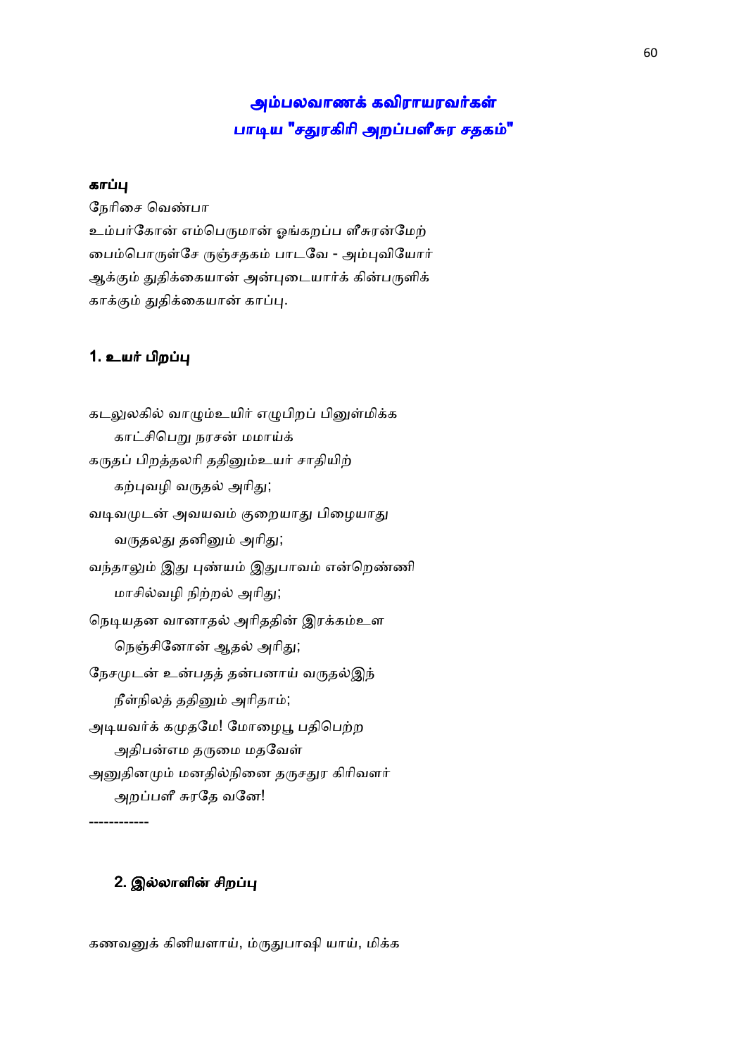## அம்பலவாணக் கவிராயரவர்கள் பாடிய "சதுரகிரி அறப்பளீசுர சதகம்"

**காப்பு**

நேரிசை வெண்பா

உம்பர்கோன் எம்பெருமான் ஓங்கறப்ப ளீசுரன்மேற்
பைம்பொருள்சே ருஞ்சதகம் பாடவே - அம்புவியோர்
ஆக்கும் துதிக்கையான் அன்புடையார்க் கின்பருளிக்
காக்கும் துதிக்கையான் காப்பு.

### 1. உயர் பிறப்பு

கடலுலகில் வாழும்உயிர் எழுபிறப் பினுள்மிக்க
காட்சிபெறு நரசன் மமாய்க்
கருதப் பிறத்தலரி ததினும்உயர் சாதியிற்
கற்புவழி வருதல் அரிது;
வடிவமுடன் அவயவம் குறையாது பிழையாது
வருதலது தனினும் அரிது;
வந்தாலும் இது புண்யம் இதுபாவம் என்றெண்ணி
மாசில்வழி நிற்றல் அரிது;
நெடியதன வானாதல் அரிததின் இரக்கம்உள
நெஞ்சினோன் ஆதல் அரிது;
நேசமுடன் உன்பதத் தன்பனாய் வருதல்இந்
நீள்நிலத் ததினும் அரிதாம்;
அடியவர்க் கமுதமே! மோழைபூ பதிபெற்ற
அதிபன்எம தருமை மதவேள்
அனுதினமும் மனதில்நினை தருசதுர கிரிவளர்
அறப்பளீ சுரதே வனே!

-----------

### 2. இல்லாளின் சிறப்பு

கணவனுக் கினியளாய், ம்ருதுபாஷி யாய், மிக்க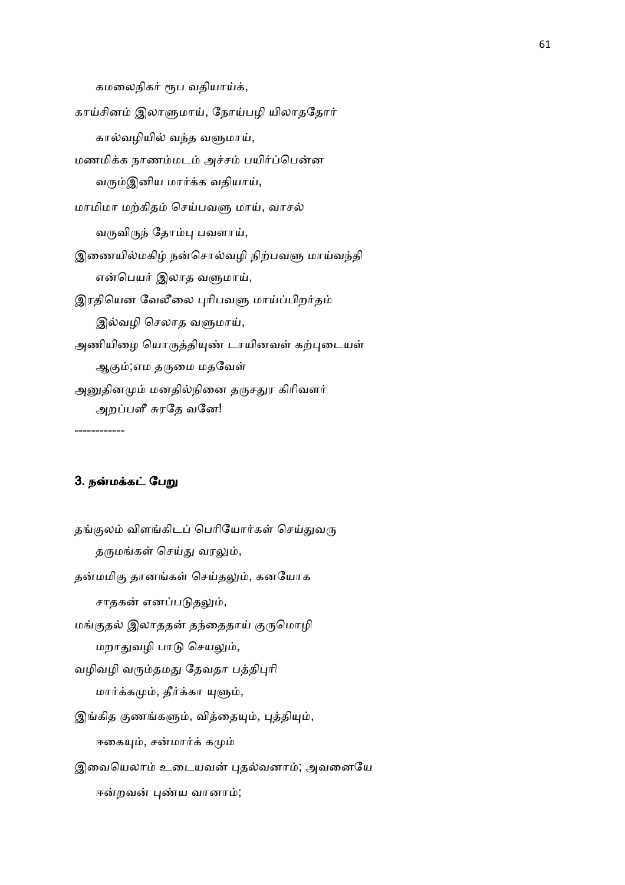கமலைநிகர் ரூப வதியாய்க்,

காய்சினம் இலாளுமாய், நோய்பழி யிலாததோர்

கால்வழியில் வந்த வளுமாய்,

மணமிக்க நாணம்மடம் அச்சம் பயிர்ப்பென்ன

வரும்இனிய மார்க்க வதியாய்,

மாமிமா மற்கிதம் செய்பவளு மாய், வாசல்

வருவிருந் தோம்பு பவளாய்,

இணையில்மகிழ் நன்சொல்வழி நிற்பவளு மாய்வந்தி

என்பெயர் இலாத வளுமாய்,

இரதியென வேலீலை புரிபவளு மாய்ப்பிறர்தம்

இல்வழி செலாத வளுமாய்,

அணியிழை யொருத்தியுண் டாயினவள் கற்புடையள்

ஆகும்;எம தருமை மதவேள்

அனுதினமும் மனதில்நினை தருசதுர கிரிவளர்

அறப்பளீ சுரதே வனே!

-----------

### 3. நன்மக்கட் பேறு

தங்குலம் விளங்கிடப் பெரியோர்கள் செய்துவரு

தருமங்கள் செய்து வரலும்,

தன்மமிகு தானங்கள் செய்தலும், கனயோக

சாதகன் எனப்படுதலும்,

மங்குதல் இலாததன் தந்தைதாய் குருமொழி

மறாதுவழி பாடு செயலும்,

வழிவழி வரும்தமது தேவதா பத்திபுரி

மார்க்கமும், தீர்க்கா யுளும்,

இங்கித குணங்களும், வித்தையும், புத்தியும்,

ஈகையும், சன்மார்க் கமும்

இவையெலாம் உடையவன் புதல்வனாம்; அவனையே

ஈன்றவன் புண்ய வானாம்;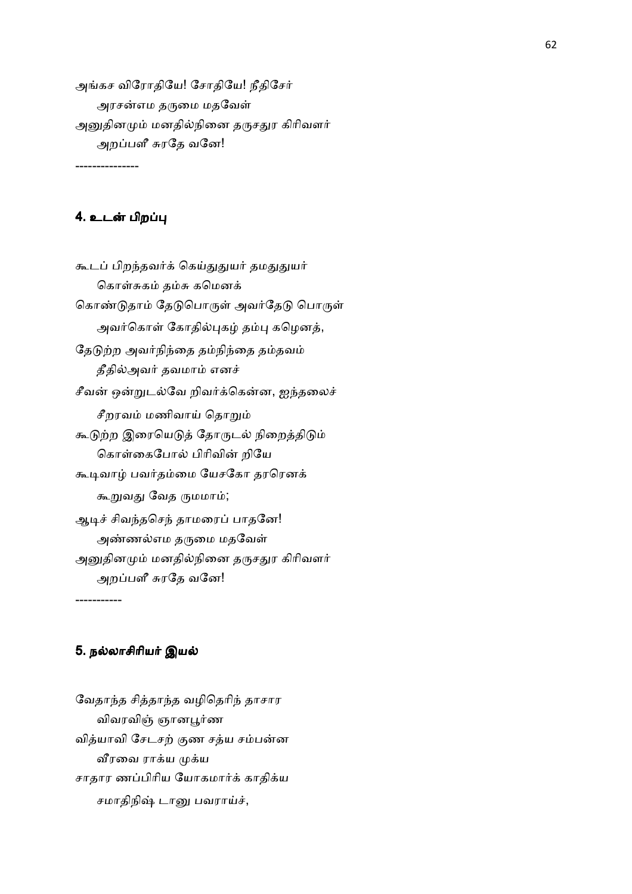அங்கச விரோதியே! சோதியே! நீதிசேர்
    அரசன்எம தருமை மதவேள்
அனுதினமும் மனதில்நினை தருசதுர கிரிவளர்
    அறப்பளீ சுரதே வனே!

---------------

### 4. உடன் பிறப்பு

கூடப் பிறந்தவர்க் கெய்துதுயர் தமதுதுயர்
    கொள்சுகம் தம்சு கமெனக்
கொண்டுதாம் தேடுபொருள் அவர்தேடு பொருள்
    அவர்கொள் கோதில்புகழ் தம்பு கழெனத்,
தேடுற்ற அவர்நிந்தை தம்நிந்தை தம்தவம்
    தீதில்அவர் தவமாம் எனச்
சீவன் ஒன்றுடல்வே றிவர்க்கென்ன, ஐந்தலைச்
    சீறரவம் மணிவாய் தொறும்
கூடுற்ற இரையெடுத் தோருடல் நிறைத்திடும்
    கொள்கைபோல் பிரிவின் றியே
கூடிவாழ் பவர்தம்மை யேசகோ தரரெனக்
    கூறுவது வேத ருமமாம்;
ஆடிச் சிவந்தசெந் தாமரைப் பாதனே!
    அண்ணல்எம தருமை மதவேள்
அனுதினமும் மனதில்நினை தருசதுர கிரிவளர்
    அறப்பளீ சுரதே வனே!

-----------

### 5. நல்லாசிரியர் இயல்

வேதாந்த சித்தாந்த வழிதெரிந் தாசார
    விவரவிஞ் ஞானபூர்ண
வித்யாவி சேடசற் குண சத்ய சம்பன்ன
    வீரவை ராக்ய முக்ய
சாதார ணப்பிரிய யோகமார்க் காதிக்ய
    சமாதிநிஷ் டானு பவராய்ச்,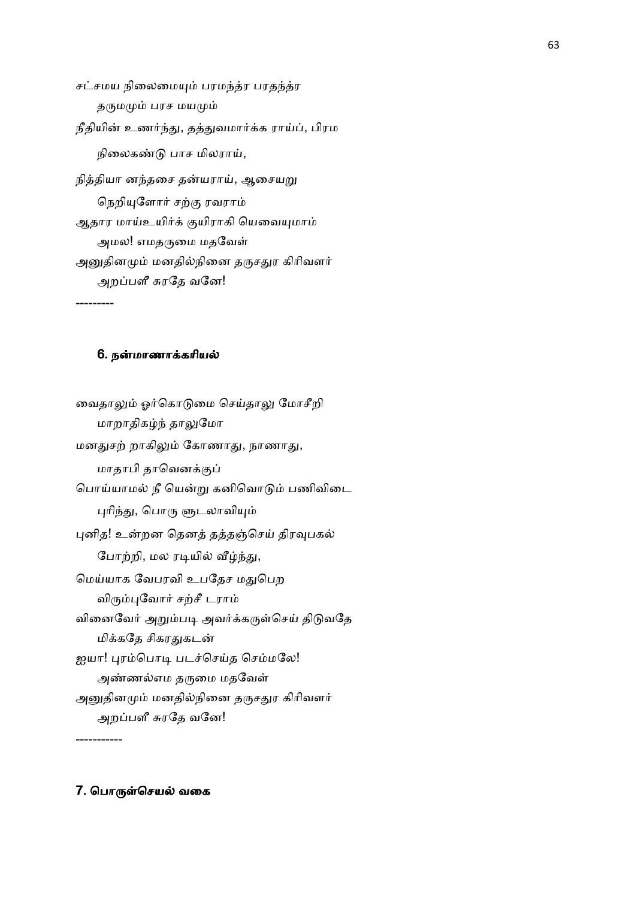சட்சமய நிலைமையும் பரமந்த்ர பரதந்த்ர
தருமமும் பரச மயமும்
நீதியின் உணர்ந்து, தத்துவமார்க்க ராய்ப், பிரம
நிலைகண்டு பாச மிலராய்,
நித்தியா னந்தசை தன்யராய், ஆசையறு
நெறியுளோர் சற்கு ரவராம்
ஆதார மாய்உயிர்க் குயிராகி யெவையுமாம்
அமல! எமதருமை மதவேள்
அனுதினமும் மனதில்நினை தருசதுர கிரிவளர்
அறப்பளீ சுரதே வனே!

---------

### 6. நன்மாணாக்கரியல்

வைதாலும் ஓர்கொடுமை செய்தாலு மோசீறி
மாறாதிகழ்ந் தாலுமோ
மனதுசற் றாகிலும் கோணாது, நாணாது,
மாதாபி தாவெனக்குப்
பொய்யாமல் நீ யென்று கனிவொடும் பணிவிடை
புரிந்து, பொரு ளுடலாவியும்
புனித! உன்றன தெனத் தத்தஞ்செய் திரவுபகல்
போற்றி, மல ரடியில் வீழ்ந்து,
மெய்யாக வேபரவி உபதேச மதுபெற
விரும்புவோர் சற்சீ டராம்
வினைவேர் அறும்படி அவர்க்கருள்செய் திடுவதே
மிக்கதே சிகரதுகடன்
ஐயா! புரம்பொடி படச்செய்த செம்மலே!
அண்ணல்எம தருமை மதவேள்
அனுதினமும் மனதில்நினை தருசதுர கிரிவளர்
அறப்பளீ சுரதே வனே!

----------

### 7. பொருள்செயல் வகை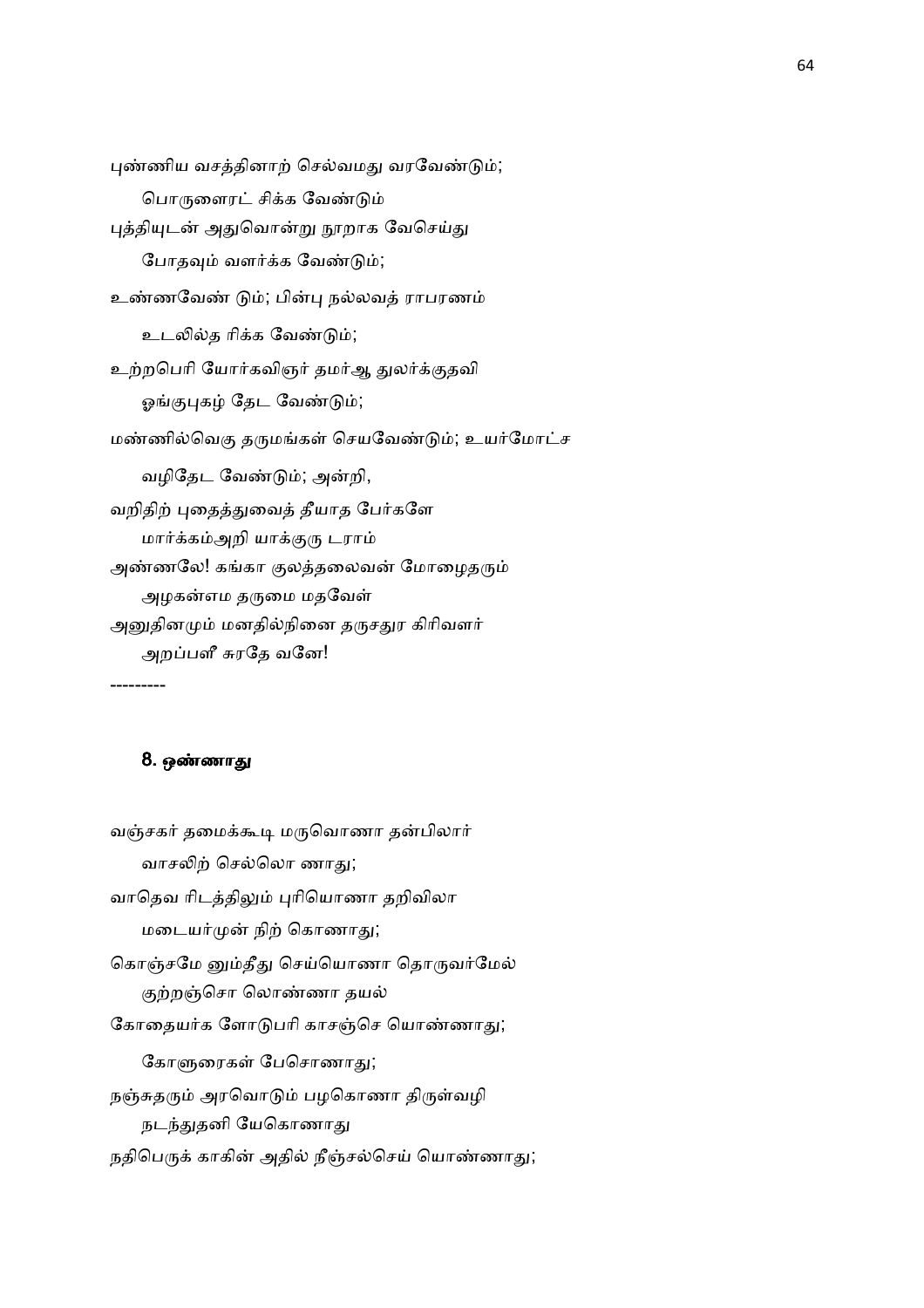புண்ணிய வசத்தினாற் செல்வமது வரவேண்டும்;

பொருளைரட் சிக்க வேண்டும்

புத்தியுடன் அதுவொன்று நூறாக வேசெய்து

போதவும் வளர்க்க வேண்டும்;

உண்ணவேண் டும்; பின்பு நல்லவத் ராபரணம்

உடலில்த ரிக்க வேண்டும்;

உற்றபெரி யோர்கவிஞர் தமர்ஆ துலர்க்குதவி

ஓங்குபுகழ் தேட வேண்டும்;

மண்ணில்வெகு தருமங்கள் செயவேண்டும்; உயர்மோட்ச

வழிதேட வேண்டும்; அன்றி,

வறிதிற் புதைத்துவைத் தீயாத பேர்களே

மார்க்கம்அறி யாக்குரு டராம்

அண்ணலே! கங்கா குலத்தலைவன் மோழைதரும்

அழகன்எம தருமை மதவேள்

அனுதினமும் மனதில்நினை தருசதுர கிரிவளர்

அறப்பளீ சுரதே வனே!

---------

## 8. ஒண்ணாது

வஞ்சகர் தமைக்கூடி மருவொணா தன்பிலார்

வாசலிற் செல்லொ ணாது;

வாதெவ ரிடத்திலும் புரியொணா தறிவிலா

மடையர்முன் நிற் கொணாது;

கொஞ்சமே னும்தீது செய்யொணா தொருவர்மேல்

குற்றஞ்சொ லொண்ணா தயல்

கோதையர்க ளோடுபரி காசஞ்செ யொண்ணாது;

கோளுரைகள் பேசொணாது;

நஞ்சுதரும் அரவொடும் பழகொணா திருள்வழி

நடந்துதனி யேகொணாது

நதிபெருக் காகின் அதில் நீஞ்சல்செய் யொண்ணாது;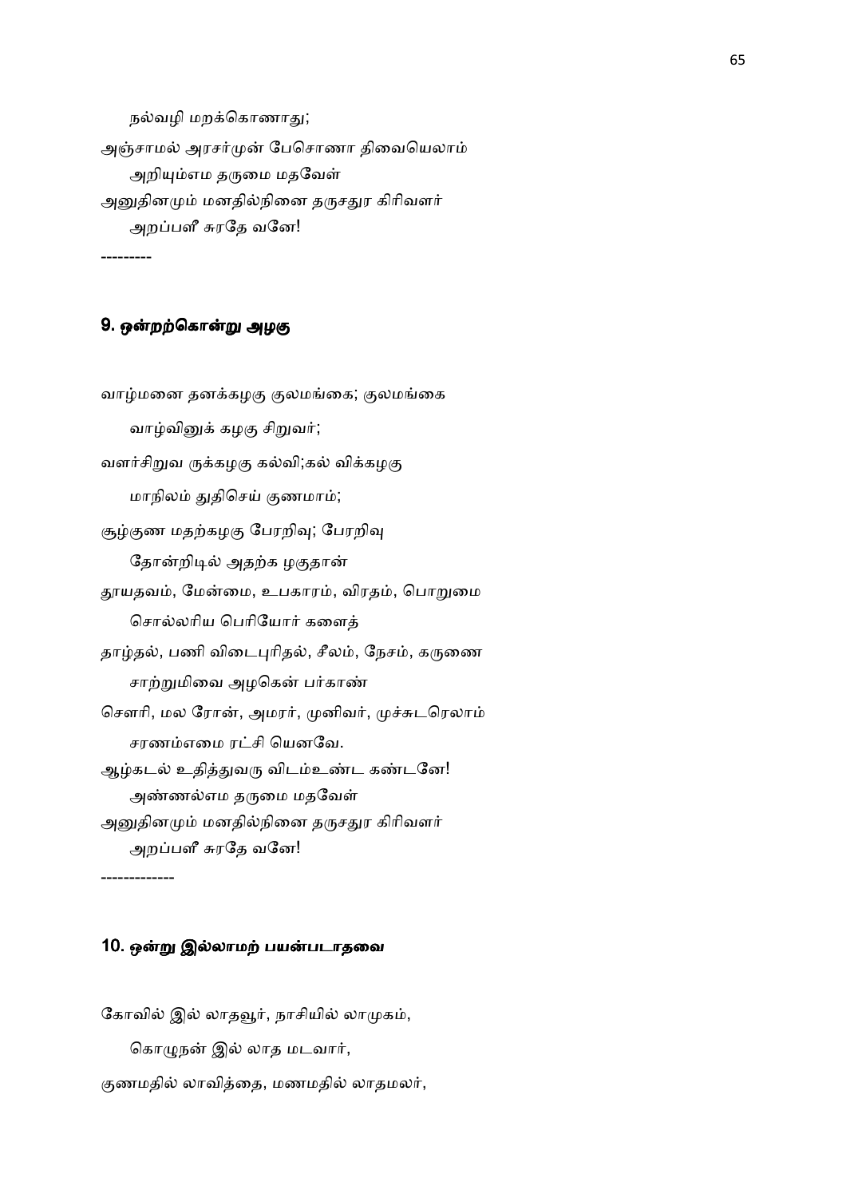நல்வழி மறக்கொணாது;

அஞ்சாமல் அரசர்முன் பேசொணா திவையெலாம்

அறியும்எம தருமை மதவேள்

அனுதினமும் மனதில்நினை தருசதுர கிரிவளர்

அறப்பளீ சுரதே வனே!

---------

## 9. ஒன்றற்கொன்று அழகு

வாழ்மனை தனக்கழகு குலமங்கை; குலமங்கை

வாழ்வினுக் கழகு சிறுவர்;

வளர்சிறுவ ருக்கழகு கல்வி;கல் விக்கழகு

மாநிலம் துதிசெய் குணமாம்;

சூழ்குண மதற்கழகு பேரறிவு; பேரறிவு

தோன்றிடில் அதற்க ழகுதான்

தூயதவம், மேன்மை, உபகாரம், விரதம், பொறுமை

சொல்லரிய பெரியோர் களைத்

தாழ்தல், பணி விடைபுரிதல், சீலம், நேசம், கருணை

சாற்றுமிவை அழகென் பர்காண்

சௌரி, மல ரோன், அமரர், முனிவர், முச்சுடரெலாம்

சரணம்எமை ரட்சி யெனவே.

ஆழ்கடல் உதித்துவரு விடம்உண்ட கண்டனே!

அண்ணல்எம தருமை மதவேள்

அனுதினமும் மனதில்நினை தருசதுர கிரிவளர்

அறப்பளீ சுரதே வனே!

------------

## 10. ஒன்று இல்லாமற் பயன்படாதவை

கோவில் இல் லாதவூர், நாசியில் லாமுகம்,

கொழுநன் இல் லாத மடவார்,

குணமதில் லாவித்தை, மணமதில் லாதமலர்,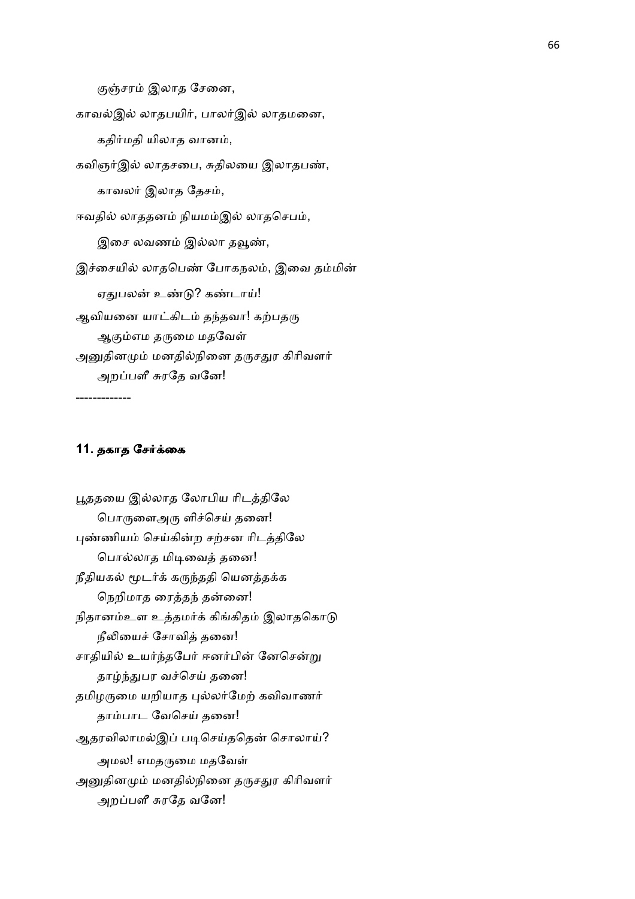குஞ்சரம் இலாத சேனை,

காவல்இல் லாதபயிர், பாலர்இல் லாதமனை,

கதிர்மதி யிலாத வானம்,

கவிஞர்இல் லாதசபை, சுதிலயை இலாதபண்,

காவலர் இலாத தேசம்,

ஈவதில் லாததனம் நியமம்இல் லாதசெபம்,

இசை லவணம் இல்லா தவூண்,

இச்சையில் லாதபெண் போகநலம், இவை தம்மின்

ஏதுபலன் உண்டு? கண்டாய்!

ஆவியனை யாட்கிடம் தந்தவா! கற்பதரு

ஆகும்எம தருமை மதவேள்

அனுதினமும் மனதில்நினை தருசதுர கிரிவளர்

அறப்பளீ சுரதே வனே!

------------

## 11. தகாத சேர்க்கை

பூததயை இல்லாத லோபிய ரிடத்திலே

பொருளைஅரு ளிச்செய் தனை!

புண்ணியம் செய்கின்ற சற்சன ரிடத்திலே

பொல்லாத மிடிவைத் தனை!

நீதியகல் மூடர்க் கருந்ததி யெனத்தக்க

நெறிமாத ரைத்தந் தன்னை!

நிதானம்உள உத்தமர்க் கிங்கிதம் இலாதகொடு

நீலியைச் சோவித் தனை!

சாதியில் உயர்ந்தபேர் ஈனர்பின் னேசென்று

தாழ்ந்துபர வச்செய் தனை!

தமிழருமை யறியாத புல்லர்மேற் கவிவாணர்

தாம்பாட வேசெய் தனை!

ஆதரவிலாமல்இப் படிசெய்ததென் சொலாய்?

அமல! எமதருமை மதவேள்

அனுதினமும் மனதில்நினை தருசதுர கிரிவளர்

அறப்பளீ சுரதே வனே!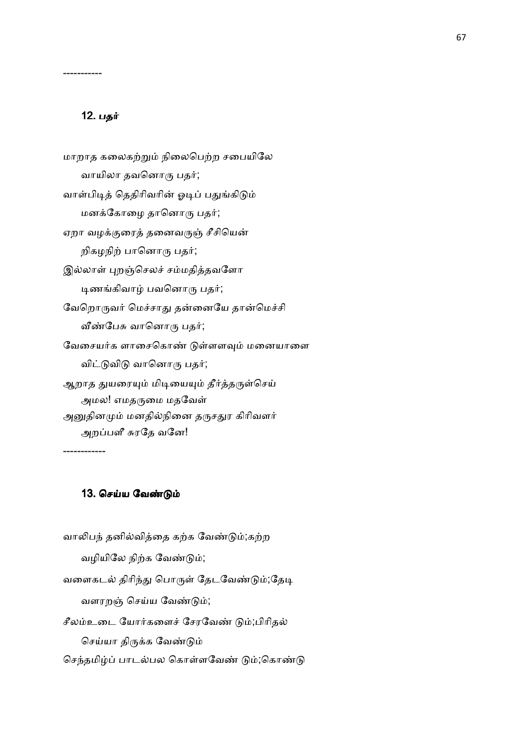-----------

### 12. பதர்

மாறாத கலைகற்றும் நிலைபெற்ற சபையிலே
　　வாயிலா தவனொரு பதர்;
வாள்பிடித் தெதிரிவரின் ஓடிப் பதுங்கிடும்
　　மனக்கோழை தானொரு பதர்;
ஏறா வழக்குரைத் தனைவருஞ் சீசியென்
　　றிகழநிற் பானொரு பதர்;
இல்லாள் புறஞ்செலச் சம்மதித்தவளோ
　　டிணங்கிவாழ் பவனொரு பதர்;
வேறொருவர் மெச்சாது தன்னையே தான்மெச்சி
　　வீண்பேசு வானொரு பதர்;
வேசையர்க ளாசைகொண் டுள்ளளவும் மனையாளை
　　விட்டுவிடு வானொரு பதர்;
ஆறாத துயரையும் மிடியையும் தீர்த்தருள்செய்
　　அமல! எமதருமை மதவேள்
அனுதினமும் மனதில்நினை தருசதுர கிரிவளர்
　　அறப்பளீ சுரதே வனே!

------------

### 13. செய்ய வேண்டும்

வாலிபந் தனில்வித்தை கற்க வேண்டும்;கற்ற
　　வழியிலே நிற்க வேண்டும்;
வளைகடல் திரிந்து பொருள் தேடவேண்டும்;தேடி
　　வளரறஞ் செய்ய வேண்டும்;
சீலம்உடை யோர்களைச் சேரவேண் டும்;பிரிதல்
　　செய்யா திருக்க வேண்டும்
செந்தமிழ்ப் பாடல்பல கொள்ளவேண் டும்;கொண்டு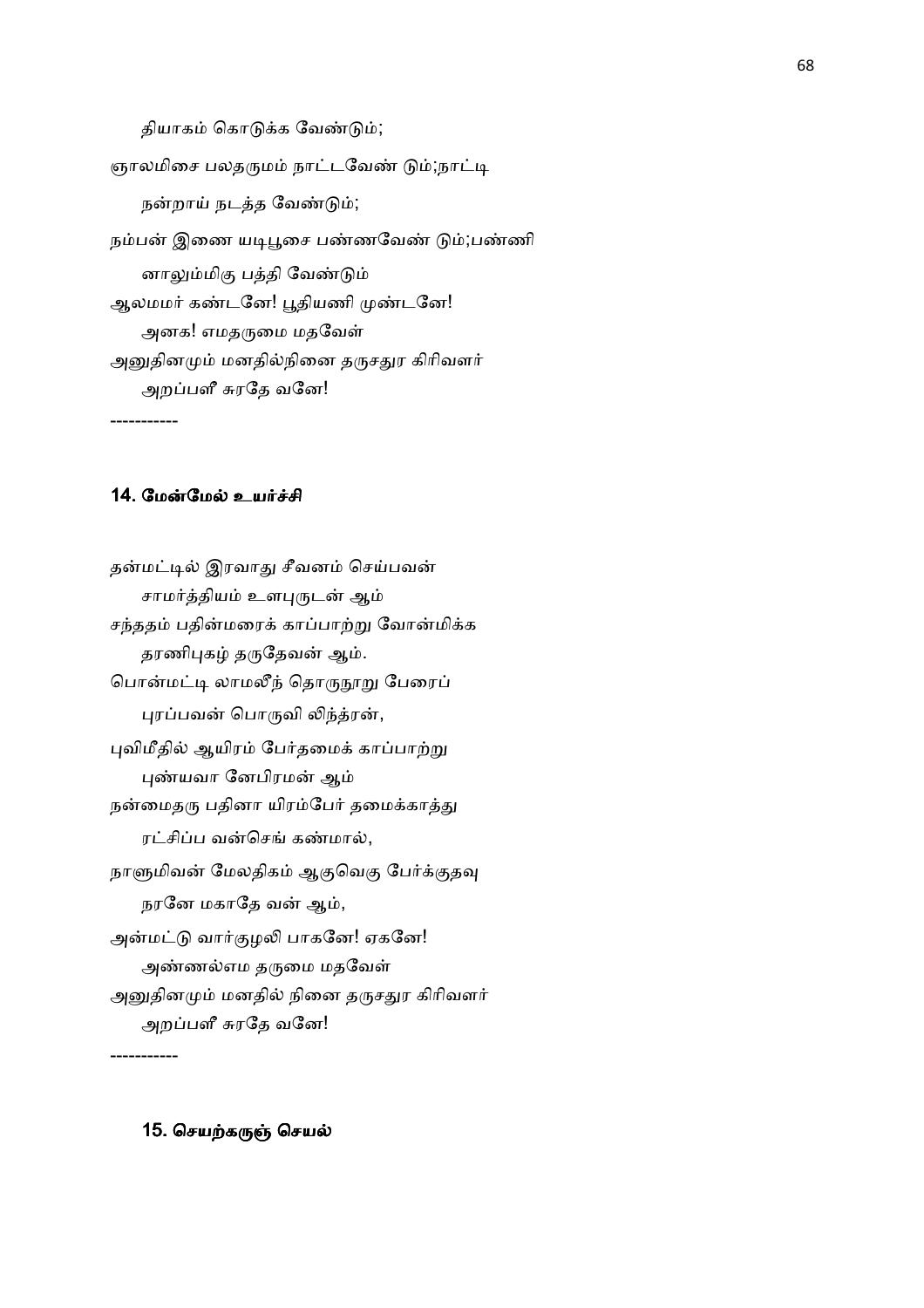தியாகம் கொடுக்க வேண்டும்;

ஞாலமிசை பலதருமம் நாட்டவேண் டும்;நாட்டி

நன்றாய் நடத்த வேண்டும்;

நம்பன் இணை யடிபூசை பண்ணவேண் டும்;பண்ணி

னாலும்மிகு பத்தி வேண்டும்

ஆலமமர் கண்டனே! பூதியணி முண்டனே!

அனக! எமதருமை மதவேள்

அனுதினமும் மனதில்நினை தருசதுர கிரிவளர்

அறப்பளீ சுரதே வனே!

----------

## 14. மேன்மேல் உயர்ச்சி

தன்மட்டில் இரவாது சீவனம் செய்பவன்

சாமர்த்தியம் உளபுருடன் ஆம்

சந்ததம் பதின்மரைக் காப்பாற்று வோன்மிக்க

தரணிபுகழ் தருதேவன் ஆம்.

பொன்மட்டி லாமலீந் தொருநூறு பேரைப்

புரப்பவன் பொருவி லிந்த்ரன்,

புவிமீதில் ஆயிரம் பேர்தமைக் காப்பாற்று

புண்யவா னேபிரமன் ஆம்

நன்மைதரு பதினா யிரம்பேர் தமைக்காத்து

ரட்சிப்ப வன்செங் கண்மால்,

நாளுமிவன் மேலதிகம் ஆகுவெகு பேர்க்குதவு

நரனே மகாதே வன் ஆம்,

அன்மட்டு வார்குழலி பாகனே! ஏகனே!

அண்ணல்எம தருமை மதவேள்

அனுதினமும் மனதில் நினை தருசதுர கிரிவளர்

அறப்பளீ சுரதே வனே!

----------

## 15. செயற்கருஞ் செயல்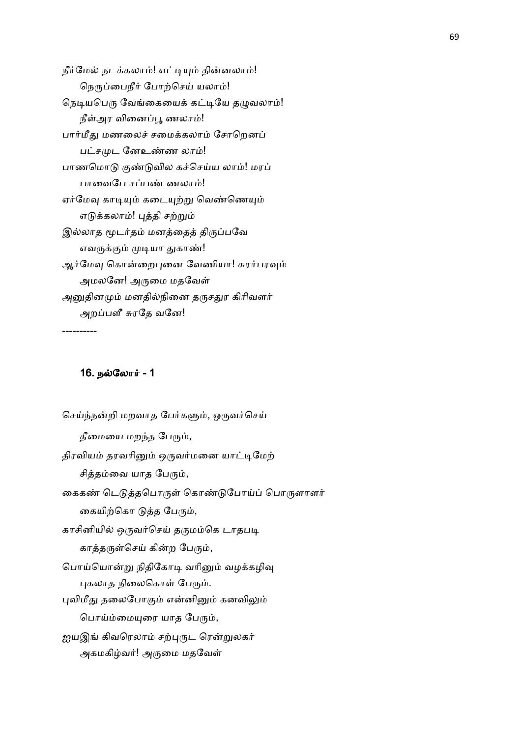நீர்மேல் நடக்கலாம்! எட்டியும் தின்னலாம்!
நெருப்பைநீர் போற்செய் யலாம்!
நெடியபெரு வேங்கையைக் கட்டியே தழுவலாம்!
நீள்அர வினைப்பூ ணலாம்!
பார்மீது மணலைச் சமைக்கலாம் சோறெனப்
பட்சமுட னேஉண்ண லாம்!
பாணமொடு குண்டுவில கச்செய்ய லாம்! மரப்
பாவைபே சப்பண் ணலாம்!
ஏர்மேவு காடியும் கடையுற்று வெண்ணெயும்
எடுக்கலாம்! புத்தி சற்றும்
இல்லாத மூடர்தம் மனத்தைத் திருப்பவே
எவருக்கும் முடியா துகாண்!
ஆர்மேவு கொன்றைபுனை வேணியா! சுரர்பரவும்
அமலனே! அருமை மதவேள்
அனுதினமும் மனதில்நினை தருசதுர கிரிவளர்
அறப்பளீ சுரதே வனே!

----------

## 16. நல்லோர் - 1

செய்ந்நன்றி மறவாத பேர்களும், ஒருவர்செய்
தீமையை மறந்த பேரும்,
திரவியம் தரவரினும் ஒருவர்மனை யாட்டிமேற்
சித்தம்வை யாத பேரும்,
கைகண் டெடுத்தபொருள் கொண்டுபோய்ப் பொருளாளர்
கையிற்கொ டுத்த பேரும்,
காசினியில் ஒருவர்செய் தருமம்கெ டாதபடி
காத்தருள்செய் கின்ற பேரும்,
பொய்யொன்று நிதிகோடி வரினும் வழக்கழிவு
புகலாத நிலைகொள் பேரும்.
புவிமீது தலைபோகும் என்னினும் கனவிலும்
பொய்ம்மையுரை யாத பேரும்,
ஐயஇங் கிவரெலாம் சற்புருட ரென்றுலகர்
அகமகிழ்வர்! அருமை மதவேள்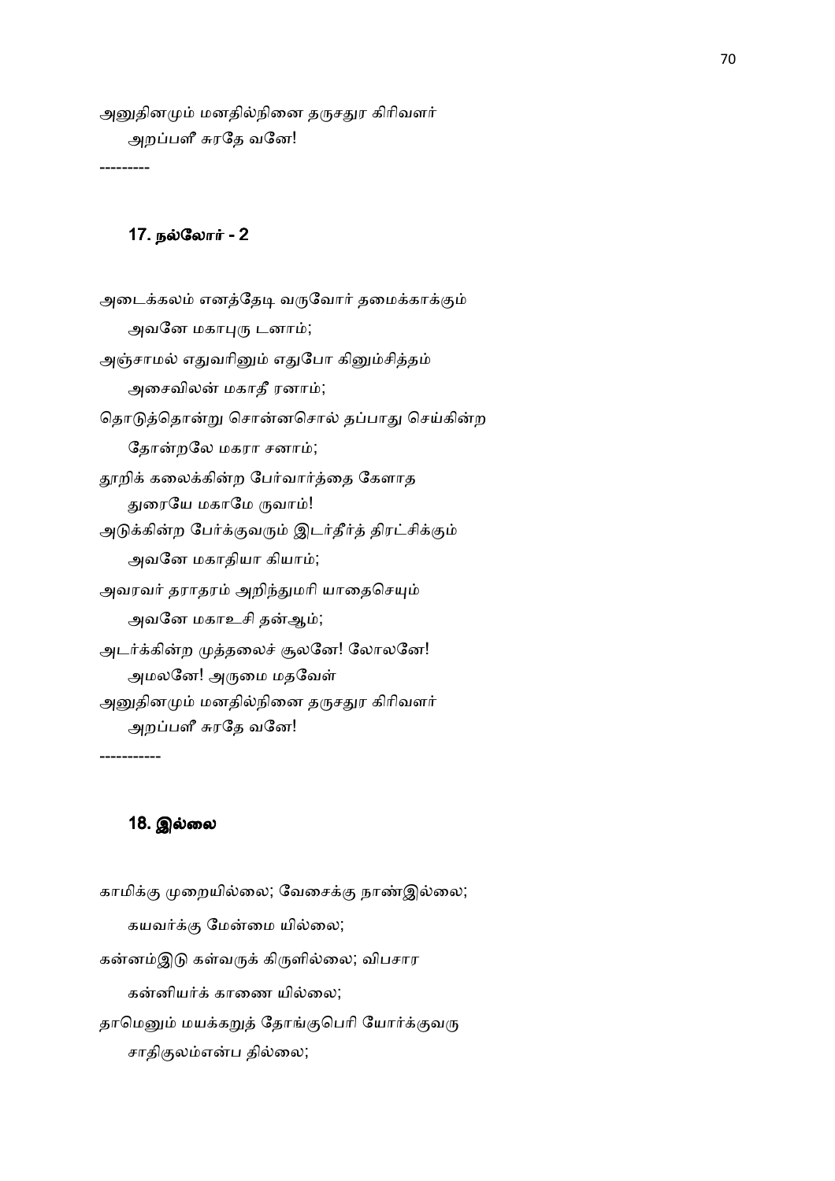அனுதினமும் மனதில்நினை தருசதுர கிரிவளர்
அறப்பளீ சுரதே வனே!

---------

### 17. நல்லோர் - 2

அடைக்கலம் எனத்தேடி வருவோர் தமைக்காக்கும்
அவனே மகாபுரு டனாம்;
அஞ்சாமல் எதுவரினும் எதுபோ கினும்சித்தம்
அசைவிலன் மகாதீ ரனாம்;
தொடுத்தொன்று சொன்னசொல் தப்பாது செய்கின்ற
தோன்றலே மகரா சனாம்;
தூறிக் கலைக்கின்ற பேர்வார்த்தை கேளாத
துரையே மகாமே ருவாம்!
அடுக்கின்ற பேர்க்குவரும் இடர்தீர்த் திரட்சிக்கும்
அவனே மகாதியா கியாம்;
அவரவர் தராதரம் அறிந்துமரி யாதைசெயும்
அவனே மகாஉசி தன்ஆம்;
அடர்க்கின்ற முத்தலைச் சூலனே! லோலனே!
அமலனே! அருமை மதவேள்
அனுதினமும் மனதில்நினை தருசதுர கிரிவளர்
அறப்பளீ சுரதே வனே!

-----------

### 18. இல்லை

காமிக்கு முறையில்லை; வேசைக்கு நாண்இல்லை;
கயவர்க்கு மேன்மை யில்லை;
கன்னம்இடு கள்வருக் கிருளில்லை; விபசார
கன்னியர்க் காணை யில்லை;
தாமெனும் மயக்கறுத் தோங்குபெரி யோர்க்குவரு
சாதிகுலம்என்ப தில்லை;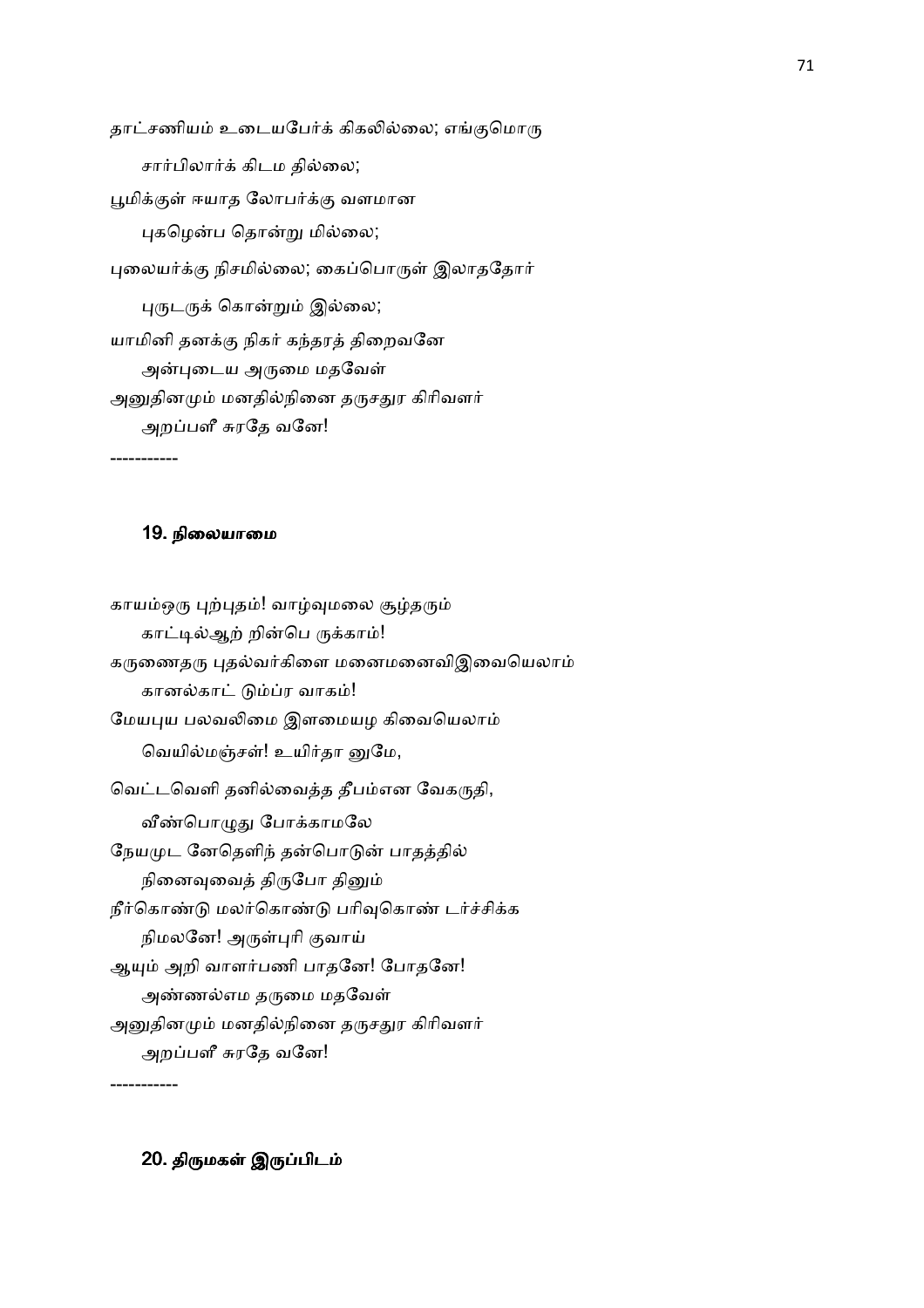தாட்சணியம் உடையபேர்க் கிகலில்லை; எங்குமொரு

சார்பிலார்க் கிடம தில்லை;

பூமிக்குள் ஈயாத லோபர்க்கு வளமான

புகழென்ப தொன்று மில்லை;

புலையர்க்கு நிசமில்லை; கைப்பொருள் இலாததோர்

புருடருக் கொன்றும் இல்லை;

யாமினி தனக்கு நிகர் கந்தரத் திறைவனே

அன்புடைய அருமை மதவேள்

அனுதினமும் மனதில்நினை தருசதுர கிரிவளர்

அறப்பளீ சுரதே வனே!

-----------

## 19. நிலையாமை

காயம்ஒரு புற்புதம்! வாழ்வுமலை சூழ்தரும்

காட்டில்ஆற் றின்பெ ருக்காம்!

கருணைதரு புதல்வர்கிளை மனைமனைவிஇவையெலாம்

கானல்காட் டும்ப்ர வாகம்!

மேயபுய பலவலிமை இளமையழ கிவையெலாம்

வெயில்மஞ்சள்! உயிர்தா னுமே,

வெட்டவெளி தனில்வைத்த தீபம்என வேகருதி,

வீண்பொழுது போக்காமலே

நேயமுட னேதெளிந் தன்பொடுன் பாதத்தில்

நினைவுவைத் திருபோ தினும்

நீர்கொண்டு மலர்கொண்டு பரிவுகொண் டர்ச்சிக்க

நிமலனே! அருள்புரி குவாய்

ஆயும் அறி வாளர்பணி பாதனே! போதனே!

அண்ணல்எம தருமை மதவேள்

அனுதினமும் மனதில்நினை தருசதுர கிரிவளர்

அறப்பளீ சுரதே வனே!

-----------

## 20. திருமகள் இருப்பிடம்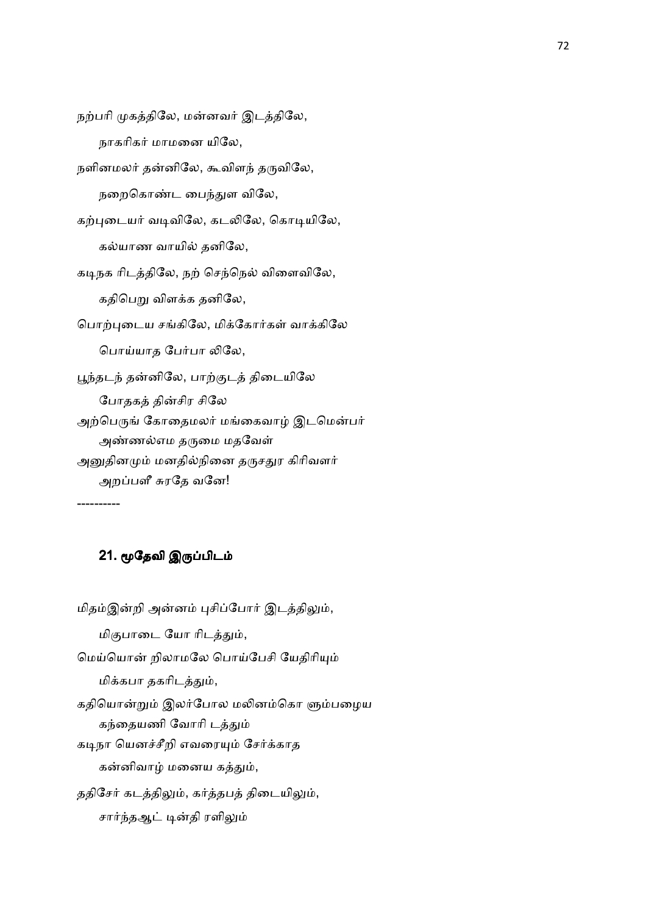நற்பரி முகத்திலே, மன்னவர் இடத்திலே,

நாகரிகர் மாமனை யிலே,

நளினமலர் தன்னிலே, கூவிளந் தருவிலே,

நறைகொண்ட பைந்துள விலே,

கற்புடையர் வடிவிலே, கடலிலே, கொடியிலே,

கல்யாண வாயில் தனிலே,

கடிநக ரிடத்திலே, நற் செந்நெல் விளைவிலே,

கதிபெறு விளக்க தனிலே,

பொற்புடைய சங்கிலே, மிக்கோர்கள் வாக்கிலே

பொய்யாத பேர்பா லிலே,

பூந்தடந் தன்னிலே, பாற்குடத் திடையிலே

போதகத் தின்சிர சிலே

அற்பெருங் கோதைமலர் மங்கைவாழ் இடமென்பர்

அண்ணல்எம தருமை மதவேள்

அனுதினமும் மனதில்நினை தருசதுர கிரிவளர்

அறப்பளீ சுரதே வனே!

----------

## 21. மூதேவி இருப்பிடம்

மிதம்இன்றி அன்னம் புசிப்போர் இடத்திலும்,

மிகுபாடை யோ ரிடத்தும்,

மெய்யொன் றிலாமலே பொய்பேசி யேதிரியும்

மிக்கபா தகரிடத்தும்,

கதியொன்றும் இலர்போல மலினம்கொ ளும்பழைய

கந்தையணி வோரி டத்தும்

கடிநா யெனச்சீறி எவரையும் சேர்க்காத

கன்னிவாழ் மனைய கத்தும்,

ததிசேர் கடத்திலும், கர்த்தபத் திடையிலும்,

சார்ந்தஆட் டின்தி ரளிலும்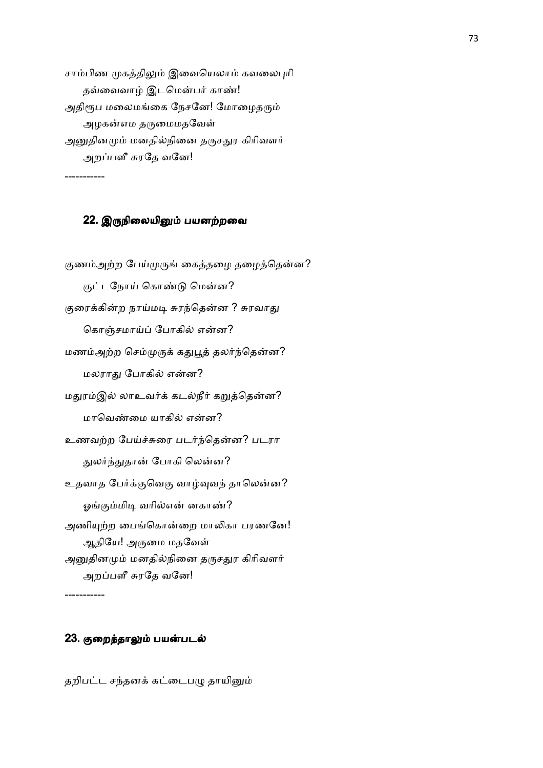சாம்பிண முகத்திலும் இவையெலாம் கவலைபுரி
தவ்வைவாழ் இடமென்பர் காண்!
அதிரூப மலைமங்கை நேசனே! மோழைதரும்
அழகன்எம தருமைமதவேள்
அனுதினமும் மனதில்நினை தருசதுர கிரிவளர்
அறப்பளீ சுரதே வனே!

-----------

## 22. இருநிலையினும் பயனற்றவை

குணம்அற்ற பேய்முருங் கைத்தழை தழைத்தென்ன?
குட்டநோய் கொண்டு மென்ன?
குரைக்கின்ற நாய்மடி சுரந்தென்ன ? சுரவாது
கொஞ்சமாய்ப் போகில் என்ன?
மணம்அற்ற செம்முருக் கதுபூத் தலர்ந்தென்ன?
மலராது போகில் என்ன?
மதுரம்இல் லாஉவர்க் கடல்நீர் கறுத்தென்ன?
மாவெண்மை யாகில் என்ன?
உணவற்ற பேய்ச்சுரை படர்ந்தென்ன? படரா
துலர்ந்துதான் போகி லென்ன?
உதவாத பேர்க்குவெகு வாழ்வுவந் தாலென்ன?
ஓங்கும்மிடி வரில்என் னகாண்?
அணியுற்ற பைங்கொன்றை மாலிகா பரணனே!
ஆதியே! அருமை மதவேள்
அனுதினமும் மனதில்நினை தருசதுர கிரிவளர்
அறப்பளீ சுரதே வனே!

-----------

## 23. குறைந்தாலும் பயன்படல்

தறிபட்ட சந்தனக் கட்டைபழு தாயினும்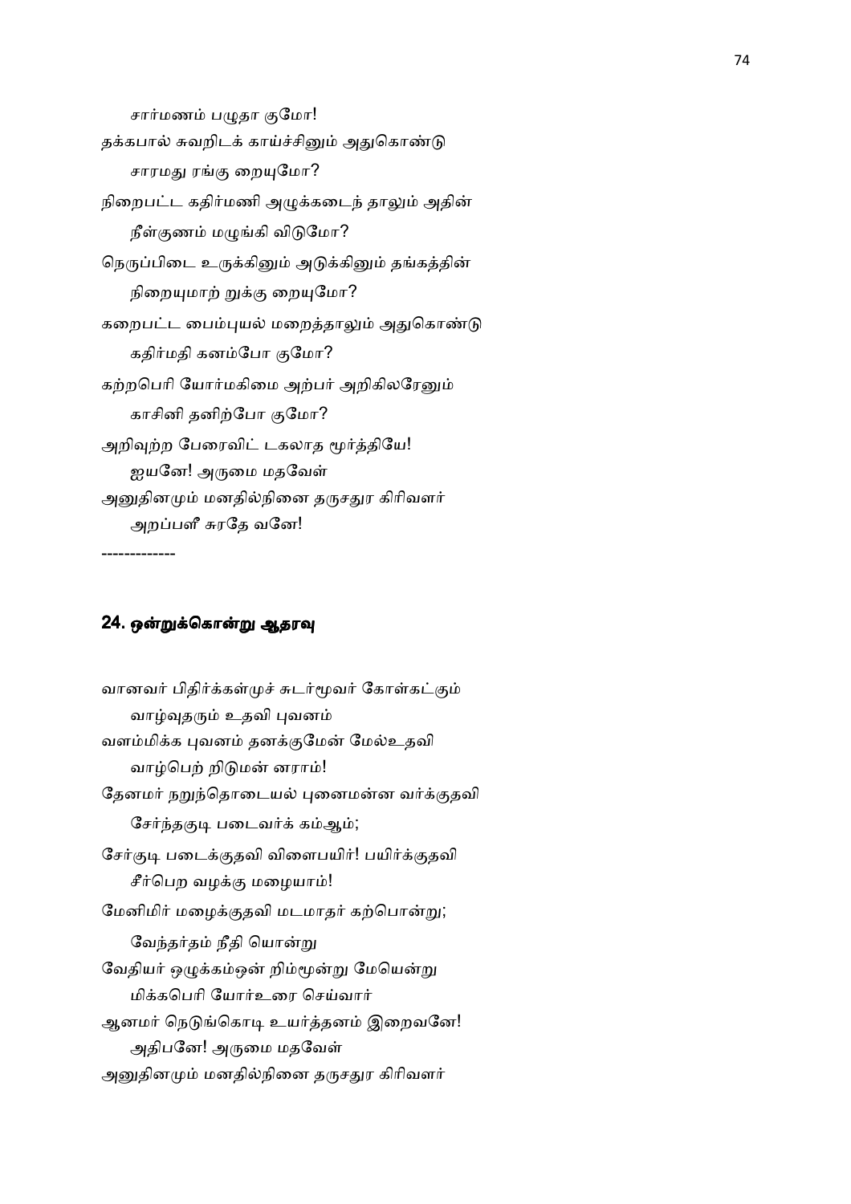சார்மணம் பழுதா குமோ!
தக்கபால் சுவறிடக் காய்ச்சினும் அதுகொண்டு
சாரமது ரங்கு றையுமோ?
நிறைபட்ட கதிர்மணி அழுக்கடைந் தாலும் அதின்
நீள்குணம் மழுங்கி விடுமோ?
நெருப்பிடை உருக்கினும் அடுக்கினும் தங்கத்தின்
நிறையுமாற் றுக்கு றையுமோ?
கறைபட்ட பைம்புயல் மறைத்தாலும் அதுகொண்டு
கதிர்மதி கனம்போ குமோ?
கற்றபெரி யோர்மகிமை அற்பர் அறிகிலரேனும்
காசினி தனிற்போ குமோ?
அறிவுற்ற பேரைவிட் டகலாத மூர்த்தியே!
ஐயனே! அருமை மதவேள்
அனுதினமும் மனதில்நினை தருசதுர கிரிவளர்
அறப்பளீ சுரதே வனே!

------------

## 24. ஒன்றுக்கொன்று ஆதரவு

வானவர் பிதிர்க்கள்முச் சுடர்மூவர் கோள்கட்கும்
வாழ்வுதரும் உதவி புவனம்
வளம்மிக்க புவனம் தனக்குமேன் மேல்உதவி
வாழ்பெற் றிடுமன் னராம்!
தேனமர் நறுந்தொடையல் புனைமன்ன வர்க்குதவி
சேர்ந்தகுடி படைவர்க் கம்ஆம்;
சேர்குடி படைக்குதவி விளைபயிர்! பயிர்க்குதவி
சீர்பெற வழக்கு மழையாம்!
மேனிமிர் மழைக்குதவி மடமாதர் கற்பொன்று;
வேந்தர்தம் நீதி யொன்று
வேதியர் ஒழுக்கம்ஒன் றிம்மூன்று மேயென்று
மிக்கபெரி யோர்உரை செய்வார்
ஆனமர் நெடுங்கொடி உயர்த்தனம் இறைவனே!
அதிபனே! அருமை மதவேள்
அனுதினமும் மனதில்நினை தருசதுர கிரிவளர்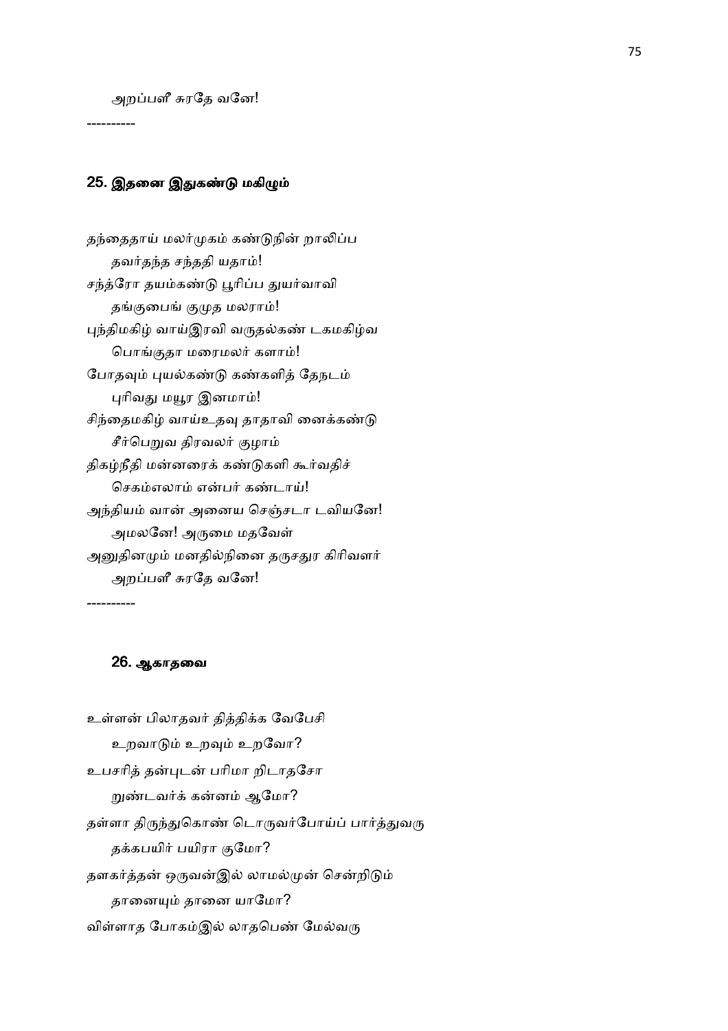அறப்பளீ சுரதே வனே!

----------

## 25. இதனை இதுகண்டு மகிழும்

தந்தைதாய் மலர்முகம் கண்டுநின் றாலிப்ப

தவர்தந்த சந்ததி யதாம்!

சந்த்ரோ தயம்கண்டு பூரிப்ப துயர்வாவி

தங்குபைங் குமுத மலராம்!

புந்திமகிழ் வாய்இரவி வருதல்கண் டகமகிழ்வ

பொங்குதா மரைமலர் களாம்!

போதவும் புயல்கண்டு கண்களித் தேநடம்

புரிவது மயூர இனமாம்!

சிந்தைமகிழ் வாய்உதவு தாதாவி னைக்கண்டு

சீர்பெறுவ திரவலர் குழாம்

திகழ்நீதி மன்னரைக் கண்டுகளி கூர்வதிச்

செகம்எலாம் என்பர் கண்டாய்!

அந்தியம் வான் அனைய செஞ்சடா டவியனே!

அமலனே! அருமை மதவேள்

அனுதினமும் மனதில்நினை தருசதுர கிரிவளர்

அறப்பளீ சுரதே வனே!

----------

## 26. ஆகாதவை

உள்ளன் பிலாதவர் தித்திக்க வேபேசி

உறவாடும் உறவும் உறவோ?

உபசரித் தன்புடன் பரிமா றிடாதசோ

றுண்டவர்க் கன்னம் ஆமோ?

தள்ளா திருந்துகொண் டொருவர்போய்ப் பார்த்துவரு

தக்கபயிர் பயிரா குமோ?

தளகர்த்தன் ஒருவன்இல் லாமல்முன் சென்றிடும்

தானையும் தானை யாமோ?

விள்ளாத போகம்இல் லாதபெண் மேல்வரு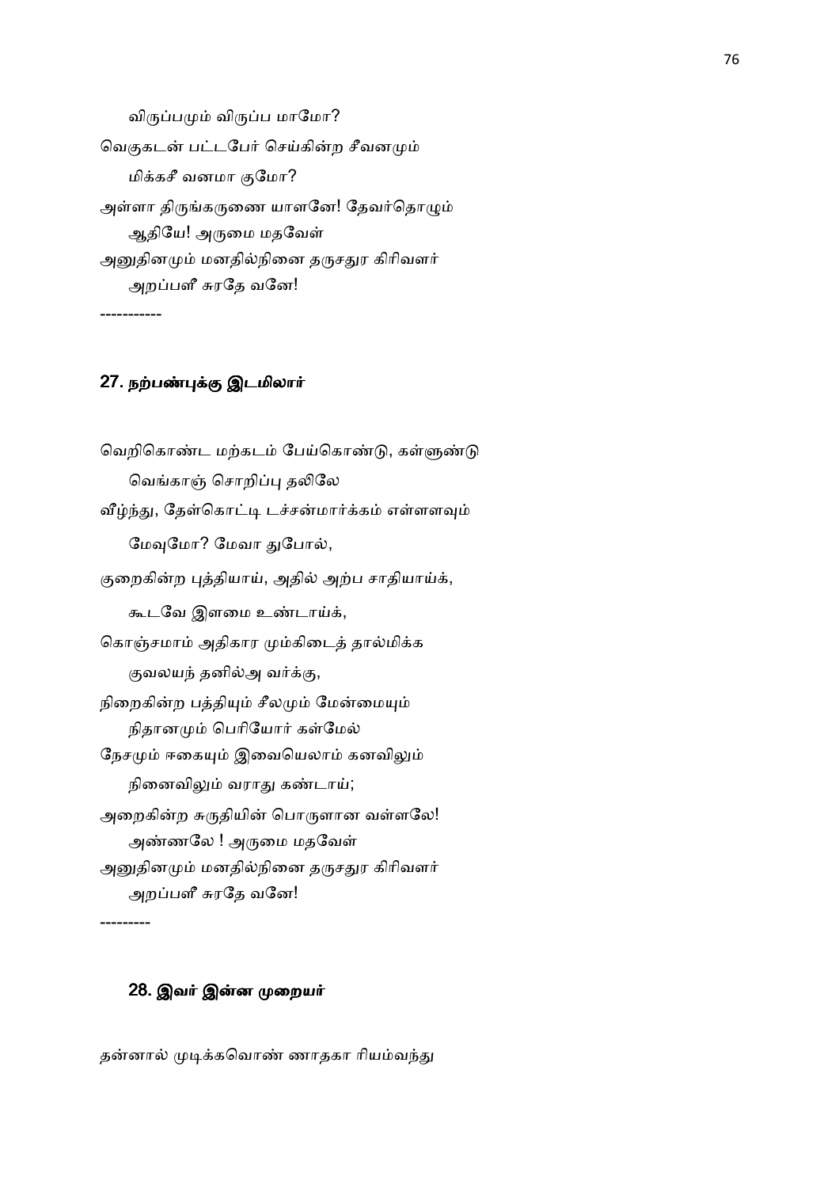விருப்பமும் விருப்ப மாமோ?
வெகுகடன் பட்டபேர் செய்கின்ற சீவனமும்
மிக்கசீ வனமா குமோ?
அள்ளா திருங்கருணை யாளனே! தேவர்தொழும்
ஆதியே! அருமை மதவேள்
அனுதினமும் மனதில்நினை தருசதுர கிரிவளர்
அறப்பளீ சுரதே வனே!

-----------

## 27. நற்பண்புக்கு இடமிலார்

வெறிகொண்ட மற்கடம் பேய்கொண்டு, கள்ளுண்டு
வெங்காஞ் சொறிப்பு தலிலே
வீழ்ந்து, தேள்கொட்டி டச்சன்மார்க்கம் எள்ளளவும்
மேவுமோ? மேவா துபோல்,
குறைகின்ற புத்தியாய், அதில் அற்ப சாதியாய்க்,
கூடவே இளமை உண்டாய்க்,
கொஞ்சமாம் அதிகார மும்கிடைத் தால்மிக்க
குவலயந் தனில்அ வர்க்கு,
நிறைகின்ற பத்தியும் சீலமும் மேன்மையும்
நிதானமும் பெரியோர் கள்மேல்
நேசமும் ஈகையும் இவையெலாம் கனவிலும்
நினைவிலும் வராது கண்டாய்;
அறைகின்ற சுருதியின் பொருளான வள்ளலே!
அண்ணலே ! அருமை மதவேள்
அனுதினமும் மனதில்நினை தருசதுர கிரிவளர்
அறப்பளீ சுரதே வனே!

---------

## 28. இவர் இன்ன முறையர்

தன்னால் முடிக்கவொண் ணாதகா ரியம்வந்து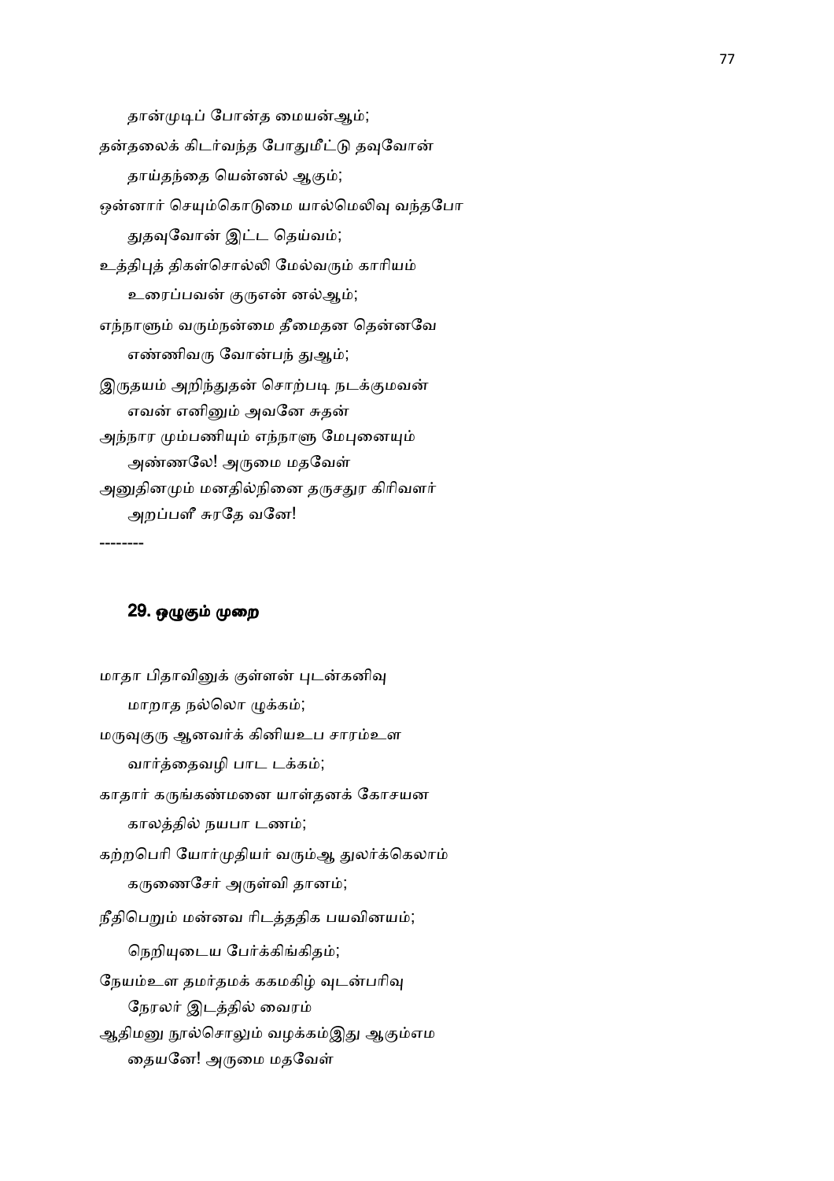தான்முடிப் போன்த மையன்ஆம்;

தன்தலைக் கிடர்வந்த போதுமீட்டு தவுவோன்

தாய்தந்தை யென்னல் ஆகும்;

ஒன்னார் செயும்கொடுமை யால்மெலிவு வந்தபோ

துதவுவோன் இட்ட தெய்வம்;

உத்திபுத் திகள்சொல்லி மேல்வரும் காரியம்

உரைப்பவன் குருஎன் னல்ஆம்;

எந்நாளும் வரும்நன்மை தீமைதன தென்னவே

எண்ணிவரு வோன்பந் துஆம்;

இருதயம் அறிந்துதன் சொற்படி நடக்குமவன்

எவன் எனினும் அவனே சுதன்

அந்நார மும்பணியும் எந்நாளு மேபுனையும்

அண்ணலே! அருமை மதவேள்

அனுதினமும் மனதில்நினை தருசதுர கிரிவளர்

அறப்பளீ சுரதே வனே!

--------

## 29. ஒழுகும் முறை

மாதா பிதாவினுக் குள்ளன் புடன்கனிவு

மாறாத நல்லொ ழுக்கம்;

மருவுகுரு ஆனவர்க் கினியஉப சாரம்உள

வார்த்தைவழி பாட டக்கம்;

காதார் கருங்கண்மனை யாள்தனக் கோசயன

காலத்தில் நயபா டணம்;

கற்றபெரி யோர்முதியர் வரும்ஆ துலர்க்கெலாம்

கருணைசேர் அருள்வி தானம்;

நீதிபெறும் மன்னவ ரிடத்ததிக பயவினயம்;

நெறியுடைய பேர்க்கிங்கிதம்;

நேயம்உள தமர்தமக் ககமகிழ் வுடன்பரிவு

நேரலர் இடத்தில் வைரம்

ஆதிமனு நூல்சொலும் வழக்கம்இது ஆகும்எம

தையனே! அருமை மதவேள்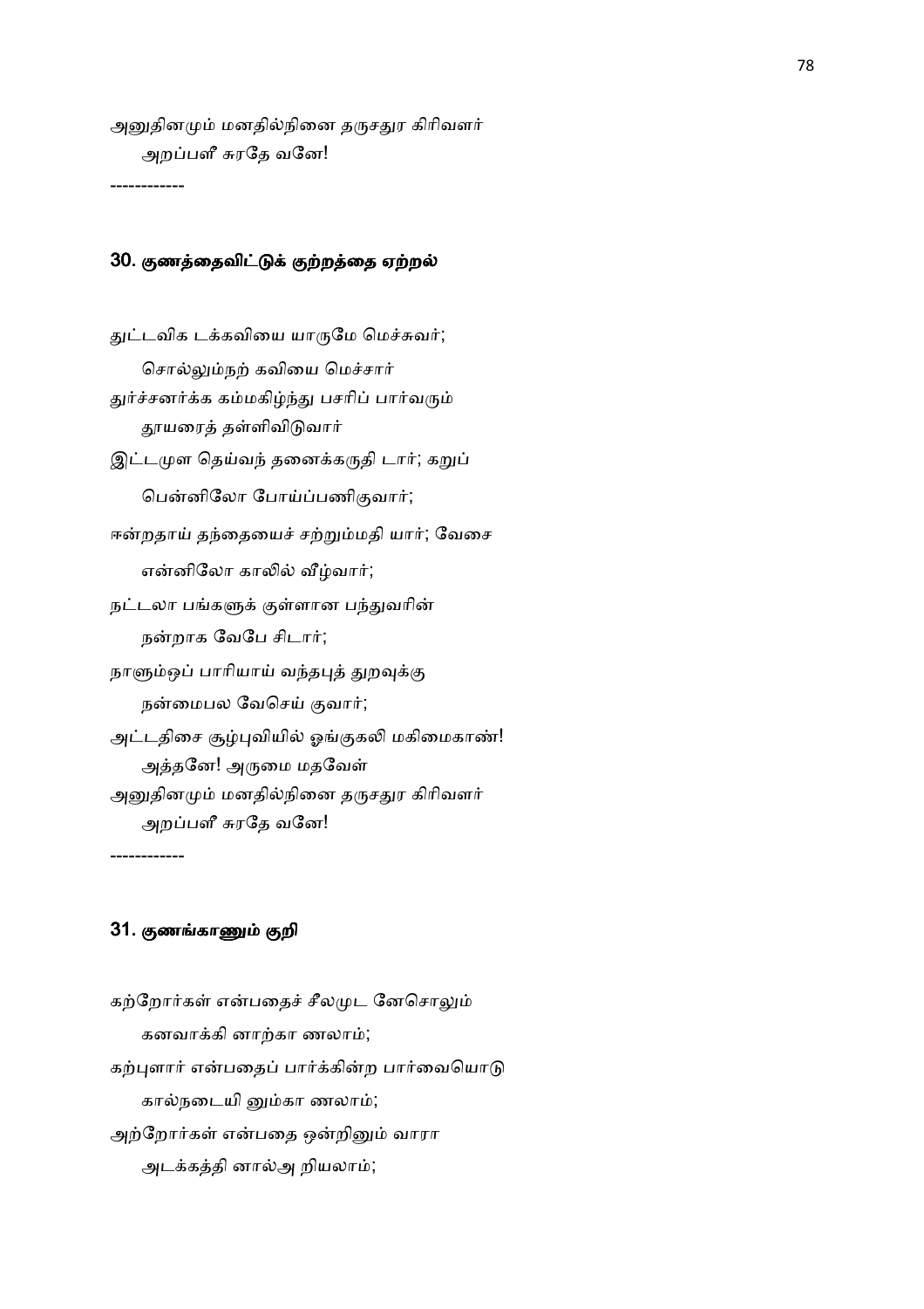அனுதினமும் மனதில்நினை தருசதுர கிரிவளர்
    அறப்பளீ சுரதே வனே!

------------

## 30. குணத்தைவிட்டுக் குற்றத்தை ஏற்றல்

துட்டவிக டக்கவியை யாருமே மெச்சுவர்;
    சொல்லும்நற் கவியை மெச்சார்
துர்ச்சனர்க்க கம்மகிழ்ந்து பசரிப் பார்வரும்
    தூயரைத் தள்ளிவிடுவார்
இட்டமுள தெய்வந் தனைக்கருதி டார்; கறுப்
    பென்னிலோ போய்ப்பணிகுவார்;
ஈன்றதாய் தந்தையைச் சற்றும்மதி யார்; வேசை
    என்னிலோ காலில் வீழ்வார்;
நட்டலா பங்களுக் குள்ளான பந்துவரின்
    நன்றாக வேபே சிடார்;
நாளும்ஒப் பாரியாய் வந்தபுத் துறவுக்கு
    நன்மைபல வேசெய் குவார்;
அட்டதிசை சூழ்புவியில் ஓங்குகலி மகிமைகாண்!
    அத்தனே! அருமை மதவேள்
அனுதினமும் மனதில்நினை தருசதுர கிரிவளர்
    அறப்பளீ சுரதே வனே!

------------

## 31. குணங்காணும் குறி

கற்றோர்கள் என்பதைச் சீலமுட னேசொலும்
    கனவாக்கி னாற்கா ணலாம்;
கற்புளார் என்பதைப் பார்க்கின்ற பார்வையொடு
    கால்நடையி னும்கா ணலாம்;
அற்றோர்கள் என்பதை ஒன்றினும் வாரா
    அடக்கத்தி னால்அ றியலாம்;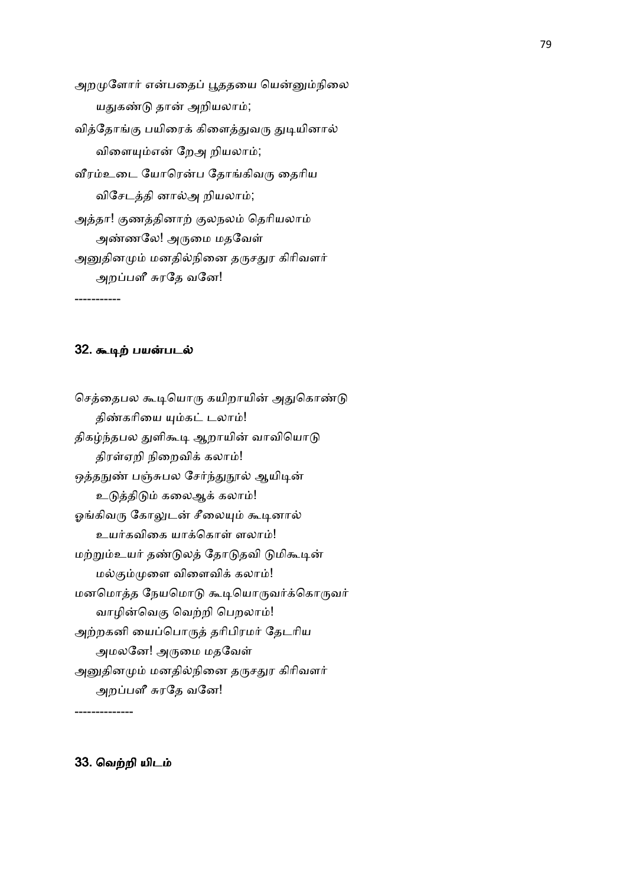அறமுளோர் என்பதைப் பூததயை யென்னும்நிலை
    யதுகண்டு தான் அறியலாம்;
வித்தோங்கு பயிரைக் கிளைத்துவரு துடியினால்
    விளையும்என் றேஅ றியலாம்;
வீரம்உடை யோரென்ப தோங்கிவரு தைரிய
    விசேடத்தி னால்அ றியலாம்;
அத்தா! குணத்தினாற் குலநலம் தெரியலாம்
    அண்ணலே! அருமை மதவேள்
அனுதினமும் மனதில்நினை தருசதுர கிரிவளர்
    அறப்பளீ சுரதே வனே!

-----------

## 32. கூடிற் பயன்படல்

செத்தைபல கூடியொரு கயிறாயின் அதுகொண்டு
    திண்கரியை யும்கட் டலாம்!
திகழ்ந்தபல துளிகூடி ஆறாயின் வாவியொடு
    திரள்ஏறி நிறைவிக் கலாம்!
ஒத்தநுண் பஞ்சுபல சேர்ந்துநூல் ஆயிடின்
    உடுத்திடும் கலைஆக் கலாம்!
ஓங்கிவரு கோலுடன் சீலையும் கூடினால்
    உயர்கவிகை யாக்கொள் ளலாம்!
மற்றும்உயர் தண்டுலத் தோடுதவி டுமிகூடின்
    மல்கும்முளை விளைவிக் கலாம்!
மனமொத்த நேயமொடு கூடியொருவர்க்கொருவர்
    வாழின்வெகு வெற்றி பெறலாம்!
அற்றகனி யைப்பொருத் தரிபிரமர் தேடரிய
    அமலனே! அருமை மதவேள்
அனுதினமும் மனதில்நினை தருசதுர கிரிவளர்
    அறப்பளீ சுரதே வனே!

--------------

## 33. வெற்றி யிடம்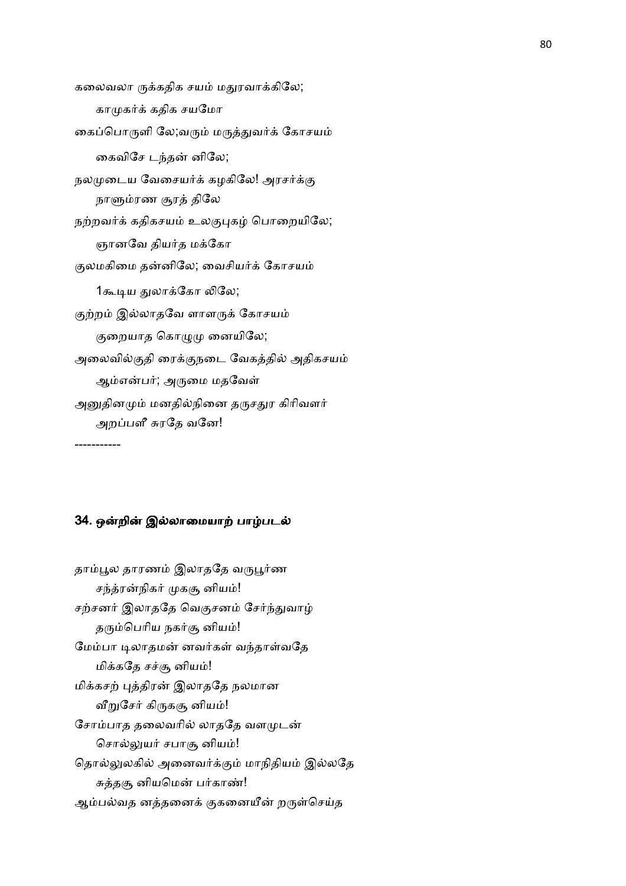கலைவலா ருக்கதிக சயம் மதுரவாக்கிலே;

காமுகர்க் கதிக சயமோ

கைப்பொருளி லே;வரும் மருத்துவர்க் கோசயம்

கைவிசே டந்தன் னிலே;

நலமுடைய வேசையர்க் கழகிலே! அரசர்க்கு

நாளும்ரண சூரத் திலே

நற்றவர்க் கதிகசயம் உலகுபுகழ் பொறையிலே;

ஞானவே தியர்த மக்கோ

குலமகிமை தன்னிலே; வைசியர்க் கோசயம்

1கூடிய துலாக்கோ லிலே;

குற்றம் இல்லாதவே ளாளருக் கோசயம்

குறையாத கொழுமு னையிலே;

அலைவில்குதி ரைக்குநடை வேகத்தில் அதிகசயம்

ஆம்என்பர்; அருமை மதவேள்

அனுதினமும் மனதில்நினை தருசதுர கிரிவளர்

அறப்பளீ சுரதே வனே!

-----------

### 34. ஒன்றின் இல்லாமையாற் பாழ்படல்

தாம்பூல தாரணம் இலாததே வருபூர்ண

சந்த்ரன்நிகர் முகசூ னியம்!

சற்சனர் இலாததே வெகுசனம் சேர்ந்துவாழ்

தரும்பெரிய நகர்சூ னியம்!

மேம்பா டிலாதமன் னவர்கள் வந்தாள்வதே

மிக்கதே சச்சூ னியம்!

மிக்கசற் புத்திரன் இலாததே நலமான

வீறுசேர் கிருகசூ னியம்!

சோம்பாத தலைவரில் லாததே வளமுடன்

சொல்லுயர் சபாசூ னியம்!

தொல்லுலகில் அனைவர்க்கும் மாநிதியம் இல்லதே

சுத்தசூ னியமென் பர்காண்!

ஆம்பல்வத னத்தனைக் குகனையீன் றருள்செய்த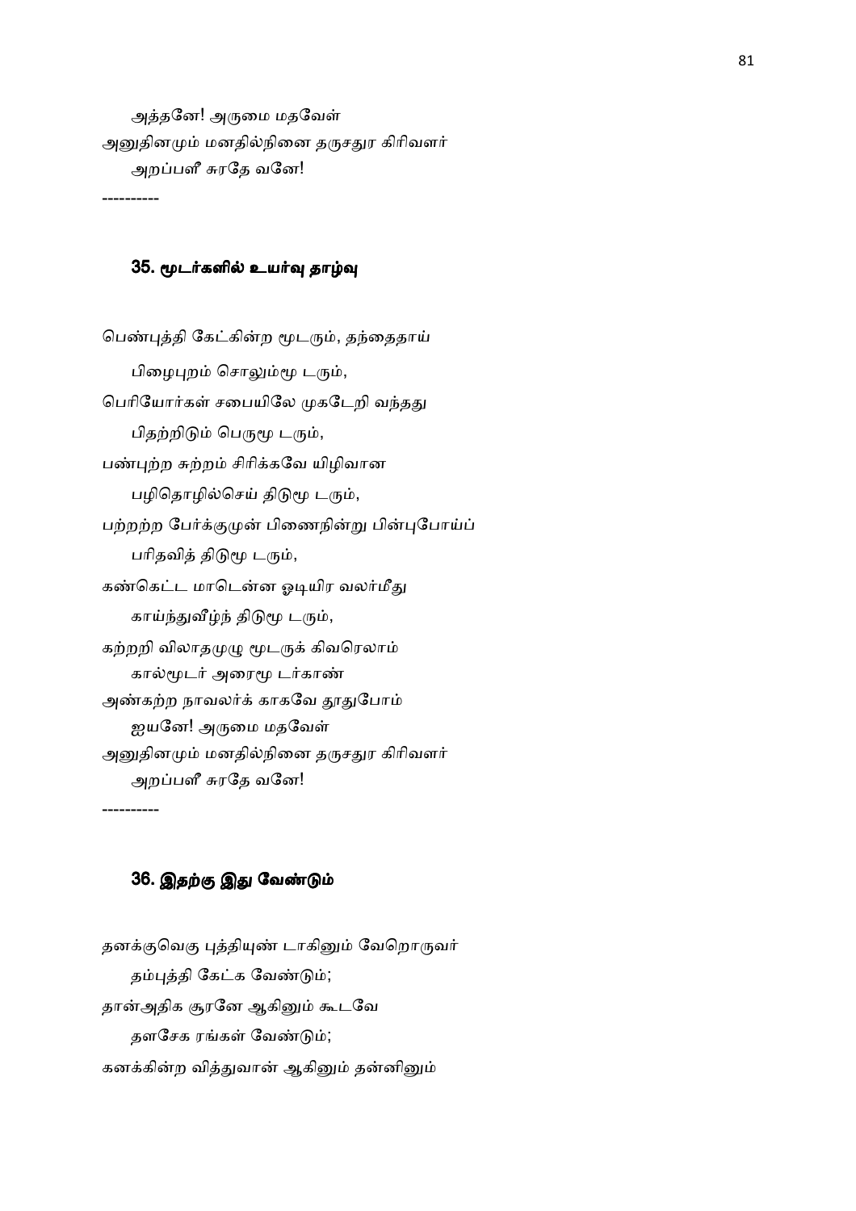அத்தனே! அருமை மதவேள்
அனுதினமும் மனதில்நினை தருசதுர கிரிவளர்
அறப்பளீ சுரதே வனே!

----------

### 35. மூடர்களில் உயர்வு தாழ்வு

பெண்புத்தி கேட்கின்ற மூடரும், தந்தைதாய்
பிழைபுறம் சொலும்மூ டரும்,
பெரியோர்கள் சபையிலே முகடேறி வந்தது
பிதற்றிடும் பெருமூ டரும்,
பண்புற்ற சுற்றம் சிரிக்கவே யிழிவான
பழிதொழில்செய் திடுமூ டரும்,
பற்றற்ற பேர்க்குமுன் பிணைநின்று பின்புபோய்ப்
பரிதவித் திடுமூ டரும்,
கண்கெட்ட மாடென்ன ஓடியிர வலர்மீது
காய்ந்துவீழ்ந் திடுமூ டரும்,
கற்றறி விலாதமுழு மூடருக் கிவரெலாம்
கால்மூடர் அரைமூ டர்காண்
அண்கற்ற நாவலர்க் காகவே தூதுபோம்
ஐயனே! அருமை மதவேள்
அனுதினமும் மனதில்நினை தருசதுர கிரிவளர்
அறப்பளீ சுரதே வனே!

----------

### 36. இதற்கு இது வேண்டும்

தனக்குவெகு புத்தியுண் டாகினும் வேறொருவர்
தம்புத்தி கேட்க வேண்டும்;
தான்அதிக சூரனே ஆகினும் கூடவே
தளசேக ரங்கள் வேண்டும்;
கனக்கின்ற வித்துவான் ஆகினும் தன்னினும்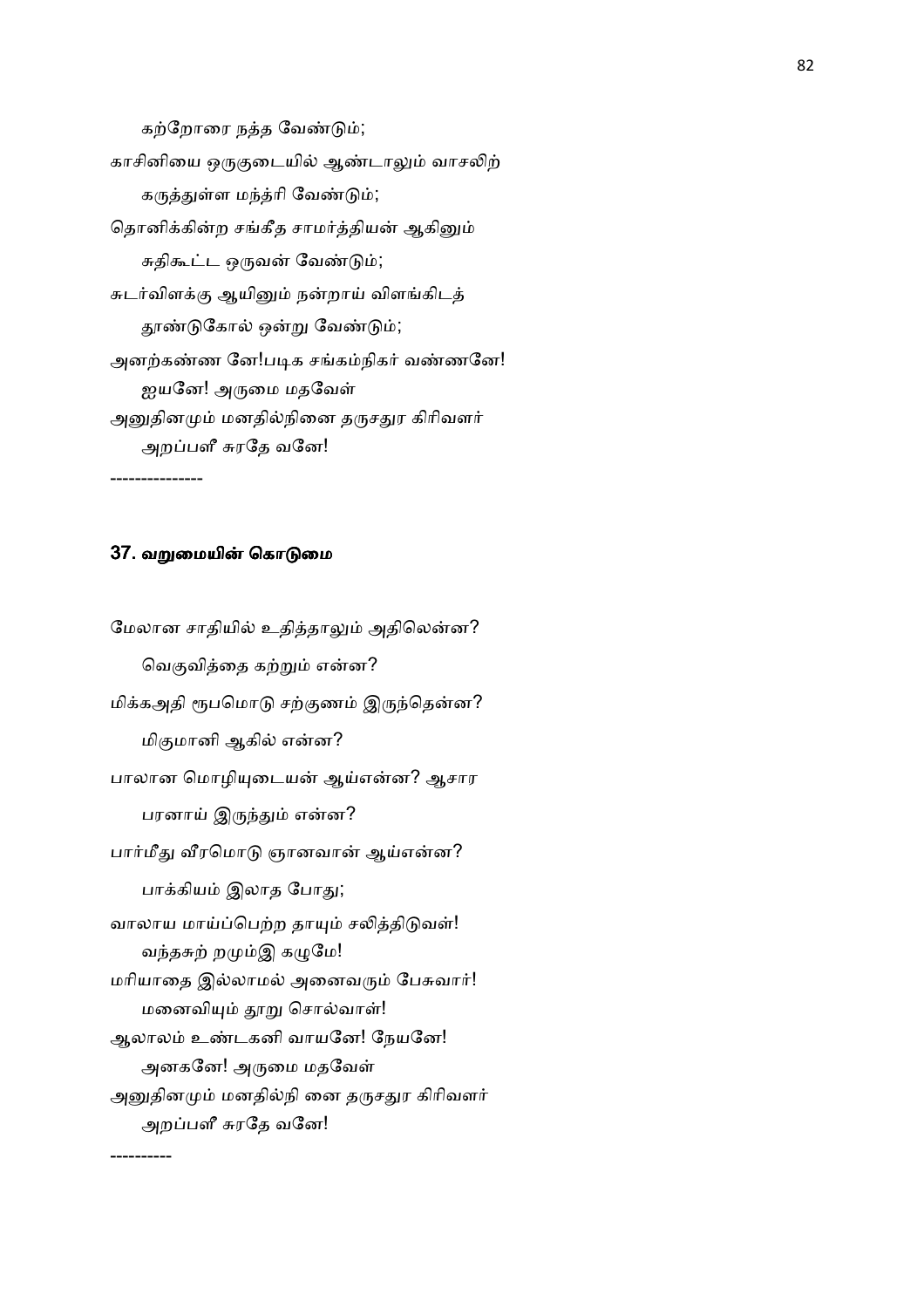கற்றோரை நத்த வேண்டும்;

காசினியை ஒருகுடையில் ஆண்டாலும் வாசலிற்

கருத்துள்ள மந்த்ரி வேண்டும்;

தொனிக்கின்ற சங்கீத சாமர்த்தியன் ஆகினும்

சுதிகூட்ட ஒருவன் வேண்டும்;

சுடர்விளக்கு ஆயினும் நன்றாய் விளங்கிடத்

தூண்டுகோல் ஒன்று வேண்டும்;

அனற்கண்ண னே!படிக சங்கம்நிகர் வண்ணனே!

ஐயனே! அருமை மதவேள்

அனுதினமும் மனதில்நினை தருசதுர கிரிவளர்

அறப்பளீ சுரதே வனே!

---------------

### 37. வறுமையின் கொடுமை

மேலான சாதியில் உதித்தாலும் அதிலென்ன?

வெகுவித்தை கற்றும் என்ன?

மிக்கஅதி ரூபமொடு சற்குணம் இருந்தென்ன?

மிகுமானி ஆகில் என்ன?

பாலான மொழியுடையன் ஆய்என்ன? ஆசார

பரனாய் இருந்தும் என்ன?

பார்மீது வீரமொடு ஞானவான் ஆய்என்ன?

பாக்கியம் இலாத போது;

வாலாய மாய்ப்பெற்ற தாயும் சலித்திடுவள்!

வந்தசுற் றமும்இ கழுமே!

மரியாதை இல்லாமல் அனைவரும் பேசுவார்!

மனைவியும் தூறு சொல்வாள்!

ஆலாலம் உண்டகனி வாயனே! நேயனே!

அனகனே! அருமை மதவேள்

அனுதினமும் மனதில்நி னை தருசதுர கிரிவளர்

அறப்பளீ சுரதே வனே!

----------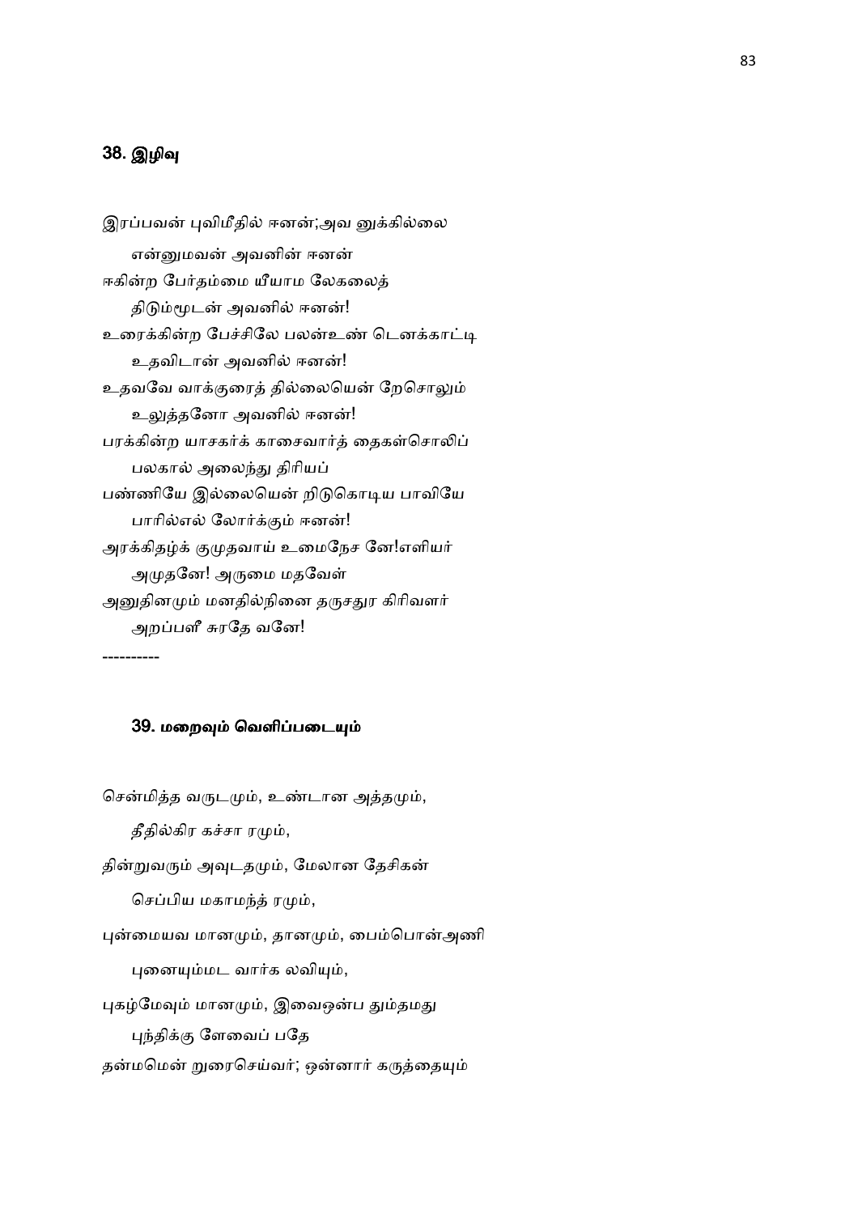## 38. இழிவு

இரப்பவன் புவிமீதில் ஈனன்;அவ னுக்கில்லை
    என்னுமவன் அவனின் ஈனன்
ஈகின்ற பேர்தம்மை யீயாம லேகலைத்
    திடும்மூடன் அவனில் ஈனன்!
உரைக்கின்ற பேச்சிலே பலன்உண் டெனக்காட்டி
    உதவிடான் அவனில் ஈனன்!
உதவவே வாக்குரைத் தில்லையென் றேசொலும்
    உலுத்தனோ அவனில் ஈனன்!
பரக்கின்ற யாசகர்க் காசைவார்த் தைகள்சொலிப்
    பலகால் அலைந்து திரியப்
பண்ணியே இல்லையென் றிடுகொடிய பாவியே
    பாரில்எல் லோர்க்கும் ஈனன்!
அரக்கிதழ்க் குமுதவாய் உமைநேச னே!எளியர்
    அமுதனே! அருமை மதவேள்
அனுதினமும் மனதில்நினை தருசதுர கிரிவளர்
    அறப்பளீ சுரதே வனே!

----------

## 39. மறைவும் வெளிப்படையும்

சென்மித்த வருடமும், உண்டான அத்தமும்,
    தீதில்கிர கச்சா ரமும்,
தின்றுவரும் அவுடதமும், மேலான தேசிகன்
    செப்பிய மகாமந்த் ரமும்,
புன்மையவ மானமும், தானமும், பைம்பொன்அணி
    புனையும்மட வார்க லவியும்,
புகழ்மேவும் மானமும், இவைஒன்ப தும்தமது
    புந்திக்கு ளேவைப் பதே
தன்மமென் றுரைசெய்வர்; ஒன்னார் கருத்தையும்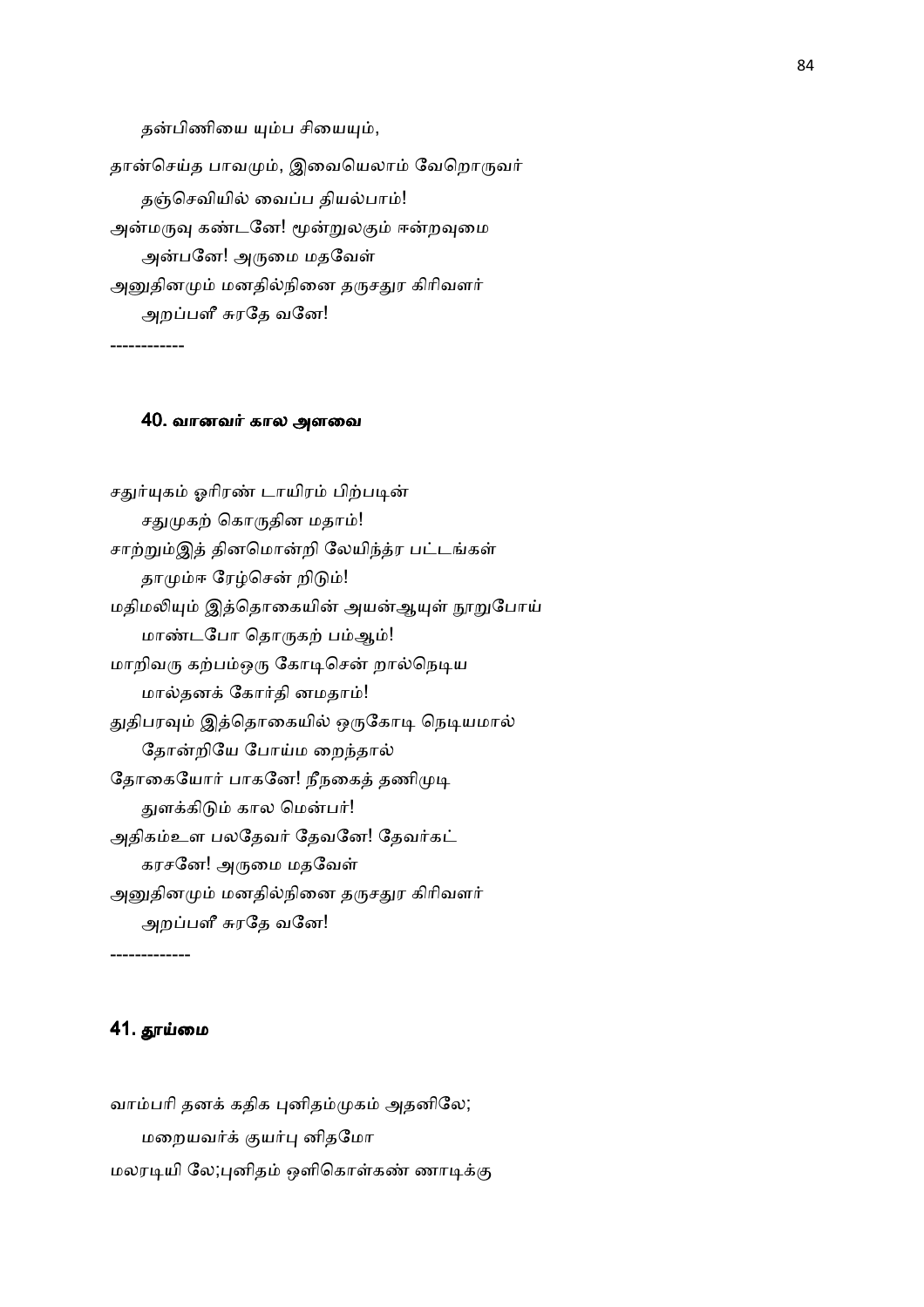தன்பிணியை யும்ப சியையும்,

தான்செய்த பாவமும், இவையெலாம் வேறொருவர்

தஞ்செவியில் வைப்ப தியல்பாம்!

அன்மருவு கண்டனே! மூன்றுலகும் ஈன்றவுமை

அன்பனே! அருமை மதவேள்

அனுதினமும் மனதில்நினை தருசதுர கிரிவளர்

அறப்பளீ சுரதே வனே!

-----------

#### 40. வானவர் கால அளவை

சதுர்யுகம் ஓரிரண் டாயிரம் பிற்படின்

சதுமுகற் கொருதின மதாம்!

சாற்றும்இத் தினமொன்றி லேயிந்த்ர பட்டங்கள்

தாமும்ஈ ரேழ்சென் றிடும்!

மதிமலியும் இத்தொகையின் அயன்ஆயுள் நூறுபோய்

மாண்டபோ தொருகற் பம்ஆம்!

மாறிவரு கற்பம்ஒரு கோடிசென் றால்நெடிய

மால்தனக் கோர்தி னமதாம்!

துதிபரவும் இத்தொகையில் ஒருகோடி நெடியமால்

தோன்றியே போய்ம றைந்தால்

தோகையோர் பாகனே! நீநகைத் தணிமுடி

துளக்கிடும் கால மென்பர்!

அதிகம்உள பலதேவர் தேவனே! தேவர்கட்

கரசனே! அருமை மதவேள்

அனுதினமும் மனதில்நினை தருசதுர கிரிவளர்

அறப்பளீ சுரதே வனே!

------------

### 41. தூய்மை

வாம்பரி தனக் கதிக புனிதம்முகம் அதனிலே;

மறையவர்க் குயர்பு னிதமோ

மலரடியி லே;புனிதம் ஒளிகொள்கண் ணாடிக்கு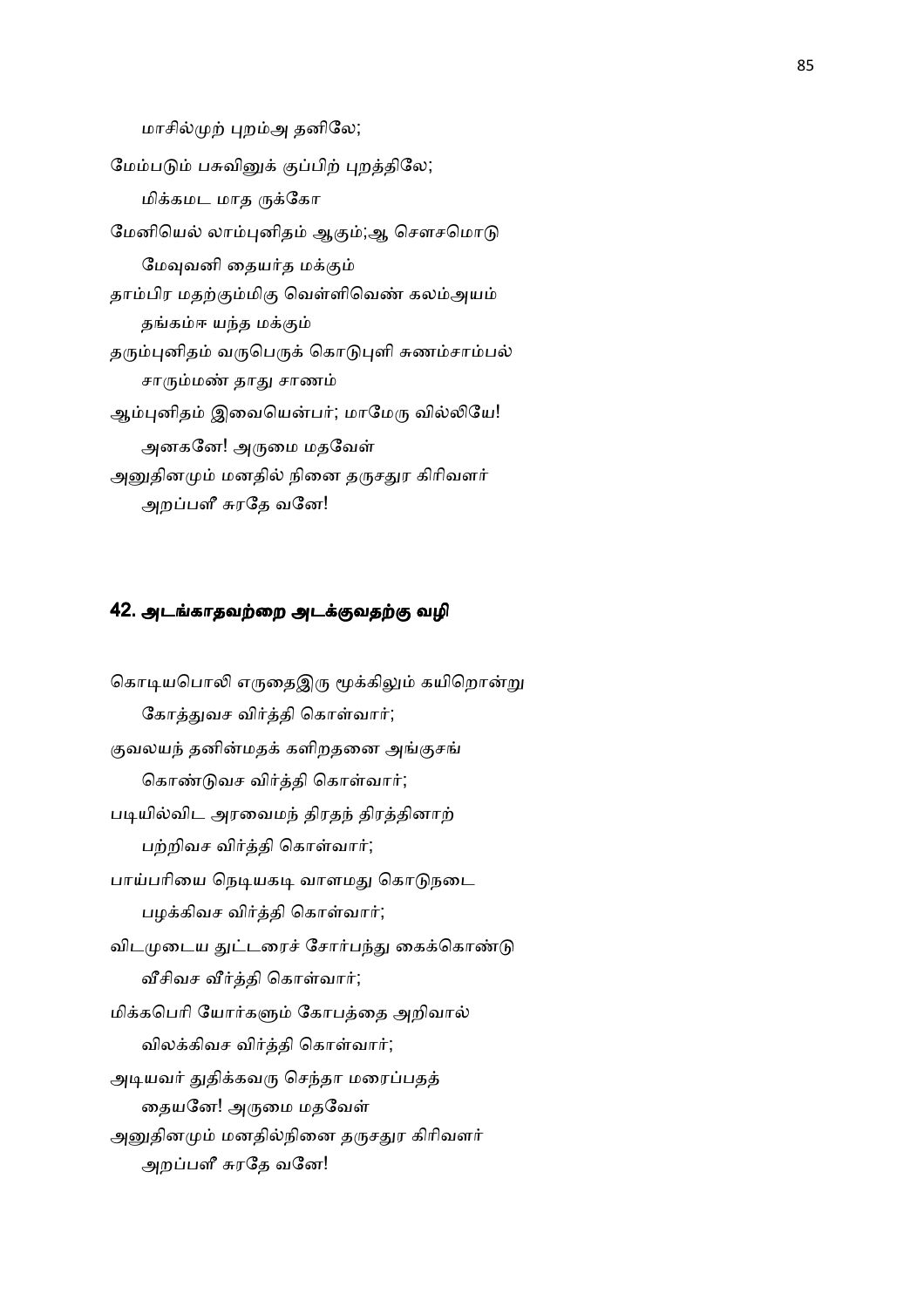மாசில்முற் புறம்அ தனிலே;

மேம்படும் பசுவினுக் குப்பிற் புறத்திலே;

மிக்கமட மாத ருக்கோ

மேனியெல் லாம்புனிதம் ஆகும்;ஆ சௌசமொடு

மேவுவனி தையர்த மக்கும்

தாம்பிர மதற்கும்மிகு வெள்ளிவெண் கலம்அயம்

தங்கம்ஈ யந்த மக்கும்

தரும்புனிதம் வருபெருக் கொடுபுளி சுணம்சாம்பல்

சாரும்மண் தாது சாணம்

ஆம்புனிதம் இவையென்பர்; மாமேரு வில்லியே!

அனகனே! அருமை மதவேள்

அனுதினமும் மனதில் நினை தருசதுர கிரிவளர்

அறப்பளீ சுரதே வனே!

## 42. அடங்காதவற்றை அடக்குவதற்கு வழி

கொடியபொலி எருதைஇரு மூக்கிலும் கயிறொன்று

கோத்துவச விர்த்தி கொள்வார்;

குவலயந் தனின்மதக் களிறதனை அங்குசங்

கொண்டுவச விர்த்தி கொள்வார்;

படியில்விட அரவைமந் திரதந் திரத்தினாற்

பற்றிவச விர்த்தி கொள்வார்;

பாய்பரியை நெடியகடி வாளமது கொடுநடை

பழக்கிவச விர்த்தி கொள்வார்;

விடமுடைய துட்டரைச் சோர்பந்து கைக்கொண்டு

வீசிவச வீர்த்தி கொள்வார்;

மிக்கபெரி யோர்களும் கோபத்தை அறிவால்

விலக்கிவச விர்த்தி கொள்வார்;

அடியவர் துதிக்கவரு செந்தா மரைப்பதத்

தையனே! அருமை மதவேள்

அனுதினமும் மனதில்நினை தருசதுர கிரிவளர்

அறப்பளீ சுரதே வனே!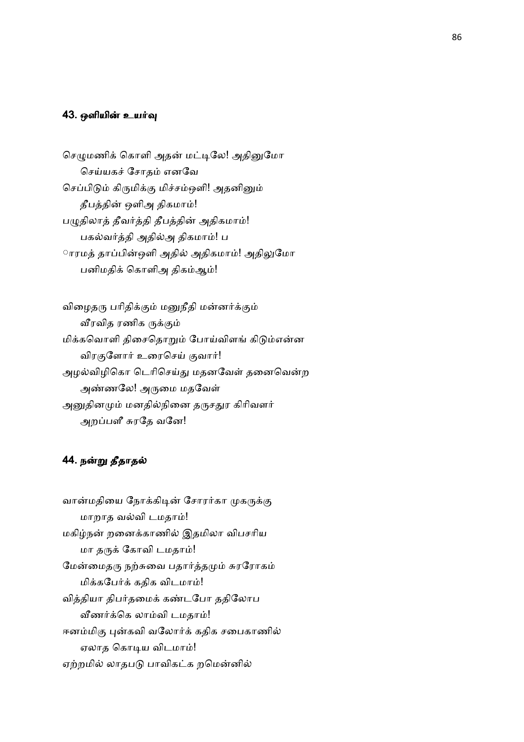### 43. ஒளியின் உயர்வு

செழுமணிக் கொளி அதன் மட்டிலே! அதினுமோ
　　செய்யகச் சோதம் எனவே
செப்பிடும் கிருமிக்கு மிச்சம்ஒளி! அதனினும்
　　தீபத்தின் ஒளிஅ திகமாம்!
பழுதிலாத் தீவர்த்தி தீபத்தின் அதிகமாம்!
　　பகல்வர்த்தி அதில்அ திகமாம்! ப
ாரமத் தாப்பின்ஒளி அதில் அதிகமாம்! அதிலுமோ
　　பனிமதிக் கொளிஅ திகம்ஆம்!

விழைதரு பரிதிக்கும் மனுநீதி மன்னர்க்கும்
　　வீரவித ரணிக ருக்கும்
மிக்கவொளி திசைதொறும் போய்விளங் கிடும்என்ன
　　விரகுளோர் உரைசெய் குவார்!
அழல்விழிகொ டெரிசெய்து மதனவேள் தனைவென்ற
　　அண்ணலே! அருமை மதவேள்
அனுதினமும் மனதில்நினை தருசதுர கிரிவளர்
　　அறப்பளீ சுரதே வனே!

### 44. நன்று தீதாதல்

வான்மதியை நோக்கிடின் சோரர்கா முகருக்கு
　　மாறாத வல்வி டமதாம்!
மகிழ்நன் றனைக்காணில் இதமிலா விபசரிய
　　மா தருக் கோவி டமதாம்!
மேன்மைதரு நற்சுவை பதார்த்தமும் சுரரோகம்
　　மிக்கபேர்க் கதிக விடமாம்!
வித்தியா திபர்தமைக் கண்டபோ ததிலோப
　　வீணர்க்கெ லாம்வி டமதாம்!
ஈனம்மிகு புன்கவி வலோர்க் கதிக சபைகாணில்
　　ஏலாத கொடிய விடமாம்!
ஏற்றமில் லாதபடு பாவிகட்க றமென்னில்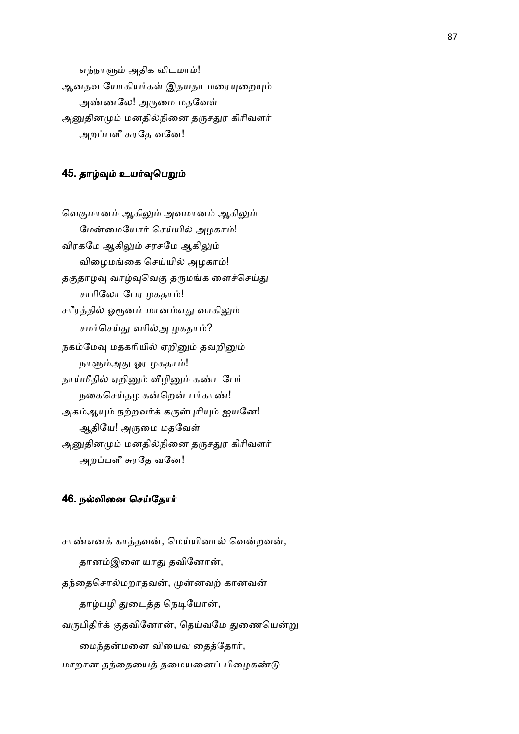எந்நாளும் அதிக விடமாம்!

ஆனதவ யோகியர்கள் இதயதா மரையுறையும்

அண்ணலே! அருமை மதவேள்

அனுதினமும் மனதில்நினை தருசதுர கிரிவளர்

அறப்பளீ சுரதே வனே!

## 45. தாழ்வும் உயர்வுபெறும்

வெகுமானம் ஆகிலும் அவமானம் ஆகிலும்

மேன்மையோர் செய்யில் அழகாம்!

விரகமே ஆகிலும் சரசமே ஆகிலும்

விழைமங்கை செய்யில் அழகாம்!

தகுதாழ்வு வாழ்வுவெகு தருமங்க ளைச்செய்து

சாரிலோ பேர ழகதாம்!

சரீரத்தில் ஓரூனம் மானம்எது வாகிலும்

சமர்செய்து வரில்அ ழகதாம்?

நகம்மேவு மதகரியில் ஏறினும் தவறினும்

நாளும்அது ஓர ழகதாம்!

நாய்மீதில் ஏறினும் வீழினும் கண்டபேர்

நகைசெய்தழ கன்றென் பர்காண்!

அகம்ஆயும் நற்றவர்க் கருள்புரியும் ஐயனே!

ஆதியே! அருமை மதவேள்

அனுதினமும் மனதில்நினை தருசதுர கிரிவளர்

அறப்பளீ சுரதே வனே!

## 46. நல்வினை செய்தோர்

சாண்எனக் காத்தவன், மெய்யினால் வென்றவன்,

தானம்இளை யாது தவினோன்,

தந்தைசொல்மறாதவன், முன்னவற் கானவன்

தாழ்பழி துடைத்த நெடியோன்,

வருபிதிர்க் குதவினோன், தெய்வமே துணையென்று

மைந்தன்மனை வியைவ தைத்தோர்,

மாறான தந்தையைத் தமையனைப் பிழைகண்டு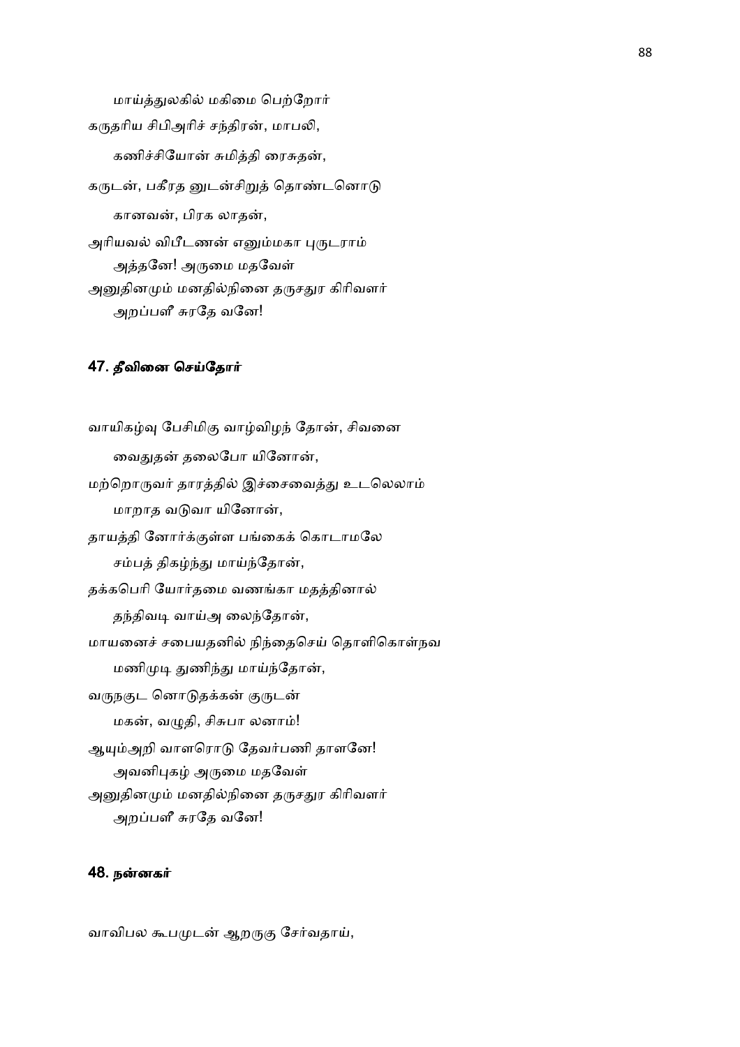மாய்த்துலகில் மகிமை பெற்றோர்

கருதரிய சிபிஅரிச் சந்திரன், மாபலி,

கணிச்சியோன் சுமித்தி ரைசுதன்,

கருடன், பகீரத னுடன்சிறுத் தொண்டனொடு

கானவன், பிரக லாதன்,

அரியவல் விபீடணன் எனும்மகா புருடராம்

அத்தனே! அருமை மதவேள்

அனுதினமும் மனதில்நினை தருசதுர கிரிவளர்

அறப்பளீ சுரதே வனே!

### 47. தீவினை செய்தோர்

வாயிகழ்வு பேசிமிகு வாழ்விழந் தோன், சிவனை

வைதுதன் தலைபோ யினோன்,

மற்றொருவர் தாரத்தில் இச்சைவைத்து உடலெலாம்

மாறாத வடுவா யினோன்,

தாயத்தி னோர்க்குள்ள பங்கைக் கொடாமலே

சம்பத் திகழ்ந்து மாய்ந்தோன்,

தக்கபெரி யோர்தமை வணங்கா மதத்தினால்

தந்திவடி வாய்அ லைந்தோன்,

மாயனைச் சபையதனில் நிந்தைசெய் தொளிகொள்நவ

மணிமுடி துணிந்து மாய்ந்தோன்,

வருநகுட னொடுதக்கன் குருடன்

மகன், வழுதி, சிசுபா லனாம்!

ஆயும்அறி வாளரொடு தேவர்பணி தாளனே!

அவனிபுகழ் அருமை மதவேள்

அனுதினமும் மனதில்நினை தருசதுர கிரிவளர்

அறப்பளீ சுரதே வனே!

### 48. நன்னகர்

வாவிபல கூபமுடன் ஆறருகு சேர்வதாய்,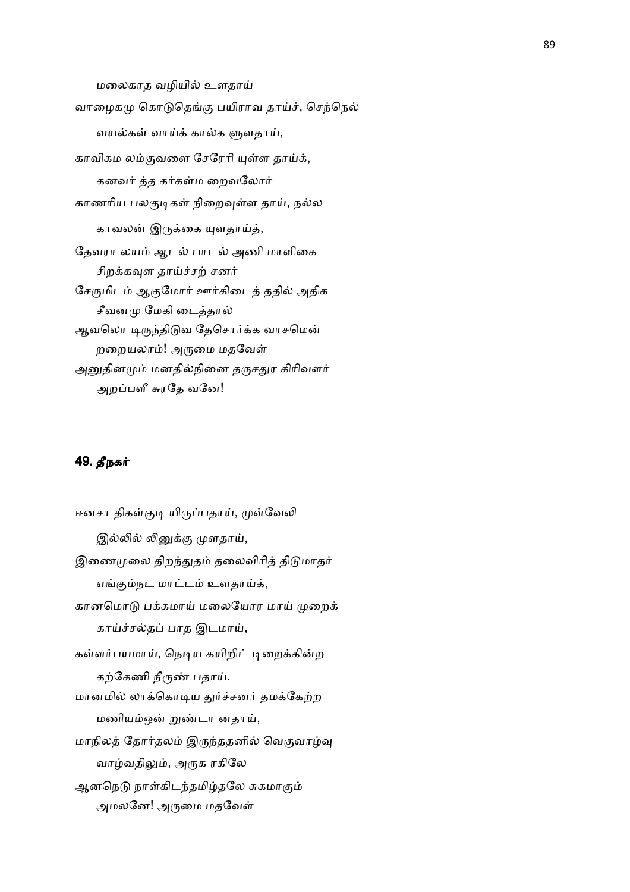மலைகாத வழியில் உளதாய்

வாழைகமு கொடுதெங்கு பயிராவ தாய்ச், செந்நெல்

வயல்கள் வாய்க் கால்க ளுளதாய்,

காவிகம லம்குவளை சேரேரி யுள்ள தாய்க்,

கனவர் த்த கர்கள்ம றைவலோர்

காணரிய பலகுடிகள் நிறைவுள்ள தாய், நல்ல

காவலன் இருக்கை யுளதாய்த்,

தேவரா லயம் ஆடல் பாடல் அணி மாளிகை

சிறக்கவுள தாய்ச்சற் சனர்

சேருமிடம் ஆகுமோர் ஊர்கிடைத் ததில் அதிக

சீவனமு மேகி டைத்தால்

ஆவலொ டிருந்திடுவ தேசொர்க்க வாசமென்

றறையலாம்! அருமை மதவேள்

அனுதினமும் மனதில்நினை தருசதுர கிரிவளர்

அறப்பளீ சுரதே வனே!

## 49. தீநகர்

ஈனசா திகள்குடி யிருப்பதாய், முள்வேலி

இல்லில் லினுக்கு முளதாய்,

இணைமுலை திறந்துதம் தலைவிரித் திடுமாதர்

எங்கும்நட மாட்டம் உளதாய்க்,

கானமொடு பக்கமாய் மலையோர மாய் முறைக்

காய்ச்சல்தப் பாத இடமாய்,

கள்ளர்பயமாய், நெடிய கயிறிட் டிறைக்கின்ற

கற்கேணி நீருண் பதாய்.

மானமில் லாக்கொடிய துர்ச்சனர் தமக்கேற்ற

மணியம்ஒன் றுண்டா னதாய்,

மாநிலத் தோர்தலம் இருந்ததனில் வெகுவாழ்வு

வாழ்வதிலும், அருக ரகிலே

ஆனநெடு நாள்கிடந்தமிழ்தலே சுகமாகும்

அமலனே! அருமை மதவேள்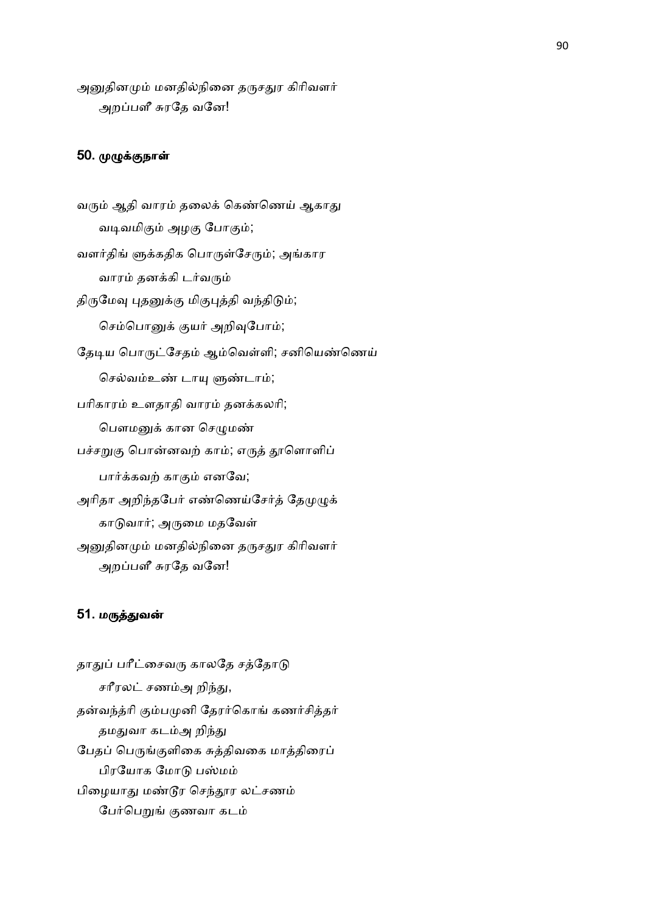அனுதினமும் மனதில்நினை தருசதுர கிரிவளர்
　　அறப்பளீ சுரதே வனே!

## 50. முழுக்குநாள்

வரும் ஆதி வாரம் தலைக் கெண்ணெய் ஆகாது
　　வடிவமிகும் அழகு போகும்;
வளர்திங் ளுக்கதிக பொருள்சேரும்; அங்கார
　　வாரம் தனக்கி டர்வரும்
திருமேவு புதனுக்கு மிகுபுத்தி வந்திடும்;
　　செம்பொனுக் குயர் அறிவுபோம்;
தேடிய பொருட்சேதம் ஆம்வெள்ளி; சனியெண்ணெய்
　　செல்வம்உண் டாயு ளுண்டாம்;
பரிகாரம் உளதாதி வாரம் தனக்கலரி;
　　பௌமனுக் கான செழுமண்
பச்சறுகு பொன்னவற் காம்; எருத் தூளொளிப்
　　பார்க்கவற் காகும் எனவே;
அரிதா அறிந்தபேர் எண்ணெய்சேர்த் தேமுழுக்
　　காடுவார்; அருமை மதவேள்
அனுதினமும் மனதில்நினை தருசதுர கிரிவளர்
　　அறப்பளீ சுரதே வனே!

## 51. மருத்துவன்

தாதுப் பரீட்சைவரு காலதே சத்தோடு
　　சரீரலட் சணம்அ றிந்து,
தன்வந்த்ரி கும்பமுனி தேரர்கொங் கணர்சித்தர்
　　தமதுவா கடம்அ றிந்து
பேதப் பெருங்குளிகை சுத்திவகை மாத்திரைப்
　　பிரயோக மோடு பஸ்மம்
பிழையாது மண்டூர செந்தூர லட்சணம்
　　பேர்பெறுங் குணவா கடம்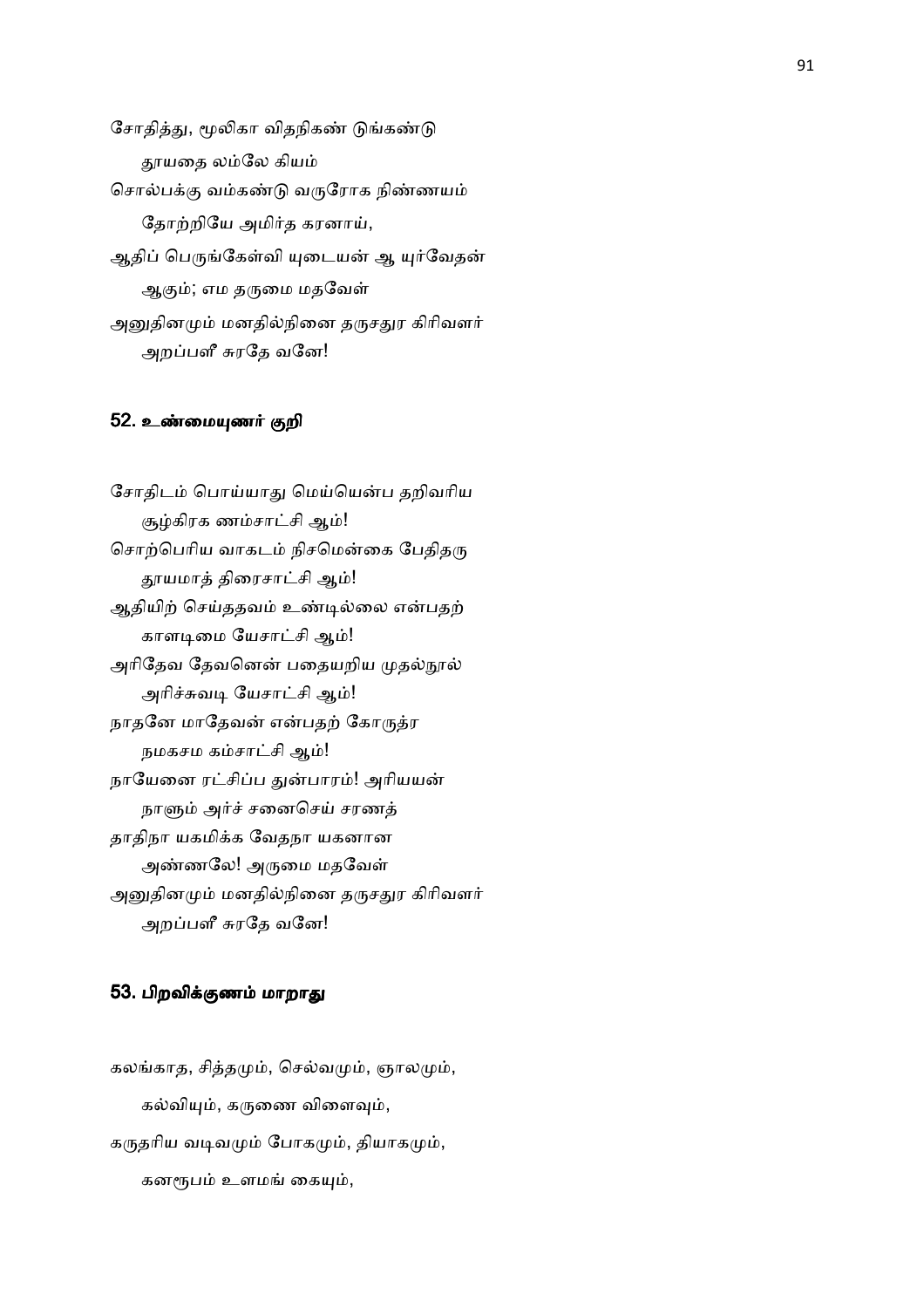சோதித்து, மூலிகா விதநிகண் டுங்கண்டு
    தூயதை லம்லே கியம்
சொல்பக்கு வம்கண்டு வருரோக நிண்ணயம்
    தோற்றியே அமிர்த கரனாய்,
ஆதிப் பெருங்கேள்வி யுடையன் ஆ யுர்வேதன்
    ஆகும்; எம தருமை மதவேள்
அனுதினமும் மனதில்நினை தருசதுர கிரிவளர்
    அறப்பளீ சுரதே வனே!

### 52. உண்மையுணர் குறி

சோதிடம் பொய்யாது மெய்யென்ப தறிவரிய
    சூழ்கிரக ணம்சாட்சி ஆம்!
சொற்பெரிய வாகடம் நிசமென்கை பேதிதரு
    தூயமாத் திரைசாட்சி ஆம்!
ஆதியிற் செய்ததவம் உண்டில்லை என்பதற்
    காளடிமை யேசாட்சி ஆம்!
அரிதேவ தேவனென் பதையறிய முதல்நூல்
    அரிச்சுவடி யேசாட்சி ஆம்!
நாதனே மாதேவன் என்பதற் கோருத்ர
    நமகசம கம்சாட்சி ஆம்!
நாயேனை ரட்சிப்ப துன்பாரம்! அரியயன்
    நாளும் அர்ச் சனைசெய் சரணத்
தாதிநா யகமிக்க வேதநா யகனான
    அண்ணலே! அருமை மதவேள்
அனுதினமும் மனதில்நினை தருசதுர கிரிவளர்
    அறப்பளீ சுரதே வனே!

### 53. பிறவிக்குணம் மாறாது

கலங்காத, சித்தமும், செல்வமும், ஞாலமும்,
    கல்வியும், கருணை விளைவும்,
கருதரிய வடிவமும் போகமும், தியாகமும்,
    கனரூபம் உளமங் கையும்,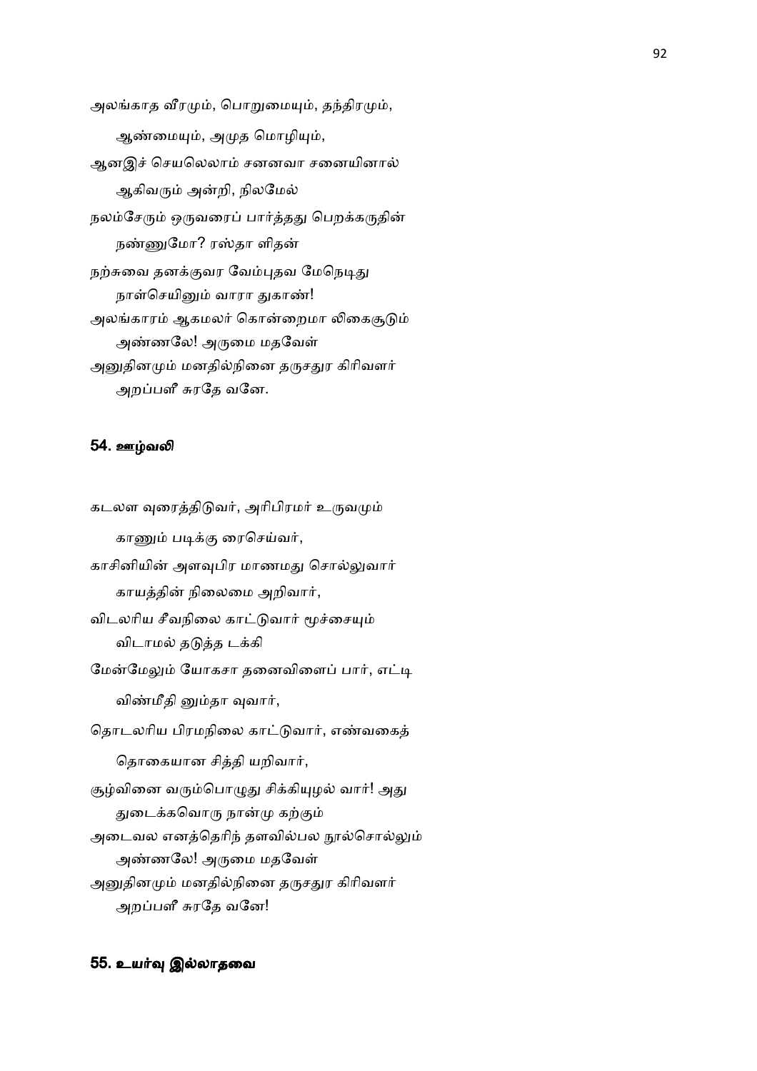அலங்காத வீரமும், பொறுமையும், தந்திரமும்,

ஆண்மையும், அமுத மொழியும்,

ஆனஇச் செயலெலாம் சனனவா சனையினால்

ஆகிவரும் அன்றி, நிலமேல்

நலம்சேரும் ஒருவரைப் பார்த்தது பெறக்கருதின்

நண்ணுமோ? ரஸ்தா ளிதன்

நற்சுவை தனக்குவர வேம்புதவ மேநெடிது

நாள்செயினும் வாரா துகாண்!

அலங்காரம் ஆகமலர் கொன்றைமா லிகைசூடும்

அண்ணலே! அருமை மதவேள்

அனுதினமும் மனதில்நினை தருசதுர கிரிவளர்

அறப்பளீ சுரதே வனே.

## 54. ஊழ்வலி

கடலள வுரைத்திடுவர், அரிபிரமர் உருவமும்

காணும் படிக்கு ரைசெய்வர்,

காசினியின் அளவுபிர மாணமது சொல்லுவார்

காயத்தின் நிலைமை அறிவார்,

விடலரிய சீவநிலை காட்டுவார் மூச்சையும்

விடாமல் தடுத்த டக்கி

மேன்மேலும் யோகசா தனைவிளைப் பார், எட்டி

விண்மீதி னும்தா வுவார்,

தொடலரிய பிரமநிலை காட்டுவார், எண்வகைத்

தொகையான சித்தி யறிவார்,

சூழ்வினை வரும்பொழுது சிக்கியுழல் வார்! அது

துடைக்கவொரு நான்மு கற்கும்

அடைவல எனத்தெரிந் தளவில்பல நூல்சொல்லும்

அண்ணலே! அருமை மதவேள்

அனுதினமும் மனதில்நினை தருசதுர கிரிவளர்

அறப்பளீ சுரதே வனே!

## 55. உயர்வு இல்லாதவை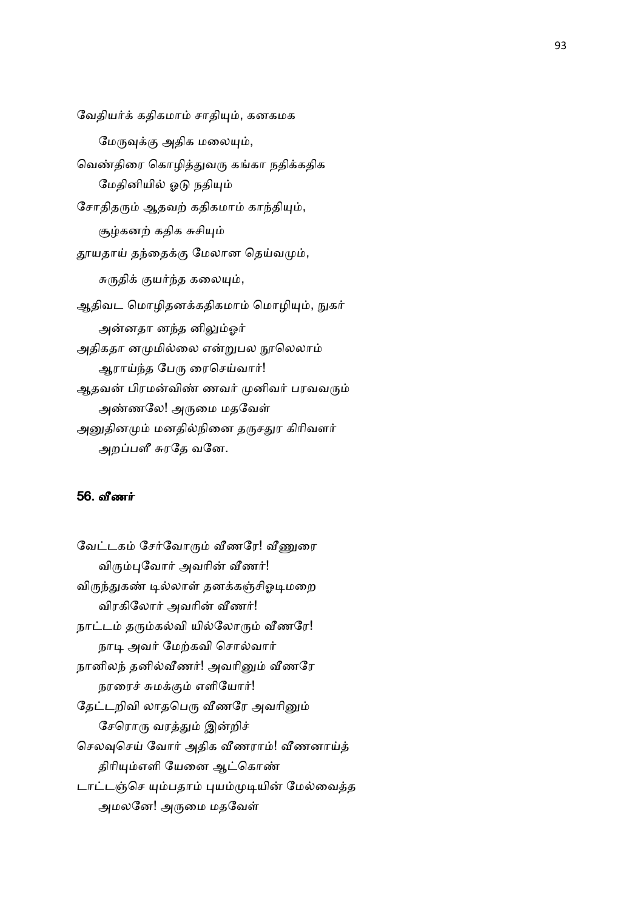வேதியர்க் கதிகமாம் சாதியும், கனகமக

மேருவுக்கு அதிக மலையும்,

வெண்திரை கொழித்துவரு கங்கா நதிக்கதிக

மேதினியில் ஓடு நதியும்

சோதிதரும் ஆதவற் கதிகமாம் காந்தியும்,

சூழ்கனற் கதிக சுசியும்

தூயதாய் தந்தைக்கு மேலான தெய்வமும்,

சுருதிக் குயர்ந்த கலையும்,

ஆதிவட மொழிதனக்கதிகமாம் மொழியும், நுகர்

அன்னதா னந்த னிலும்ஓர்

அதிகதா னமுமில்லை என்றுபல நூலெலாம்

ஆராய்ந்த பேரு ரைசெய்வார்!

ஆதவன் பிரமன்விண் ணவர் முனிவர் பரவவரும்

அண்ணலே! அருமை மதவேள்

அனுதினமும் மனதில்நினை தருசதுர கிரிவளர்

அறப்பளீ சுரதே வனே.

### 56. வீணர்

வேட்டகம் சேர்வோரும் வீணரே! வீணுரை

விரும்புவோர் அவரின் வீணர்!

விருந்துகண் டில்லாள் தனக்கஞ்சிஓடிமறை

விரகிலோர் அவரின் வீணர்!

நாட்டம் தரும்கல்வி யில்லோரும் வீணரே!

நாடி அவர் மேற்கவி சொல்வார்

நானிலந் தனில்வீணர்! அவரினும் வீணரே

நரரைச் சுமக்கும் எளியோர்!

தேட்டறிவி லாதபெரு வீணரே அவரினும்

சேரொரு வரத்தும் இன்றிச்

செலவுசெய் வோர் அதிக வீணராம்! வீணனாய்த்

திரியும்எளி யேனை ஆட்கொண்

டாட்டஞ்செ யும்பதாம் புயம்முடியின் மேல்வைத்த

அமலனே! அருமை மதவேள்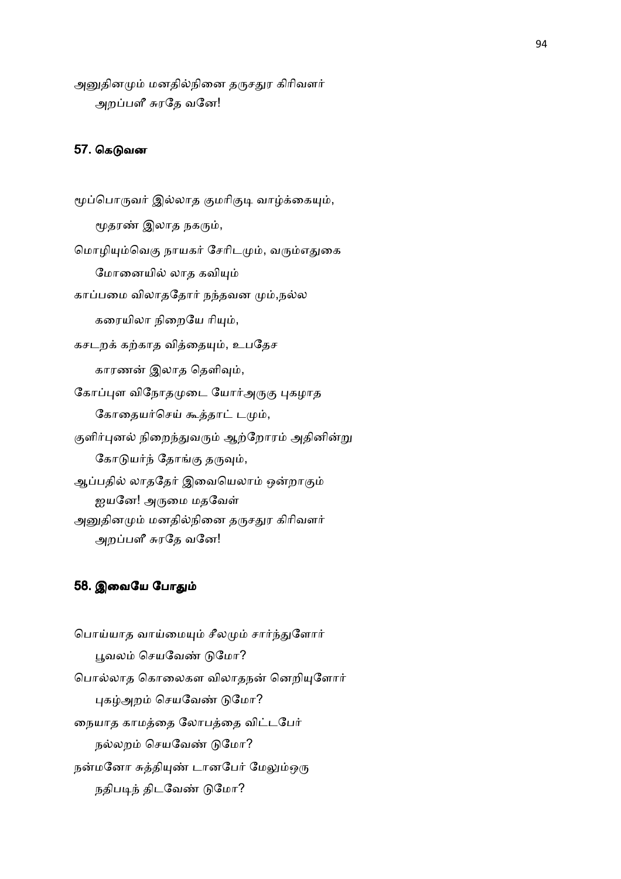அனுதினமும் மனதில்நினை தருசதுர கிரிவளர்
　　அறப்பளீ சுரதே வனே!

## 57. கெடுவன

மூப்பொருவர் இல்லாத குமரிகுடி வாழ்க்கையும்,
　　மூதரண் இலாத நகரும்,
மொழியும்வெகு நாயகர் சேரிடமும், வரும்எதுகை
　　மோனையில் லாத கவியும்
காப்பமை விலாததோர் நந்தவன மும்,நல்ல
　　கரையிலா நிறையே ரியும்,
கசடறக் கற்காத வித்தையும், உபதேச
　　காரணன் இலாத தெளிவும்,
கோப்புள விநோதமுடை யோர்அருகு புகழாத
　　கோதையர்செய் கூத்தாட் டமும்,
குளிர்புனல் நிறைந்துவரும் ஆற்றோரம் அதினின்று
　　கோடுயர்ந் தோங்கு தருவும்,
ஆப்பதில் லாததேர் இவையெலாம் ஒன்றாகும்
　　ஐயனே! அருமை மதவேள்
அனுதினமும் மனதில்நினை தருசதுர கிரிவளர்
　　அறப்பளீ சுரதே வனே!

## 58. இவையே போதும்

பொய்யாத வாய்மையும் சீலமும் சார்ந்துளோர்
　　பூவலம் செயவேண் டுமோ?
பொல்லாத கொலைகள விலாதநன் னெறியுளோர்
　　புகழ்அறம் செயவேண் டுமோ?
நையாத காமத்தை லோபத்தை விட்டபேர்
　　நல்லறம் செயவேண் டுமோ?
நன்மனோ சுத்தியுண் டானபேர் மேலும்ஒரு
　　நதிபடிந் திடவேண் டுமோ?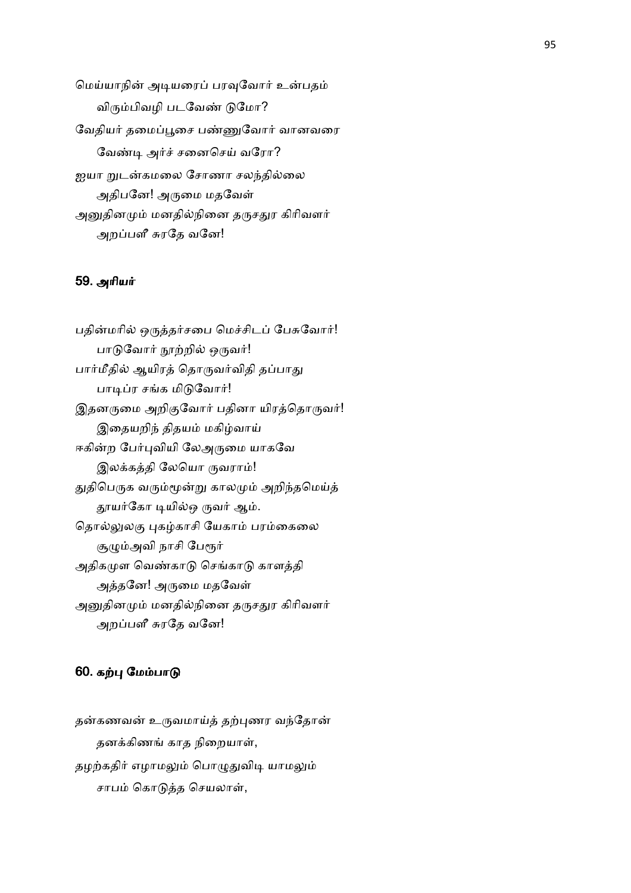மெய்யாநின் அடியரைப் பரவுவோர் உன்பதம்

விரும்பிவழி படவேண் டுமோ?

வேதியர் தமைப்பூசை பண்ணுவோர் வானவரை

வேண்டி அர்ச் சனைசெய் வரோ?

ஐயா றுடன்கமலை சோணா சலந்தில்லை

அதிபனே! அருமை மதவேள்

அனுதினமும் மனதில்நினை தருசதுர கிரிவளர்

அறப்பளீ சுரதே வனே!

## 59. அரியர்

பதின்மரில் ஒருத்தர்சபை மெச்சிடப் பேசுவோர்!

பாடுவோர் நூற்றில் ஒருவர்!

பார்மீதில் ஆயிரத் தொருவர்விதி தப்பாது

பாடிப்ர சங்க மிடுவோர்!

இதனருமை அறிகுவோர் பதினா யிரத்தொருவர்!

இதையறிந் திதயம் மகிழ்வாய்

ஈகின்ற பேர்புவியி லேஅருமை யாகவே

இலக்கத்தி லேயொ ருவராம்!

துதிபெருக வரும்மூன்று காலமும் அறிந்தமெய்த்

தூயர்கோ டியில்ஒ ருவர் ஆம்.

தொல்லுலகு புகழ்காசி யேகாம் பரம்கைலை

சூழும்அவி நாசி பேரூர்

அதிகமுள வெண்காடு செங்காடு காளத்தி

அத்தனே! அருமை மதவேள்

அனுதினமும் மனதில்நினை தருசதுர கிரிவளர்

அறப்பளீ சுரதே வனே!

## 60. கற்பு மேம்பாடு

தன்கணவன் உருவமாய்த் தற்புணர வந்தோன்

தனக்கிணங் காத நிறையாள்,

தழற்கதிர் எழாமலும் பொழுதுவிடி யாமலும்

சாபம் கொடுத்த செயலாள்,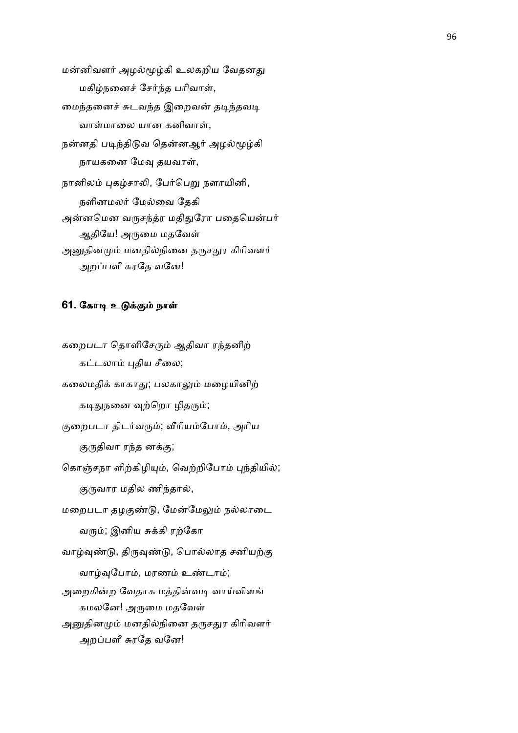மன்னிவளர் அழல்மூழ்கி உலகறிய வேதனது

மகிழ்நனைச் சேர்ந்த பரிவாள்,

மைந்தனைச் சுடவந்த இறைவன் தடிந்தவடி

வாள்மாலை யான கனிவாள்,

நன்னதி படிந்திடுவ தென்னஆர் அழல்மூழ்கி

நாயகனை மேவு தயவாள்,

நானிலம் புகழ்சாலி, பேர்பெறு நளாயினி,

நளினமலர் மேல்வை தேகி

அன்னமென வருசந்த்ர மதிதுரோ பதையென்பர்

ஆதியே! அருமை மதவேள்

அனுதினமும் மனதில்நினை தருசதுர கிரிவளர்

அறப்பளீ சுரதே வனே!

## 61. கோடி உடுக்கும் நாள்

கறைபடா தொளிசேரும் ஆதிவா ரந்தனிற்

கட்டலாம் புதிய சீலை;

கலைமதிக் காகாது; பலகாலும் மழையினிற்

கடிதுநனை வுற்றொ ழிதரும்;

குறைபடா திடர்வரும்; வீரியம்போம், அரிய

குருதிவா ரந்த னக்கு;

கொஞ்சநா ளிற்கிழியும், வெற்றிபோம் புந்தியில்;

குருவார மதில ணிந்தால்,

மறைபடா தழகுண்டு, மேன்மேலும் நல்லாடை

வரும்; இனிய சுக்கி ரற்கோ

வாழ்வுண்டு, திருவுண்டு, பொல்லாத சனியற்கு

வாழ்வுபோம், மரணம் உண்டாம்;

அறைகின்ற வேதாக மத்தின்வடி வாய்விளங்

கமலனே! அருமை மதவேள்

அனுதினமும் மனதில்நினை தருசதுர கிரிவளர்

அறப்பளீ சுரதே வனே!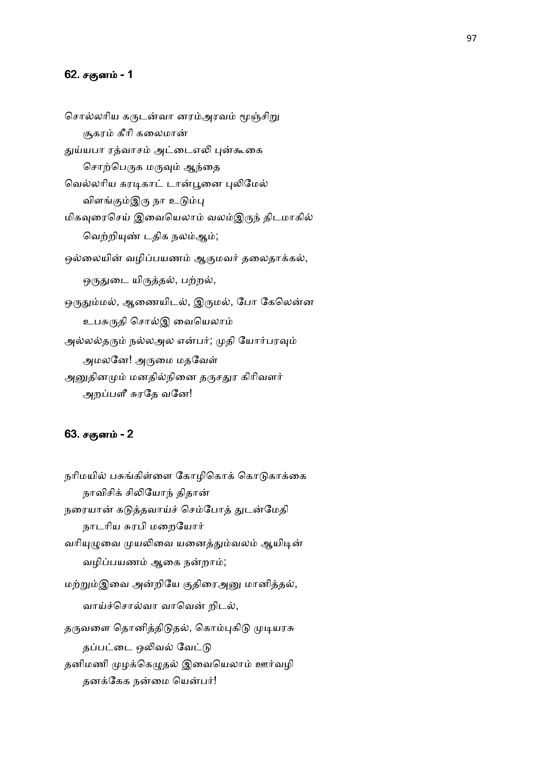## 62. சகுனம் - 1

சொல்லரிய கருடன்வா னரம்அரவம் மூஞ்சிறு
    சூகரம் கீரி கலைமான்
துய்யபா ரத்வாசம் அட்டைஎலி புன்கூகை
    சொற்பெருக மருவும் ஆந்தை
வெல்லரிய கரடிகாட் டான்பூனை புலிமேல்
    விளங்கும்இரு நா உடும்பு
மிகவுரைசெய் இவையெலாம் வலம்இருந் திடமாகில்
    வெற்றியுண் டதிக நலம்ஆம்;
ஒல்லையின் வழிப்பயணம் ஆகுமவர் தலைதாக்கல்,
    ஒருதுடை யிருத்தல், பற்றல்,
ஒருதும்மல், ஆணையிடல், இருமல், போ கேலென்ன
    உபசுருதி சொல்இ வையெலாம்
அல்லல்தரும் நல்லஅல என்பர்; முதி யோர்பரவும்
    அமலனே! அருமை மதவேள்
அனுதினமும் மனதில்நினை தருசதுர கிரிவளர்
    அறப்பளீ சுரதே வனே!

## 63. சகுனம் - 2

நரிமயில் பசுங்கிள்ளை கோழிகொக் கொடுகாக்கை
    நாவிசிக் சிலியோந் திதான்
நரையான் கடுத்தவாய்ச் செம்போத் துடன்மேதி
    நாடரிய சுரபி மறையோர்
வரியுழுவை முயலிவை யனைத்தும்வலம் ஆயிடின்
    வழிப்பயணம் ஆகை நன்றாம்;
மற்றும்இவை அன்றியே குதிரைஅனு மானித்தல்,
    வாய்ச்சொல்வா வாவென் றிடல்,
தருவளை தொனித்திடுதல், கொம்புகிடு முடியரசு
    தப்பட்டை ஒலிவல் வேட்டு
தனிமணி முழக்கெழுதல் இவையெலாம் ஊர்வழி
    தனக்கேக நன்மை யென்பர்!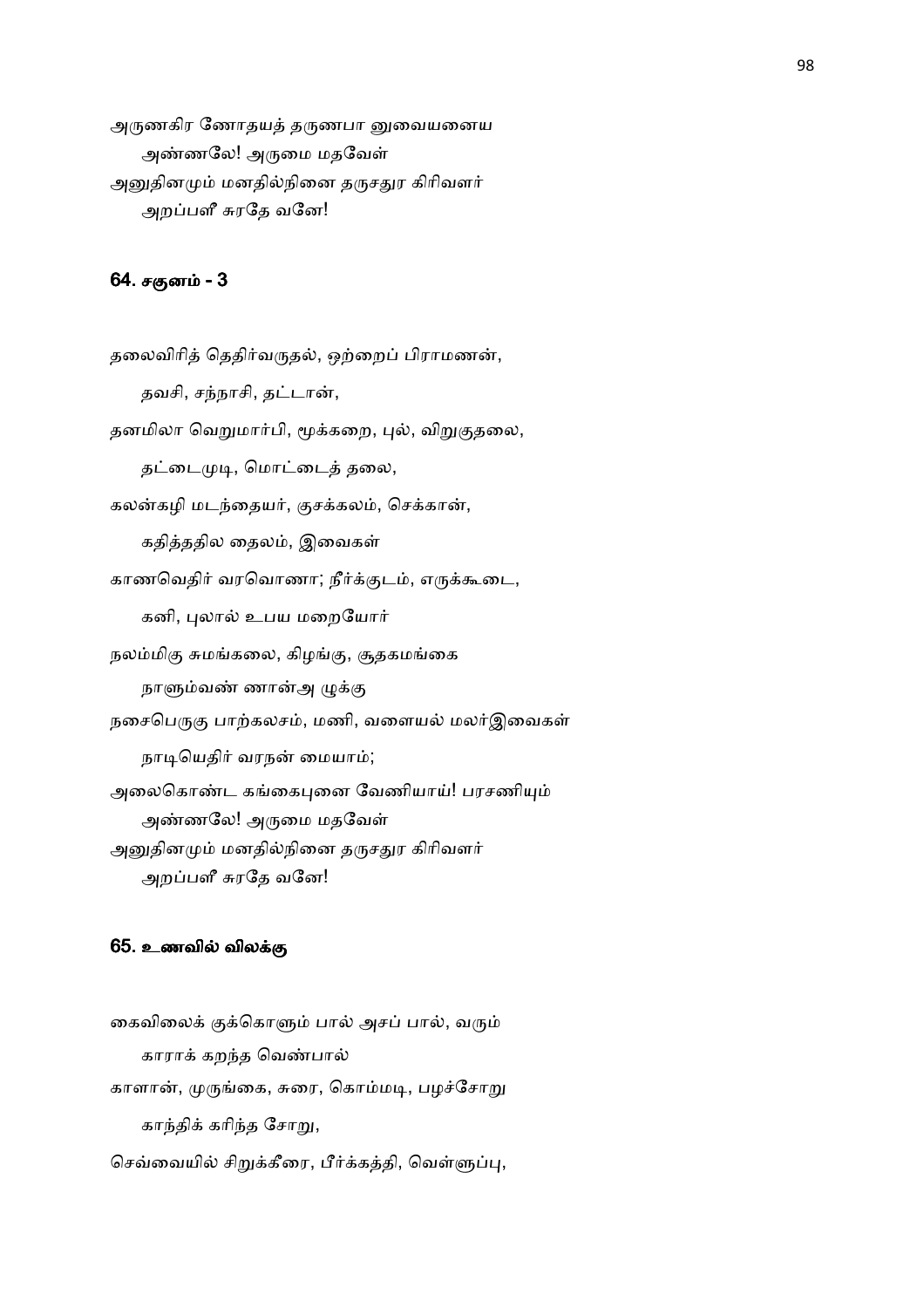அருணகிர ணோதயத் தருணபா னுவையனைய

அண்ணலே! அருமை மதவேள்

அனுதினமும் மனதில்நினை தருசதுர கிரிவளர்

அறப்பளீ சுரதே வனே!

### 64. சகுனம் - 3

தலைவிரித் தெதிர்வருதல், ஒற்றைப் பிராமணன்,

தவசி, சந்நாசி, தட்டான்,

தனமிலா வெறுமார்பி, மூக்கறை, புல், விறுகுதலை,

தட்டைமுடி, மொட்டைத் தலை,

கலன்கழி மடந்தையர், குசக்கலம், செக்கான்,

கதித்ததில தைலம், இவைகள்

காணவெதிர் வரவொணா; நீர்க்குடம், எருக்கூடை,

கனி, புலால் உபய மறையோர்

நலம்மிகு சுமங்கலை, கிழங்கு, சூதகமங்கை

நாளும்வண் ணான்அ ழுக்கு

நசைபெருகு பாற்கலசம், மணி, வளையல் மலர்இவைகள்

நாடியெதிர் வரநன் மையாம்;

அலைகொண்ட கங்கைபுனை வேணியாய்! பரசணியும்

அண்ணலே! அருமை மதவேள்

அனுதினமும் மனதில்நினை தருசதுர கிரிவளர்

அறப்பளீ சுரதே வனே!

### 65. உணவில் விலக்கு

கைவிலைக் குக்கொளும் பால் அசப் பால், வரும்

காராக் கறந்த வெண்பால்

காளான், முருங்கை, சுரை, கொம்மடி, பழச்சோறு

காந்திக் கரிந்த சோறு,

செவ்வையில் சிறுக்கீரை, பீர்க்கத்தி, வெள்ளுப்பு,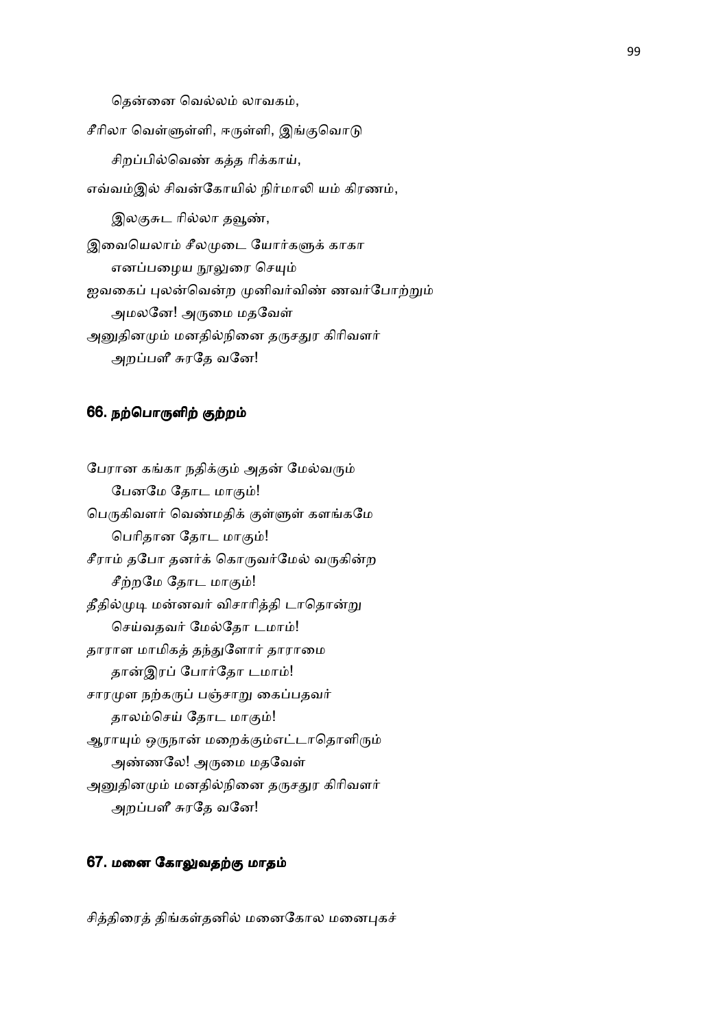தென்னை வெல்லம் லாவகம்,

சீரிலா வெள்ளுள்ளி, ஈருள்ளி, இங்குவொடு

சிறப்பில்வெண் கத்த ரிக்காய்,

எவ்வம்இல் சிவன்கோயில் நிர்மாலி யம் கிரணம்,

இலகுசுட ரில்லா தவூண்,

இவையெலாம் சீலமுடை யோர்களுக் காகா
எனப்பழைய நூலுரை செயும்
ஐவகைப் புலன்வென்ற முனிவர்விண் ணவர்போற்றும்
அமலனே! அருமை மதவேள்
அனுதினமும் மனதில்நினை தருசதுர கிரிவளர்
அறப்பளீ சுரதே வனே!

### 66. நற்பொருளிற் குற்றம்

பேரான கங்கா நதிக்கும் அதன் மேல்வரும்
பேனமே தோட மாகும்!
பெருகிவளர் வெண்மதிக் குள்ளுள் களங்கமே
பெரிதான தோட மாகும்!
சீராம் தபோ தனர்க் கொருவர்மேல் வருகின்ற
சீற்றமே தோட மாகும்!
தீதில்முடி மன்னவர் விசாரித்தி டாதொன்று
செய்வதவர் மேல்தோ டமாம்!
தாராள மாமிகத் தந்துளோர் தாராமை
தான்இரப் போர்தோ டமாம்!
சாரமுள நற்கருப் பஞ்சாறு கைப்பதவர்
தாலம்செய் தோட மாகும்!
ஆராயும் ஒருநான் மறைக்கும்எட்டாதொளிரும்
அண்ணலே! அருமை மதவேள்
அனுதினமும் மனதில்நினை தருசதுர கிரிவளர்
அறப்பளீ சுரதே வனே!

### 67. மனை கோலுவதற்கு மாதம்

சித்திரைத் திங்கள்தனில் மனைகோல மனைபுகச்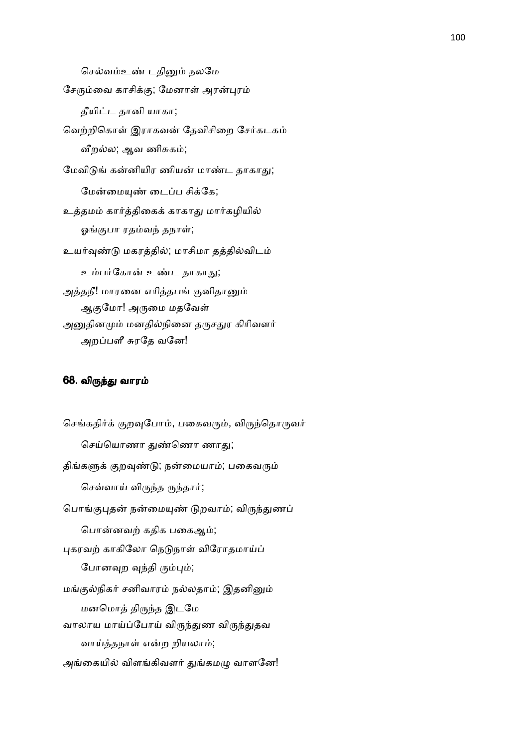செல்வம்உண் டதினும் நலமே

சேரும்வை காசிக்கு; மேனாள் அரன்புரம்

தீயிட்ட தானி யாகா;

வெற்றிகொள் இராகவன் தேவிசிறை சேர்கடகம்

வீறல்ல; ஆவ ணிசுகம்;

மேவிடுங் கன்னியிர ணியன் மாண்ட தாகாது;

மேன்மையுண் டைப்ப சிக்கே;

உத்தமம் கார்த்திகைக் காகாது மார்கழியில்

ஓங்குபா ரதம்வந் தநாள்;

உயர்வுண்டு மகரத்தில்; மாசிமா தத்தில்விடம்

உம்பர்கோன் உண்ட தாகாது;

அத்தநீ! மாரனை எரித்தபங் குனிதானும்

ஆகுமோ! அருமை மதவேள்

அனுதினமும் மனதில்நினை தருசதுர கிரிவளர்

அறப்பளீ சுரதே வனே!

## 68. விருந்து வாரம்

செங்கதிர்க் குறவுபோம், பகைவரும், விருந்தொருவர்

செய்யொணா துண்ணொ ணாது;

திங்களுக் குறவுண்டு; நன்மையாம்; பகைவரும்

செவ்வாய் விருந்த ருந்தார்;

பொங்குபுதன் நன்மையுண் டுறவாம்; விருந்துணப்

பொன்னவற் கதிக பகைஆம்;

புகரவற் காகிலோ நெடுநாள் விரோதமாய்ப்

போனவுற வுந்தி ரும்பும்;

மங்குல்நிகர் சனிவாரம் நல்லதாம்; இதனினும்

மனமொத் திருந்த இடமே

வாலாய மாய்ப்போய் விருந்துண விருந்துதவ

வாய்த்தநாள் என்ற றியலாம்;

அங்கையில் விளங்கிவளர் துங்கமழு வாளனே!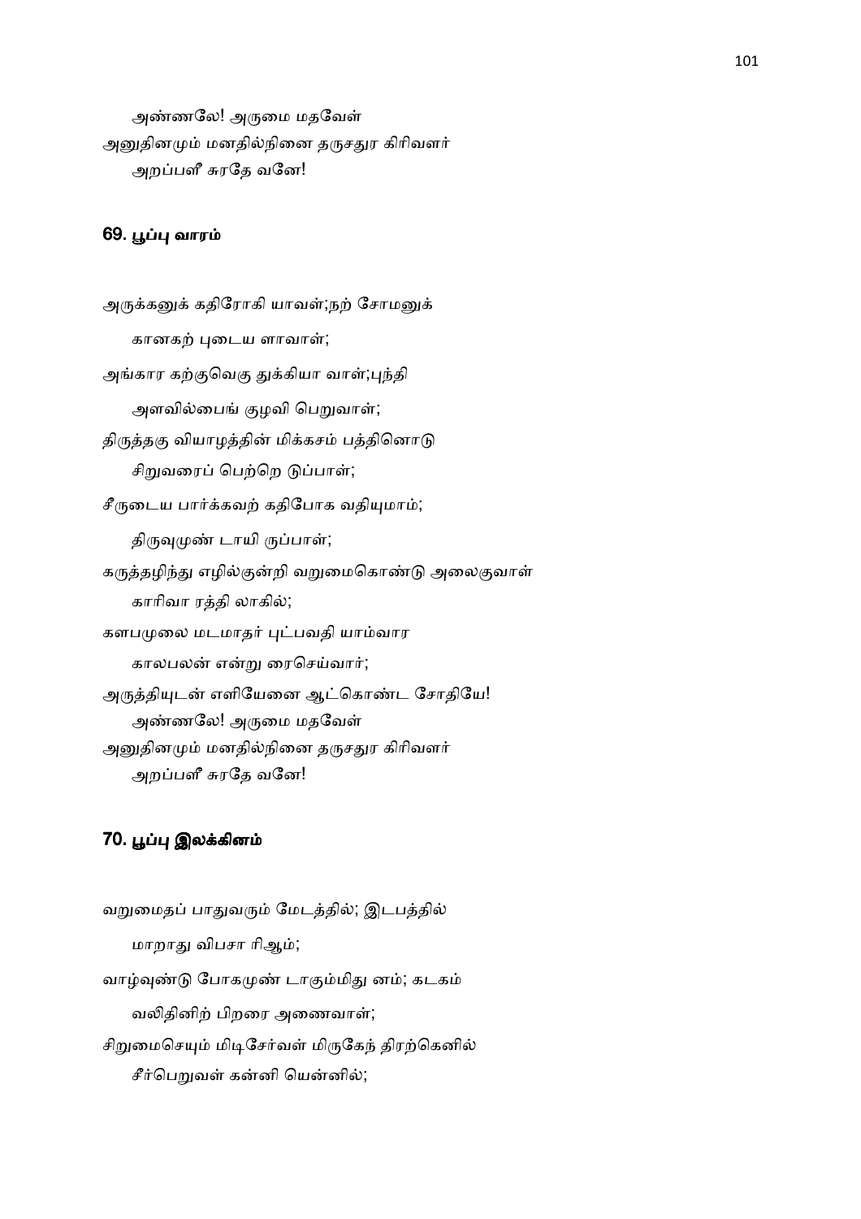அண்ணலே! அருமை மதவேள்
அனுதினமும் மனதில்நினை தருசதுர கிரிவளர்
அறப்பளீ சுரதே வனே!

### 69. பூப்பு வாரம்

அருக்கனுக் கதிரோகி யாவள்;நற் சோமனுக்
கானகற் புடைய ளாவாள்;
அங்கார கற்குவெகு துக்கியா வாள்;புந்தி
அளவில்பைங் குழவி பெறுவாள்;
திருத்தகு வியாழத்தின் மிக்கசம் பத்தினொடு
சிறுவரைப் பெற்றெ டுப்பாள்;
சீருடைய பார்க்கவற் கதிபோக வதியுமாம்;
திருவுமுண் டாயி ருப்பாள்;
கருத்தழிந்து எழில்குன்றி வறுமைகொண்டு அலைகுவாள்
காரிவா ரத்தி லாகில்;
களபமுலை மடமாதர் புட்பவதி யாம்வார
காலபலன் என்று ரைசெய்வார்;
அருத்தியுடன் எளியேனை ஆட்கொண்ட சோதியே!
அண்ணலே! அருமை மதவேள்
அனுதினமும் மனதில்நினை தருசதுர கிரிவளர்
அறப்பளீ சுரதே வனே!

### 70. பூப்பு இலக்கினம்

வறுமைதப் பாதுவரும் மேடத்தில்; இடபத்தில்
மாறாது விபசா ரிஆம்;
வாழ்வுண்டு போகமுண் டாகும்மிது னம்; கடகம்
வலிதினிற் பிறரை அணைவாள்;
சிறுமைசெயும் மிடிசேர்வள் மிருகேந் திரற்கெனில்
சீர்பெறுவள் கன்னி யென்னில்;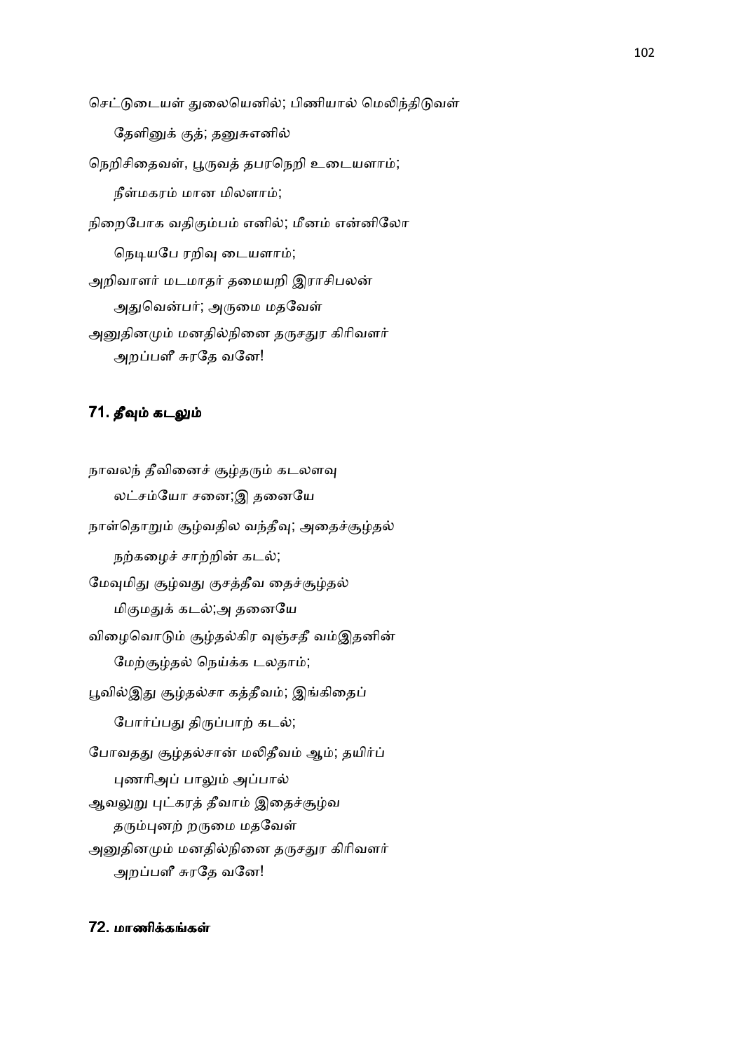செட்டுடையள் துலையெனில்; பிணியால் மெலிந்திடுவள்

தேளினுக் குத்; தனுசுஎனில்

நெறிசிதைவள், பூருவத் தபரநெறி உடையளாம்;

நீள்மகரம் மான மிலளாம்;

நிறைபோக வதிகும்பம் எனில்; மீனம் என்னிலோ

நெடியபே ரறிவு டையளாம்;

அறிவாளர் மடமாதர் தமையறி இராசிபலன்

அதுவென்பர்; அருமை மதவேள்

அனுதினமும் மனதில்நினை தருசதுர கிரிவளர்

அறப்பளீ சுரதே வனே!

### 71. தீவும் கடலும்

நாவலந் தீவினைச் சூழ்தரும் கடலளவு

லட்சம்யோ சனை;இ தனையே

நாள்தொறும் சூழ்வதில வந்தீவு; அதைச்சூழ்தல்

நற்கழைச் சாற்றின் கடல்;

மேவுமிது சூழ்வது குசத்தீவ தைச்சூழ்தல்

மிகுமதுக் கடல்;அ தனையே

விழைவொடும் சூழ்தல்கிர வுஞ்சதீ வம்இதனின்

மேற்சூழ்தல் நெய்க்க டலதாம்;

பூவில்இது சூழ்தல்சா கத்தீவம்; இங்கிதைப்

போர்ப்பது திருப்பாற் கடல்;

போவதது சூழ்தல்சான் மலிதீவம் ஆம்; தயிர்ப்

புணரிஅப் பாலும் அப்பால்

ஆவலுறு புட்கரத் தீவாம் இதைச்சூழ்வ

தரும்புனற் றருமை மதவேள்

அனுதினமும் மனதில்நினை தருசதுர கிரிவளர்

அறப்பளீ சுரதே வனே!

### 72. மாணிக்கங்கள்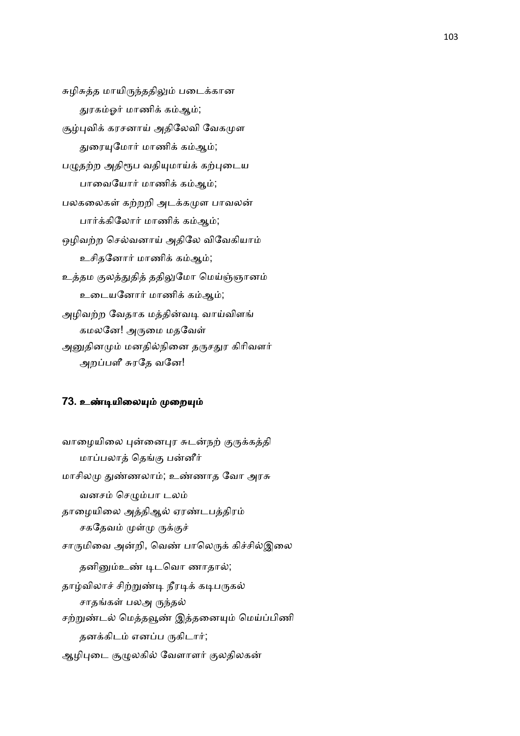சுழிசுத்த மாயிருந்ததிலும் படைக்கான

துரகம்ஓர் மாணிக் கம்ஆம்;

சூழ்புவிக் கரசனாய் அதிலேவி வேகமுள

துரையுமோர் மாணிக் கம்ஆம்;

பழுதற்ற அதிரூப வதியுமாய்க் கற்புடைய

பாவையோர் மாணிக் கம்ஆம்;

பலகலைகள் கற்றறி அடக்கமுள பாவலன்

பார்க்கிலோர் மாணிக் கம்ஆம்;

ஒழிவற்ற செல்வனாய் அதிலே விவேகியாம்

உசிதனோர் மாணிக் கம்ஆம்;

உத்தம குலத்துதித் ததிலுமோ மெய்ஞ்ஞானம்

உடையனோர் மாணிக் கம்ஆம்;

அழிவற்ற வேதாக மத்தின்வடி வாய்விளங்

கமலனே! அருமை மதவேள்

அனுதினமும் மனதில்நினை தருசதுர கிரிவளர்

அறப்பளீ சுரதே வனே!

### 73. உண்டியிலையும் முறையும்

வாழையிலை புன்னைபுர சுடன்நற் குருக்கத்தி

மாப்பலாத் தெங்கு பன்னீர்

மாசிலமு துண்ணலாம்; உண்ணாத வோ அரசு

வனசம் செழும்பா டலம்

தாழையிலை அத்திஆல் ஏரண்டபத்திரம்

சகதேவம் முள்மு ருக்குச்

சாருமிவை அன்றி, வெண் பாலெருக் கிச்சில்இலை

தனினும்உண் டிடவொ ணாதால்;

தாழ்விலாச் சிற்றுண்டி நீரடிக் கடிபருகல்

சாதங்கள் பலஅ ருந்தல்

சற்றுண்டல் மெத்தவூண் இத்தனையும் மெய்ப்பிணி

தனக்கிடம் எனப்ப ருகிடார்;

ஆழிபுடை சூழுலகில் வேளாளர் குலதிலகன்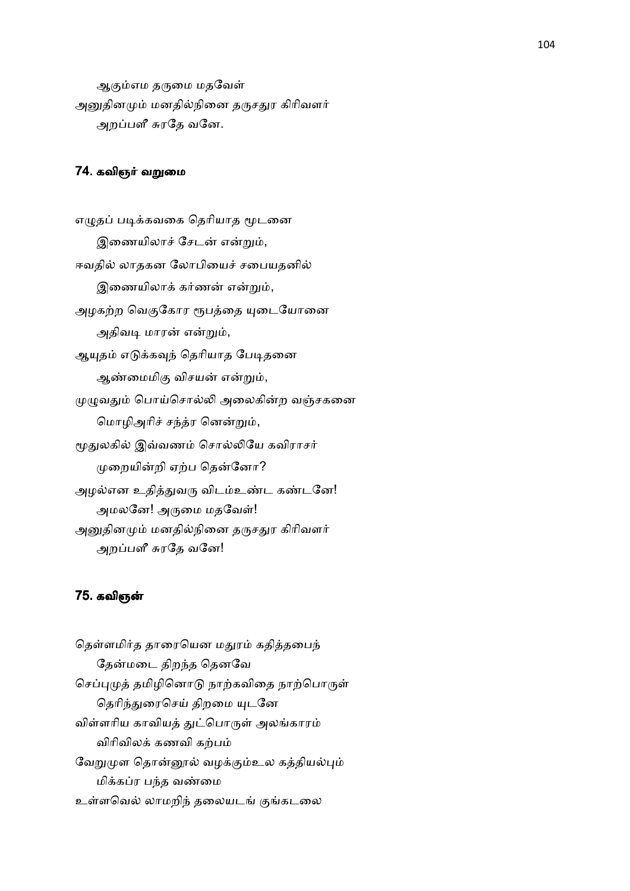ஆகும்எம தருமை மதவேள்
அனுதினமும் மனதில்நினை தருசதுர கிரிவளர்
அறப்பளீ சுரதே வனே.

## 74. கவிஞர் வறுமை

எழுதப் படிக்கவகை தெரியாத மூடனை
இணையிலாச் சேடன் என்றும்,
ஈவதில் லாதகன லோபியைச் சபையதனில்
இணையிலாக் கர்ணன் என்றும்,
அழகற்ற வெகுகோர ரூபத்தை யுடையோனை
அதிவடி மாரன் என்றும்,
ஆயுதம் எடுக்கவுந் தெரியாத பேடிதனை
ஆண்மைமிகு விசயன் என்றும்,
முழுவதும் பொய்சொல்லி அலைகின்ற வஞ்சகனை
மொழிஅரிச் சந்த்ர னென்றும்,
மூதுலகில் இவ்வணம் சொல்லியே கவிராசர்
முறையின்றி ஏற்ப தென்னோ?
அழல்என உதித்துவரு விடம்உண்ட கண்டனே!
அமலனே! அருமை மதவேள்!
அனுதினமும் மனதில்நினை தருசதுர கிரிவளர்
அறப்பளீ சுரதே வனே!

## 75. கவிஞன்

தெள்ளமிர்த தாரையென மதுரம் கதித்தபைந்
தேன்மடை திறந்த தெனவே
செப்புமுத் தமிழினொடு நாற்கவிதை நாற்பொருள்
தெரிந்துரைசெய் திறமை யுடனே
விள்ளரிய காவியத் துட்பொருள் அலங்காரம்
விரிவிலக் கணவி கற்பம்
வேறுமுள தொன்னூல் வழக்கும்உல கத்தியல்பும்
மிக்கப்ர பந்த வண்மை
உள்ளவெல் லாமறிந் தலையடங் குங்கடலை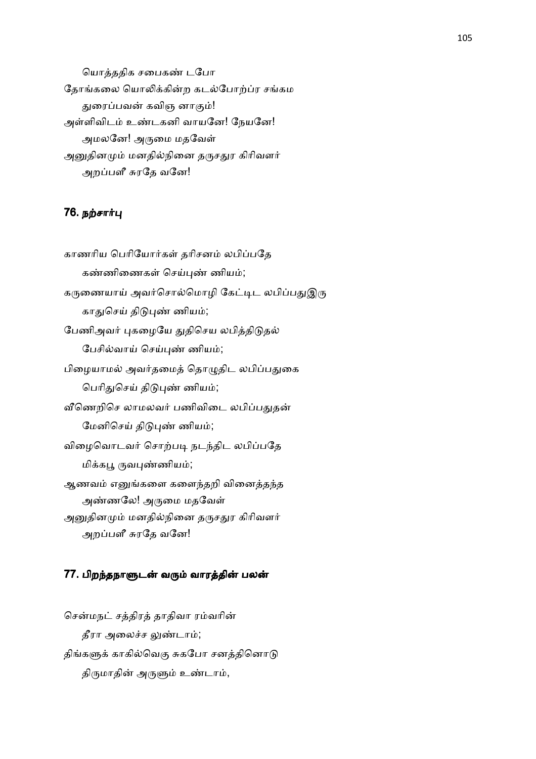யொத்ததிக சபைகண் டபோ
தோங்கலை யொலிக்கின்ற கடல்போற்ப்ர சங்கம
துரைப்பவன் கவிஞ னாகும்!
அள்ளிவிடம் உண்டகனி வாயனே! நேயனே!
அமலனே! அருமை மதவேள்
அனுதினமும் மனதில்நினை தருசதுர கிரிவளர்
அறப்பளீ சுரதே வனே!

### 76. நற்சார்பு

காணரிய பெரியோர்கள் தரிசனம் லபிப்பதே
கண்ணிணைகள் செய்புண் ணியம்;
கருணையாய் அவர்சொல்மொழி கேட்டிட லபிப்பதுஇரு
காதுசெய் திடுபுண் ணியம்;
பேணிஅவர் புகழையே துதிசெய லபித்திடுதல்
பேசில்வாய் செய்புண் ணியம்;
பிழையாமல் அவர்தமைத் தொழுதிட லபிப்பதுகை
பெரிதுசெய் திடுபுண் ணியம்;
வீணெறிசெ லாமலவர் பணிவிடை லபிப்பதுதன்
மேனிசெய் திடுபுண் ணியம்;
விழைவொடவர் சொற்படி நடந்திட லபிப்பதே
மிக்கபூ ருவபுண்ணியம்;
ஆணவம் எனுங்களை களைந்தறி வினைத்தந்த
அண்ணலே! அருமை மதவேள்
அனுதினமும் மனதில்நினை தருசதுர கிரிவளர்
அறப்பளீ சுரதே வனே!

### 77. பிறந்தநாளுடன் வரும் வாரத்தின் பலன்

சென்மநட் சத்திரத் தாதிவா ரம்வரின்
தீரா அலைச்ச லுண்டாம்;
திங்களுக் காகில்வெகு சுகபோ சனத்தினொடு
திருமாதின் அருளும் உண்டாம்,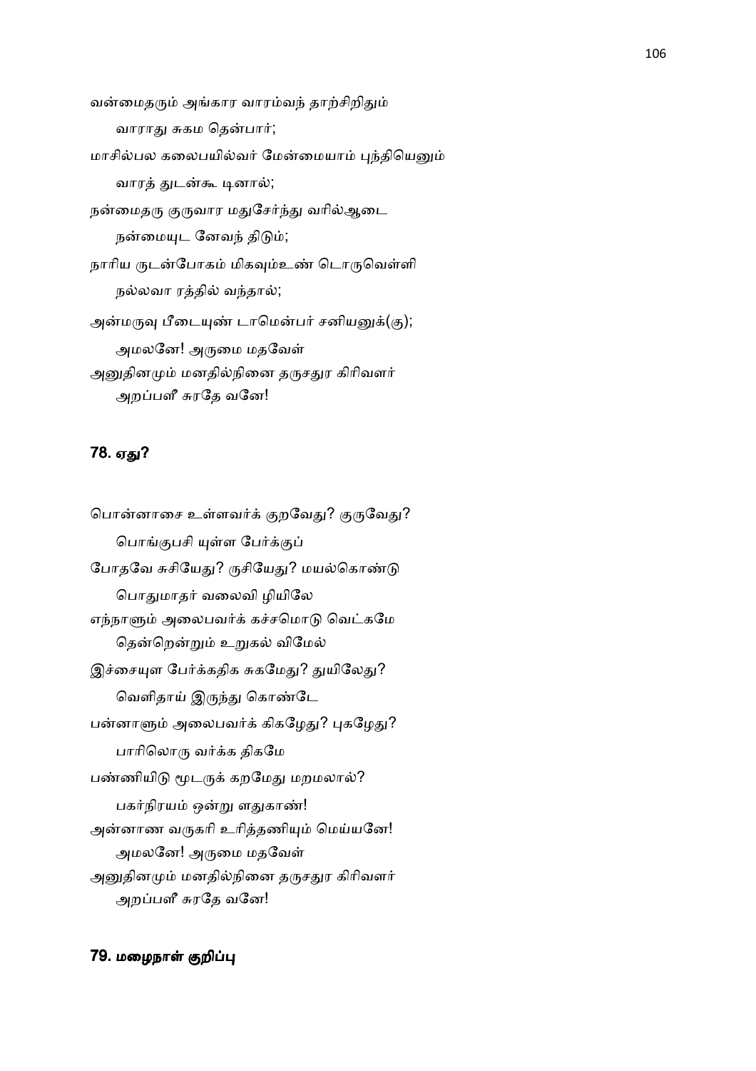வன்மைதரும் அங்கார வாரம்வந் தாற்சிறிதும்
　　வாராது சுகம தென்பார்;
மாசில்பல கலைபயில்வர் மேன்மையாம் புந்தியெனும்
　　வாரத் துடன்கூ டினால்;
நன்மைதரு குருவார மதுசேர்ந்து வரில்ஆடை
　　நன்மையுட னேவந் திடும்;
நாரிய ருடன்போகம் மிகவும்உண் டொருவெள்ளி
　　நல்லவா ரத்தில் வந்தால்;
அன்மருவு பீடையுண் டாமென்பர் சனியனுக்(கு);
　　அமலனே! அருமை மதவேள்
அனுதினமும் மனதில்நினை தருசதுர கிரிவளர்
　　அறப்பளீ சுரதே வனே!

## 78. ஏது?

பொன்னாசை உள்ளவர்க் குறவேது? குருவேது?
　　பொங்குபசி யுள்ள பேர்க்குப்
போதவே சுசியேது? ருசியேது? மயல்கொண்டு
　　பொதுமாதர் வலைவி ழியிலே
எந்நாளும் அலைபவர்க் கச்சமொடு வெட்கமே
　　தென்றென்றும் உறுகல் விமேல்
இச்சையுள பேர்க்கதிக சுகமேது? துயிலேது?
　　வெளிதாய் இருந்து கொண்டே
பன்னாளும் அலைபவர்க் கிகழேது? புகழேது?
　　பாரிலொரு வர்க்க திகமே
பண்ணியிடு மூடருக் கறமேது மறமலால்?
　　பகர்நிரயம் ஒன்று ளதுகாண்!
அன்னாண வருகரி உரித்தணியும் மெய்யனே!
　　அமலனே! அருமை மதவேள்
அனுதினமும் மனதில்நினை தருசதுர கிரிவளர்
　　அறப்பளீ சுரதே வனே!

## 79. மழைநாள் குறிப்பு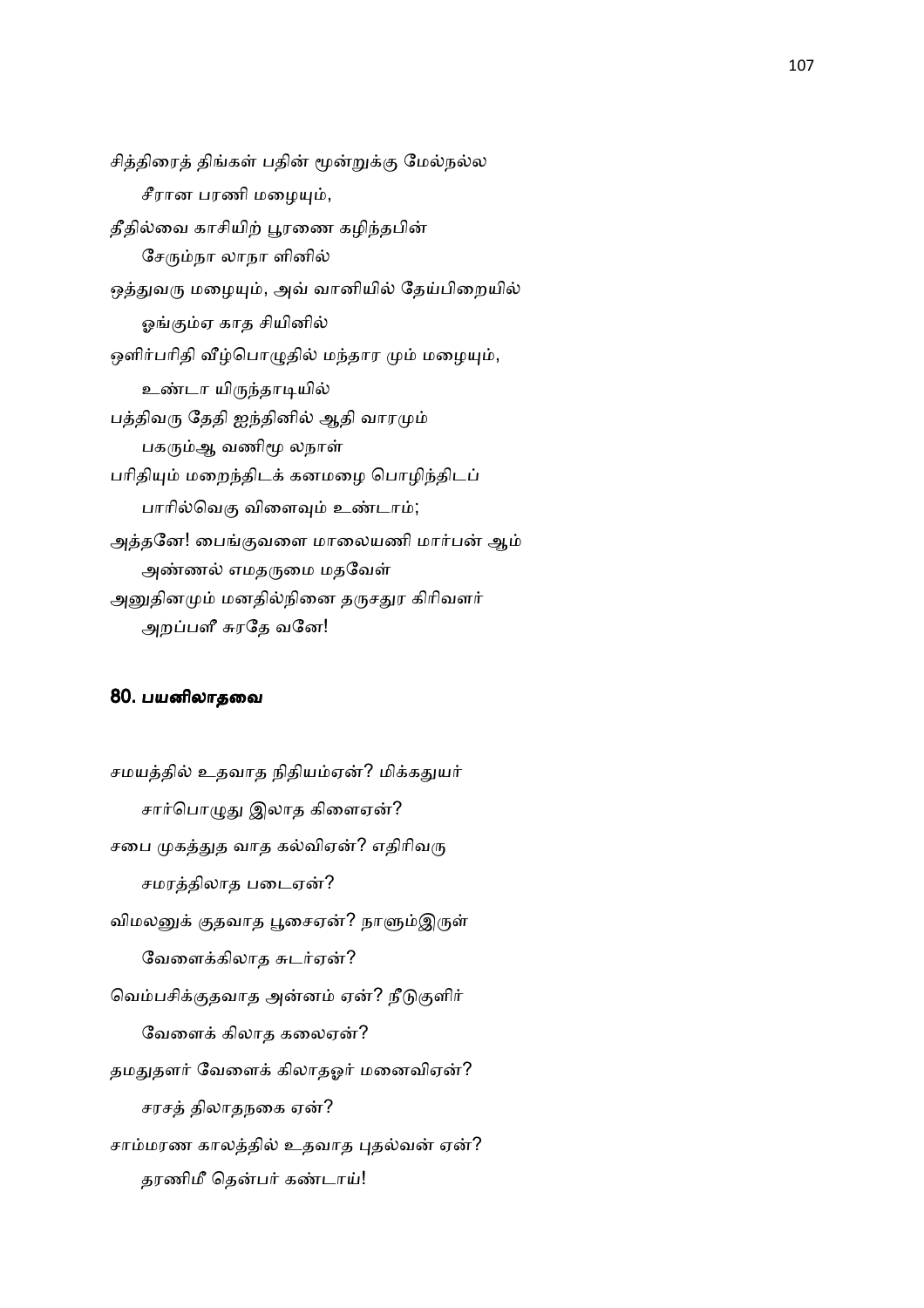சித்திரைத் திங்கள் பதின் மூன்றுக்கு மேல்நல்ல

சீரான பரணி மழையும்,

தீதில்வை காசியிற் பூரணை கழிந்தபின்

சேரும்நா லாநா ளினில்

ஒத்துவரு மழையும், அவ் வானியில் தேய்பிறையில்

ஓங்கும்ஏ காத சியினில்

ஒளிர்பரிதி வீழ்பொழுதில் மந்தார மும் மழையும்,

உண்டா யிருந்தாடியில்

பத்திவரு தேதி ஐந்தினில் ஆதி வாரமும்

பகரும்ஆ வணிமூ லநாள்

பரிதியும் மறைந்திடக் கனமழை பொழிந்திடப்

பாரில்வெகு விளைவும் உண்டாம்;

அத்தனே! பைங்குவளை மாலையணி மார்பன் ஆம்

அண்ணல் எமதருமை மதவேள்

அனுதினமும் மனதில்நினை தருசதுர கிரிவளர்

அறப்பளீ சுரதே வனே!

### 80. பயனிலாதவை

சமயத்தில் உதவாத நிதியம்ஏன்? மிக்கதுயர்

சார்பொழுது இலாத கிளைஏன்?

சபை முகத்துத வாத கல்விஏன்? எதிரிவரு

சமரத்திலாத படைஏன்?

விமலனுக் குதவாத பூசைஏன்? நாளும்இருள்

வேளைக்கிலாத சுடர்ஏன்?

வெம்பசிக்குதவாத அன்னம் ஏன்? நீடுகுளிர்

வேளைக் கிலாத கலைஏன்?

தமதுதளர் வேளைக் கிலாதஓர் மனைவிஏன்?

சரசத் திலாதநகை ஏன்?

சாம்மரண காலத்தில் உதவாத புதல்வன் ஏன்?

தரணிமீ தென்பர் கண்டாய்!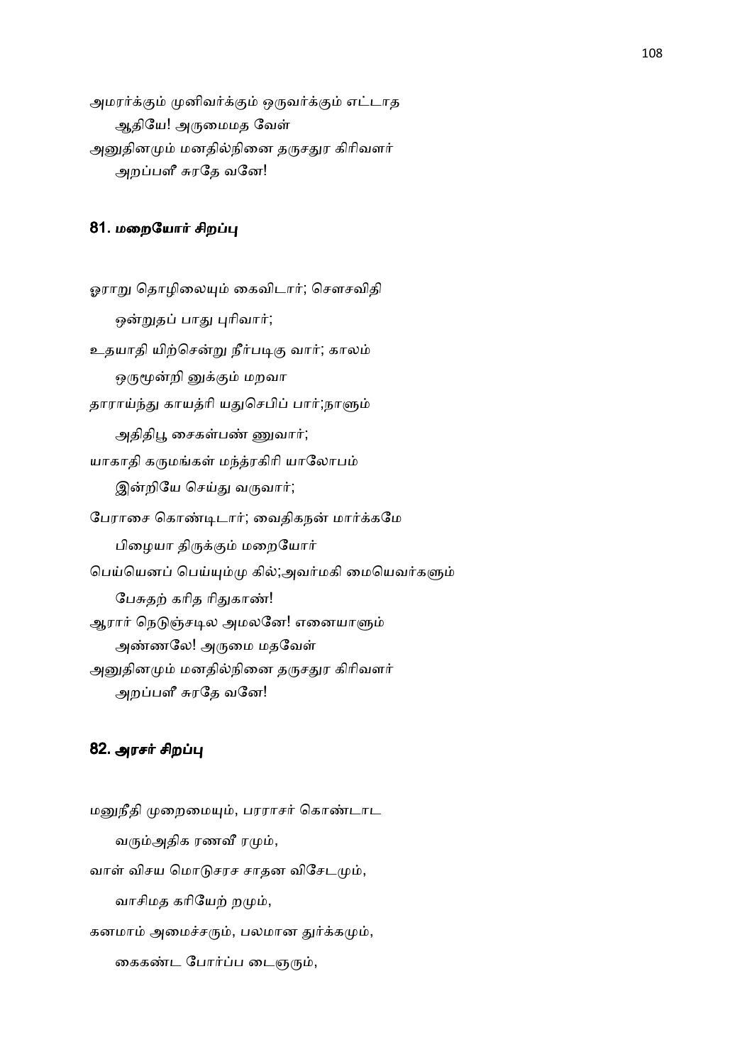அமரர்க்கும் முனிவர்க்கும் ஒருவர்க்கும் எட்டாத
 ஆதியே! அருமைமத வேள்
அனுதினமும் மனதில்நினை தருசதுர கிரிவளர்
 அறப்பளீ சுரதே வனே!

## 81. *மறையோர் சிறப்பு*

ஓராறு தொழிலையும் கைவிடார்; சௌசவிதி
 ஒன்றுதப் பாது புரிவார்;
உதயாதி யிற்சென்று நீர்படிகு வார்; காலம்
 ஒருமூன்றி னுக்கும் மறவா
தாராய்ந்து காயத்ரி யதுசெபிப் பார்;நாளும்
 அதிதிபூ சைகள்பண் ணுவார்;
யாகாதி கருமங்கள் மந்த்ரகிரி யாலோபம்
 இன்றியே செய்து வருவார்;
பேராசை கொண்டிடார்; வைதிகநன் மார்க்கமே
 பிழையா திருக்கும் மறையோர்
பெய்யெனப் பெய்யும்மு கில்;அவர்மகி மையெவர்களும்
 பேசுதற் கரித ரிதுகாண்!
ஆரார் நெடுஞ்சடில அமலனே! எனையாளும்
 அண்ணலே! அருமை மதவேள்
அனுதினமும் மனதில்நினை தருசதுர கிரிவளர்
 அறப்பளீ சுரதே வனே!

## 82. *அரசர் சிறப்பு*

மனுநீதி முறைமையும், பரராசர் கொண்டாட
 வரும்அதிக ரணவீ ரமும்,
வாள் விசய மொடுசரச சாதன விசேடமும்,
 வாசிமத கரியேற் றமும்,
கனமாம் அமைச்சரும், பலமான துர்க்கமும்,
 கைகண்ட போர்ப்ப டைஞரும்,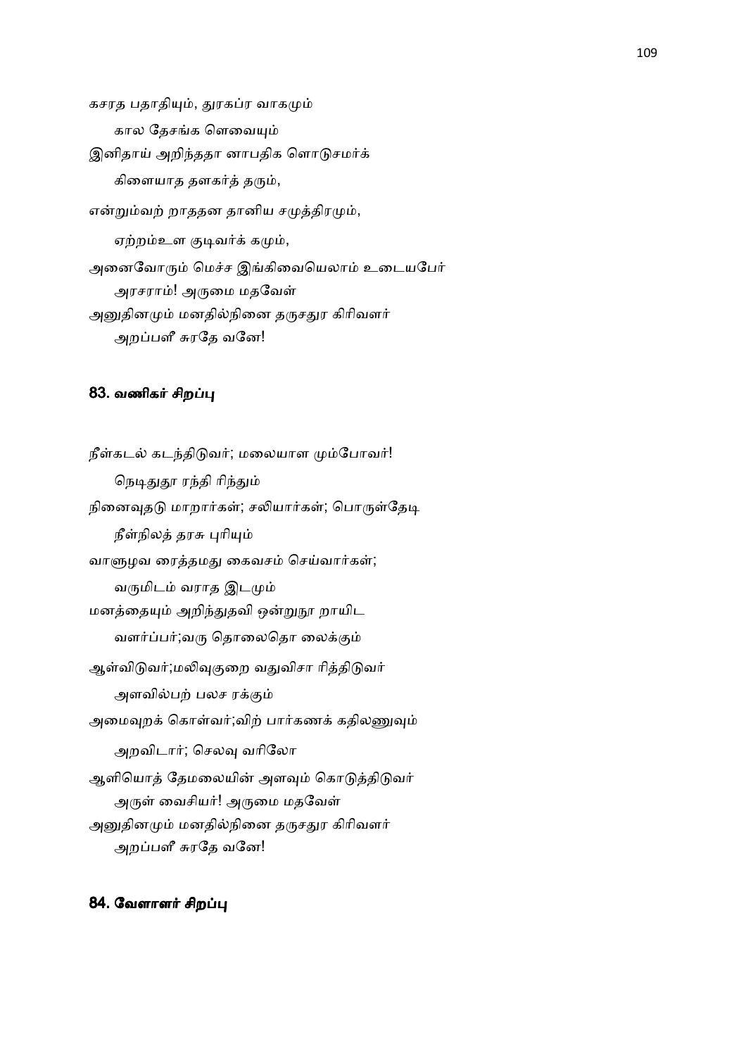கசரத பதாதியும், துரகப்ர வாகமும்

கால தேசங்க ளெவையும்

இனிதாய் அறிந்ததா னாபதிக ளொடுசமர்க்

கிளையாத தளகர்த் தரும்,

என்றும்வற் றாததன தானிய சமுத்திரமும்,

ஏற்றம்உள குடிவர்க் கமும்,

அனைவோரும் மெச்ச இங்கிவையெலாம் உடையபேர்

அரசராம்! அருமை மதவேள்

அனுதினமும் மனதில்நினை தருசதுர கிரிவளர்

அறப்பளீ சுரதே வனே!

## 83. வணிகர் சிறப்பு

நீள்கடல் கடந்திடுவர்; மலையாள மும்போவர்!

நெடிதுதூ ரந்தி ரிந்தும்

நினைவுதடு மாறார்கள்; சலியார்கள்; பொருள்தேடி

நீள்நிலத் தரசு புரியும்

வாளுழவ ரைத்தமது கைவசம் செய்வார்கள்;

வருமிடம் வராத இடமும்

மனத்தையும் அறிந்துதவி ஒன்றுநூ றாயிட

வளர்ப்பர்;வரு தொலைதொ லைக்கும்

ஆள்விடுவர்;மலிவுகுறை வதுவிசா ரித்திடுவர்

அளவில்பற் பலச ரக்கும்

அமைவுறக் கொள்வர்;விற் பார்கணக் கதிலணுவும்

அறவிடார்; செலவு வரிலோ

ஆளியொத் தேமலையின் அளவும் கொடுத்திடுவர்

அருள் வைசியர்! அருமை மதவேள்

அனுதினமும் மனதில்நினை தருசதுர கிரிவளர்

அறப்பளீ சுரதே வனே!

## 84. வேளாளர் சிறப்பு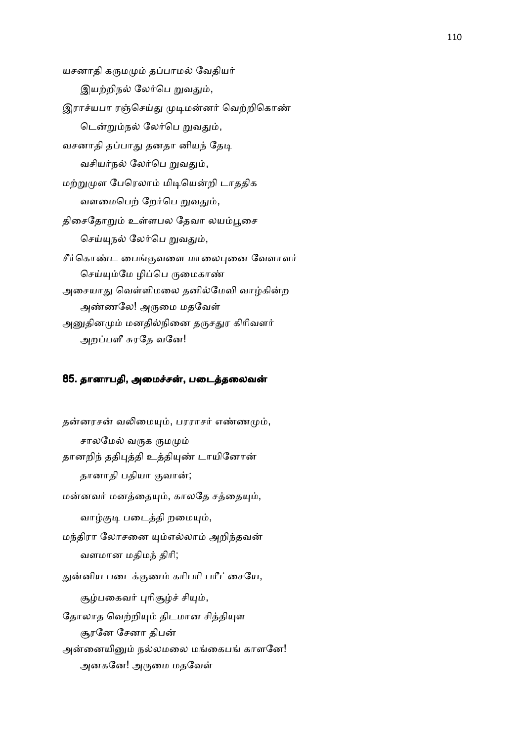யசனாதி கருமமும் தப்பாமல் வேதியர்

இயற்றிநல் லோ்பெ றுவதும்,

இராச்யபா ரஞ்செய்து முடிமன்னர் வெற்றிகொண்

டென்றும்நல் லோ்பெ றுவதும்,

வசனாதி தப்பாது தனதா னியந் தேடி

வசியர்நல் லோ்பெ றுவதும்,

மற்றுமுள பேரெலாம் மிடியென்றி டாததிக

வளமைபெற் றோ்பெ றுவதும்,

திசைதோறும் உள்ளபல தேவா லயம்பூசை

செய்யுநல் லோ்பெ றுவதும்,

சீர்கொண்ட பைங்குவளை மாலைபுனை வேளாளர்

செய்யும்மே ழிப்பெ ருமைகாண்

அசையாது வெள்ளிமலை தனில்மேவி வாழ்கின்ற

அண்ணலே! அருமை மதவேள்

அனுதினமும் மனதில்நினை தருசதுர கிரிவளர்

அறப்பளீ சுரதே வனே!

## 85. தானாபதி, அமைச்சன், படைத்தலைவன்

தன்னரசன் வலிமையும், பரராசர் எண்ணமும்,

சாலமேல் வருக ருமமும்

தானறிந் ததிபுத்தி உத்தியுண் டாயினோன்

தானாதி பதியா குவான்;

மன்னவர் மனத்தையும், காலதே சத்தையும்,

வாழ்குடி படைத்தி றமையும்,

மந்திரா லோசனை யும்எல்லாம் அறிந்தவன்

வளமான மதிமந் திரி;

துன்னிய படைக்குணம் கரிபரி பரீட்சையே,

சூழ்பகைவர் புரிசூழ்ச் சியும்,

தோலாத வெற்றியும் திடமான சித்தியுள

சூரனே சேனா திபன்

அன்னையினும் நல்லமலை மங்கைபங் காளனே!

அனகனே! அருமை மதவேள்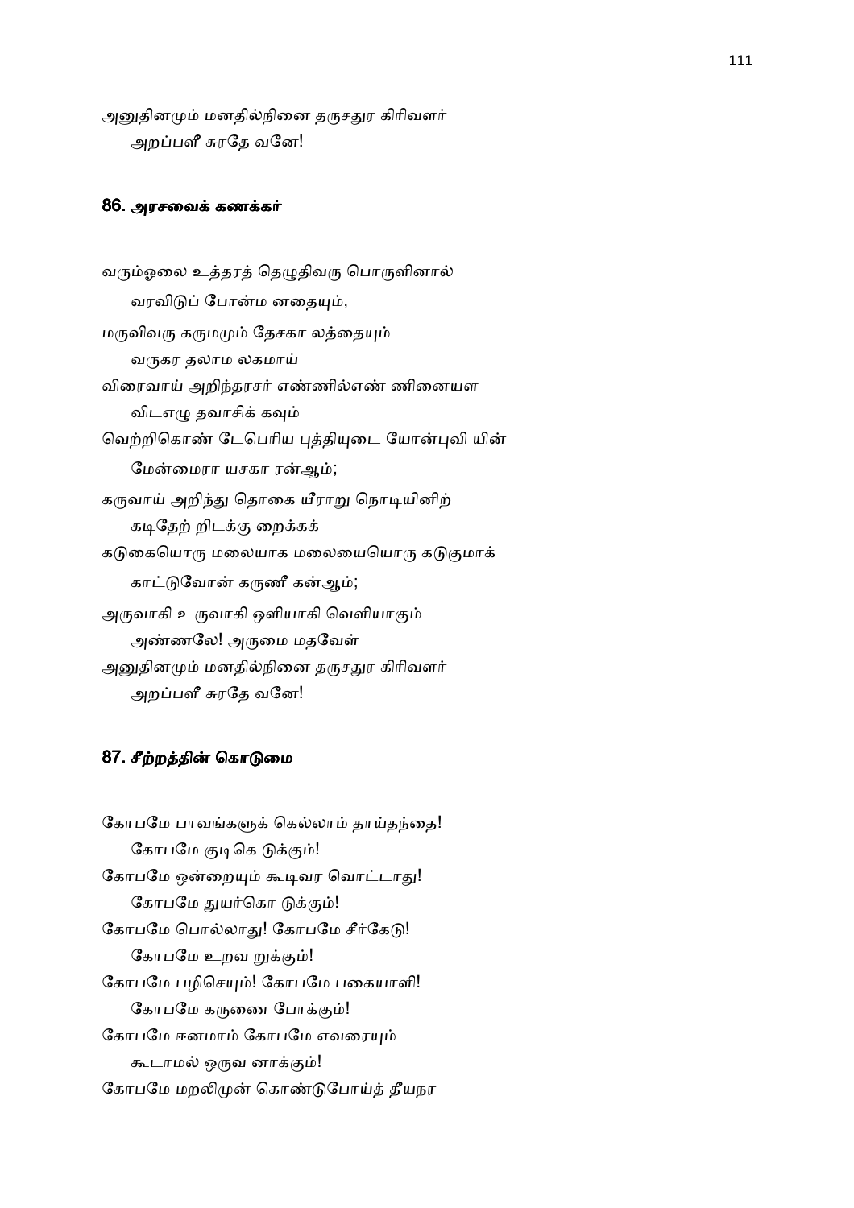அனுதினமும் மனதில்நினை தருசதுர கிரிவளர்
    அறப்பளீ சுரதே வனே!

### 86. அரசவைக் கணக்கர்

வரும்ஓலை உத்தரத் தெழுதிவரு பொருளினால்
    வரவிடுப் போன்ம னதையும்,
மருவிவரு கருமமும் தேசகா லத்தையும்
    வருகர தலாம லகமாய்
விரைவாய் அறிந்தரசர் எண்ணில்எண் ணினையள
    விடஎழு தவாசிக் கவும்
வெற்றிகொண் டேபெரிய புத்தியுடை யோன்புவி யின்
    மேன்மைரா யசகா ரன்ஆம்;
கருவாய் அறிந்து தொகை யீராறு நொடியினிற்
    கடிதேற் றிடக்கு றைக்கக்
கடுகையொரு மலையாக மலையையொரு கடுகுமாக்
    காட்டுவோன் கருணீ கன்ஆம்;
அருவாகி உருவாகி ஒளியாகி வெளியாகும்
    அண்ணலே! அருமை மதவேள்
அனுதினமும் மனதில்நினை தருசதுர கிரிவளர்
    அறப்பளீ சுரதே வனே!

### 87. சீற்றத்தின் கொடுமை

கோபமே பாவங்களுக் கெல்லாம் தாய்தந்தை!
    கோபமே குடிகெ டுக்கும்!
கோபமே ஒன்றையும் கூடிவர வொட்டாது!
    கோபமே துயர்கொ டுக்கும்!
கோபமே பொல்லாது! கோபமே சீர்கேடு!
    கோபமே உறவ றுக்கும்!
கோபமே பழிசெயும்! கோபமே பகையாளி!
    கோபமே கருணை போக்கும்!
கோபமே ஈனமாம் கோபமே எவரையும்
    கூடாமல் ஒருவ னாக்கும்!
கோபமே மறலிமுன் கொண்டுபோய்த் தீயநர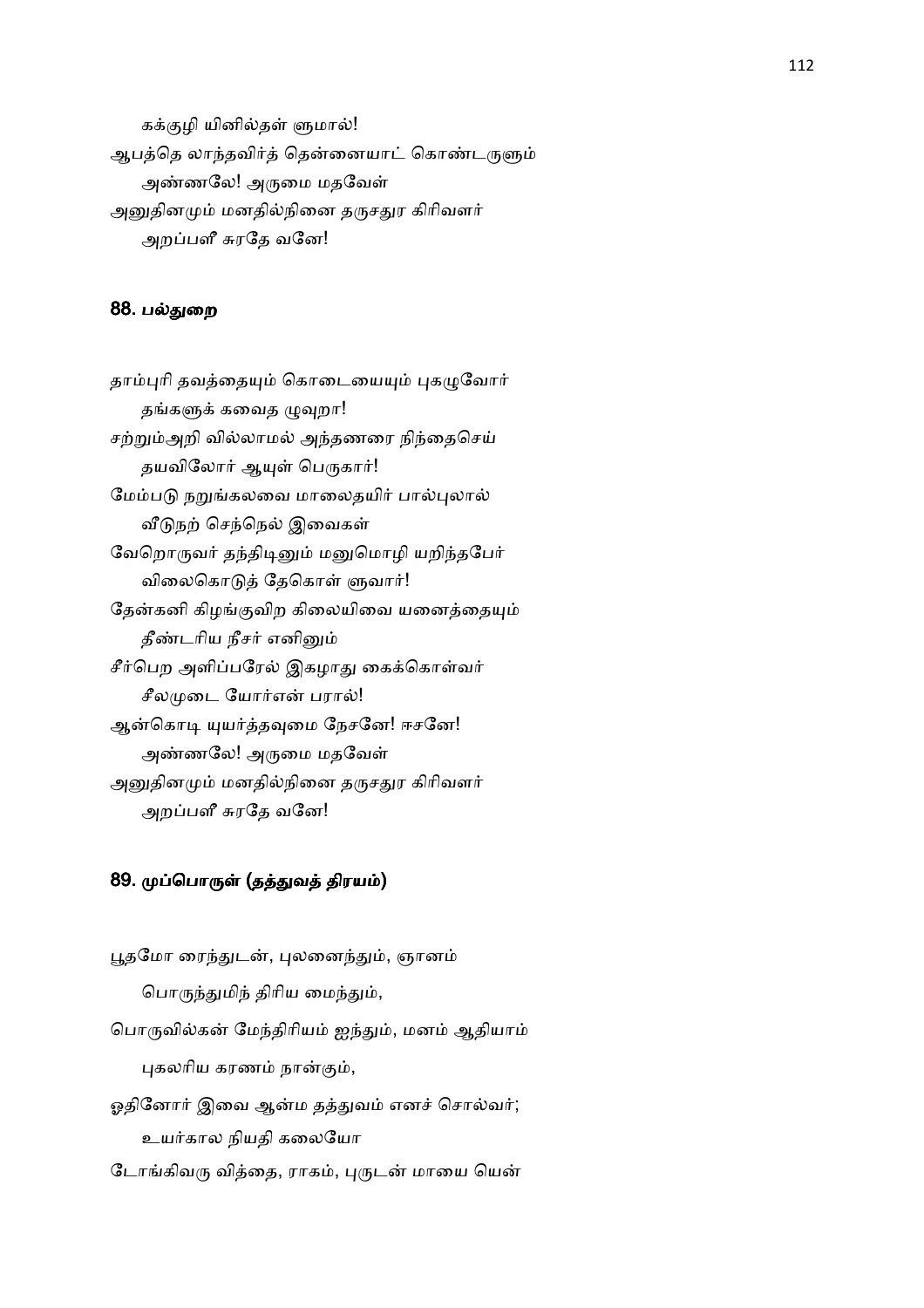கக்குழி யினில்தள் ளுமால்!
ஆபத்தெ லாந்தவிர்த் தென்னையாட் கொண்டருளும்
அண்ணலே! அருமை மதவேள்
அனுதினமும் மனதில்நினை தருசதுர கிரிவளர்
அறப்பளீ சுரதே வனே!

### 88. பல்துறை

தாம்புரி தவத்தையும் கொடையையும் புகழுவோர்
தங்களுக் கவைத ழுவுறா!
சற்றும்அறி வில்லாமல் அந்தணரை நிந்தைசெய்
தயவிலோர் ஆயுள் பெருகார்!
மேம்படு நறுங்கலவை மாலைதயிர் பால்புலால்
வீடுநற் செந்நெல் இவைகள்
வேறொருவர் தந்திடினும் மனுமொழி யறிந்தபேர்
விலைகொடுத் தேகொள் ளுவார்!
தேன்கனி கிழங்குவிற கிலையிவை யனைத்தையும்
தீண்டரிய நீசர் எனினும்
சீர்பெற அளிப்பரேல் இகழாது கைக்கொள்வர்
சீலமுடை யோர்என் பரால்!
ஆன்கொடி யுயர்த்தவுமை நேசனே! ஈசனே!
அண்ணலே! அருமை மதவேள்
அனுதினமும் மனதில்நினை தருசதுர கிரிவளர்
அறப்பளீ சுரதே வனே!

### 89. முப்பொருள் (தத்துவத் திரயம்)

பூதமோ ரைந்துடன், புலனைந்தும், ஞானம்
பொருந்துமிந் திரிய மைந்தும்,
பொருவில்கன் மேந்திரியம் ஐந்தும், மனம் ஆதியாம்
புகலரிய கரணம் நான்கும்,
ஓதினோர் இவை ஆன்ம தத்துவம் எனச் சொல்வர்;
உயர்கால நியதி கலையோ
டோங்கிவரு வித்தை, ராகம், புருடன் மாயை யென்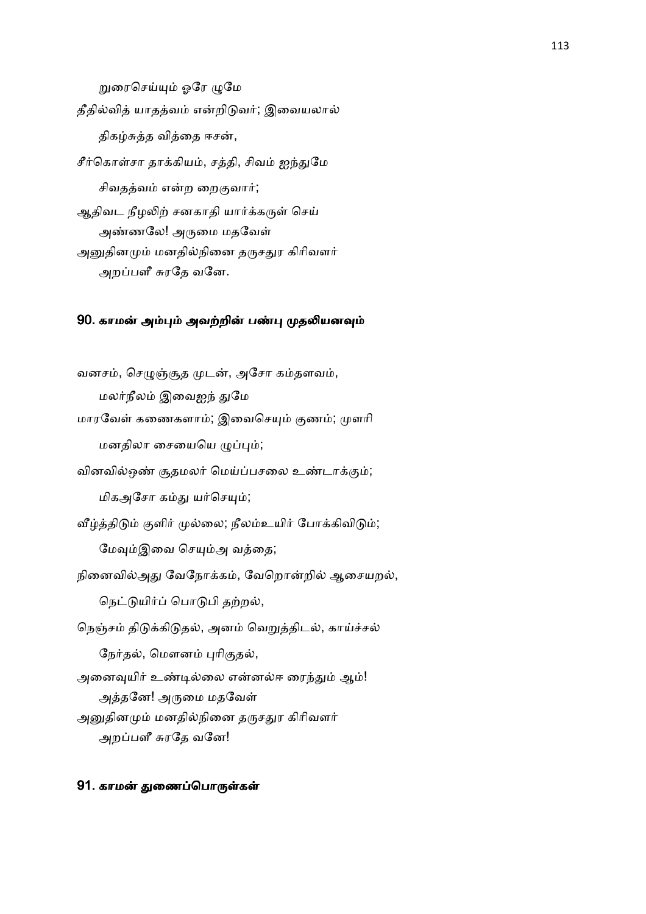றுரைசெய்யும் ஓரே ழுமே

தீதில்வித் யாதத்வம் என்றிடுவர்; இவையலால்

திகழ்சுத்த வித்தை ஈசன்,

சீர்கொள்சா தாக்கியம், சத்தி, சிவம் ஐந்துமே

சிவதத்வம் என்ற றைகுவார்;

ஆதிவட நீழலிற் சனகாதி யார்க்கருள் செய்

அண்ணலே! அருமை மதவேள்

அனுதினமும் மனதில்நினை தருசதுர கிரிவளர்

அறப்பளீ சுரதே வனே.

## 90. காமன் அம்பும் அவற்றின் பண்பு முதலியனவும்

வனசம், செழுஞ்சூத முடன், அசோ கம்தளவம்,

மலர்நீலம் இவைஐந் துமே

மாரவேள் கணைகளாம்; இவைசெயும் குணம்; முளரி

மனதிலா சையையெ ழுப்பும்;

வினவில்ஒண் சூதமலர் மெய்ப்பசலை உண்டாக்கும்;

மிகஅசோ கம்து யர்செயும்;

வீழ்த்திடும் குளிர் முல்லை; நீலம்உயிர் போக்கிவிடும்;

மேவும்இவை செயும்அ வத்தை;

நினைவில்அது வேநோக்கம், வேறொன்றில் ஆசையறல்,

நெட்டுயிர்ப் பொடுபி தற்றல்,

நெஞ்சம் திடுக்கிடுதல், அனம் வெறுத்திடல், காய்ச்சல்

நேர்தல், மௌனம் புரிகுதல்,

அனைவுயிர் உண்டில்லை என்னல்ஈ ரைந்தும் ஆம்!

அத்தனே! அருமை மதவேள்

அனுதினமும் மனதில்நினை தருசதுர கிரிவளர்

அறப்பளீ சுரதே வனே!

## 91. காமன் துணைப்பொருள்கள்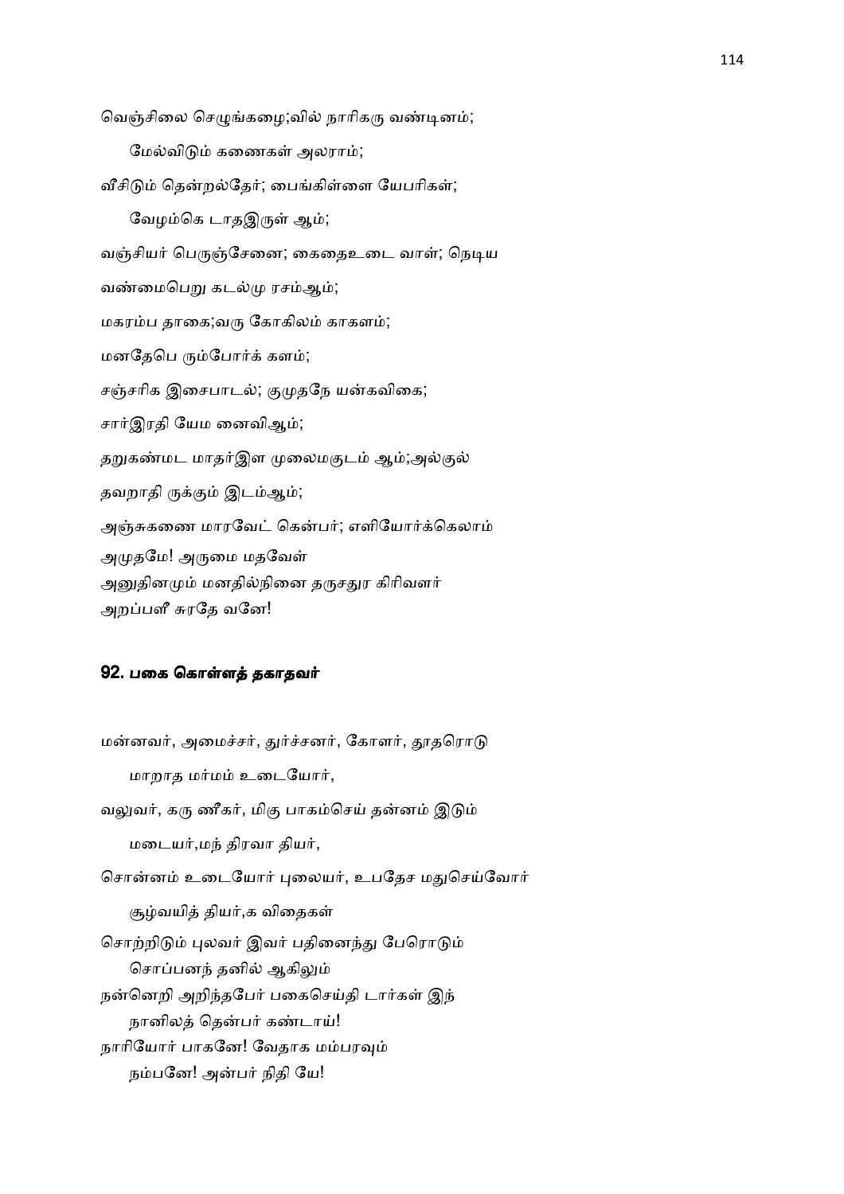வெஞ்சிலை செழுங்கழை;வில் நாரிகரு வண்டினம்;

மேல்விடும் கணைகள் அலராம்;

வீசிடும் தென்றல்தேர்; பைங்கிள்ளை யேபரிகள்;

வேழம்கெ டாதஇருள் ஆம்;

வஞ்சியர் பெருஞ்சேனை; கைதைஉடை வாள்; நெடிய

வண்மைபெறு கடல்மு ரசம்ஆம்;

மகரம்ப தாகை;வரு கோகிலம் காகளம்;

மனதேபெ ரும்போர்க் களம்;

சஞ்சரிக இசைபாடல்; குமுதநே யன்கவிகை;

சார்இரதி யேம னைவிஆம்;

தறுகண்மட மாதர்இள முலைமகுடம் ஆம்;அல்குல்

தவறாதி ருக்கும் இடம்ஆம்;

அஞ்சுகணை மாரவேட் கென்பர்; எளியோர்க்கெலாம்
அமுதமே! அருமை மதவேள்
அனுதினமும் மனதில்நினை தருசதுர கிரிவளர்
அறப்பளீ சுரதே வனே!

### 92. பகை கொள்ளத் தகாதவர்

மன்னவர், அமைச்சர், துர்ச்சனர், கோளர், தூதரொடு

மாறாத மர்மம் உடையோர்,

வலுவர், கரு ணீகர், மிகு பாகம்செய் தன்னம் இடும்

மடையர்,மந் திரவா தியர்,

சொன்னம் உடையோர் புலையர், உபதேச மதுசெய்வோர்

சூழ்வயித் தியர்,க விதைகள்

சொற்றிடும் புலவர் இவர் பதினைந்து பேரொடும்
சொப்பனந் தனில் ஆகிலும்
நன்னெறி அறிந்தபேர் பகைசெய்தி டார்கள் இந்
நானிலத் தென்பர் கண்டாய்!
நாரியோர் பாகனே! வேதாக மம்பரவும்
நம்பனே! அன்பர் நிதி யே!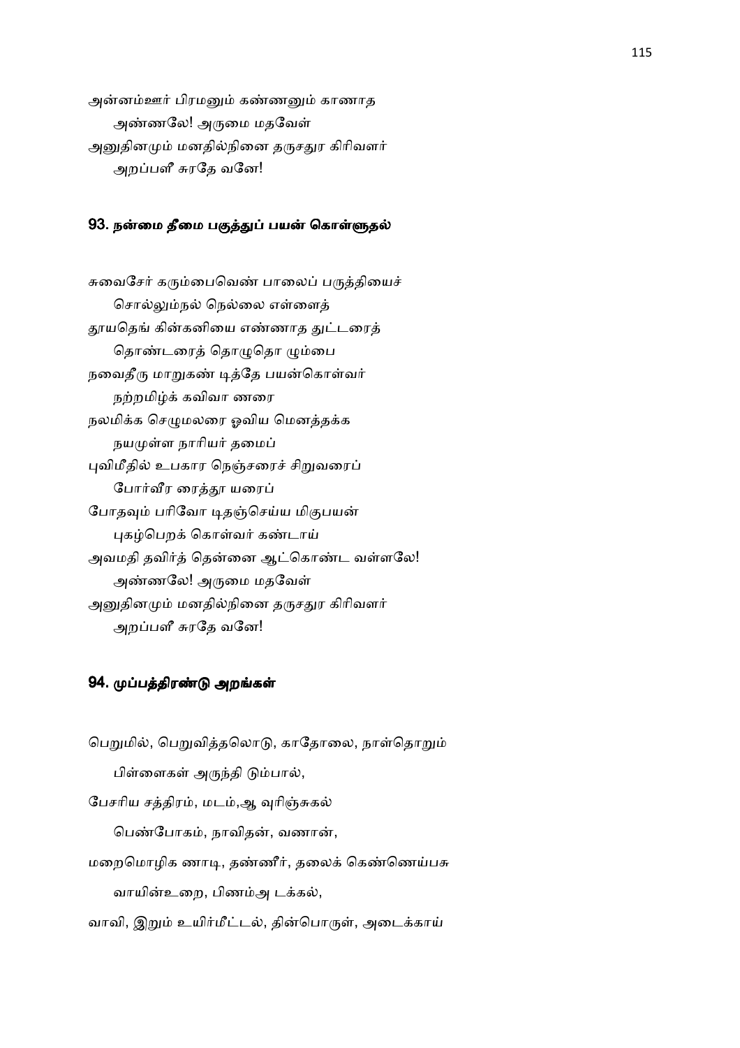அன்னம்ஊர் பிரமனும் கண்ணனும் காணாத
 அண்ணலே! அருமை மதவேள்
அனுதினமும் மனதில்நினை தருசதுர கிரிவளர்
 அறப்பளீ சுரதே வனே!

### 93. நன்மை தீமை பகுத்துப் பயன் கொள்ளுதல்

சுவைசேர் கரும்பைவெண் பாலைப் பருத்தியைச்
 சொல்லும்நல் நெல்லை எள்ளைத்
தூயதெங் கின்கனியை எண்ணாத துட்டரைத்
 தொண்டரைத் தொழுதொ ழும்பை
நவைதீரு மாறுகண் டித்தே பயன்கொள்வர்
 நற்றமிழ்க் கவிவா ணரை
நலமிக்க செழுமலரை ஓவிய மெனத்தக்க
 நயமுள்ள நாரியர் தமைப்
புவிமீதில் உபகார நெஞ்சரைச் சிறுவரைப்
 போர்வீர ரைத்தூ யரைப்
போதவும் பரிவோ டிதஞ்செய்ய மிகுபயன்
 புகழ்பெறக் கொள்வர் கண்டாய்
அவமதி தவிர்த் தென்னை ஆட்கொண்ட வள்ளலே!
 அண்ணலே! அருமை மதவேள்
அனுதினமும் மனதில்நினை தருசதுர கிரிவளர்
 அறப்பளீ சுரதே வனே!

### 94. முப்பத்திரண்டு அறங்கள்

பெறுமில், பெறுவித்தலொடு, காதோலை, நாள்தொறும்
 பிள்ளைகள் அருந்தி டும்பால்,
பேசரிய சத்திரம், மடம்,ஆ வுரிஞ்சுகல்
 பெண்போகம், நாவிதன், வணான்,
மறைமொழிக ணாடி, தண்ணீர், தலைக் கெண்ணெய்பசு
 வாயின்உறை, பிணம்அ டக்கல்,
வாவி, இறும் உயிர்மீட்டல், தின்பொருள், அடைக்காய்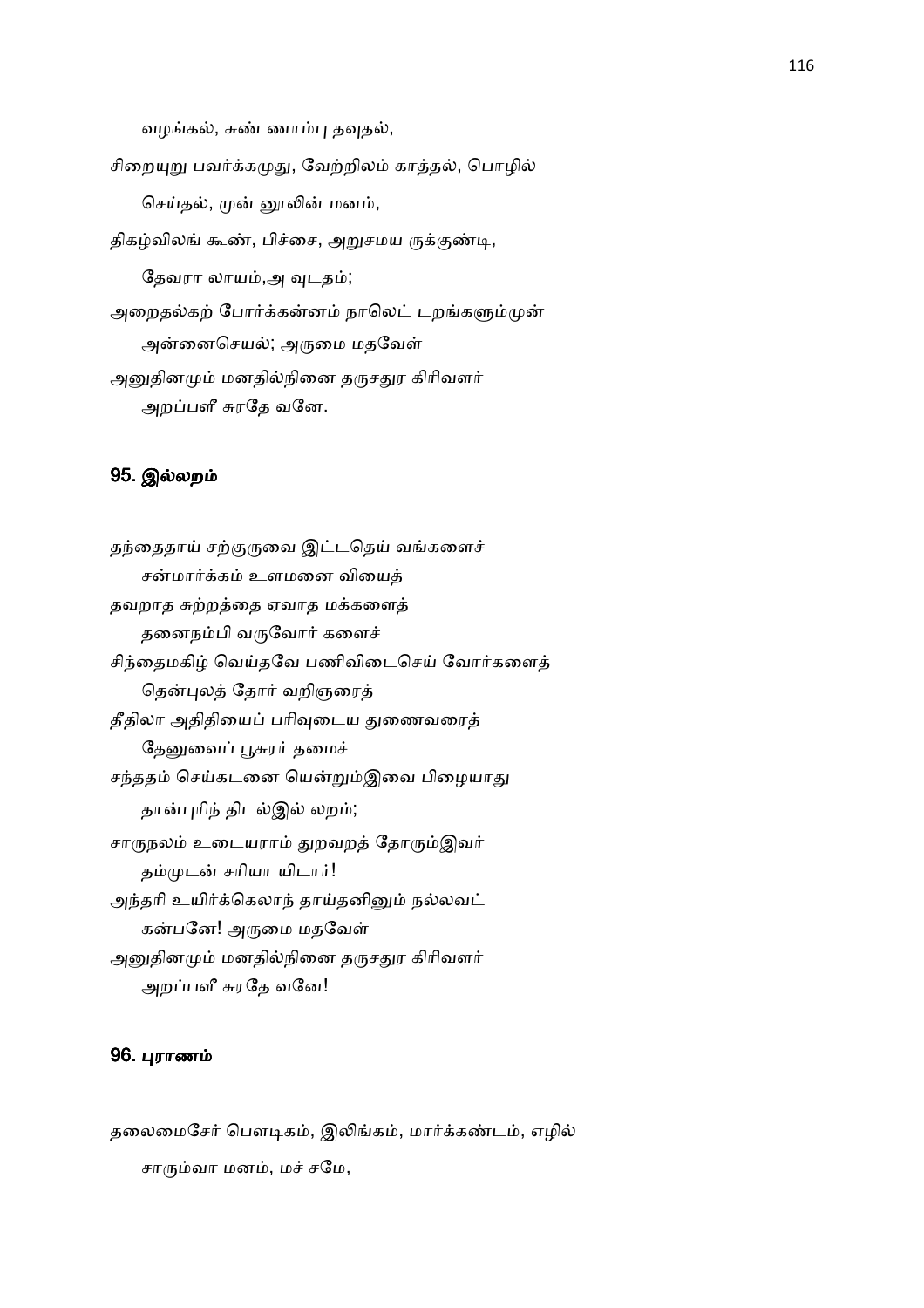வழங்கல், சுண் ணாம்பு தவுதல்,

சிறையுறு பவர்க்கமுது, வேற்றிலம் காத்தல், பொழில்

செய்தல், முன் னூலின் மனம்,

திகழ்விலங் கூண், பிச்சை, அறுசமய ருக்குண்டி,

தேவரா லாயம்,அ வுடதம்;

அறைதல்கற் போர்க்கன்னம் நாலெட் டறங்களும்முன்

அன்னைசெயல்; அருமை மதவேள்

அனுதினமும் மனதில்நினை தருசதுர கிரிவளர்

அறப்பளீ சுரதே வனே.

## 95. இல்லறம்

தந்தைதாய் சற்குருவை இட்டதெய் வங்களைச்

சன்மார்க்கம் உளமனை வியைத்

தவறாத சுற்றத்தை ஏவாத மக்களைத்

தனைநம்பி வருவோர் களைச்

சிந்தைமகிழ் வெய்தவே பணிவிடைசெய் வோர்களைத்

தென்புலத் தோர் வறிஞரைத்

தீதிலா அதிதியைப் பரிவுடைய துணைவரைத்

தேனுவைப் பூசுரர் தமைச்

சந்ததம் செய்கடனை யென்றும்இவை பிழையாது

தான்புரிந் திடல்இல் லறம்;

சாருநலம் உடையராம் துறவறத் தோரும்இவர்

தம்முடன் சரியா யிடார்!

அந்தரி உயிர்க்கெலாந் தாய்தனினும் நல்லவட்

கன்பனே! அருமை மதவேள்

அனுதினமும் மனதில்நினை தருசதுர கிரிவளர்

அறப்பளீ சுரதே வனே!

## 96. புராணம்

தலைமைசேர் பௌடிகம், இலிங்கம், மார்க்கண்டம், எழில்

சாரும்வா மனம், மச் சமே,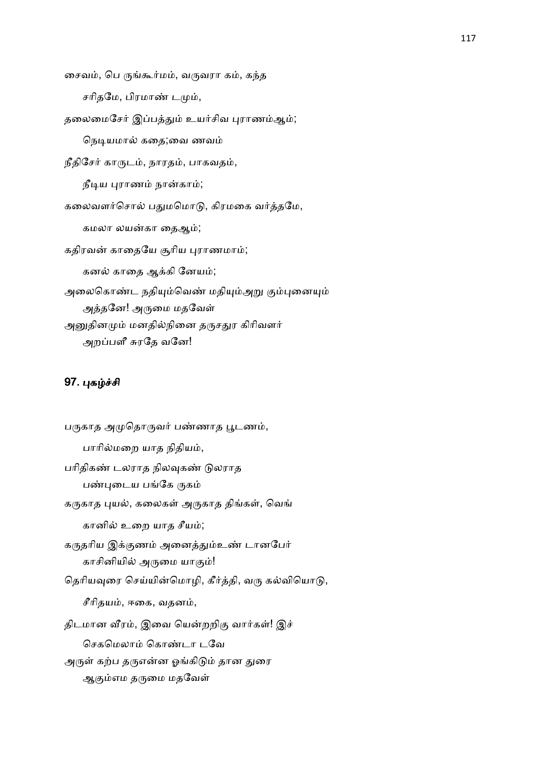சைவம், பெ ருங்கூர்மம், வருவரா கம், கந்த

சரிதமே, பிரமாண் டமும்,

தலைமைசேர் இப்பத்தும் உயர்சிவ புராணம்ஆம்;

நெடியமால் கதை;வை ணவம்

நீதிசேர் காருடம், நாரதம், பாகவதம்,

நீடிய புராணம் நான்காம்;

கலைவளர்சொல் பதுமமொடு, கிரமகை வர்த்தமே,

கமலா லயன்கா தைஆம்;

கதிரவன் காதையே சூரிய புராணமாம்;

கனல் காதை ஆக்கி னேயம்;

அலைகொண்ட நதியும்வெண் மதியும்அறு கும்புனையும்
அத்தனே! அருமை மதவேள்
அனுதினமும் மனதில்நினை தருசதுர கிரிவளர்
அறப்பளீ சுரதே வனே!

### 97. புகழ்ச்சி

பருகாத அமுதொருவர் பண்ணாத பூடணம்,

பாரில்மறை யாத நிதியம்,

பரிதிகண் டலராத நிலவுகண் டுலராத
பண்புடைய பங்கே ருகம்

கருகாத புயல், கலைகள் அருகாத திங்கள், வெங்

கானில் உறை யாத சீயம்;

கருதரிய இக்குணம் அனைத்தும்உண் டானபேர்
காசினியில் அருமை யாகும்!

தெரியவுரை செய்யின்மொழி, கீர்த்தி, வரு கல்வியொடு,

சீரிதயம், ஈகை, வதனம்,

திடமான வீரம், இவை யென்றறிகு வார்கள்! இச்
செகமெலாம் கொண்டா டவே
அருள் கற்ப தருஎன்ன ஓங்கிடும் தான துரை
ஆகும்எம தருமை மதவேள்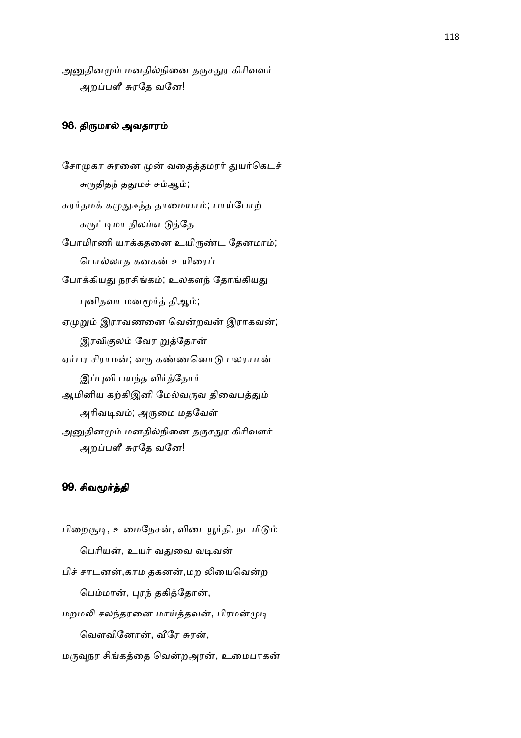அனுதினமும் மனதில்நினை தருசதுர கிரிவளர்
    அறப்பளீ சுரதே வனே!

### 98. திருமால் அவதாரம்

சோமுகா சுரனை முன் வதைத்தமரர் துயர்கெடச்
    சுருதிதந் ததுமச் சம்ஆம்;
சுரர்தமக் கமுதுஈந்த தாமையாம்; பாய்போற்
    சுருட்டிமா நிலம்எ டுத்தே
போமிரணி யாக்கதனை உயிருண்ட தேனமாம்;
    பொல்லாத கனகன் உயிரைப்
போக்கியது நரசிங்கம்; உலகளந் தோங்கியது
    புனிதவா மனமூர்த் திஆம்;
ஏமுறும் இராவணனை வென்றவன் இராகவன்;
    இரவிகுலம் வேர றுத்தோன்
ஏர்பர சிராமன்; வரு கண்ணனொடு பலராமன்
    இப்புவி பயந்த விர்த்தோர்
ஆமினிய கற்கிஇனி மேல்வருவ திவைபத்தும்
    அரிவடிவம்; அருமை மதவேள்
அனுதினமும் மனதில்நினை தருசதுர கிரிவளர்
    அறப்பளீ சுரதே வனே!

### 99. சிவமூர்த்தி

பிறைசூடி, உமைநேசன், விடையூர்தி, நடமிடும்
    பெரியன், உயர் வதுவை வடிவன்
பிச் சாடனன்,காம தகனன்,மற லியைவென்ற
    பெம்மான், புரந் தகித்தோன்,
மறமலி சலந்தரனை மாய்த்தவன், பிரமன்முடி
    வௌவினோன், வீரே சுரன்,
மருவுநர சிங்கத்தை வென்றஅரன், உமைபாகன்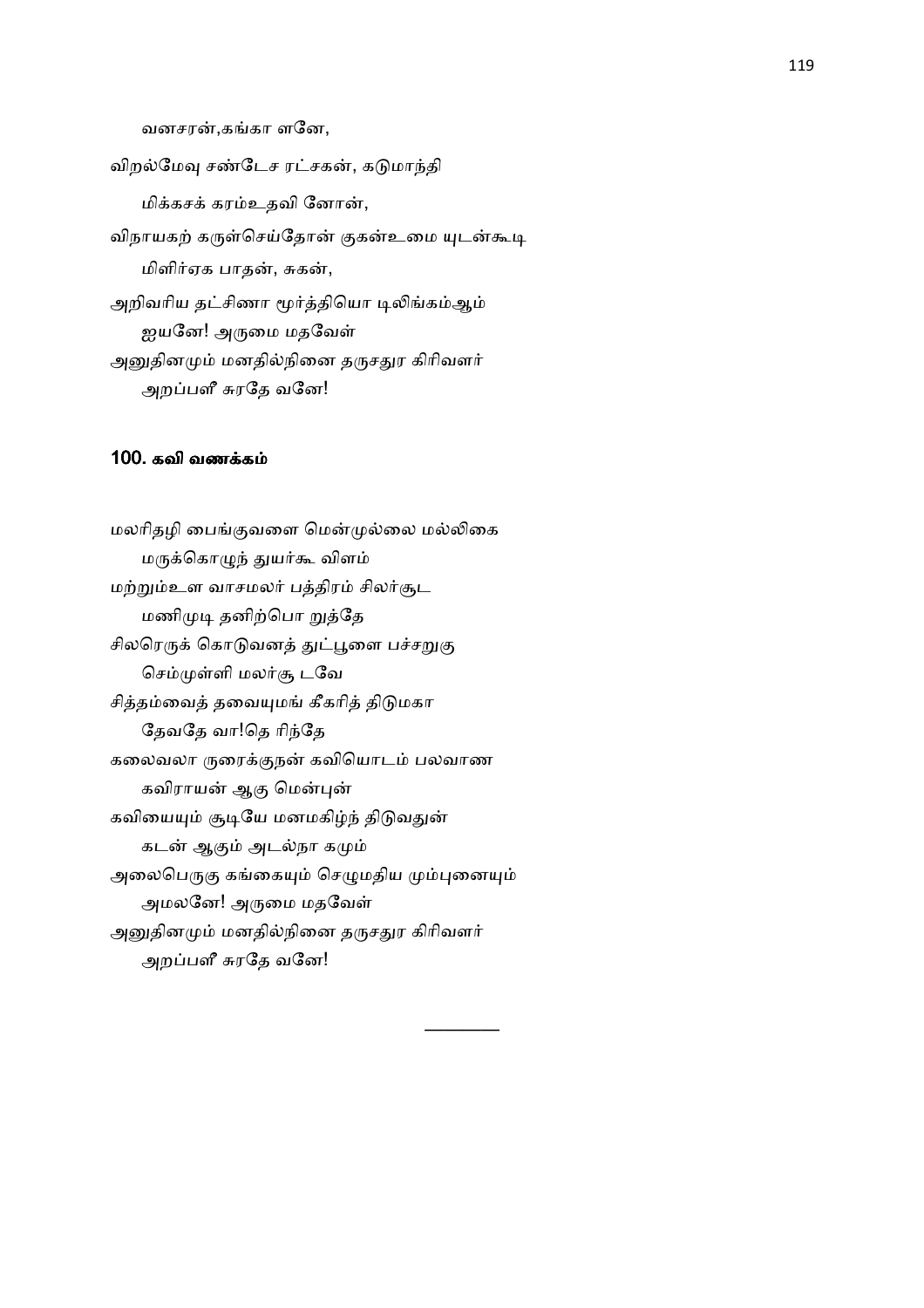வனசரன்,கங்கா ளனே,

விறல்மேவு சண்டேச ரட்சகன், கடுமாந்தி

மிக்கசக் கரம்உதவி னோன்,

விநாயகற் கருள்செய்தோன் குகன்உமை யுடன்கூடி

மிளிர்ஏக பாதன், சுகன்,

அறிவரிய தட்சிணா மூர்த்தியொ டிலிங்கம்ஆம்

ஐயனே! அருமை மதவேள்

அனுதினமும் மனதில்நினை தருசதுர கிரிவளர்

அறப்பளீ சுரதே வனே!

### 100. கவி வணக்கம்

மலரிதழி பைங்குவளை மென்முல்லை மல்லிகை

மருக்கொழுந் துயர்கூ விளம்

மற்றும்உள வாசமலர் பத்திரம் சிலர்சூட

மணிமுடி தனிற்பொ றுத்தே

சிலரெருக் கொடுவனத் துட்பூளை பச்சறுகு

செம்முள்ளி மலர்சூ டவே

சித்தம்வைத் தவையுமங் கீகரித் திடுமகா

தேவதே வா!தெ ரிந்தே

கலைவலா ருரைக்குநன் கவியொடம் பலவாண

கவிராயன் ஆகு மென்புன்

கவியையும் சூடியே மனமகிழ்ந் திடுவதுன்

கடன் ஆகும் அடல்நா கமும்

அலைபெருகு கங்கையும் செழுமதிய மும்புனையும்

அமலனே! அருமை மதவேள்

அனுதினமும் மனதில்நினை தருசதுர கிரிவளர்

அறப்பளீ சுரதே வனே!

---